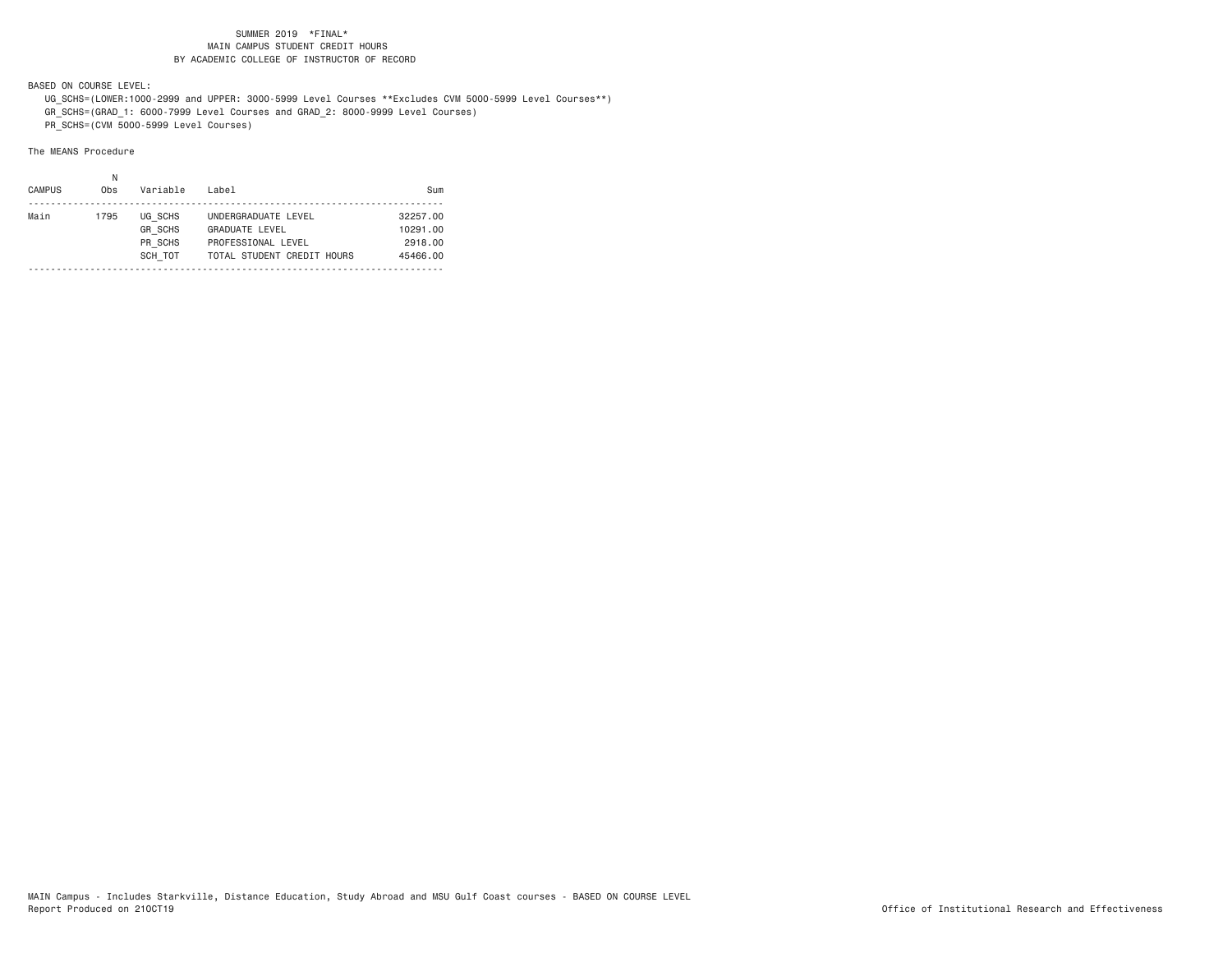# SUMMER 2019 *FINAL*
## MAIN CAMPUS STUDENT CREDIT HOURS
## BY ACADEMIC COLLEGE OF INSTRUCTOR OF RECORD

BASED ON COURSE LEVEL:

UG_SCHS=(LOWER:1000-2999 and UPPER: 3000-5999 Level Courses **Excludes CVM 5000-5999 Level Courses**)
GR_SCHS=(GRAD_1: 6000-7999 Level Courses and GRAD_2: 8000-9999 Level Courses)
PR_SCHS=(CVM 5000-5999 Level Courses)

The MEANS Procedure

| CAMPUS | N Obs | Variable | Label | Sum |
|---|---|---|---|---|
| Main | 1795 | UG_SCHS | UNDERGRADUATE LEVEL | 32257.00 |
| | | GR_SCHS | GRADUATE LEVEL | 10291.00 |
| | | PR_SCHS | PROFESSIONAL LEVEL | 2918.00 |
| | | SCH_TOT | TOTAL STUDENT CREDIT HOURS | 45466.00 |

MAIN Campus - Includes Starkville, Distance Education, Study Abroad and MSU Gulf Coast courses - BASED ON COURSE LEVEL
Report Produced on 21OCT19

Office of Institutional Research and Effectiveness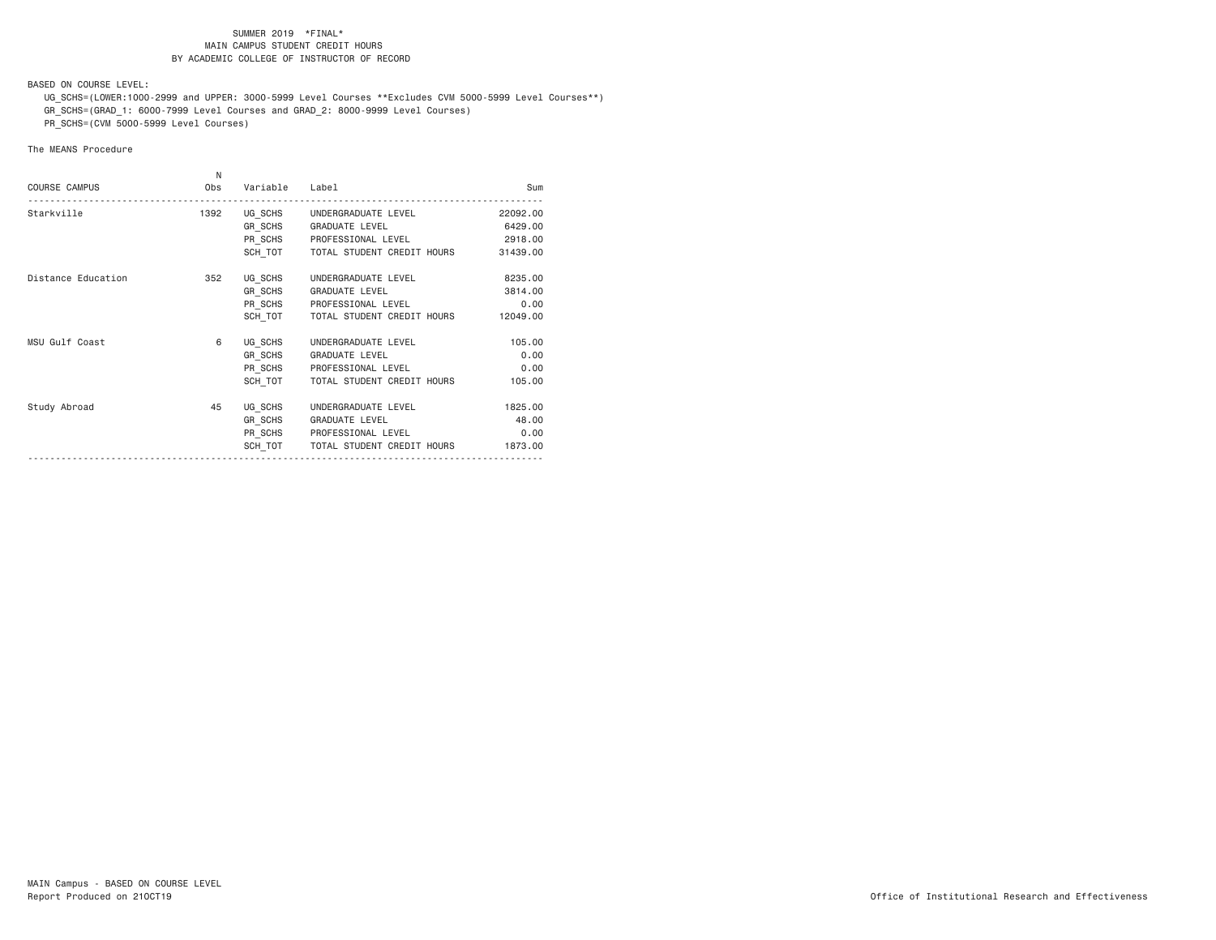SUMMER 2019 *FINAL*
MAIN CAMPUS STUDENT CREDIT HOURS
BY ACADEMIC COLLEGE OF INSTRUCTOR OF RECORD

BASED ON COURSE LEVEL:

UG_SCHS=(LOWER:1000-2999 and UPPER: 3000-5999 Level Courses **Excludes CVM 5000-5999 Level Courses**)
GR_SCHS=(GRAD_1: 6000-7999 Level Courses and GRAD_2: 8000-9999 Level Courses)
PR_SCHS=(CVM 5000-5999 Level Courses)

The MEANS Procedure

| COURSE CAMPUS | N Obs | Variable | Label | Sum |
|---|---|---|---|---|
| Starkville | 1392 | UG_SCHS | UNDERGRADUATE LEVEL | 22092.00 |
| | | GR_SCHS | GRADUATE LEVEL | 6429.00 |
| | | PR_SCHS | PROFESSIONAL LEVEL | 2918.00 |
| | | SCH_TOT | TOTAL STUDENT CREDIT HOURS | 31439.00 |
| Distance Education | 352 | UG_SCHS | UNDERGRADUATE LEVEL | 8235.00 |
| | | GR_SCHS | GRADUATE LEVEL | 3814.00 |
| | | PR_SCHS | PROFESSIONAL LEVEL | 0.00 |
| | | SCH_TOT | TOTAL STUDENT CREDIT HOURS | 12049.00 |
| MSU Gulf Coast | 6 | UG_SCHS | UNDERGRADUATE LEVEL | 105.00 |
| | | GR_SCHS | GRADUATE LEVEL | 0.00 |
| | | PR_SCHS | PROFESSIONAL LEVEL | 0.00 |
| | | SCH_TOT | TOTAL STUDENT CREDIT HOURS | 105.00 |
| Study Abroad | 45 | UG_SCHS | UNDERGRADUATE LEVEL | 1825.00 |
| | | GR_SCHS | GRADUATE LEVEL | 48.00 |
| | | PR_SCHS | PROFESSIONAL LEVEL | 0.00 |
| | | SCH_TOT | TOTAL STUDENT CREDIT HOURS | 1873.00 |

MAIN Campus - BASED ON COURSE LEVEL
Report Produced on 21OCT19

Office of Institutional Research and Effectiveness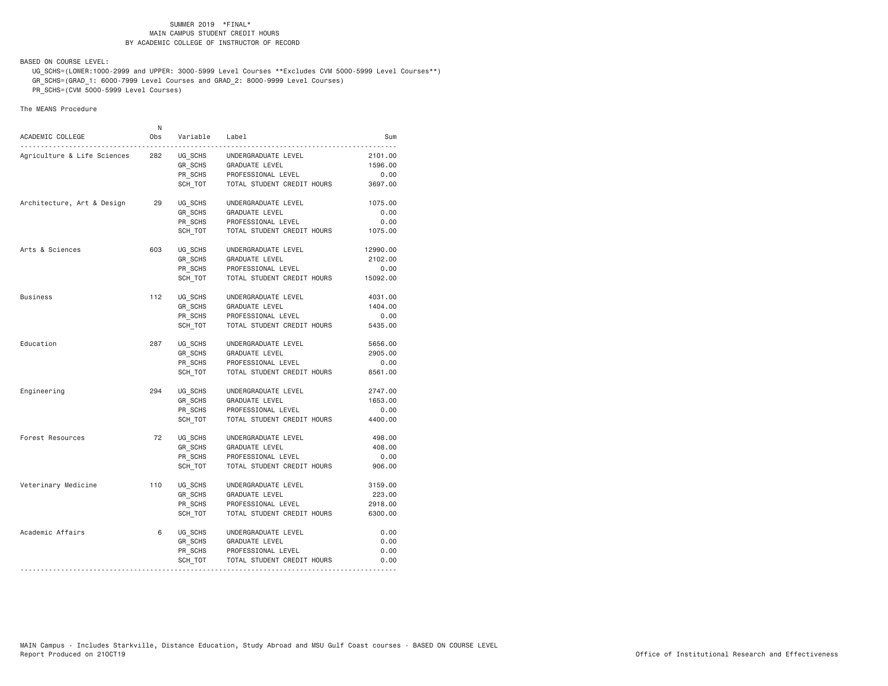SUMMER 2019 *FINAL*
MAIN CAMPUS STUDENT CREDIT HOURS
BY ACADEMIC COLLEGE OF INSTRUCTOR OF RECORD

BASED ON COURSE LEVEL:

UG_SCHS=(LOWER:1000-2999 and UPPER: 3000-5999 Level Courses **Excludes CVM 5000-5999 Level Courses**)
GR_SCHS=(GRAD_1: 6000-7999 Level Courses and GRAD_2: 8000-9999 Level Courses)
PR_SCHS=(CVM 5000-5999 Level Courses)

The MEANS Procedure

| ACADEMIC COLLEGE | N Obs | Variable | Label | Sum |
|---|---|---|---|---|
| Agriculture & Life Sciences | 282 | UG_SCHS | UNDERGRADUATE LEVEL | 2101.00 |
| | | GR_SCHS | GRADUATE LEVEL | 1596.00 |
| | | PR_SCHS | PROFESSIONAL LEVEL | 0.00 |
| | | SCH_TOT | TOTAL STUDENT CREDIT HOURS | 3697.00 |
| Architecture, Art & Design | 29 | UG_SCHS | UNDERGRADUATE LEVEL | 1075.00 |
| | | GR_SCHS | GRADUATE LEVEL | 0.00 |
| | | PR_SCHS | PROFESSIONAL LEVEL | 0.00 |
| | | SCH_TOT | TOTAL STUDENT CREDIT HOURS | 1075.00 |
| Arts & Sciences | 603 | UG_SCHS | UNDERGRADUATE LEVEL | 12990.00 |
| | | GR_SCHS | GRADUATE LEVEL | 2102.00 |
| | | PR_SCHS | PROFESSIONAL LEVEL | 0.00 |
| | | SCH_TOT | TOTAL STUDENT CREDIT HOURS | 15092.00 |
| Business | 112 | UG_SCHS | UNDERGRADUATE LEVEL | 4031.00 |
| | | GR_SCHS | GRADUATE LEVEL | 1404.00 |
| | | PR_SCHS | PROFESSIONAL LEVEL | 0.00 |
| | | SCH_TOT | TOTAL STUDENT CREDIT HOURS | 5435.00 |
| Education | 287 | UG_SCHS | UNDERGRADUATE LEVEL | 5656.00 |
| | | GR_SCHS | GRADUATE LEVEL | 2905.00 |
| | | PR_SCHS | PROFESSIONAL LEVEL | 0.00 |
| | | SCH_TOT | TOTAL STUDENT CREDIT HOURS | 8561.00 |
| Engineering | 294 | UG_SCHS | UNDERGRADUATE LEVEL | 2747.00 |
| | | GR_SCHS | GRADUATE LEVEL | 1653.00 |
| | | PR_SCHS | PROFESSIONAL LEVEL | 0.00 |
| | | SCH_TOT | TOTAL STUDENT CREDIT HOURS | 4400.00 |
| Forest Resources | 72 | UG_SCHS | UNDERGRADUATE LEVEL | 498.00 |
| | | GR_SCHS | GRADUATE LEVEL | 408.00 |
| | | PR_SCHS | PROFESSIONAL LEVEL | 0.00 |
| | | SCH_TOT | TOTAL STUDENT CREDIT HOURS | 906.00 |
| Veterinary Medicine | 110 | UG_SCHS | UNDERGRADUATE LEVEL | 3159.00 |
| | | GR_SCHS | GRADUATE LEVEL | 223.00 |
| | | PR_SCHS | PROFESSIONAL LEVEL | 2918.00 |
| | | SCH_TOT | TOTAL STUDENT CREDIT HOURS | 6300.00 |
| Academic Affairs | 6 | UG_SCHS | UNDERGRADUATE LEVEL | 0.00 |
| | | GR_SCHS | GRADUATE LEVEL | 0.00 |
| | | PR_SCHS | PROFESSIONAL LEVEL | 0.00 |
| | | SCH_TOT | TOTAL STUDENT CREDIT HOURS | 0.00 |

MAIN Campus - Includes Starkville, Distance Education, Study Abroad and MSU Gulf Coast courses - BASED ON COURSE LEVEL
Report Produced on 21OCT19

Office of Institutional Research and Effectiveness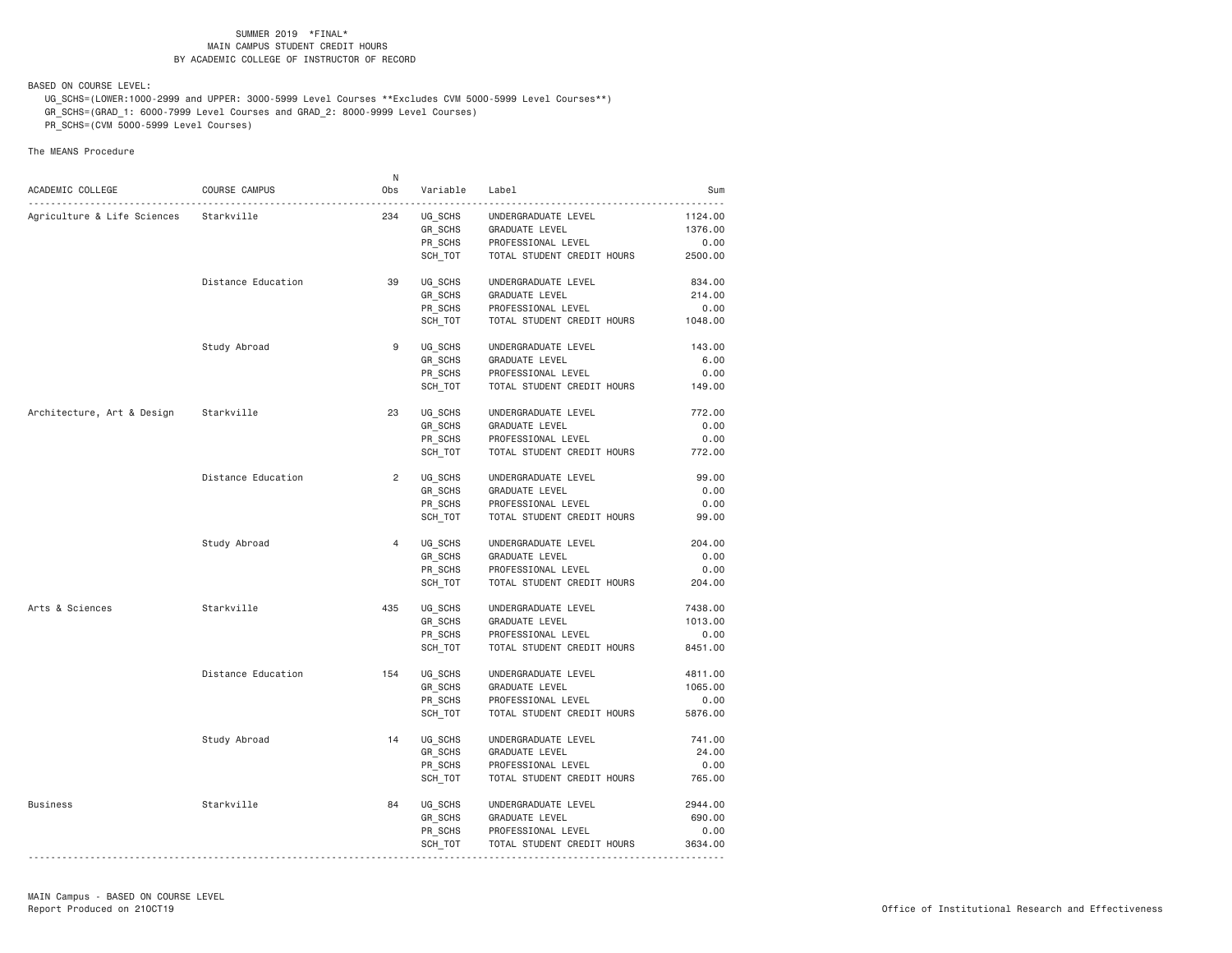SUMMER 2019 *FINAL*
MAIN CAMPUS STUDENT CREDIT HOURS
BY ACADEMIC COLLEGE OF INSTRUCTOR OF RECORD

BASED ON COURSE LEVEL:

UG_SCHS=(LOWER:1000-2999 and UPPER: 3000-5999 Level Courses **Excludes CVM 5000-5999 Level Courses**)
GR_SCHS=(GRAD_1: 6000-7999 Level Courses and GRAD_2: 8000-9999 Level Courses)
PR_SCHS=(CVM 5000-5999 Level Courses)

The MEANS Procedure

| ACADEMIC COLLEGE | COURSE CAMPUS | N Obs | Variable | Label | Sum |
|---|---|---|---|---|---|
| Agriculture & Life Sciences | Starkville | 234 | UG_SCHS | UNDERGRADUATE LEVEL | 1124.00 |
| | | | GR_SCHS | GRADUATE LEVEL | 1376.00 |
| | | | PR_SCHS | PROFESSIONAL LEVEL | 0.00 |
| | | | SCH_TOT | TOTAL STUDENT CREDIT HOURS | 2500.00 |
| | Distance Education | 39 | UG_SCHS | UNDERGRADUATE LEVEL | 834.00 |
| | | | GR_SCHS | GRADUATE LEVEL | 214.00 |
| | | | PR_SCHS | PROFESSIONAL LEVEL | 0.00 |
| | | | SCH_TOT | TOTAL STUDENT CREDIT HOURS | 1048.00 |
| | Study Abroad | 9 | UG_SCHS | UNDERGRADUATE LEVEL | 143.00 |
| | | | GR_SCHS | GRADUATE LEVEL | 6.00 |
| | | | PR_SCHS | PROFESSIONAL LEVEL | 0.00 |
| | | | SCH_TOT | TOTAL STUDENT CREDIT HOURS | 149.00 |
| Architecture, Art & Design | Starkville | 23 | UG_SCHS | UNDERGRADUATE LEVEL | 772.00 |
| | | | GR_SCHS | GRADUATE LEVEL | 0.00 |
| | | | PR_SCHS | PROFESSIONAL LEVEL | 0.00 |
| | | | SCH_TOT | TOTAL STUDENT CREDIT HOURS | 772.00 |
| | Distance Education | 2 | UG_SCHS | UNDERGRADUATE LEVEL | 99.00 |
| | | | GR_SCHS | GRADUATE LEVEL | 0.00 |
| | | | PR_SCHS | PROFESSIONAL LEVEL | 0.00 |
| | | | SCH_TOT | TOTAL STUDENT CREDIT HOURS | 99.00 |
| | Study Abroad | 4 | UG_SCHS | UNDERGRADUATE LEVEL | 204.00 |
| | | | GR_SCHS | GRADUATE LEVEL | 0.00 |
| | | | PR_SCHS | PROFESSIONAL LEVEL | 0.00 |
| | | | SCH_TOT | TOTAL STUDENT CREDIT HOURS | 204.00 |
| Arts & Sciences | Starkville | 435 | UG_SCHS | UNDERGRADUATE LEVEL | 7438.00 |
| | | | GR_SCHS | GRADUATE LEVEL | 1013.00 |
| | | | PR_SCHS | PROFESSIONAL LEVEL | 0.00 |
| | | | SCH_TOT | TOTAL STUDENT CREDIT HOURS | 8451.00 |
| | Distance Education | 154 | UG_SCHS | UNDERGRADUATE LEVEL | 4811.00 |
| | | | GR_SCHS | GRADUATE LEVEL | 1065.00 |
| | | | PR_SCHS | PROFESSIONAL LEVEL | 0.00 |
| | | | SCH_TOT | TOTAL STUDENT CREDIT HOURS | 5876.00 |
| | Study Abroad | 14 | UG_SCHS | UNDERGRADUATE LEVEL | 741.00 |
| | | | GR_SCHS | GRADUATE LEVEL | 24.00 |
| | | | PR_SCHS | PROFESSIONAL LEVEL | 0.00 |
| | | | SCH_TOT | TOTAL STUDENT CREDIT HOURS | 765.00 |
| Business | Starkville | 84 | UG_SCHS | UNDERGRADUATE LEVEL | 2944.00 |
| | | | GR_SCHS | GRADUATE LEVEL | 690.00 |
| | | | PR_SCHS | PROFESSIONAL LEVEL | 0.00 |
| | | | SCH_TOT | TOTAL STUDENT CREDIT HOURS | 3634.00 |

MAIN Campus - BASED ON COURSE LEVEL
Report Produced on 21OCT19

Office of Institutional Research and Effectiveness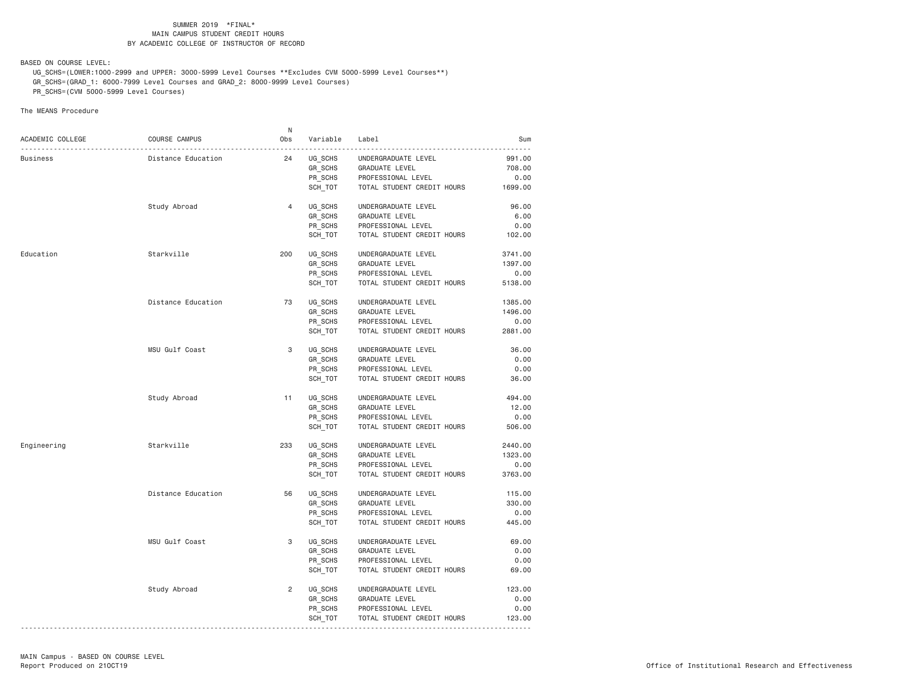SUMMER 2019 *FINAL*
MAIN CAMPUS STUDENT CREDIT HOURS
BY ACADEMIC COLLEGE OF INSTRUCTOR OF RECORD

BASED ON COURSE LEVEL:

UG_SCHS=(LOWER:1000-2999 and UPPER: 3000-5999 Level Courses **Excludes CVM 5000-5999 Level Courses**)
GR_SCHS=(GRAD_1: 6000-7999 Level Courses and GRAD_2: 8000-9999 Level Courses)
PR_SCHS=(CVM 5000-5999 Level Courses)

The MEANS Procedure

| ACADEMIC COLLEGE | COURSE CAMPUS | N Obs | Variable | Label | Sum |
|---|---|---|---|---|---|
| Business | Distance Education | 24 | UG_SCHS | UNDERGRADUATE LEVEL | 991.00 |
| | | | GR_SCHS | GRADUATE LEVEL | 708.00 |
| | | | PR_SCHS | PROFESSIONAL LEVEL | 0.00 |
| | | | SCH_TOT | TOTAL STUDENT CREDIT HOURS | 1699.00 |
| | Study Abroad | 4 | UG_SCHS | UNDERGRADUATE LEVEL | 96.00 |
| | | | GR_SCHS | GRADUATE LEVEL | 6.00 |
| | | | PR_SCHS | PROFESSIONAL LEVEL | 0.00 |
| | | | SCH_TOT | TOTAL STUDENT CREDIT HOURS | 102.00 |
| Education | Starkville | 200 | UG_SCHS | UNDERGRADUATE LEVEL | 3741.00 |
| | | | GR_SCHS | GRADUATE LEVEL | 1397.00 |
| | | | PR_SCHS | PROFESSIONAL LEVEL | 0.00 |
| | | | SCH_TOT | TOTAL STUDENT CREDIT HOURS | 5138.00 |
| | Distance Education | 73 | UG_SCHS | UNDERGRADUATE LEVEL | 1385.00 |
| | | | GR_SCHS | GRADUATE LEVEL | 1496.00 |
| | | | PR_SCHS | PROFESSIONAL LEVEL | 0.00 |
| | | | SCH_TOT | TOTAL STUDENT CREDIT HOURS | 2881.00 |
| | MSU Gulf Coast | 3 | UG_SCHS | UNDERGRADUATE LEVEL | 36.00 |
| | | | GR_SCHS | GRADUATE LEVEL | 0.00 |
| | | | PR_SCHS | PROFESSIONAL LEVEL | 0.00 |
| | | | SCH_TOT | TOTAL STUDENT CREDIT HOURS | 36.00 |
| | Study Abroad | 11 | UG_SCHS | UNDERGRADUATE LEVEL | 494.00 |
| | | | GR_SCHS | GRADUATE LEVEL | 12.00 |
| | | | PR_SCHS | PROFESSIONAL LEVEL | 0.00 |
| | | | SCH_TOT | TOTAL STUDENT CREDIT HOURS | 506.00 |
| Engineering | Starkville | 233 | UG_SCHS | UNDERGRADUATE LEVEL | 2440.00 |
| | | | GR_SCHS | GRADUATE LEVEL | 1323.00 |
| | | | PR_SCHS | PROFESSIONAL LEVEL | 0.00 |
| | | | SCH_TOT | TOTAL STUDENT CREDIT HOURS | 3763.00 |
| | Distance Education | 56 | UG_SCHS | UNDERGRADUATE LEVEL | 115.00 |
| | | | GR_SCHS | GRADUATE LEVEL | 330.00 |
| | | | PR_SCHS | PROFESSIONAL LEVEL | 0.00 |
| | | | SCH_TOT | TOTAL STUDENT CREDIT HOURS | 445.00 |
| | MSU Gulf Coast | 3 | UG_SCHS | UNDERGRADUATE LEVEL | 69.00 |
| | | | GR_SCHS | GRADUATE LEVEL | 0.00 |
| | | | PR_SCHS | PROFESSIONAL LEVEL | 0.00 |
| | | | SCH_TOT | TOTAL STUDENT CREDIT HOURS | 69.00 |
| | Study Abroad | 2 | UG_SCHS | UNDERGRADUATE LEVEL | 123.00 |
| | | | GR_SCHS | GRADUATE LEVEL | 0.00 |
| | | | PR_SCHS | PROFESSIONAL LEVEL | 0.00 |
| | | | SCH_TOT | TOTAL STUDENT CREDIT HOURS | 123.00 |

MAIN Campus - BASED ON COURSE LEVEL
Report Produced on 21OCT19

Office of Institutional Research and Effectiveness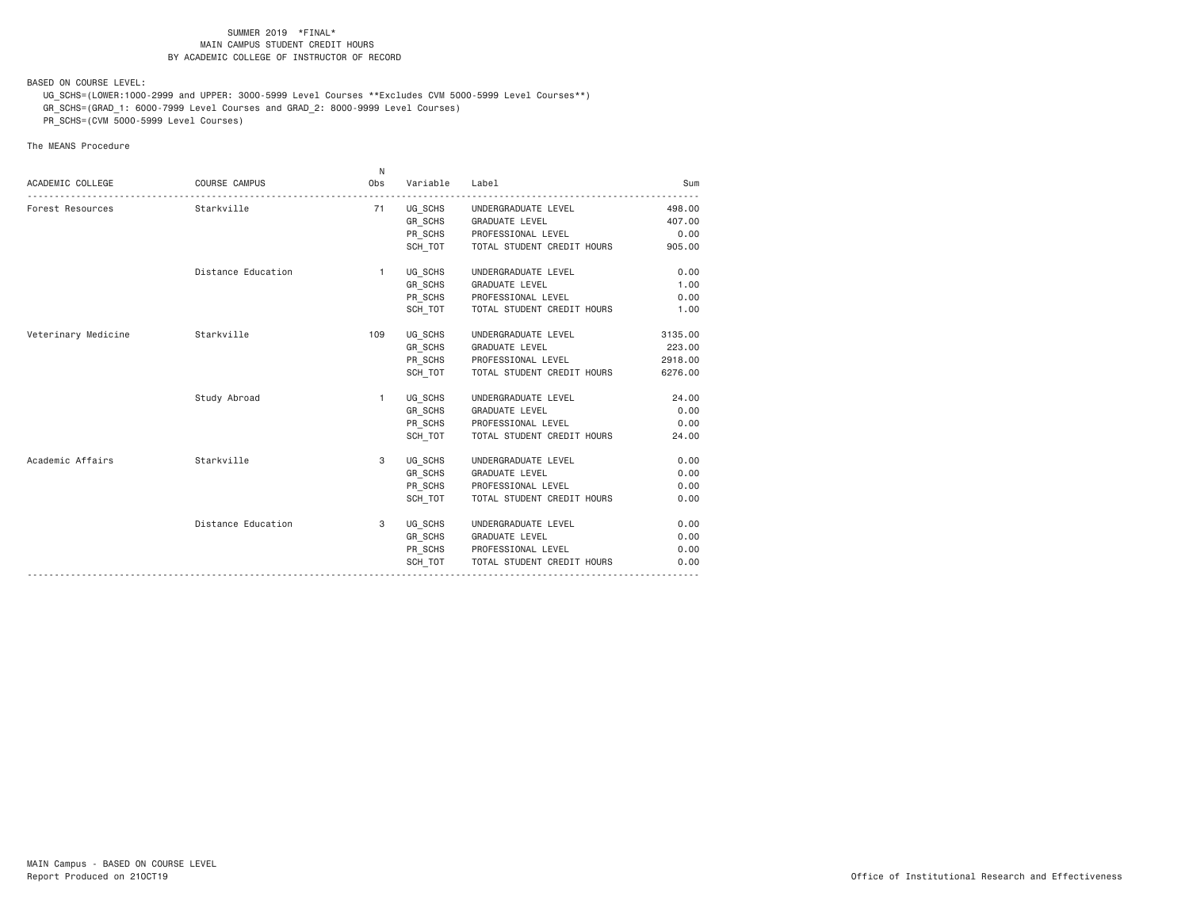SUMMER 2019 *FINAL*
MAIN CAMPUS STUDENT CREDIT HOURS
BY ACADEMIC COLLEGE OF INSTRUCTOR OF RECORD

BASED ON COURSE LEVEL:
UG_SCHS=(LOWER:1000-2999 and UPPER: 3000-5999 Level Courses **Excludes CVM 5000-5999 Level Courses**)
GR_SCHS=(GRAD_1: 6000-7999 Level Courses and GRAD_2: 8000-9999 Level Courses)
PR_SCHS=(CVM 5000-5999 Level Courses)

The MEANS Procedure

| ACADEMIC COLLEGE | COURSE CAMPUS | N Obs | Variable | Label | Sum |
|---|---|---|---|---|---|
| Forest Resources | Starkville | 71 | UG_SCHS | UNDERGRADUATE LEVEL | 498.00 |
| | | | GR_SCHS | GRADUATE LEVEL | 407.00 |
| | | | PR_SCHS | PROFESSIONAL LEVEL | 0.00 |
| | | | SCH_TOT | TOTAL STUDENT CREDIT HOURS | 905.00 |
| | Distance Education | 1 | UG_SCHS | UNDERGRADUATE LEVEL | 0.00 |
| | | | GR_SCHS | GRADUATE LEVEL | 1.00 |
| | | | PR_SCHS | PROFESSIONAL LEVEL | 0.00 |
| | | | SCH_TOT | TOTAL STUDENT CREDIT HOURS | 1.00 |
| Veterinary Medicine | Starkville | 109 | UG_SCHS | UNDERGRADUATE LEVEL | 3135.00 |
| | | | GR_SCHS | GRADUATE LEVEL | 223.00 |
| | | | PR_SCHS | PROFESSIONAL LEVEL | 2918.00 |
| | | | SCH_TOT | TOTAL STUDENT CREDIT HOURS | 6276.00 |
| | Study Abroad | 1 | UG_SCHS | UNDERGRADUATE LEVEL | 24.00 |
| | | | GR_SCHS | GRADUATE LEVEL | 0.00 |
| | | | PR_SCHS | PROFESSIONAL LEVEL | 0.00 |
| | | | SCH_TOT | TOTAL STUDENT CREDIT HOURS | 24.00 |
| Academic Affairs | Starkville | 3 | UG_SCHS | UNDERGRADUATE LEVEL | 0.00 |
| | | | GR_SCHS | GRADUATE LEVEL | 0.00 |
| | | | PR_SCHS | PROFESSIONAL LEVEL | 0.00 |
| | | | SCH_TOT | TOTAL STUDENT CREDIT HOURS | 0.00 |
| | Distance Education | 3 | UG_SCHS | UNDERGRADUATE LEVEL | 0.00 |
| | | | GR_SCHS | GRADUATE LEVEL | 0.00 |
| | | | PR_SCHS | PROFESSIONAL LEVEL | 0.00 |
| | | | SCH_TOT | TOTAL STUDENT CREDIT HOURS | 0.00 |

MAIN Campus - BASED ON COURSE LEVEL
Report Produced on 21OCT19

Office of Institutional Research and Effectiveness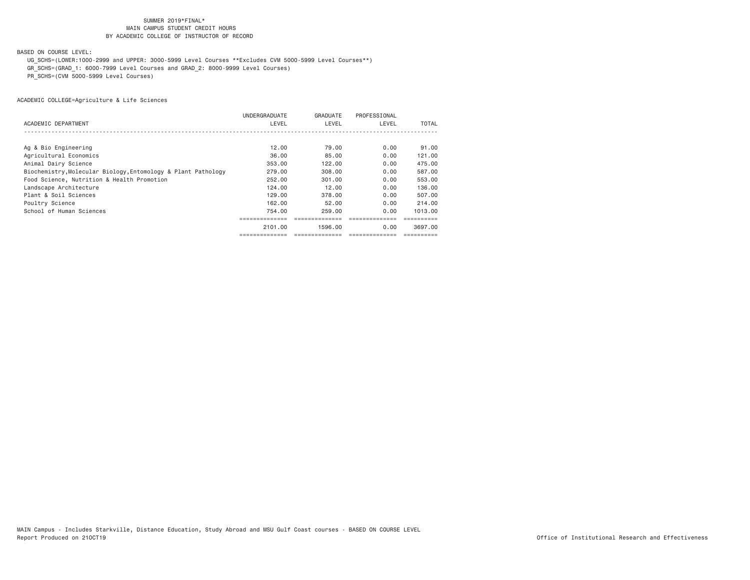SUMMER 2019*FINAL*
MAIN CAMPUS STUDENT CREDIT HOURS
BY ACADEMIC COLLEGE OF INSTRUCTOR OF RECORD

BASED ON COURSE LEVEL:

UG_SCHS=(LOWER:1000-2999 and UPPER: 3000-5999 Level Courses **Excludes CVM 5000-5999 Level Courses**)
GR_SCHS=(GRAD_1: 6000-7999 Level Courses and GRAD_2: 8000-9999 Level Courses)
PR_SCHS=(CVM 5000-5999 Level Courses)

ACADEMIC COLLEGE=Agriculture & Life Sciences

| ACADEMIC DEPARTMENT | UNDERGRADUATE LEVEL | GRADUATE LEVEL | PROFESSIONAL LEVEL | TOTAL |
|---|---|---|---|---|
| Ag & Bio Engineering | 12.00 | 79.00 | 0.00 | 91.00 |
| Agricultural Economics | 36.00 | 85.00 | 0.00 | 121.00 |
| Animal Dairy Science | 353.00 | 122.00 | 0.00 | 475.00 |
| Biochemistry,Molecular Biology,Entomology & Plant Pathology | 279.00 | 308.00 | 0.00 | 587.00 |
| Food Science, Nutrition & Health Promotion | 252.00 | 301.00 | 0.00 | 553.00 |
| Landscape Architecture | 124.00 | 12.00 | 0.00 | 136.00 |
| Plant & Soil Sciences | 129.00 | 378.00 | 0.00 | 507.00 |
| Poultry Science | 162.00 | 52.00 | 0.00 | 214.00 |
| School of Human Sciences | 754.00 | 259.00 | 0.00 | 1013.00 |
| | 2101.00 | 1596.00 | 0.00 | 3697.00 |

MAIN Campus - Includes Starkville, Distance Education, Study Abroad and MSU Gulf Coast courses - BASED ON COURSE LEVEL
Report Produced on 21OCT19

Office of Institutional Research and Effectiveness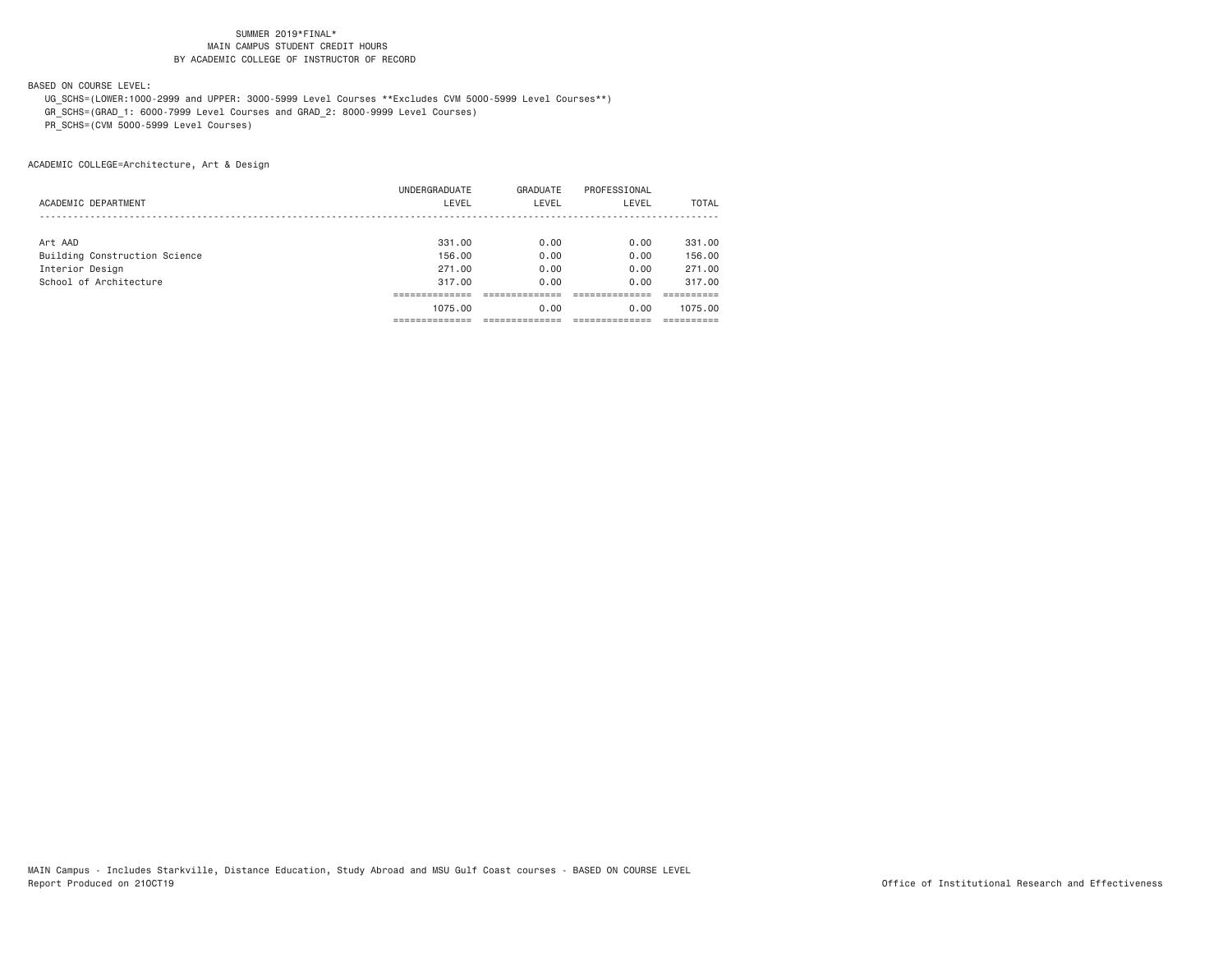SUMMER 2019*FINAL*
MAIN CAMPUS STUDENT CREDIT HOURS
BY ACADEMIC COLLEGE OF INSTRUCTOR OF RECORD

BASED ON COURSE LEVEL:

UG_SCHS=(LOWER:1000-2999 and UPPER: 3000-5999 Level Courses **Excludes CVM 5000-5999 Level Courses**)
GR_SCHS=(GRAD_1: 6000-7999 Level Courses and GRAD_2: 8000-9999 Level Courses)
PR_SCHS=(CVM 5000-5999 Level Courses)

ACADEMIC COLLEGE=Architecture, Art & Design

| ACADEMIC DEPARTMENT | UNDERGRADUATE LEVEL | GRADUATE LEVEL | PROFESSIONAL LEVEL | TOTAL |
|---|---|---|---|---|
| Art AAD | 331.00 | 0.00 | 0.00 | 331.00 |
| Building Construction Science | 156.00 | 0.00 | 0.00 | 156.00 |
| Interior Design | 271.00 | 0.00 | 0.00 | 271.00 |
| School of Architecture | 317.00 | 0.00 | 0.00 | 317.00 |
| | 1075.00 | 0.00 | 0.00 | 1075.00 |

MAIN Campus - Includes Starkville, Distance Education, Study Abroad and MSU Gulf Coast courses - BASED ON COURSE LEVEL
Report Produced on 21OCT19

Office of Institutional Research and Effectiveness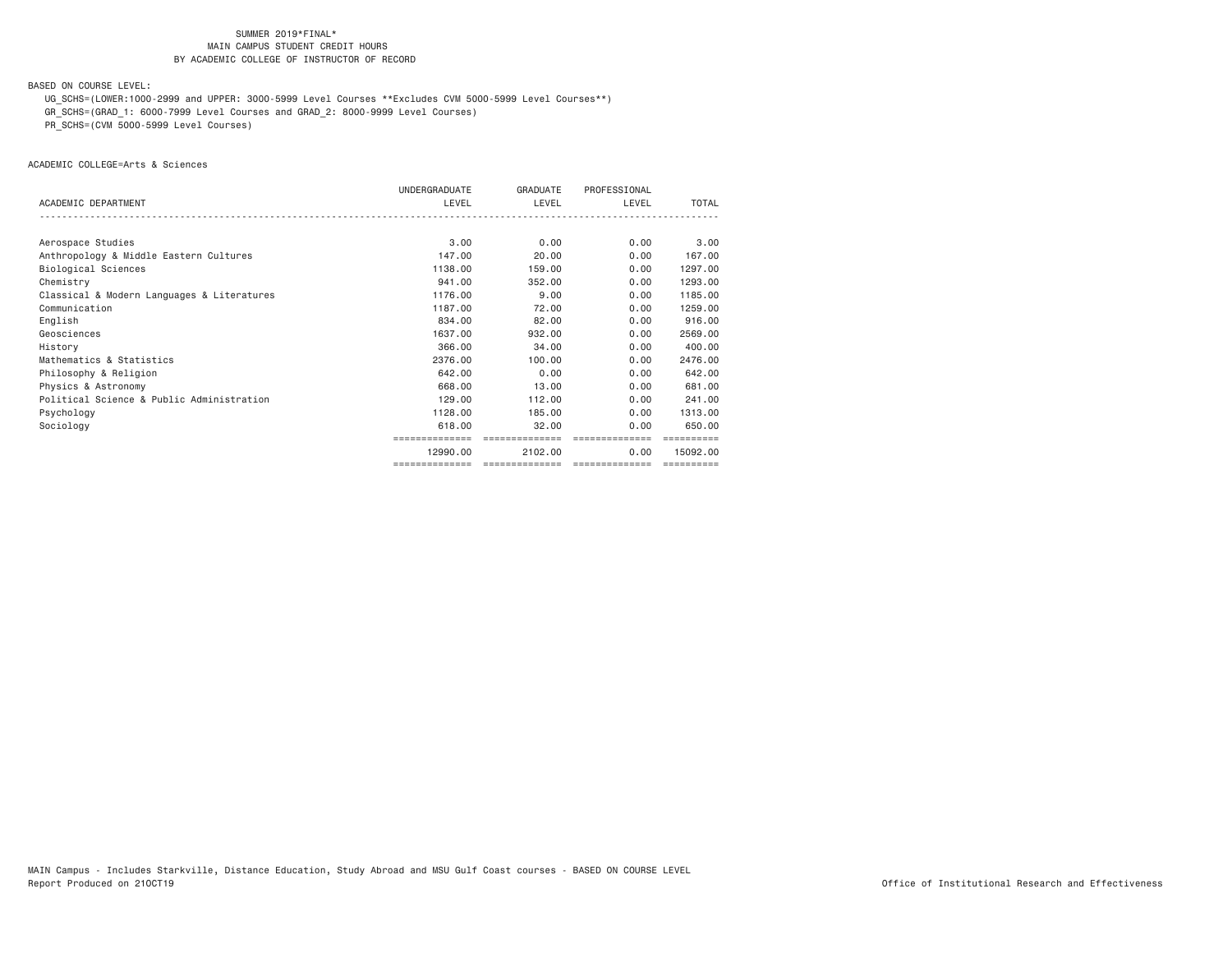SUMMER 2019*FINAL*
MAIN CAMPUS STUDENT CREDIT HOURS
BY ACADEMIC COLLEGE OF INSTRUCTOR OF RECORD

BASED ON COURSE LEVEL:

UG_SCHS=(LOWER:1000-2999 and UPPER: 3000-5999 Level Courses **Excludes CVM 5000-5999 Level Courses**)
GR_SCHS=(GRAD_1: 6000-7999 Level Courses and GRAD_2: 8000-9999 Level Courses)
PR_SCHS=(CVM 5000-5999 Level Courses)

ACADEMIC COLLEGE=Arts & Sciences

| ACADEMIC DEPARTMENT | UNDERGRADUATE LEVEL | GRADUATE LEVEL | PROFESSIONAL LEVEL | TOTAL |
|---|---|---|---|---|
| Aerospace Studies | 3.00 | 0.00 | 0.00 | 3.00 |
| Anthropology & Middle Eastern Cultures | 147.00 | 20.00 | 0.00 | 167.00 |
| Biological Sciences | 1138.00 | 159.00 | 0.00 | 1297.00 |
| Chemistry | 941.00 | 352.00 | 0.00 | 1293.00 |
| Classical & Modern Languages & Literatures | 1176.00 | 9.00 | 0.00 | 1185.00 |
| Communication | 1187.00 | 72.00 | 0.00 | 1259.00 |
| English | 834.00 | 82.00 | 0.00 | 916.00 |
| Geosciences | 1637.00 | 932.00 | 0.00 | 2569.00 |
| History | 366.00 | 34.00 | 0.00 | 400.00 |
| Mathematics & Statistics | 2376.00 | 100.00 | 0.00 | 2476.00 |
| Philosophy & Religion | 642.00 | 0.00 | 0.00 | 642.00 |
| Physics & Astronomy | 668.00 | 13.00 | 0.00 | 681.00 |
| Political Science & Public Administration | 129.00 | 112.00 | 0.00 | 241.00 |
| Psychology | 1128.00 | 185.00 | 0.00 | 1313.00 |
| Sociology | 618.00 | 32.00 | 0.00 | 650.00 |
| | 12990.00 | 2102.00 | 0.00 | 15092.00 |

MAIN Campus - Includes Starkville, Distance Education, Study Abroad and MSU Gulf Coast courses - BASED ON COURSE LEVEL
Report Produced on 21OCT19

Office of Institutional Research and Effectiveness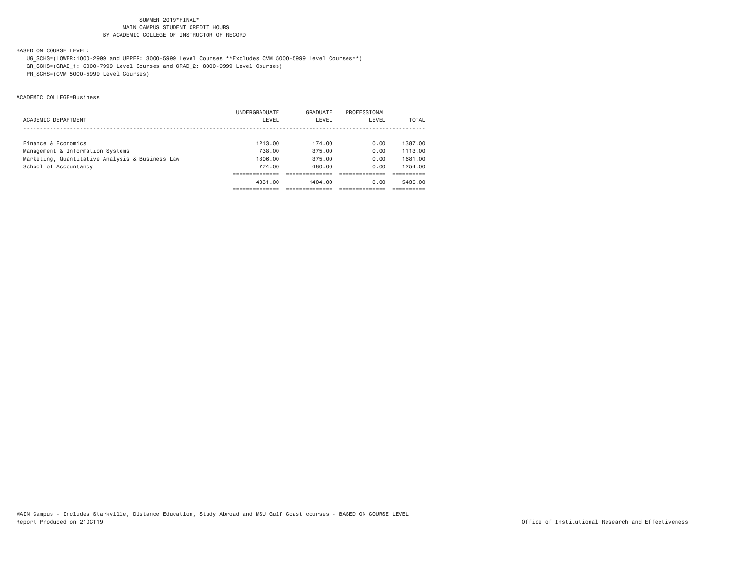SUMMER 2019*FINAL*
MAIN CAMPUS STUDENT CREDIT HOURS
BY ACADEMIC COLLEGE OF INSTRUCTOR OF RECORD

BASED ON COURSE LEVEL:

UG_SCHS=(LOWER:1000-2999 and UPPER: 3000-5999 Level Courses **Excludes CVM 5000-5999 Level Courses**)
GR_SCHS=(GRAD_1: 6000-7999 Level Courses and GRAD_2: 8000-9999 Level Courses)
PR_SCHS=(CVM 5000-5999 Level Courses)

ACADEMIC COLLEGE=Business

| ACADEMIC DEPARTMENT | UNDERGRADUATE LEVEL | GRADUATE LEVEL | PROFESSIONAL LEVEL | TOTAL |
|---|---|---|---|---|
| Finance & Economics | 1213.00 | 174.00 | 0.00 | 1387.00 |
| Management & Information Systems | 738.00 | 375.00 | 0.00 | 1113.00 |
| Marketing, Quantitative Analysis & Business Law | 1306.00 | 375.00 | 0.00 | 1681.00 |
| School of Accountancy | 774.00 | 480.00 | 0.00 | 1254.00 |
| | 4031.00 | 1404.00 | 0.00 | 5435.00 |

MAIN Campus - Includes Starkville, Distance Education, Study Abroad and MSU Gulf Coast courses - BASED ON COURSE LEVEL
Report Produced on 21OCT19

Office of Institutional Research and Effectiveness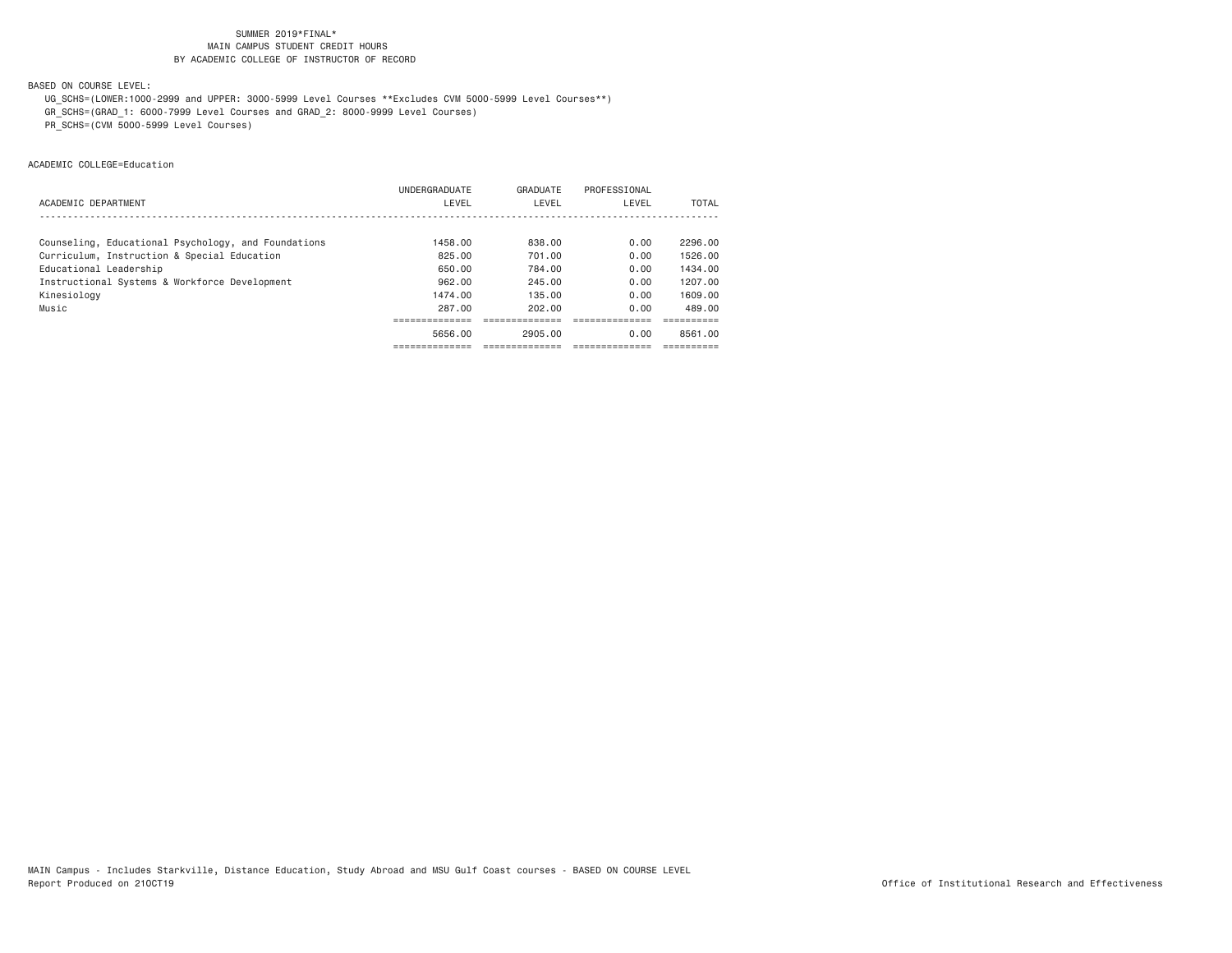SUMMER 2019*FINAL*
MAIN CAMPUS STUDENT CREDIT HOURS
BY ACADEMIC COLLEGE OF INSTRUCTOR OF RECORD

BASED ON COURSE LEVEL:

UG_SCHS=(LOWER:1000-2999 and UPPER: 3000-5999 Level Courses **Excludes CVM 5000-5999 Level Courses**)
GR_SCHS=(GRAD_1: 6000-7999 Level Courses and GRAD_2: 8000-9999 Level Courses)
PR_SCHS=(CVM 5000-5999 Level Courses)

ACADEMIC COLLEGE=Education

| ACADEMIC DEPARTMENT | UNDERGRADUATE LEVEL | GRADUATE LEVEL | PROFESSIONAL LEVEL | TOTAL |
|---|---|---|---|---|
| Counseling, Educational Psychology, and Foundations | 1458.00 | 838.00 | 0.00 | 2296.00 |
| Curriculum, Instruction & Special Education | 825.00 | 701.00 | 0.00 | 1526.00 |
| Educational Leadership | 650.00 | 784.00 | 0.00 | 1434.00 |
| Instructional Systems & Workforce Development | 962.00 | 245.00 | 0.00 | 1207.00 |
| Kinesiology | 1474.00 | 135.00 | 0.00 | 1609.00 |
| Music | 287.00 | 202.00 | 0.00 | 489.00 |
| | 5656.00 | 2905.00 | 0.00 | 8561.00 |

MAIN Campus - Includes Starkville, Distance Education, Study Abroad and MSU Gulf Coast courses - BASED ON COURSE LEVEL
Report Produced on 21OCT19

Office of Institutional Research and Effectiveness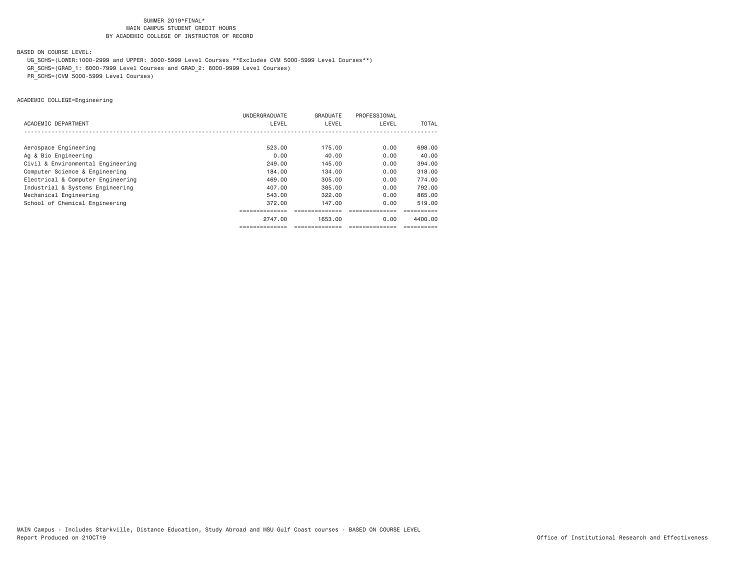SUMMER 2019*FINAL*
MAIN CAMPUS STUDENT CREDIT HOURS
BY ACADEMIC COLLEGE OF INSTRUCTOR OF RECORD

BASED ON COURSE LEVEL:

UG_SCHS=(LOWER:1000-2999 and UPPER: 3000-5999 Level Courses **Excludes CVM 5000-5999 Level Courses**)
GR_SCHS=(GRAD_1: 6000-7999 Level Courses and GRAD_2: 8000-9999 Level Courses)
PR_SCHS=(CVM 5000-5999 Level Courses)

ACADEMIC COLLEGE=Engineering

| ACADEMIC DEPARTMENT | UNDERGRADUATE LEVEL | GRADUATE LEVEL | PROFESSIONAL LEVEL | TOTAL |
|---|---|---|---|---|
| Aerospace Engineering | 523.00 | 175.00 | 0.00 | 698.00 |
| Ag & Bio Engineering | 0.00 | 40.00 | 0.00 | 40.00 |
| Civil & Environmental Engineering | 249.00 | 145.00 | 0.00 | 394.00 |
| Computer Science & Engineering | 184.00 | 134.00 | 0.00 | 318.00 |
| Electrical & Computer Engineering | 469.00 | 305.00 | 0.00 | 774.00 |
| Industrial & Systems Engineering | 407.00 | 385.00 | 0.00 | 792.00 |
| Mechanical Engineering | 543.00 | 322.00 | 0.00 | 865.00 |
| School of Chemical Engineering | 372.00 | 147.00 | 0.00 | 519.00 |
| | 2747.00 | 1653.00 | 0.00 | 4400.00 |

MAIN Campus - Includes Starkville, Distance Education, Study Abroad and MSU Gulf Coast courses - BASED ON COURSE LEVEL
Report Produced on 21OCT19

Office of Institutional Research and Effectiveness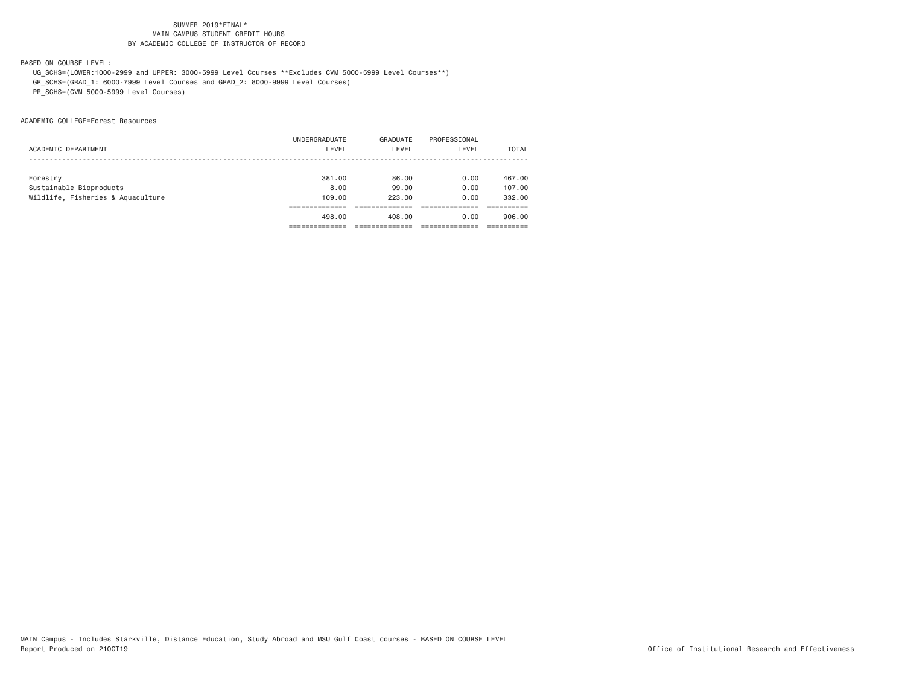SUMMER 2019*FINAL*
MAIN CAMPUS STUDENT CREDIT HOURS
BY ACADEMIC COLLEGE OF INSTRUCTOR OF RECORD

BASED ON COURSE LEVEL:
UG_SCHS=(LOWER:1000-2999 and UPPER: 3000-5999 Level Courses **Excludes CVM 5000-5999 Level Courses**)
GR_SCHS=(GRAD_1: 6000-7999 Level Courses and GRAD_2: 8000-9999 Level Courses)
PR_SCHS=(CVM 5000-5999 Level Courses)

ACADEMIC COLLEGE=Forest Resources

| ACADEMIC DEPARTMENT | UNDERGRADUATE LEVEL | GRADUATE LEVEL | PROFESSIONAL LEVEL | TOTAL |
|---|---|---|---|---|
| Forestry | 381.00 | 86.00 | 0.00 | 467.00 |
| Sustainable Bioproducts | 8.00 | 99.00 | 0.00 | 107.00 |
| Wildlife, Fisheries & Aquaculture | 109.00 | 223.00 | 0.00 | 332.00 |
| | 498.00 | 408.00 | 0.00 | 906.00 |

MAIN Campus - Includes Starkville, Distance Education, Study Abroad and MSU Gulf Coast courses - BASED ON COURSE LEVEL
Report Produced on 21OCT19
Office of Institutional Research and Effectiveness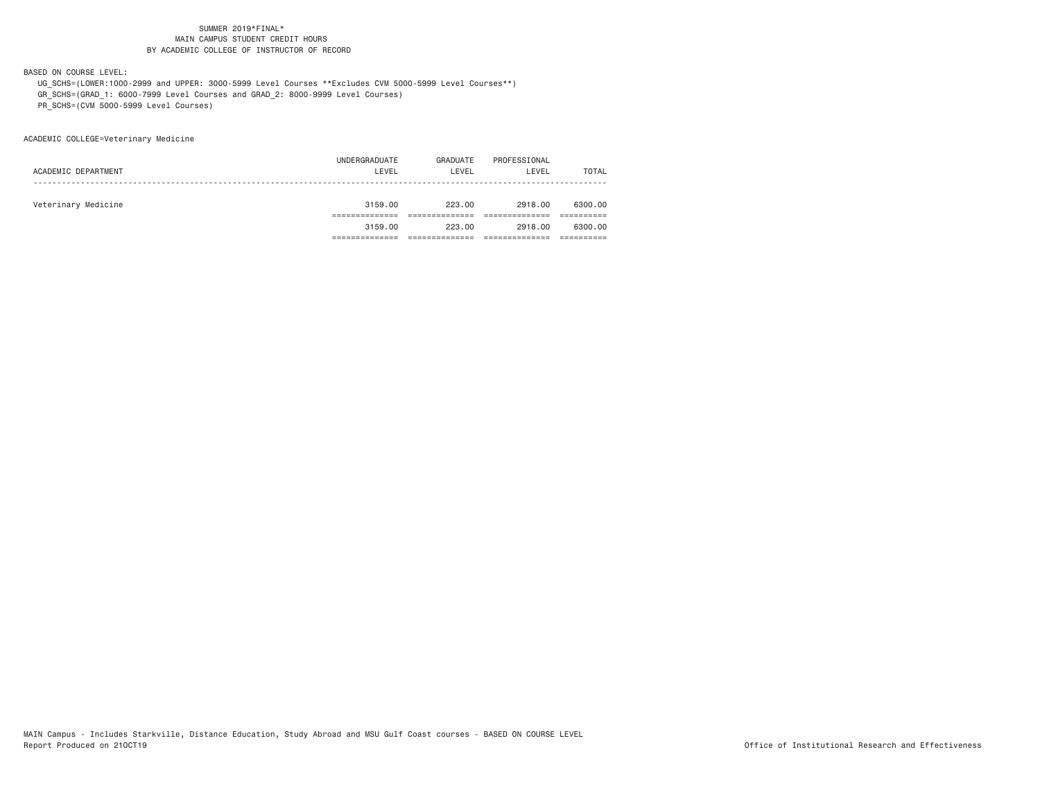SUMMER 2019*FINAL*
MAIN CAMPUS STUDENT CREDIT HOURS
BY ACADEMIC COLLEGE OF INSTRUCTOR OF RECORD

BASED ON COURSE LEVEL:

UG_SCHS=(LOWER:1000-2999 and UPPER: 3000-5999 Level Courses **Excludes CVM 5000-5999 Level Courses**)
GR_SCHS=(GRAD_1: 6000-7999 Level Courses and GRAD_2: 8000-9999 Level Courses)
PR_SCHS=(CVM 5000-5999 Level Courses)

ACADEMIC COLLEGE=Veterinary Medicine

| ACADEMIC DEPARTMENT | UNDERGRADUATE LEVEL | GRADUATE LEVEL | PROFESSIONAL LEVEL | TOTAL |
|---|---|---|---|---|
| Veterinary Medicine | 3159.00 | 223.00 | 2918.00 | 6300.00 |
| | 3159.00 | 223.00 | 2918.00 | 6300.00 |

MAIN Campus - Includes Starkville, Distance Education, Study Abroad and MSU Gulf Coast courses - BASED ON COURSE LEVEL
Report Produced on 21OCT19

Office of Institutional Research and Effectiveness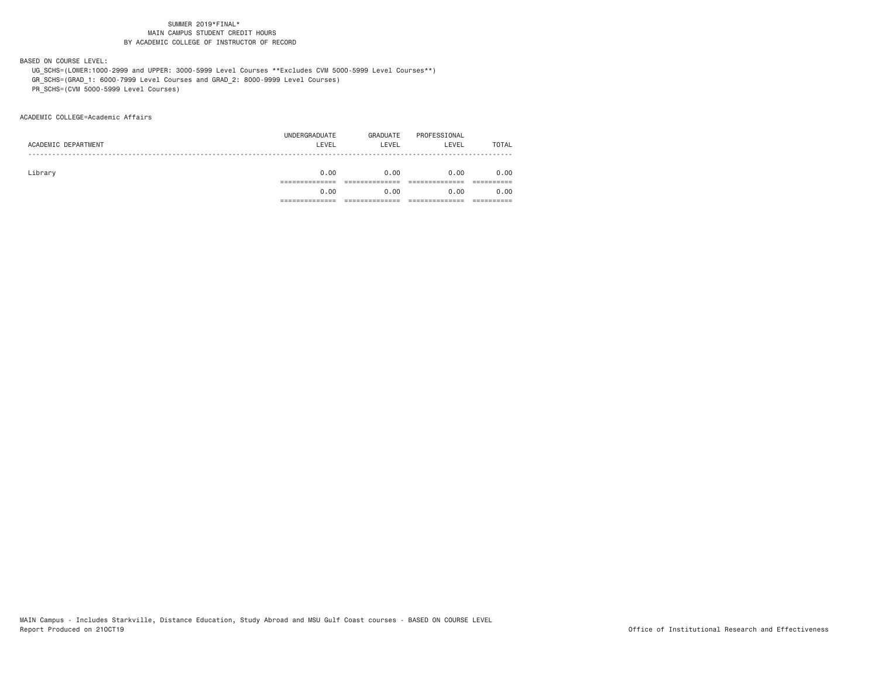SUMMER 2019*FINAL*
MAIN CAMPUS STUDENT CREDIT HOURS
BY ACADEMIC COLLEGE OF INSTRUCTOR OF RECORD

BASED ON COURSE LEVEL:
UG_SCHS=(LOWER:1000-2999 and UPPER: 3000-5999 Level Courses **Excludes CVM 5000-5999 Level Courses**)
GR_SCHS=(GRAD_1: 6000-7999 Level Courses and GRAD_2: 8000-9999 Level Courses)
PR_SCHS=(CVM 5000-5999 Level Courses)

ACADEMIC COLLEGE=Academic Affairs

| ACADEMIC DEPARTMENT | UNDERGRADUATE LEVEL | GRADUATE LEVEL | PROFESSIONAL LEVEL | TOTAL |
|---|---|---|---|---|
| Library | 0.00 | 0.00 | 0.00 | 0.00 |
| | 0.00 | 0.00 | 0.00 | 0.00 |

MAIN Campus - Includes Starkville, Distance Education, Study Abroad and MSU Gulf Coast courses - BASED ON COURSE LEVEL
Report Produced on 21OCT19

Office of Institutional Research and Effectiveness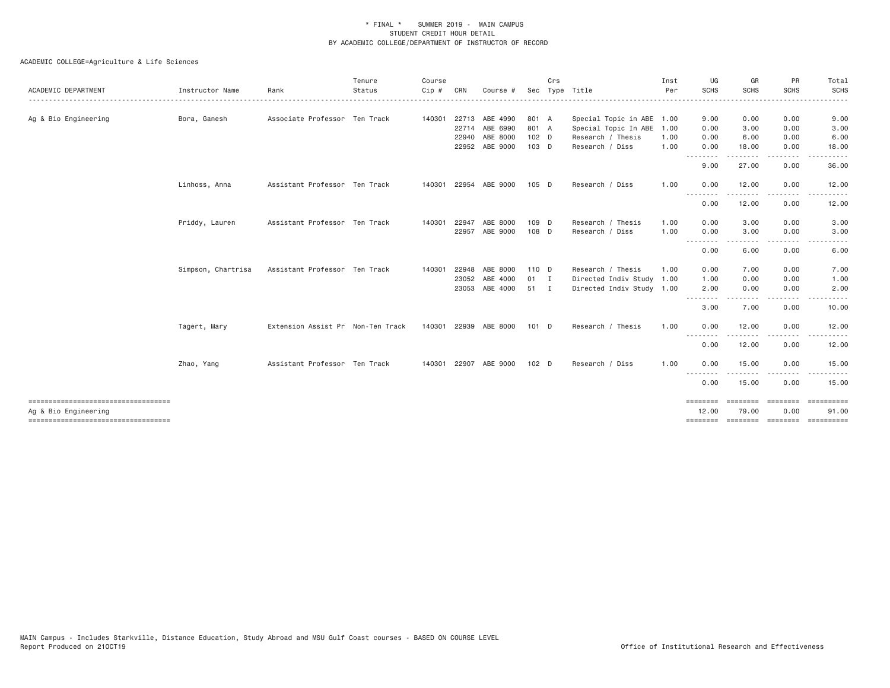\* FINAL \* SUMMER 2019 - MAIN CAMPUS
STUDENT CREDIT HOUR DETAIL
BY ACADEMIC COLLEGE/DEPARTMENT OF INSTRUCTOR OF RECORD

ACADEMIC COLLEGE=Agriculture & Life Sciences

| ACADEMIC DEPARTMENT | Instructor Name | Rank | Tenure Status | Course Cip # | CRN | Course # | Sec | Crs Type | Title | Inst Per | UG SCHS | GR SCHS | PR SCHS | Total SCHS |
|---|---|---|---|---|---|---|---|---|---|---|---|---|---|---|
| Ag & Bio Engineering | Bora, Ganesh | Associate Professor | Ten Track | 140301 | 22713 | ABE 4990 | 801 | A | Special Topic in ABE | 1.00 | 9.00 | 0.00 | 0.00 | 9.00 |
| | | | | | 22714 | ABE 6990 | 801 | A | Special Topic In ABE | 1.00 | 0.00 | 3.00 | 0.00 | 3.00 |
| | | | | | 22940 | ABE 8000 | 102 | D | Research / Thesis | 1.00 | 0.00 | 6.00 | 0.00 | 6.00 |
| | | | | | 22952 | ABE 9000 | 103 | D | Research / Diss | 1.00 | 0.00 | 18.00 | 0.00 | 18.00 |
| | | | | | | | | | | | 9.00 | 27.00 | 0.00 | 36.00 |
| | Linhoss, Anna | Assistant Professor | Ten Track | 140301 | 22954 | ABE 9000 | 105 | D | Research / Diss | 1.00 | 0.00 | 12.00 | 0.00 | 12.00 |
| | | | | | | | | | | | 0.00 | 12.00 | 0.00 | 12.00 |
| | Priddy, Lauren | Assistant Professor | Ten Track | 140301 | 22947 | ABE 8000 | 109 | D | Research / Thesis | 1.00 | 0.00 | 3.00 | 0.00 | 3.00 |
| | | | | | 22957 | ABE 9000 | 108 | D | Research / Diss | 1.00 | 0.00 | 3.00 | 0.00 | 3.00 |
| | | | | | | | | | | | 0.00 | 6.00 | 0.00 | 6.00 |
| | Simpson, Chartrisa | Assistant Professor | Ten Track | 140301 | 22948 | ABE 8000 | 110 | D | Research / Thesis | 1.00 | 0.00 | 7.00 | 0.00 | 7.00 |
| | | | | | 23052 | ABE 4000 | 01 | I | Directed Indiv Study | 1.00 | 1.00 | 0.00 | 0.00 | 1.00 |
| | | | | | 23053 | ABE 4000 | 51 | I | Directed Indiv Study | 1.00 | 2.00 | 0.00 | 0.00 | 2.00 |
| | | | | | | | | | | | 3.00 | 7.00 | 0.00 | 10.00 |
| | Tagert, Mary | Extension Assist Pr | Non-Ten Track | 140301 | 22939 | ABE 8000 | 101 | D | Research / Thesis | 1.00 | 0.00 | 12.00 | 0.00 | 12.00 |
| | | | | | | | | | | | 0.00 | 12.00 | 0.00 | 12.00 |
| | Zhao, Yang | Assistant Professor | Ten Track | 140301 | 22907 | ABE 9000 | 102 | D | Research / Diss | 1.00 | 0.00 | 15.00 | 0.00 | 15.00 |
| | | | | | | | | | | | 0.00 | 15.00 | 0.00 | 15.00 |
| Ag & Bio Engineering | | | | | | | | | | | 12.00 | 79.00 | 0.00 | 91.00 |

MAIN Campus - Includes Starkville, Distance Education, Study Abroad and MSU Gulf Coast courses - BASED ON COURSE LEVEL
Report Produced on 21OCT19 Office of Institutional Research and Effectiveness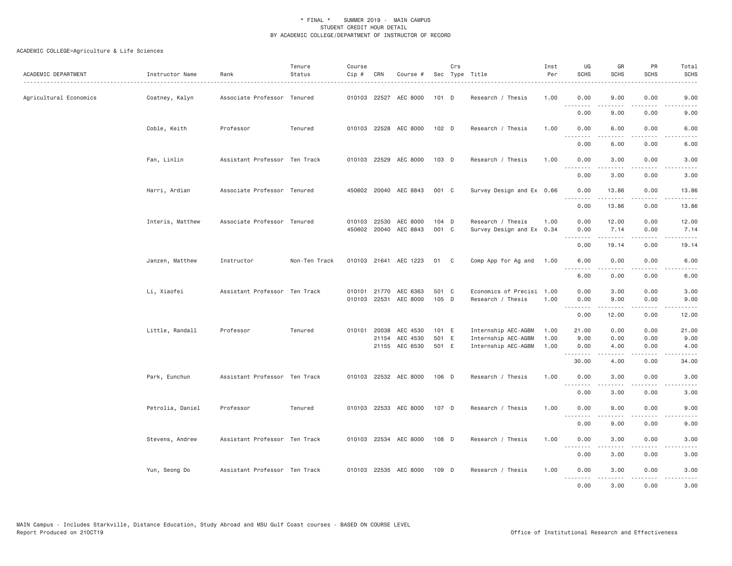\* FINAL \* SUMMER 2019 - MAIN CAMPUS
STUDENT CREDIT HOUR DETAIL
BY ACADEMIC COLLEGE/DEPARTMENT OF INSTRUCTOR OF RECORD

ACADEMIC COLLEGE=Agriculture & Life Sciences

| ACADEMIC DEPARTMENT | Instructor Name | Rank | Tenure Status | Course Cip # | CRN | Course # | Sec | Crs Type | Title | Inst Per | UG SCHS | GR SCHS | PR SCHS | Total SCHS |
|---|---|---|---|---|---|---|---|---|---|---|---|---|---|---|
| Agricultural Economics | Coatney, Kalyn | Associate Professor | Tenured | 010103 | 22527 | AEC 8000 | 101 | D | Research / Thesis | 1.00 | 0.00 | 9.00 | 0.00 | 9.00 |
| | | | | | | | | | | | 0.00 | 9.00 | 0.00 | 9.00 |
| | Coble, Keith | Professor | Tenured | 010103 | 22528 | AEC 8000 | 102 | D | Research / Thesis | 1.00 | 0.00 | 6.00 | 0.00 | 6.00 |
| | | | | | | | | | | | 0.00 | 6.00 | 0.00 | 6.00 |
| | Fan, Linlin | Assistant Professor | Ten Track | 010103 | 22529 | AEC 8000 | 103 | D | Research / Thesis | 1.00 | 0.00 | 3.00 | 0.00 | 3.00 |
| | | | | | | | | | | | 0.00 | 3.00 | 0.00 | 3.00 |
| | Harri, Ardian | Associate Professor | Tenured | 450602 | 20040 | AEC 8843 | 001 | C | Survey Design and Ex | 0.66 | 0.00 | 13.86 | 0.00 | 13.86 |
| | | | | | | | | | | | 0.00 | 13.86 | 0.00 | 13.86 |
| | Interis, Matthew | Associate Professor | Tenured | 010103 | 22530 | AEC 8000 | 104 | D | Research / Thesis | 1.00 | 0.00 | 12.00 | 0.00 | 12.00 |
| | | | | 450602 | 20040 | AEC 8843 | 001 | C | Survey Design and Ex | 0.34 | 0.00 | 7.14 | 0.00 | 7.14 |
| | | | | | | | | | | | 0.00 | 19.14 | 0.00 | 19.14 |
| | Janzen, Matthew | Instructor | Non-Ten Track | 010103 | 21641 | AEC 1223 | 01 | C | Comp App for Ag and | 1.00 | 6.00 | 0.00 | 0.00 | 6.00 |
| | | | | | | | | | | | 6.00 | 0.00 | 0.00 | 6.00 |
| | Li, Xiaofei | Assistant Professor | Ten Track | 010101 | 21770 | AEC 6363 | 501 | C | Economics of Precisi | 1.00 | 0.00 | 3.00 | 0.00 | 3.00 |
| | | | | 010103 | 22531 | AEC 8000 | 105 | D | Research / Thesis | 1.00 | 0.00 | 9.00 | 0.00 | 9.00 |
| | | | | | | | | | | | 0.00 | 12.00 | 0.00 | 12.00 |
| | Little, Randall | Professor | Tenured | 010101 | 20038 | AEC 4530 | 101 | E | Internship AEC-AGBM | 1.00 | 21.00 | 0.00 | 0.00 | 21.00 |
| | | | | | 21154 | AEC 4530 | 501 | E | Internship AEC-AGBM | 1.00 | 9.00 | 0.00 | 0.00 | 9.00 |
| | | | | | 21155 | AEC 6530 | 501 | E | Internship AEC-AGBM | 1.00 | 0.00 | 4.00 | 0.00 | 4.00 |
| | | | | | | | | | | | 30.00 | 4.00 | 0.00 | 34.00 |
| | Park, Eunchun | Assistant Professor | Ten Track | 010103 | 22532 | AEC 8000 | 106 | D | Research / Thesis | 1.00 | 0.00 | 3.00 | 0.00 | 3.00 |
| | | | | | | | | | | | 0.00 | 3.00 | 0.00 | 3.00 |
| | Petrolia, Daniel | Professor | Tenured | 010103 | 22533 | AEC 8000 | 107 | D | Research / Thesis | 1.00 | 0.00 | 9.00 | 0.00 | 9.00 |
| | | | | | | | | | | | 0.00 | 9.00 | 0.00 | 9.00 |
| | Stevens, Andrew | Assistant Professor | Ten Track | 010103 | 22534 | AEC 8000 | 108 | D | Research / Thesis | 1.00 | 0.00 | 3.00 | 0.00 | 3.00 |
| | | | | | | | | | | | 0.00 | 3.00 | 0.00 | 3.00 |
| | Yun, Seong Do | Assistant Professor | Ten Track | 010103 | 22535 | AEC 8000 | 109 | D | Research / Thesis | 1.00 | 0.00 | 3.00 | 0.00 | 3.00 |
| | | | | | | | | | | | 0.00 | 3.00 | 0.00 | 3.00 |

MAIN Campus - Includes Starkville, Distance Education, Study Abroad and MSU Gulf Coast courses - BASED ON COURSE LEVEL
Report Produced on 21OCT19 Office of Institutional Research and Effectiveness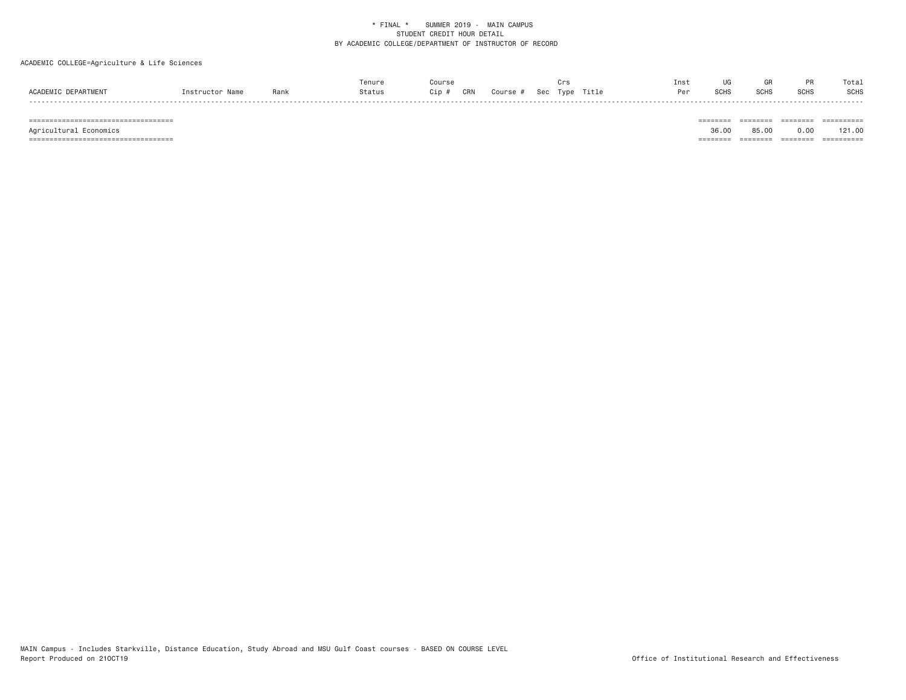\* FINAL \* SUMMER 2019 - MAIN CAMPUS
STUDENT CREDIT HOUR DETAIL
BY ACADEMIC COLLEGE/DEPARTMENT OF INSTRUCTOR OF RECORD

ACADEMIC COLLEGE=Agriculture & Life Sciences

| ACADEMIC DEPARTMENT | Instructor Name | Rank | Tenure Status | Course Cip # | CRN | Course # | Sec | Crs Type | Title | Inst Per | UG SCHS | GR SCHS | PR SCHS | Total SCHS |
|---|---|---|---|---|---|---|---|---|---|---|---|---|---|---|
| Agricultural Economics | | | | | | | | | | | 36.00 | 85.00 | 0.00 | 121.00 |

MAIN Campus - Includes Starkville, Distance Education, Study Abroad and MSU Gulf Coast courses - BASED ON COURSE LEVEL
Report Produced on 21OCT19

Office of Institutional Research and Effectiveness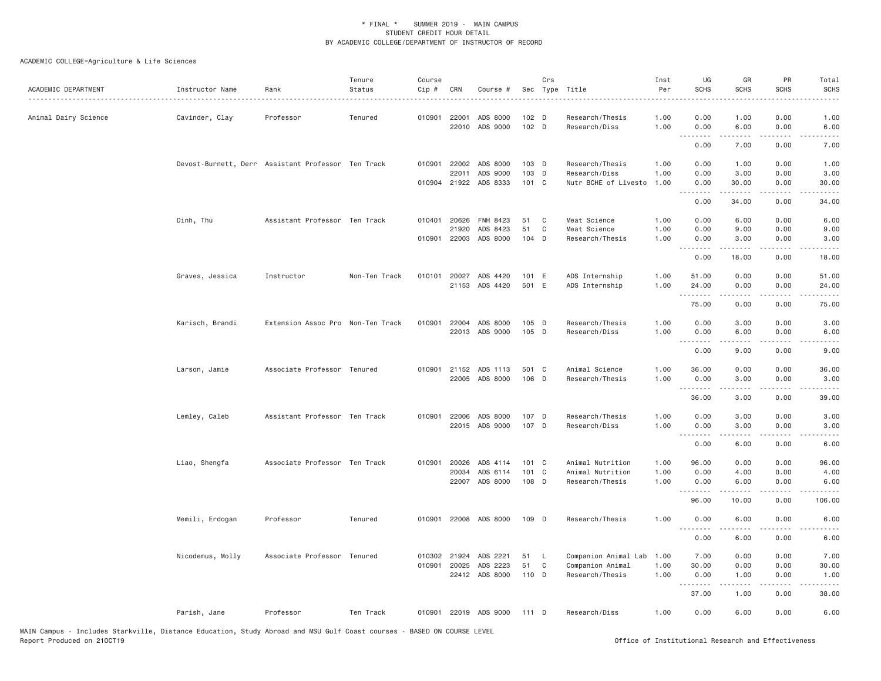\* FINAL \* SUMMER 2019 - MAIN CAMPUS
STUDENT CREDIT HOUR DETAIL
BY ACADEMIC COLLEGE/DEPARTMENT OF INSTRUCTOR OF RECORD

ACADEMIC COLLEGE=Agriculture & Life Sciences

| ACADEMIC DEPARTMENT | Instructor Name | Rank | Tenure Status | Course Cip # | CRN | Course # | Sec | Crs Type | Title | Inst Per | UG SCHS | GR SCHS | PR SCHS | Total SCHS |
|---|---|---|---|---|---|---|---|---|---|---|---|---|---|---|
| Animal Dairy Science | Cavinder, Clay | Professor | Tenured | 010901 | 22001 | ADS 8000 | 102 | D | Research/Thesis | 1.00 | 0.00 | 1.00 | 0.00 | 1.00 |
| | | | | | 22010 | ADS 9000 | 102 | D | Research/Diss | 1.00 | 0.00 | 6.00 | 0.00 | 6.00 |
| | | | | | | | | | | | 0.00 | 7.00 | 0.00 | 7.00 |
| | Devost-Burnett, Derr | Assistant Professor | Ten Track | 010901 | 22002 | ADS 8000 | 103 | D | Research/Thesis | 1.00 | 0.00 | 1.00 | 0.00 | 1.00 |
| | | | | | 22011 | ADS 9000 | 103 | D | Research/Diss | 1.00 | 0.00 | 3.00 | 0.00 | 3.00 |
| | | | | 010904 | 21922 | ADS 8333 | 101 | C | Nutr BCHE of Livesto | 1.00 | 0.00 | 30.00 | 0.00 | 30.00 |
| | | | | | | | | | | | 0.00 | 34.00 | 0.00 | 34.00 |
| | Dinh, Thu | Assistant Professor | Ten Track | 010401 | 20626 | FNH 8423 | 51 | C | Meat Science | 1.00 | 0.00 | 6.00 | 0.00 | 6.00 |
| | | | | | 21920 | ADS 8423 | 51 | C | Meat Science | 1.00 | 0.00 | 9.00 | 0.00 | 9.00 |
| | | | | 010901 | 22003 | ADS 8000 | 104 | D | Research/Thesis | 1.00 | 0.00 | 3.00 | 0.00 | 3.00 |
| | | | | | | | | | | | 0.00 | 18.00 | 0.00 | 18.00 |
| | Graves, Jessica | Instructor | Non-Ten Track | 010101 | 20027 | ADS 4420 | 101 | E | ADS Internship | 1.00 | 51.00 | 0.00 | 0.00 | 51.00 |
| | | | | | 21153 | ADS 4420 | 501 | E | ADS Internship | 1.00 | 24.00 | 0.00 | 0.00 | 24.00 |
| | | | | | | | | | | | 75.00 | 0.00 | 0.00 | 75.00 |
| | Karisch, Brandi | Extension Assoc Pro | Non-Ten Track | 010901 | 22004 | ADS 8000 | 105 | D | Research/Thesis | 1.00 | 0.00 | 3.00 | 0.00 | 3.00 |
| | | | | | 22013 | ADS 9000 | 105 | D | Research/Diss | 1.00 | 0.00 | 6.00 | 0.00 | 6.00 |
| | | | | | | | | | | | 0.00 | 9.00 | 0.00 | 9.00 |
| | Larson, Jamie | Associate Professor | Tenured | 010901 | 21152 | ADS 1113 | 501 | C | Animal Science | 1.00 | 36.00 | 0.00 | 0.00 | 36.00 |
| | | | | | 22005 | ADS 8000 | 106 | D | Research/Thesis | 1.00 | 0.00 | 3.00 | 0.00 | 3.00 |
| | | | | | | | | | | | 36.00 | 3.00 | 0.00 | 39.00 |
| | Lemley, Caleb | Assistant Professor | Ten Track | 010901 | 22006 | ADS 8000 | 107 | D | Research/Thesis | 1.00 | 0.00 | 3.00 | 0.00 | 3.00 |
| | | | | | 22015 | ADS 9000 | 107 | D | Research/Diss | 1.00 | 0.00 | 3.00 | 0.00 | 3.00 |
| | | | | | | | | | | | 0.00 | 6.00 | 0.00 | 6.00 |
| | Liao, Shengfa | Associate Professor | Ten Track | 010901 | 20026 | ADS 4114 | 101 | C | Animal Nutrition | 1.00 | 96.00 | 0.00 | 0.00 | 96.00 |
| | | | | | 20034 | ADS 6114 | 101 | C | Animal Nutrition | 1.00 | 0.00 | 4.00 | 0.00 | 4.00 |
| | | | | | 22007 | ADS 8000 | 108 | D | Research/Thesis | 1.00 | 0.00 | 6.00 | 0.00 | 6.00 |
| | | | | | | | | | | | 96.00 | 10.00 | 0.00 | 106.00 |
| | Memili, Erdogan | Professor | Tenured | 010901 | 22008 | ADS 8000 | 109 | D | Research/Thesis | 1.00 | 0.00 | 6.00 | 0.00 | 6.00 |
| | | | | | | | | | | | 0.00 | 6.00 | 0.00 | 6.00 |
| | Nicodemus, Molly | Associate Professor | Tenured | 010302 | 21924 | ADS 2221 | 51 | L | Companion Animal Lab | 1.00 | 7.00 | 0.00 | 0.00 | 7.00 |
| | | | | 010901 | 20025 | ADS 2223 | 51 | C | Companion Animal | 1.00 | 30.00 | 0.00 | 0.00 | 30.00 |
| | | | | | 22412 | ADS 8000 | 110 | D | Research/Thesis | 1.00 | 0.00 | 1.00 | 0.00 | 1.00 |
| | | | | | | | | | | | 37.00 | 1.00 | 0.00 | 38.00 |
| | Parish, Jane | Professor | Ten Track | 010901 | 22019 | ADS 9000 | 111 | D | Research/Diss | 1.00 | 0.00 | 6.00 | 0.00 | 6.00 |

MAIN Campus - Includes Starkville, Distance Education, Study Abroad and MSU Gulf Coast courses - BASED ON COURSE LEVEL
Report Produced on 21OCT19 Office of Institutional Research and Effectiveness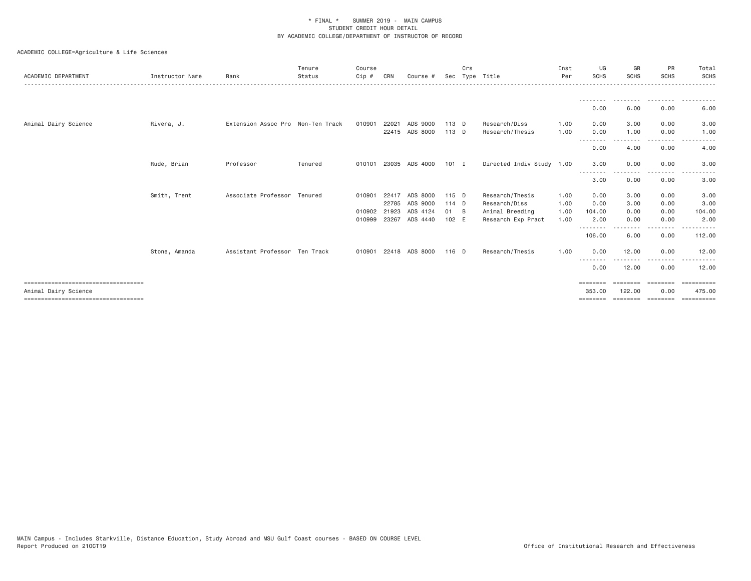* FINAL * SUMMER 2019 - MAIN CAMPUS
STUDENT CREDIT HOUR DETAIL
BY ACADEMIC COLLEGE/DEPARTMENT OF INSTRUCTOR OF RECORD

ACADEMIC COLLEGE=Agriculture & Life Sciences

| ACADEMIC DEPARTMENT | Instructor Name | Rank | Tenure Status | Course Cip # | CRN | Course # | Sec | Crs Type | Title | Inst Per | UG SCHS | GR SCHS | PR SCHS | Total SCHS |
|---|---|---|---|---|---|---|---|---|---|---|---|---|---|---|
| | | | | | | | | | | | 0.00 | 6.00 | 0.00 | 6.00 |
| Animal Dairy Science | Rivera, J. | Extension Assoc Pro | Non-Ten Track | 010901 | 22021 | ADS 9000 | 113 | D | Research/Diss | 1.00 | 0.00 | 3.00 | 0.00 | 3.00 |
| | | | | | 22415 | ADS 8000 | 113 | D | Research/Thesis | 1.00 | 0.00 | 1.00 | 0.00 | 1.00 |
| | | | | | | | | | | | 0.00 | 4.00 | 0.00 | 4.00 |
| | Rude, Brian | Professor | Tenured | 010101 | 23035 | ADS 4000 | 101 | I | Directed Indiv Study | 1.00 | 3.00 | 0.00 | 0.00 | 3.00 |
| | | | | | | | | | | | 3.00 | 0.00 | 0.00 | 3.00 |
| | Smith, Trent | Associate Professor | Tenured | 010901 | 22417 | ADS 8000 | 115 | D | Research/Thesis | 1.00 | 0.00 | 3.00 | 0.00 | 3.00 |
| | | | | | 22785 | ADS 9000 | 114 | D | Research/Diss | 1.00 | 0.00 | 3.00 | 0.00 | 3.00 |
| | | | | 010902 | 21923 | ADS 4124 | 01 | B | Animal Breeding | 1.00 | 104.00 | 0.00 | 0.00 | 104.00 |
| | | | | 010999 | 23267 | ADS 4440 | 102 | E | Research Exp Pract | 1.00 | 2.00 | 0.00 | 0.00 | 2.00 |
| | | | | | | | | | | | 106.00 | 6.00 | 0.00 | 112.00 |
| | Stone, Amanda | Assistant Professor | Ten Track | 010901 | 22418 | ADS 8000 | 116 | D | Research/Thesis | 1.00 | 0.00 | 12.00 | 0.00 | 12.00 |
| | | | | | | | | | | | 0.00 | 12.00 | 0.00 | 12.00 |
| Animal Dairy Science | | | | | | | | | | | 353.00 | 122.00 | 0.00 | 475.00 |

MAIN Campus - Includes Starkville, Distance Education, Study Abroad and MSU Gulf Coast courses - BASED ON COURSE LEVEL
Report Produced on 21OCT19

Office of Institutional Research and Effectiveness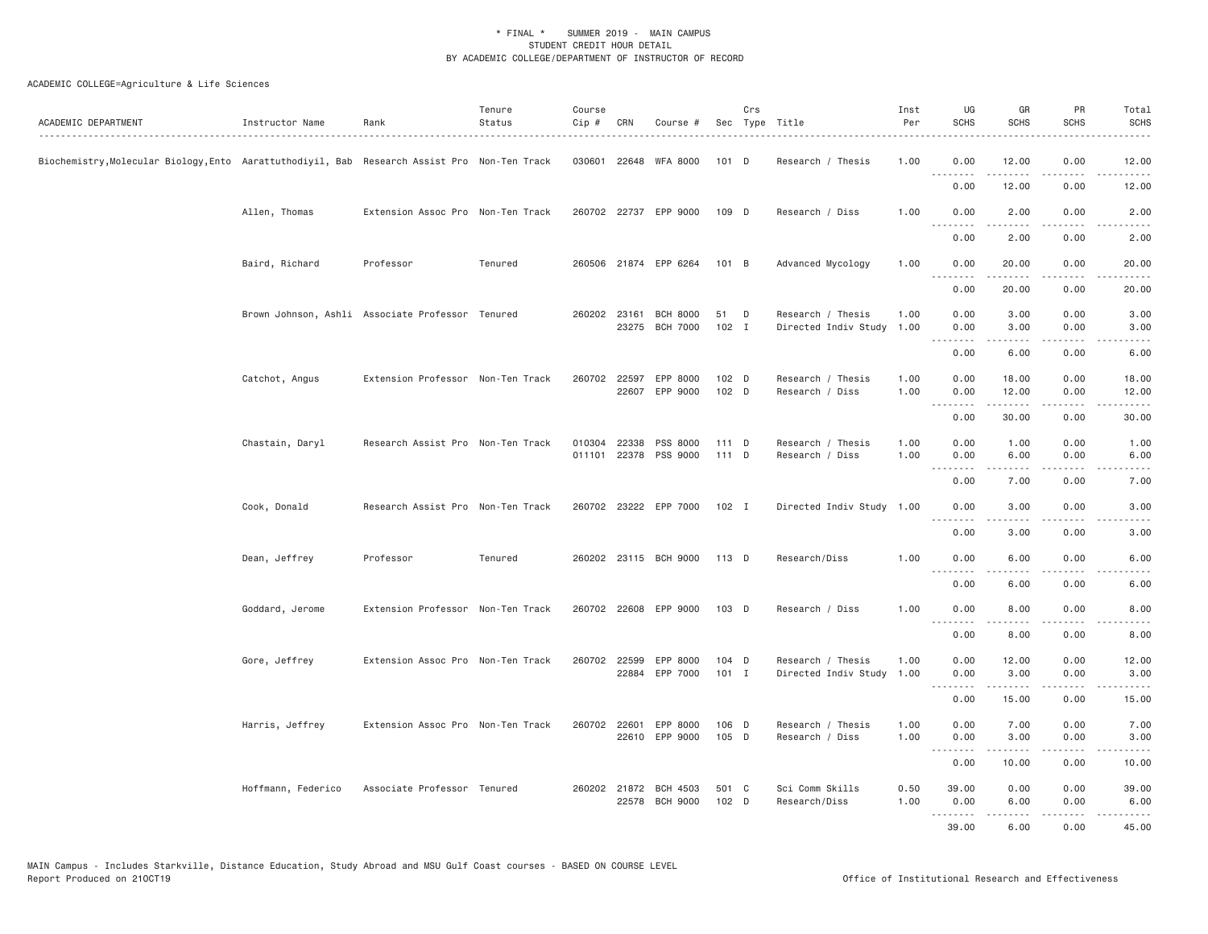\* FINAL \* SUMMER 2019 - MAIN CAMPUS
STUDENT CREDIT HOUR DETAIL
BY ACADEMIC COLLEGE/DEPARTMENT OF INSTRUCTOR OF RECORD

ACADEMIC COLLEGE=Agriculture & Life Sciences

| ACADEMIC DEPARTMENT | Instructor Name | Rank | Tenure Status | Course Cip # | CRN | Course # | Sec | Crs Type | Title | Inst Per | UG SCHS | GR SCHS | PR SCHS | Total SCHS |
|---|---|---|---|---|---|---|---|---|---|---|---|---|---|---|
| Biochemistry,Molecular Biology,Ento | Aarattuthodiyil, Bab | Research Assist Pro | Non-Ten Track | 030601 | 22648 | WFA 8000 | 101 | D | Research / Thesis | 1.00 | 0.00 | 12.00 | 0.00 | 12.00 |
| | | | | | | | | | | | 0.00 | 12.00 | 0.00 | 12.00 |
| | Allen, Thomas | Extension Assoc Pro | Non-Ten Track | 260702 | 22737 | EPP 9000 | 109 | D | Research / Diss | 1.00 | 0.00 | 2.00 | 0.00 | 2.00 |
| | | | | | | | | | | | 0.00 | 2.00 | 0.00 | 2.00 |
| | Baird, Richard | Professor | Tenured | 260506 | 21874 | EPP 6264 | 101 | B | Advanced Mycology | 1.00 | 0.00 | 20.00 | 0.00 | 20.00 |
| | | | | | | | | | | | 0.00 | 20.00 | 0.00 | 20.00 |
| | Brown Johnson, Ashli | Associate Professor | Tenured | 260202 | 23161 | BCH 8000 | 51 | D | Research / Thesis | 1.00 | 0.00 | 3.00 | 0.00 | 3.00 |
| | | | | | 23275 | BCH 7000 | 102 | I | Directed Indiv Study | 1.00 | 0.00 | 3.00 | 0.00 | 3.00 |
| | | | | | | | | | | | 0.00 | 6.00 | 0.00 | 6.00 |
| | Catchot, Angus | Extension Professor | Non-Ten Track | 260702 | 22597 | EPP 8000 | 102 | D | Research / Thesis | 1.00 | 0.00 | 18.00 | 0.00 | 18.00 |
| | | | | | 22607 | EPP 9000 | 102 | D | Research / Diss | 1.00 | 0.00 | 12.00 | 0.00 | 12.00 |
| | | | | | | | | | | | 0.00 | 30.00 | 0.00 | 30.00 |
| | Chastain, Daryl | Research Assist Pro | Non-Ten Track | 010304 | 22338 | PSS 8000 | 111 | D | Research / Thesis | 1.00 | 0.00 | 1.00 | 0.00 | 1.00 |
| | | | | 011101 | 22378 | PSS 9000 | 111 | D | Research / Diss | 1.00 | 0.00 | 6.00 | 0.00 | 6.00 |
| | | | | | | | | | | | 0.00 | 7.00 | 0.00 | 7.00 |
| | Cook, Donald | Research Assist Pro | Non-Ten Track | 260702 | 23222 | EPP 7000 | 102 | I | Directed Indiv Study | 1.00 | 0.00 | 3.00 | 0.00 | 3.00 |
| | | | | | | | | | | | 0.00 | 3.00 | 0.00 | 3.00 |
| | Dean, Jeffrey | Professor | Tenured | 260202 | 23115 | BCH 9000 | 113 | D | Research/Diss | 1.00 | 0.00 | 6.00 | 0.00 | 6.00 |
| | | | | | | | | | | | 0.00 | 6.00 | 0.00 | 6.00 |
| | Goddard, Jerome | Extension Professor | Non-Ten Track | 260702 | 22608 | EPP 9000 | 103 | D | Research / Diss | 1.00 | 0.00 | 8.00 | 0.00 | 8.00 |
| | | | | | | | | | | | 0.00 | 8.00 | 0.00 | 8.00 |
| | Gore, Jeffrey | Extension Assoc Pro | Non-Ten Track | 260702 | 22599 | EPP 8000 | 104 | D | Research / Thesis | 1.00 | 0.00 | 12.00 | 0.00 | 12.00 |
| | | | | | 22884 | EPP 7000 | 101 | I | Directed Indiv Study | 1.00 | 0.00 | 3.00 | 0.00 | 3.00 |
| | | | | | | | | | | | 0.00 | 15.00 | 0.00 | 15.00 |
| | Harris, Jeffrey | Extension Assoc Pro | Non-Ten Track | 260702 | 22601 | EPP 8000 | 106 | D | Research / Thesis | 1.00 | 0.00 | 7.00 | 0.00 | 7.00 |
| | | | | | 22610 | EPP 9000 | 105 | D | Research / Diss | 1.00 | 0.00 | 3.00 | 0.00 | 3.00 |
| | | | | | | | | | | | 0.00 | 10.00 | 0.00 | 10.00 |
| | Hoffmann, Federico | Associate Professor | Tenured | 260202 | 21872 | BCH 4503 | 501 | C | Sci Comm Skills | 0.50 | 39.00 | 0.00 | 0.00 | 39.00 |
| | | | | | 22578 | BCH 9000 | 102 | D | Research/Diss | 1.00 | 0.00 | 6.00 | 0.00 | 6.00 |
| | | | | | | | | | | | 39.00 | 6.00 | 0.00 | 45.00 |

MAIN Campus - Includes Starkville, Distance Education, Study Abroad and MSU Gulf Coast courses - BASED ON COURSE LEVEL
Report Produced on 21OCT19 Office of Institutional Research and Effectiveness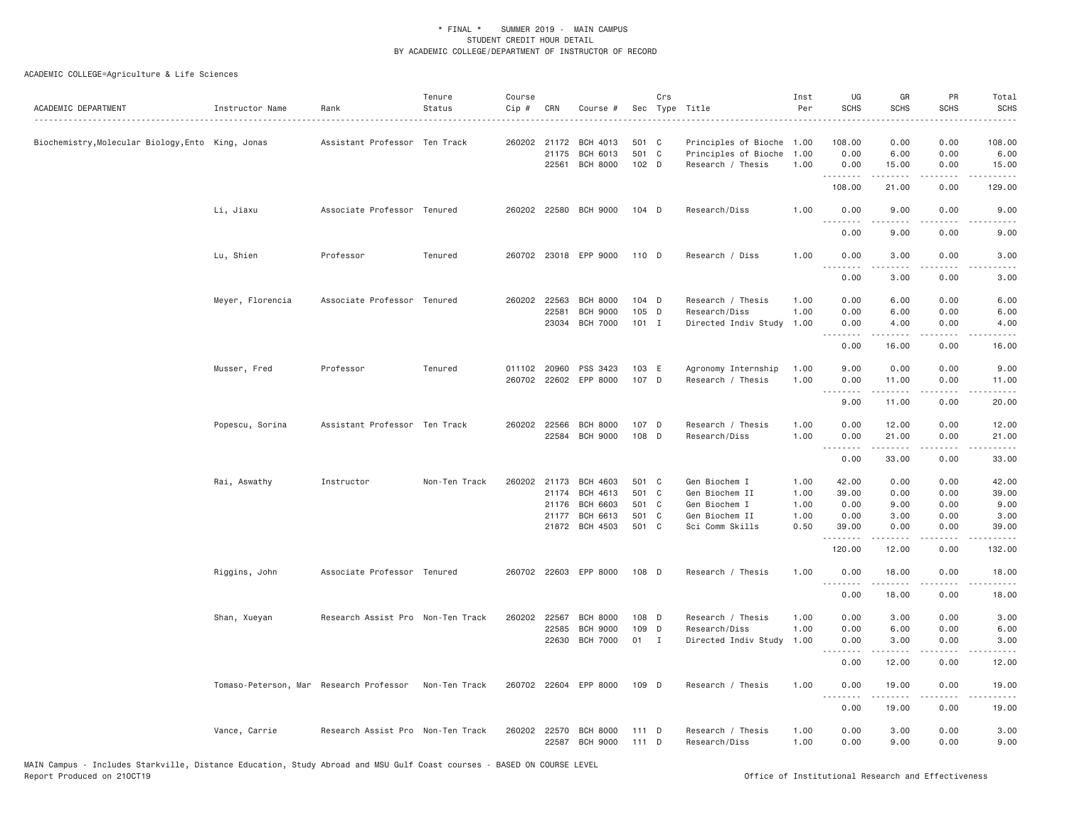\* FINAL \* SUMMER 2019 - MAIN CAMPUS
STUDENT CREDIT HOUR DETAIL
BY ACADEMIC COLLEGE/DEPARTMENT OF INSTRUCTOR OF RECORD

ACADEMIC COLLEGE=Agriculture & Life Sciences

| ACADEMIC DEPARTMENT | Instructor Name | Rank | Tenure Status | Course Cip # | CRN | Course # | Sec | Crs Type | Title | Inst Per | UG SCHS | GR SCHS | PR SCHS | Total SCHS |
|---|---|---|---|---|---|---|---|---|---|---|---|---|---|---|
| Biochemistry,Molecular Biology,Ento | King, Jonas | Assistant Professor | Ten Track | 260202 | 21172 | BCH 4013 | 501 | C | Principles of Bioche | 1.00 | 108.00 | 0.00 | 0.00 | 108.00 |
| | | | | | 21175 | BCH 6013 | 501 | C | Principles of Bioche | 1.00 | 0.00 | 6.00 | 0.00 | 6.00 |
| | | | | | 22561 | BCH 8000 | 102 | D | Research / Thesis | 1.00 | 0.00 | 15.00 | 0.00 | 15.00 |
| | | | | | | | | | | | 108.00 | 21.00 | 0.00 | 129.00 |
| | Li, Jiaxu | Associate Professor | Tenured | 260202 | 22580 | BCH 9000 | 104 | D | Research/Diss | 1.00 | 0.00 | 9.00 | 0.00 | 9.00 |
| | | | | | | | | | | | 0.00 | 9.00 | 0.00 | 9.00 |
| | Lu, Shien | Professor | Tenured | 260702 | 23018 | EPP 9000 | 110 | D | Research / Diss | 1.00 | 0.00 | 3.00 | 0.00 | 3.00 |
| | | | | | | | | | | | 0.00 | 3.00 | 0.00 | 3.00 |
| | Meyer, Florencia | Associate Professor | Tenured | 260202 | 22563 | BCH 8000 | 104 | D | Research / Thesis | 1.00 | 0.00 | 6.00 | 0.00 | 6.00 |
| | | | | | 22581 | BCH 9000 | 105 | D | Research/Diss | 1.00 | 0.00 | 6.00 | 0.00 | 6.00 |
| | | | | | 23034 | BCH 7000 | 101 | I | Directed Indiv Study | 1.00 | 0.00 | 4.00 | 0.00 | 4.00 |
| | | | | | | | | | | | 0.00 | 16.00 | 0.00 | 16.00 |
| | Musser, Fred | Professor | Tenured | 011102 | 20960 | PSS 3423 | 103 | E | Agronomy Internship | 1.00 | 9.00 | 0.00 | 0.00 | 9.00 |
| | | | | 260702 | 22602 | EPP 8000 | 107 | D | Research / Thesis | 1.00 | 0.00 | 11.00 | 0.00 | 11.00 |
| | | | | | | | | | | | 9.00 | 11.00 | 0.00 | 20.00 |
| | Popescu, Sorina | Assistant Professor | Ten Track | 260202 | 22566 | BCH 8000 | 107 | D | Research / Thesis | 1.00 | 0.00 | 12.00 | 0.00 | 12.00 |
| | | | | | 22584 | BCH 9000 | 108 | D | Research/Diss | 1.00 | 0.00 | 21.00 | 0.00 | 21.00 |
| | | | | | | | | | | | 0.00 | 33.00 | 0.00 | 33.00 |
| | Rai, Aswathy | Instructor | Non-Ten Track | 260202 | 21173 | BCH 4603 | 501 | C | Gen Biochem I | 1.00 | 42.00 | 0.00 | 0.00 | 42.00 |
| | | | | | 21174 | BCH 4613 | 501 | C | Gen Biochem II | 1.00 | 39.00 | 0.00 | 0.00 | 39.00 |
| | | | | | 21176 | BCH 6603 | 501 | C | Gen Biochem I | 1.00 | 0.00 | 9.00 | 0.00 | 9.00 |
| | | | | | 21177 | BCH 6613 | 501 | C | Gen Biochem II | 1.00 | 0.00 | 3.00 | 0.00 | 3.00 |
| | | | | | 21872 | BCH 4503 | 501 | C | Sci Comm Skills | 0.50 | 39.00 | 0.00 | 0.00 | 39.00 |
| | | | | | | | | | | | 120.00 | 12.00 | 0.00 | 132.00 |
| | Riggins, John | Associate Professor | Tenured | 260702 | 22603 | EPP 8000 | 108 | D | Research / Thesis | 1.00 | 0.00 | 18.00 | 0.00 | 18.00 |
| | | | | | | | | | | | 0.00 | 18.00 | 0.00 | 18.00 |
| | Shan, Xueyan | Research Assist Pro | Non-Ten Track | 260202 | 22567 | BCH 8000 | 108 | D | Research / Thesis | 1.00 | 0.00 | 3.00 | 0.00 | 3.00 |
| | | | | | 22585 | BCH 9000 | 109 | D | Research/Diss | 1.00 | 0.00 | 6.00 | 0.00 | 6.00 |
| | | | | | 22630 | BCH 7000 | 01 | I | Directed Indiv Study | 1.00 | 0.00 | 3.00 | 0.00 | 3.00 |
| | | | | | | | | | | | 0.00 | 12.00 | 0.00 | 12.00 |
| | Tomaso-Peterson, Mar | Research Professor | Non-Ten Track | 260702 | 22604 | EPP 8000 | 109 | D | Research / Thesis | 1.00 | 0.00 | 19.00 | 0.00 | 19.00 |
| | | | | | | | | | | | 0.00 | 19.00 | 0.00 | 19.00 |
| | Vance, Carrie | Research Assist Pro | Non-Ten Track | 260202 | 22570 | BCH 8000 | 111 | D | Research / Thesis | 1.00 | 0.00 | 3.00 | 0.00 | 3.00 |
| | | | | | 22587 | BCH 9000 | 111 | D | Research/Diss | 1.00 | 0.00 | 9.00 | 0.00 | 9.00 |

MAIN Campus - Includes Starkville, Distance Education, Study Abroad and MSU Gulf Coast courses - BASED ON COURSE LEVEL
Report Produced on 21OCT19

Office of Institutional Research and Effectiveness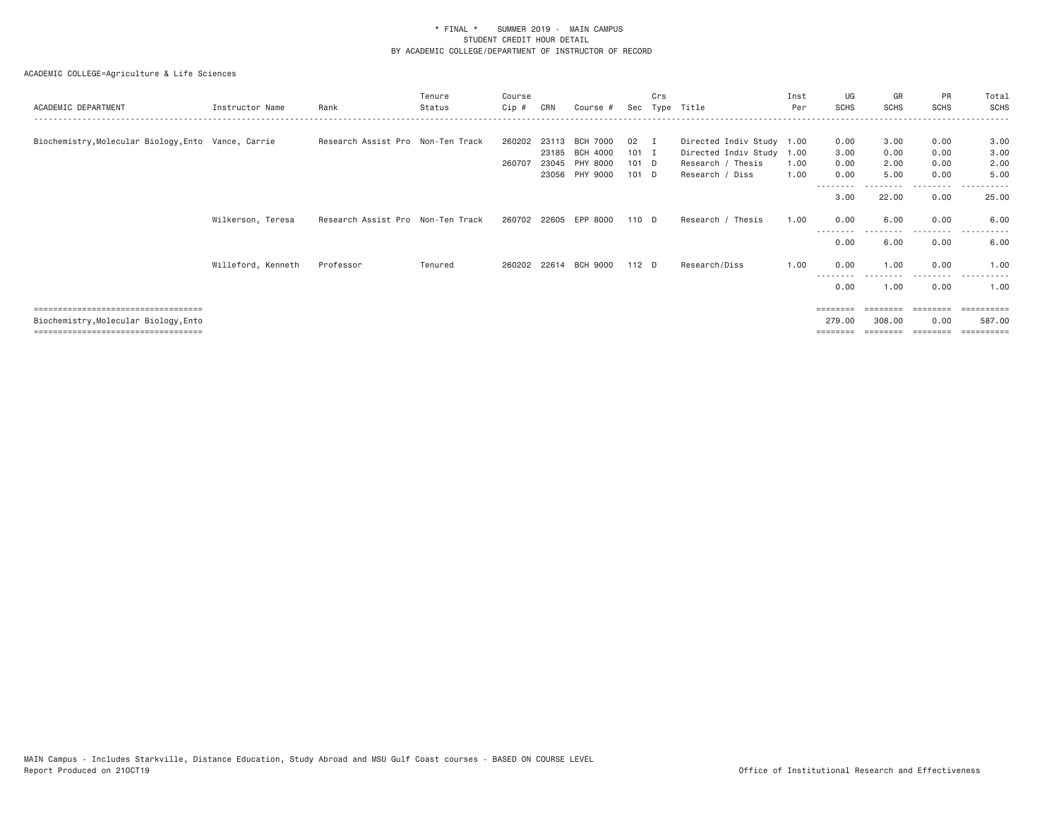\* FINAL \*    SUMMER 2019 - MAIN CAMPUS
STUDENT CREDIT HOUR DETAIL
BY ACADEMIC COLLEGE/DEPARTMENT OF INSTRUCTOR OF RECORD

ACADEMIC COLLEGE=Agriculture & Life Sciences

| ACADEMIC DEPARTMENT | Instructor Name | Rank | Tenure Status | Course Cip # | CRN | Course # | Sec | Crs Type | Title | Inst Per | UG SCHS | GR SCHS | PR SCHS | Total SCHS |
|---|---|---|---|---|---|---|---|---|---|---|---|---|---|---|
| Biochemistry,Molecular Biology,Ento | Vance, Carrie | Research Assist Pro | Non-Ten Track | 260202 | 23113 | BCH 7000 | 02 | I | Directed Indiv Study | 1.00 | 0.00 | 3.00 | 0.00 | 3.00 |
| | | | | | 23185 | BCH 4000 | 101 | I | Directed Indiv Study | 1.00 | 3.00 | 0.00 | 0.00 | 3.00 |
| | | | | 260707 | 23045 | PHY 8000 | 101 | D | Research / Thesis | 1.00 | 0.00 | 2.00 | 0.00 | 2.00 |
| | | | | | 23056 | PHY 9000 | 101 | D | Research / Diss | 1.00 | 0.00 | 5.00 | 0.00 | 5.00 |
| | | | | | | | | | | | 3.00 | 22.00 | 0.00 | 25.00 |
| | Wilkerson, Teresa | Research Assist Pro | Non-Ten Track | 260702 | 22605 | EPP 8000 | 110 | D | Research / Thesis | 1.00 | 0.00 | 6.00 | 0.00 | 6.00 |
| | | | | | | | | | | | 0.00 | 6.00 | 0.00 | 6.00 |
| | Willeford, Kenneth | Professor | Tenured | 260202 | 22614 | BCH 9000 | 112 | D | Research/Diss | 1.00 | 0.00 | 1.00 | 0.00 | 1.00 |
| | | | | | | | | | | | 0.00 | 1.00 | 0.00 | 1.00 |
| Biochemistry,Molecular Biology,Ento | | | | | | | | | | | 279.00 | 308.00 | 0.00 | 587.00 |

MAIN Campus - Includes Starkville, Distance Education, Study Abroad and MSU Gulf Coast courses - BASED ON COURSE LEVEL
Report Produced on 21OCT19    Office of Institutional Research and Effectiveness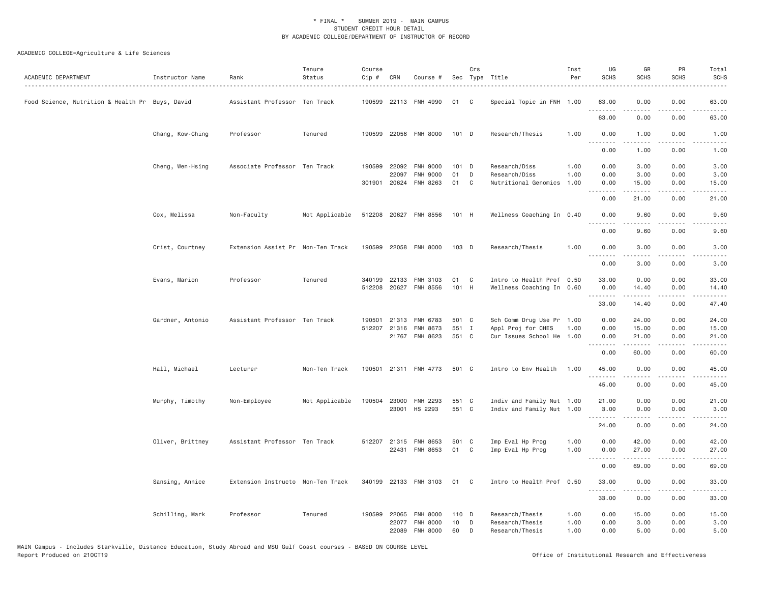\* FINAL \* SUMMER 2019 - MAIN CAMPUS
STUDENT CREDIT HOUR DETAIL
BY ACADEMIC COLLEGE/DEPARTMENT OF INSTRUCTOR OF RECORD

ACADEMIC COLLEGE=Agriculture & Life Sciences

| ACADEMIC DEPARTMENT | Instructor Name | Rank | Tenure Status | Course Cip # | CRN | Course # | Sec | Crs Type | Title | Inst Per | UG SCHS | GR SCHS | PR SCHS | Total SCHS |
|---|---|---|---|---|---|---|---|---|---|---|---|---|---|---|
| Food Science, Nutrition & Health Pr | Buys, David | Assistant Professor | Ten Track | 190599 | 22113 | FNH 4990 | 01 | C | Special Topic in FNH | 1.00 | 63.00 | 0.00 | 0.00 | 63.00 |
| | | | | | | | | | | | 63.00 | 0.00 | 0.00 | 63.00 |
| | Chang, Kow-Ching | Professor | Tenured | 190599 | 22056 | FNH 8000 | 101 | D | Research/Thesis | 1.00 | 0.00 | 1.00 | 0.00 | 1.00 |
| | | | | | | | | | | | 0.00 | 1.00 | 0.00 | 1.00 |
| | Cheng, Wen-Hsing | Associate Professor | Ten Track | 190599 | 22092 | FNH 9000 | 101 | D | Research/Diss | 1.00 | 0.00 | 3.00 | 0.00 | 3.00 |
| | | | | | 22097 | FNH 9000 | 01 | D | Research/Diss | 1.00 | 0.00 | 3.00 | 0.00 | 3.00 |
| | | | | 301901 | 20624 | FNH 8263 | 01 | C | Nutritional Genomics | 1.00 | 0.00 | 15.00 | 0.00 | 15.00 |
| | | | | | | | | | | | 0.00 | 21.00 | 0.00 | 21.00 |
| | Cox, Melissa | Non-Faculty | Not Applicable | 512208 | 20627 | FNH 8556 | 101 | H | Wellness Coaching In | 0.40 | 0.00 | 9.60 | 0.00 | 9.60 |
| | | | | | | | | | | | 0.00 | 9.60 | 0.00 | 9.60 |
| | Crist, Courtney | Extension Assist Pr | Non-Ten Track | 190599 | 22058 | FNH 8000 | 103 | D | Research/Thesis | 1.00 | 0.00 | 3.00 | 0.00 | 3.00 |
| | | | | | | | | | | | 0.00 | 3.00 | 0.00 | 3.00 |
| | Evans, Marion | Professor | Tenured | 340199 | 22133 | FNH 3103 | 01 | C | Intro to Health Prof | 0.50 | 33.00 | 0.00 | 0.00 | 33.00 |
| | | | | 512208 | 20627 | FNH 8556 | 101 | H | Wellness Coaching In | 0.60 | 0.00 | 14.40 | 0.00 | 14.40 |
| | | | | | | | | | | | 33.00 | 14.40 | 0.00 | 47.40 |
| | Gardner, Antonio | Assistant Professor | Ten Track | 190501 | 21313 | FNH 6783 | 501 | C | Sch Comm Drug Use Pr | 1.00 | 0.00 | 24.00 | 0.00 | 24.00 |
| | | | | 512207 | 21316 | FNH 8673 | 551 | I | Appl Proj for CHES | 1.00 | 0.00 | 15.00 | 0.00 | 15.00 |
| | | | | | 21767 | FNH 8623 | 551 | C | Cur Issues School He | 1.00 | 0.00 | 21.00 | 0.00 | 21.00 |
| | | | | | | | | | | | 0.00 | 60.00 | 0.00 | 60.00 |
| | Hall, Michael | Lecturer | Non-Ten Track | 190501 | 21311 | FNH 4773 | 501 | C | Intro to Env Health | 1.00 | 45.00 | 0.00 | 0.00 | 45.00 |
| | | | | | | | | | | | 45.00 | 0.00 | 0.00 | 45.00 |
| | Murphy, Timothy | Non-Employee | Not Applicable | 190504 | 23000 | FNH 2293 | 551 | C | Indiv and Family Nut | 1.00 | 21.00 | 0.00 | 0.00 | 21.00 |
| | | | | | 23001 | HS 2293 | 551 | C | Indiv and Family Nut | 1.00 | 3.00 | 0.00 | 0.00 | 3.00 |
| | | | | | | | | | | | 24.00 | 0.00 | 0.00 | 24.00 |
| | Oliver, Brittney | Assistant Professor | Ten Track | 512207 | 21315 | FNH 8653 | 501 | C | Imp Eval Hp Prog | 1.00 | 0.00 | 42.00 | 0.00 | 42.00 |
| | | | | | 22431 | FNH 8653 | 01 | C | Imp Eval Hp Prog | 1.00 | 0.00 | 27.00 | 0.00 | 27.00 |
| | | | | | | | | | | | 0.00 | 69.00 | 0.00 | 69.00 |
| | Sansing, Annice | Extension Instructo | Non-Ten Track | 340199 | 22133 | FNH 3103 | 01 | C | Intro to Health Prof | 0.50 | 33.00 | 0.00 | 0.00 | 33.00 |
| | | | | | | | | | | | 33.00 | 0.00 | 0.00 | 33.00 |
| | Schilling, Mark | Professor | Tenured | 190599 | 22065 | FNH 8000 | 110 | D | Research/Thesis | 1.00 | 0.00 | 15.00 | 0.00 | 15.00 |
| | | | | | 22077 | FNH 8000 | 10 | D | Research/Thesis | 1.00 | 0.00 | 3.00 | 0.00 | 3.00 |
| | | | | | 22089 | FNH 8000 | 60 | D | Research/Thesis | 1.00 | 0.00 | 5.00 | 0.00 | 5.00 |

MAIN Campus - Includes Starkville, Distance Education, Study Abroad and MSU Gulf Coast courses - BASED ON COURSE LEVEL
Report Produced on 21OCT19 Office of Institutional Research and Effectiveness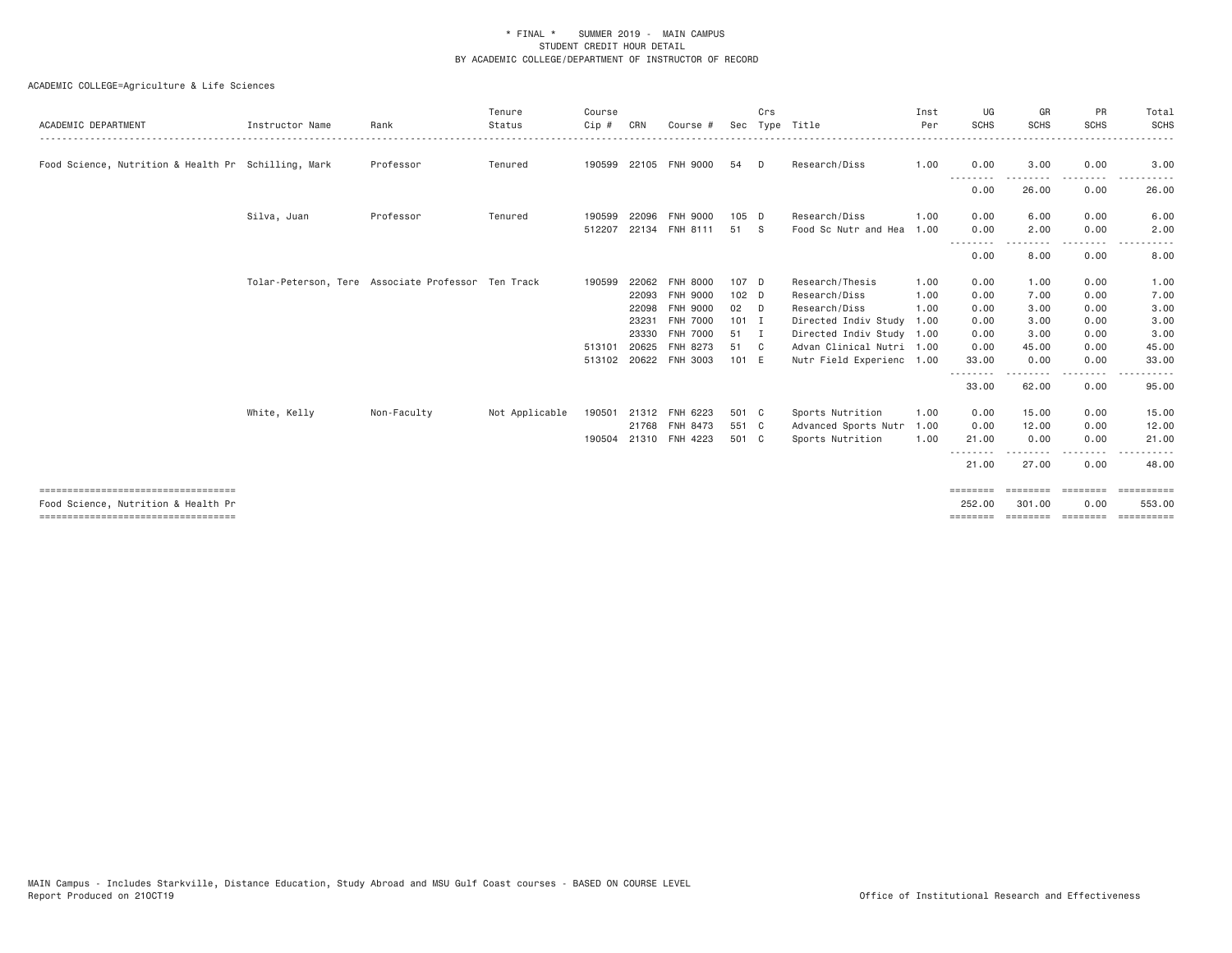# * FINAL * SUMMER 2019 - MAIN CAMPUS
## STUDENT CREDIT HOUR DETAIL
## BY ACADEMIC COLLEGE/DEPARTMENT OF INSTRUCTOR OF RECORD

ACADEMIC COLLEGE=Agriculture & Life Sciences

| ACADEMIC DEPARTMENT | Instructor Name | Rank | Tenure Status | Course Cip # | CRN | Course # | Sec | Crs Type | Title | Inst Per | UG SCHS | GR SCHS | PR SCHS | Total SCHS |
|---|---|---|---|---|---|---|---|---|---|---|---|---|---|---|
| Food Science, Nutrition & Health Pr | Schilling, Mark | Professor | Tenured | 190599 | 22105 | FNH 9000 | 54 | D | Research/Diss | 1.00 | 0.00 | 3.00 | 0.00 | 3.00 |
| | | | | | | | | | | | 0.00 | 26.00 | 0.00 | 26.00 |
| | Silva, Juan | Professor | Tenured | 190599 | 22096 | FNH 9000 | 105 | D | Research/Diss | 1.00 | 0.00 | 6.00 | 0.00 | 6.00 |
| | | | | 512207 | 22134 | FNH 8111 | 51 | S | Food Sc Nutr and Hea | 1.00 | 0.00 | 2.00 | 0.00 | 2.00 |
| | | | | | | | | | | | 0.00 | 8.00 | 0.00 | 8.00 |
| | Tolar-Peterson, Tere | Associate Professor | Ten Track | 190599 | 22062 | FNH 8000 | 107 | D | Research/Thesis | 1.00 | 0.00 | 1.00 | 0.00 | 1.00 |
| | | | | | 22093 | FNH 9000 | 102 | D | Research/Diss | 1.00 | 0.00 | 7.00 | 0.00 | 7.00 |
| | | | | | 22098 | FNH 9000 | 02 | D | Research/Diss | 1.00 | 0.00 | 3.00 | 0.00 | 3.00 |
| | | | | | 23231 | FNH 7000 | 101 | I | Directed Indiv Study | 1.00 | 0.00 | 3.00 | 0.00 | 3.00 |
| | | | | | 23330 | FNH 7000 | 51 | I | Directed Indiv Study | 1.00 | 0.00 | 3.00 | 0.00 | 3.00 |
| | | | | 513101 | 20625 | FNH 8273 | 51 | C | Advan Clinical Nutri | 1.00 | 0.00 | 45.00 | 0.00 | 45.00 |
| | | | | 513102 | 20622 | FNH 3003 | 101 | E | Nutr Field Experienc | 1.00 | 33.00 | 0.00 | 0.00 | 33.00 |
| | | | | | | | | | | | 33.00 | 62.00 | 0.00 | 95.00 |
| | White, Kelly | Non-Faculty | Not Applicable | 190501 | 21312 | FNH 6223 | 501 | C | Sports Nutrition | 1.00 | 0.00 | 15.00 | 0.00 | 15.00 |
| | | | | | 21768 | FNH 8473 | 551 | C | Advanced Sports Nutr | 1.00 | 0.00 | 12.00 | 0.00 | 12.00 |
| | | | | 190504 | 21310 | FNH 4223 | 501 | C | Sports Nutrition | 1.00 | 21.00 | 0.00 | 0.00 | 21.00 |
| | | | | | | | | | | | 21.00 | 27.00 | 0.00 | 48.00 |
| Food Science, Nutrition & Health Pr | | | | | | | | | | | 252.00 | 301.00 | 0.00 | 553.00 |

MAIN Campus - Includes Starkville, Distance Education, Study Abroad and MSU Gulf Coast courses - BASED ON COURSE LEVEL
Report Produced on 21OCT19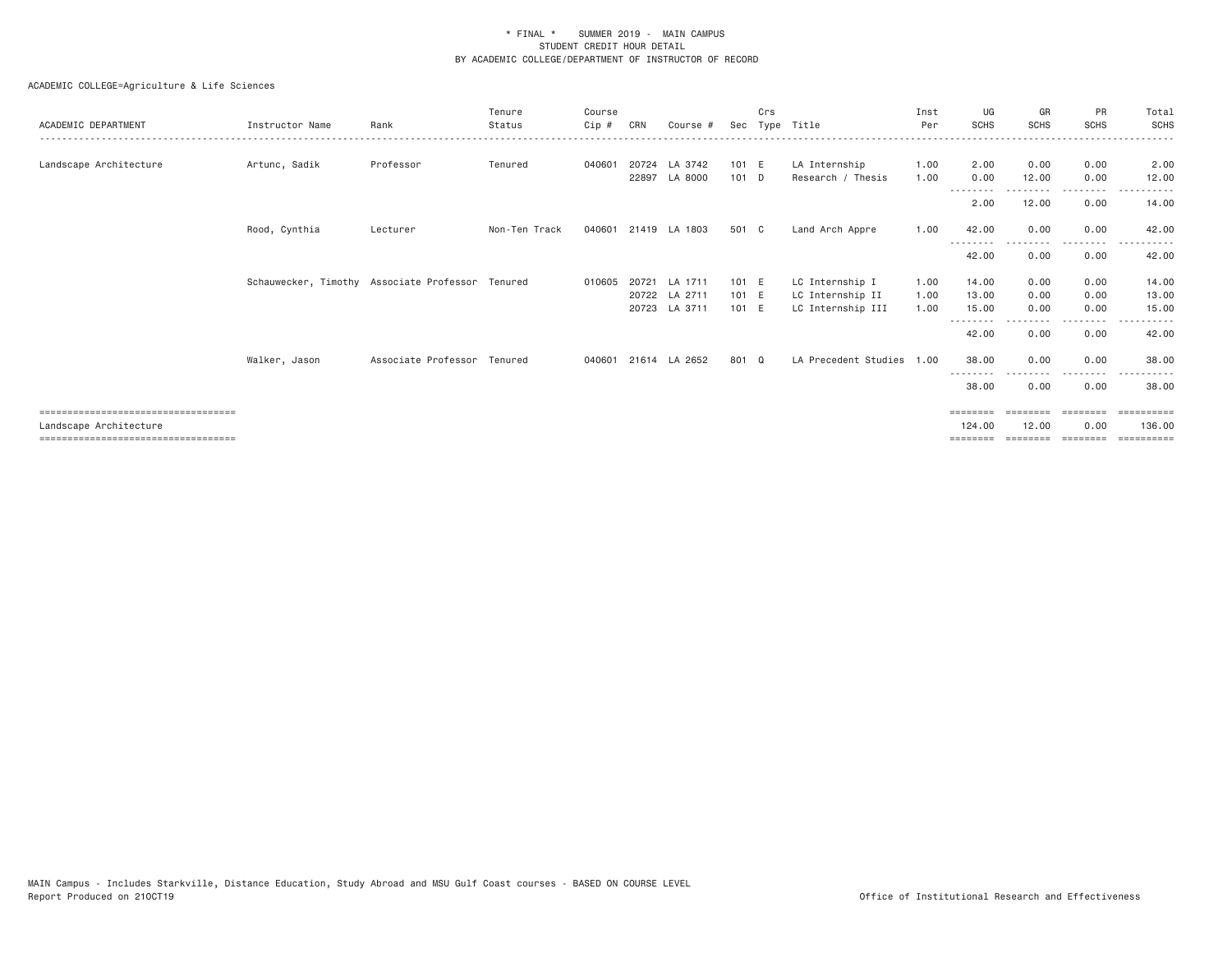\* FINAL \* SUMMER 2019 - MAIN CAMPUS
STUDENT CREDIT HOUR DETAIL
BY ACADEMIC COLLEGE/DEPARTMENT OF INSTRUCTOR OF RECORD

ACADEMIC COLLEGE=Agriculture & Life Sciences

| ACADEMIC DEPARTMENT | Instructor Name | Rank | Tenure Status | Course Cip # | CRN | Course # | Sec | Crs Type | Title | Inst Per | UG SCHS | GR SCHS | PR SCHS | Total SCHS |
|---|---|---|---|---|---|---|---|---|---|---|---|---|---|---|
| Landscape Architecture | Artunc, Sadik | Professor | Tenured | 040601 | 20724 | LA 3742 | 101 | E | LA Internship | 1.00 | 2.00 | 0.00 | 0.00 | 2.00 |
| | | | | | 22897 | LA 8000 | 101 | D | Research / Thesis | 1.00 | 0.00 | 12.00 | 0.00 | 12.00 |
| | | | | | | | | | | | 2.00 | 12.00 | 0.00 | 14.00 |
| | Rood, Cynthia | Lecturer | Non-Ten Track | 040601 | 21419 | LA 1803 | 501 | C | Land Arch Appre | 1.00 | 42.00 | 0.00 | 0.00 | 42.00 |
| | | | | | | | | | | | 42.00 | 0.00 | 0.00 | 42.00 |
| | Schauwecker, Timothy | Associate Professor | Tenured | 010605 | 20721 | LA 1711 | 101 | E | LC Internship I | 1.00 | 14.00 | 0.00 | 0.00 | 14.00 |
| | | | | | 20722 | LA 2711 | 101 | E | LC Internship II | 1.00 | 13.00 | 0.00 | 0.00 | 13.00 |
| | | | | | 20723 | LA 3711 | 101 | E | LC Internship III | 1.00 | 15.00 | 0.00 | 0.00 | 15.00 |
| | | | | | | | | | | | 42.00 | 0.00 | 0.00 | 42.00 |
| | Walker, Jason | Associate Professor | Tenured | 040601 | 21614 | LA 2652 | 801 | Q | LA Precedent Studies | 1.00 | 38.00 | 0.00 | 0.00 | 38.00 |
| | | | | | | | | | | | 38.00 | 0.00 | 0.00 | 38.00 |
| Landscape Architecture | | | | | | | | | | | 124.00 | 12.00 | 0.00 | 136.00 |

MAIN Campus - Includes Starkville, Distance Education, Study Abroad and MSU Gulf Coast courses - BASED ON COURSE LEVEL
Report Produced on 21OCT19

Office of Institutional Research and Effectiveness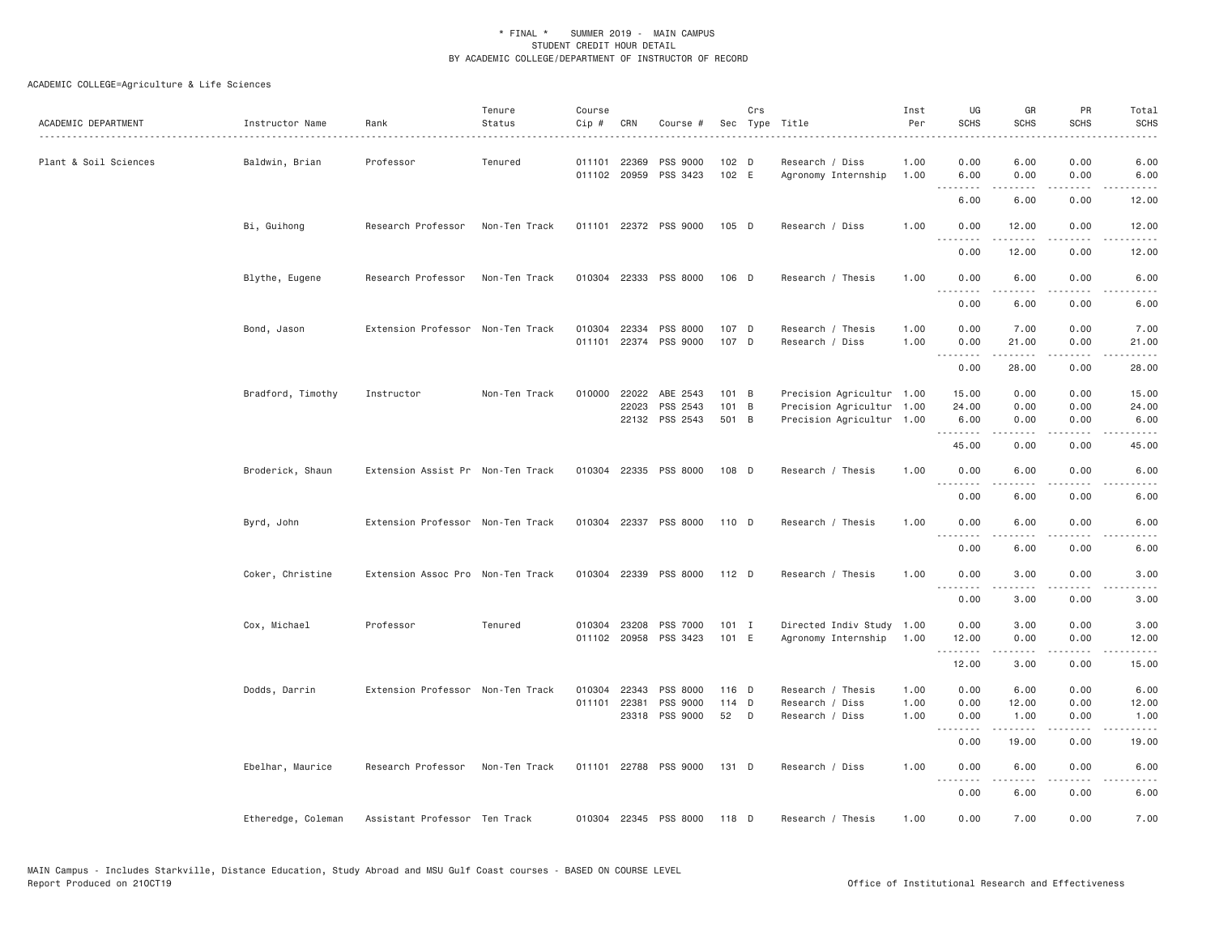# * FINAL * SUMMER 2019 - MAIN CAMPUS
## STUDENT CREDIT HOUR DETAIL
## BY ACADEMIC COLLEGE/DEPARTMENT OF INSTRUCTOR OF RECORD

ACADEMIC COLLEGE=Agriculture & Life Sciences

| ACADEMIC DEPARTMENT | Instructor Name | Rank | Tenure Status | Course Cip # | CRN | Course # | Sec | Crs Type | Title | Inst Per | UG SCHS | GR SCHS | PR SCHS | Total SCHS |
|---|---|---|---|---|---|---|---|---|---|---|---|---|---|---|
| Plant & Soil Sciences | Baldwin, Brian | Professor | Tenured | 011101 | 22369 | PSS 9000 | 102 | D | Research / Diss | 1.00 | 0.00 | 6.00 | 0.00 | 6.00 |
| | | | | 011102 | 20959 | PSS 3423 | 102 | E | Agronomy Internship | 1.00 | 6.00 | 0.00 | 0.00 | 6.00 |
| | | | | | | | | | | | 6.00 | 6.00 | 0.00 | 12.00 |
| | Bi, Guihong | Research Professor | Non-Ten Track | 011101 | 22372 | PSS 9000 | 105 | D | Research / Diss | 1.00 | 0.00 | 12.00 | 0.00 | 12.00 |
| | | | | | | | | | | | 0.00 | 12.00 | 0.00 | 12.00 |
| | Blythe, Eugene | Research Professor | Non-Ten Track | 010304 | 22333 | PSS 8000 | 106 | D | Research / Thesis | 1.00 | 0.00 | 6.00 | 0.00 | 6.00 |
| | | | | | | | | | | | 0.00 | 6.00 | 0.00 | 6.00 |
| | Bond, Jason | Extension Professor | Non-Ten Track | 010304 | 22334 | PSS 8000 | 107 | D | Research / Thesis | 1.00 | 0.00 | 7.00 | 0.00 | 7.00 |
| | | | | 011101 | 22374 | PSS 9000 | 107 | D | Research / Diss | 1.00 | 0.00 | 21.00 | 0.00 | 21.00 |
| | | | | | | | | | | | 0.00 | 28.00 | 0.00 | 28.00 |
| | Bradford, Timothy | Instructor | Non-Ten Track | 010000 | 22022 | ABE 2543 | 101 | B | Precision Agricultur | 1.00 | 15.00 | 0.00 | 0.00 | 15.00 |
| | | | | | 22023 | PSS 2543 | 101 | B | Precision Agricultur | 1.00 | 24.00 | 0.00 | 0.00 | 24.00 |
| | | | | | 22132 | PSS 2543 | 501 | B | Precision Agricultur | 1.00 | 6.00 | 0.00 | 0.00 | 6.00 |
| | | | | | | | | | | | 45.00 | 0.00 | 0.00 | 45.00 |
| | Broderick, Shaun | Extension Assist Pr | Non-Ten Track | 010304 | 22335 | PSS 8000 | 108 | D | Research / Thesis | 1.00 | 0.00 | 6.00 | 0.00 | 6.00 |
| | | | | | | | | | | | 0.00 | 6.00 | 0.00 | 6.00 |
| | Byrd, John | Extension Professor | Non-Ten Track | 010304 | 22337 | PSS 8000 | 110 | D | Research / Thesis | 1.00 | 0.00 | 6.00 | 0.00 | 6.00 |
| | | | | | | | | | | | 0.00 | 6.00 | 0.00 | 6.00 |
| | Coker, Christine | Extension Assoc Pro | Non-Ten Track | 010304 | 22339 | PSS 8000 | 112 | D | Research / Thesis | 1.00 | 0.00 | 3.00 | 0.00 | 3.00 |
| | | | | | | | | | | | 0.00 | 3.00 | 0.00 | 3.00 |
| | Cox, Michael | Professor | Tenured | 010304 | 23208 | PSS 7000 | 101 | I | Directed Indiv Study | 1.00 | 0.00 | 3.00 | 0.00 | 3.00 |
| | | | | 011102 | 20958 | PSS 3423 | 101 | E | Agronomy Internship | 1.00 | 12.00 | 0.00 | 0.00 | 12.00 |
| | | | | | | | | | | | 12.00 | 3.00 | 0.00 | 15.00 |
| | Dodds, Darrin | Extension Professor | Non-Ten Track | 010304 | 22343 | PSS 8000 | 116 | D | Research / Thesis | 1.00 | 0.00 | 6.00 | 0.00 | 6.00 |
| | | | | 011101 | 22381 | PSS 9000 | 114 | D | Research / Diss | 1.00 | 0.00 | 12.00 | 0.00 | 12.00 |
| | | | | | 23318 | PSS 9000 | 52 | D | Research / Diss | 1.00 | 0.00 | 1.00 | 0.00 | 1.00 |
| | | | | | | | | | | | 0.00 | 19.00 | 0.00 | 19.00 |
| | Ebelhar, Maurice | Research Professor | Non-Ten Track | 011101 | 22788 | PSS 9000 | 131 | D | Research / Diss | 1.00 | 0.00 | 6.00 | 0.00 | 6.00 |
| | | | | | | | | | | | 0.00 | 6.00 | 0.00 | 6.00 |
| | Etheredge, Coleman | Assistant Professor | Ten Track | 010304 | 22345 | PSS 8000 | 118 | D | Research / Thesis | 1.00 | 0.00 | 7.00 | 0.00 | 7.00 |

MAIN Campus - Includes Starkville, Distance Education, Study Abroad and MSU Gulf Coast courses - BASED ON COURSE LEVEL
Report Produced on 21OCT19 Office of Institutional Research and Effectiveness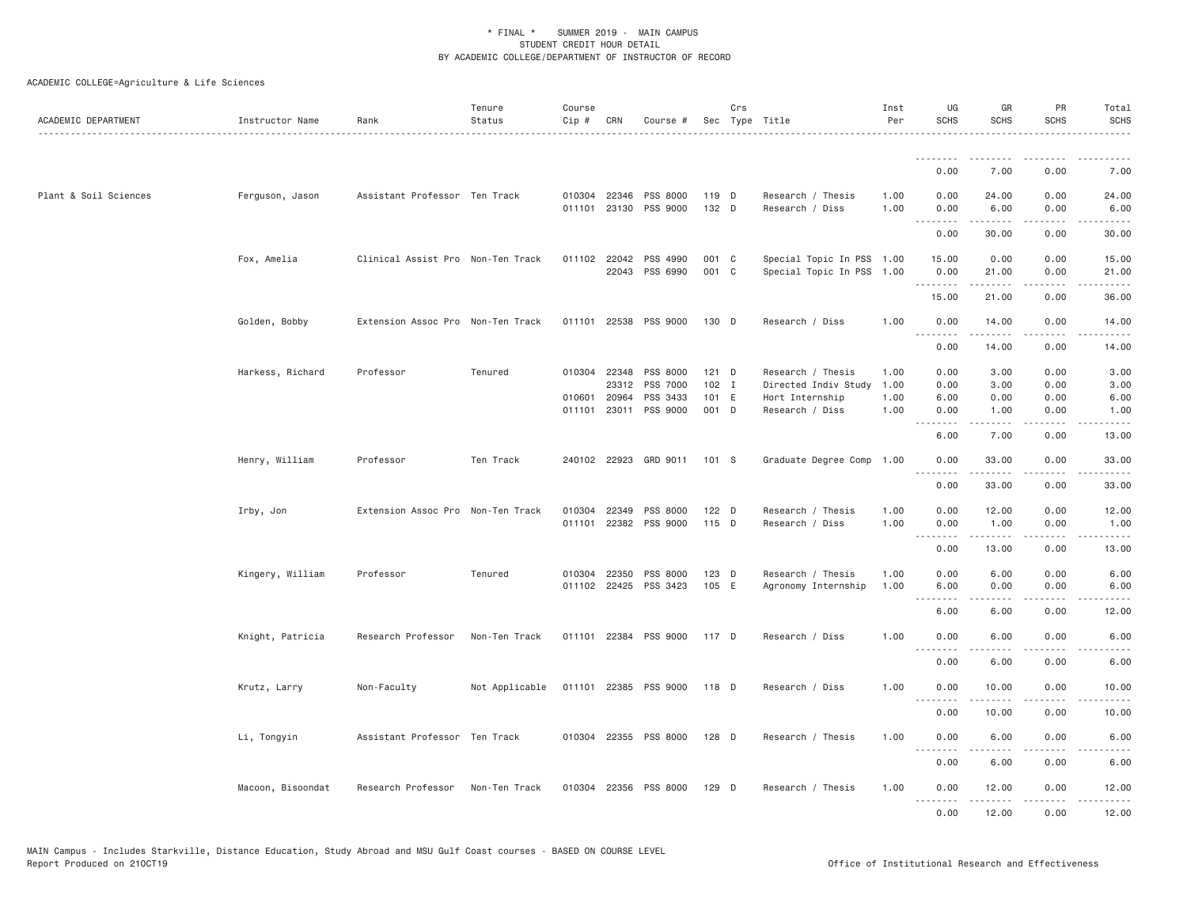\* FINAL \* SUMMER 2019 - MAIN CAMPUS
STUDENT CREDIT HOUR DETAIL
BY ACADEMIC COLLEGE/DEPARTMENT OF INSTRUCTOR OF RECORD

ACADEMIC COLLEGE=Agriculture & Life Sciences

| ACADEMIC DEPARTMENT | Instructor Name | Rank | Tenure Status | Course Cip # | CRN | Course # | Sec | Crs Type | Title | Inst Per | UG SCHS | GR SCHS | PR SCHS | Total SCHS |
|---|---|---|---|---|---|---|---|---|---|---|---|---|---|---|
| | | | | | | | | | | | 0.00 | 7.00 | 0.00 | 7.00 |
| Plant & Soil Sciences | Ferguson, Jason | Assistant Professor | Ten Track | 010304 | 22346 | PSS 8000 | 119 | D | Research / Thesis | 1.00 | 0.00 | 24.00 | 0.00 | 24.00 |
| | | | | 011101 | 23130 | PSS 9000 | 132 | D | Research / Diss | 1.00 | 0.00 | 6.00 | 0.00 | 6.00 |
| | | | | | | | | | | | 0.00 | 30.00 | 0.00 | 30.00 |
| | Fox, Amelia | Clinical Assist Pro | Non-Ten Track | 011102 | 22042 | PSS 4990 | 001 | C | Special Topic In PSS | 1.00 | 15.00 | 0.00 | 0.00 | 15.00 |
| | | | | | 22043 | PSS 6990 | 001 | C | Special Topic In PSS | 1.00 | 0.00 | 21.00 | 0.00 | 21.00 |
| | | | | | | | | | | | 15.00 | 21.00 | 0.00 | 36.00 |
| | Golden, Bobby | Extension Assoc Pro | Non-Ten Track | 011101 | 22538 | PSS 9000 | 130 | D | Research / Diss | 1.00 | 0.00 | 14.00 | 0.00 | 14.00 |
| | | | | | | | | | | | 0.00 | 14.00 | 0.00 | 14.00 |
| | Harkess, Richard | Professor | Tenured | 010304 | 22348 | PSS 8000 | 121 | D | Research / Thesis | 1.00 | 0.00 | 3.00 | 0.00 | 3.00 |
| | | | | | 23312 | PSS 7000 | 102 | I | Directed Indiv Study | 1.00 | 0.00 | 3.00 | 0.00 | 3.00 |
| | | | | 010601 | 20964 | PSS 3433 | 101 | E | Hort Internship | 1.00 | 6.00 | 0.00 | 0.00 | 6.00 |
| | | | | 011101 | 23011 | PSS 9000 | 001 | D | Research / Diss | 1.00 | 0.00 | 1.00 | 0.00 | 1.00 |
| | | | | | | | | | | | 6.00 | 7.00 | 0.00 | 13.00 |
| | Henry, William | Professor | Ten Track | 240102 | 22923 | GRD 9011 | 101 | S | Graduate Degree Comp | 1.00 | 0.00 | 33.00 | 0.00 | 33.00 |
| | | | | | | | | | | | 0.00 | 33.00 | 0.00 | 33.00 |
| | Irby, Jon | Extension Assoc Pro | Non-Ten Track | 010304 | 22349 | PSS 8000 | 122 | D | Research / Thesis | 1.00 | 0.00 | 12.00 | 0.00 | 12.00 |
| | | | | 011101 | 22382 | PSS 9000 | 115 | D | Research / Diss | 1.00 | 0.00 | 1.00 | 0.00 | 1.00 |
| | | | | | | | | | | | 0.00 | 13.00 | 0.00 | 13.00 |
| | Kingery, William | Professor | Tenured | 010304 | 22350 | PSS 8000 | 123 | D | Research / Thesis | 1.00 | 0.00 | 6.00 | 0.00 | 6.00 |
| | | | | 011102 | 22425 | PSS 3423 | 105 | E | Agronomy Internship | 1.00 | 6.00 | 0.00 | 0.00 | 6.00 |
| | | | | | | | | | | | 6.00 | 6.00 | 0.00 | 12.00 |
| | Knight, Patricia | Research Professor | Non-Ten Track | 011101 | 22384 | PSS 9000 | 117 | D | Research / Diss | 1.00 | 0.00 | 6.00 | 0.00 | 6.00 |
| | | | | | | | | | | | 0.00 | 6.00 | 0.00 | 6.00 |
| | Krutz, Larry | Non-Faculty | Not Applicable | 011101 | 22385 | PSS 9000 | 118 | D | Research / Diss | 1.00 | 0.00 | 10.00 | 0.00 | 10.00 |
| | | | | | | | | | | | 0.00 | 10.00 | 0.00 | 10.00 |
| | Li, Tongyin | Assistant Professor | Ten Track | 010304 | 22355 | PSS 8000 | 128 | D | Research / Thesis | 1.00 | 0.00 | 6.00 | 0.00 | 6.00 |
| | | | | | | | | | | | 0.00 | 6.00 | 0.00 | 6.00 |
| | Macoon, Bisoondat | Research Professor | Non-Ten Track | 010304 | 22356 | PSS 8000 | 129 | D | Research / Thesis | 1.00 | 0.00 | 12.00 | 0.00 | 12.00 |
| | | | | | | | | | | | 0.00 | 12.00 | 0.00 | 12.00 |

MAIN Campus - Includes Starkville, Distance Education, Study Abroad and MSU Gulf Coast courses - BASED ON COURSE LEVEL
Report Produced on 21OCT19 Office of Institutional Research and Effectiveness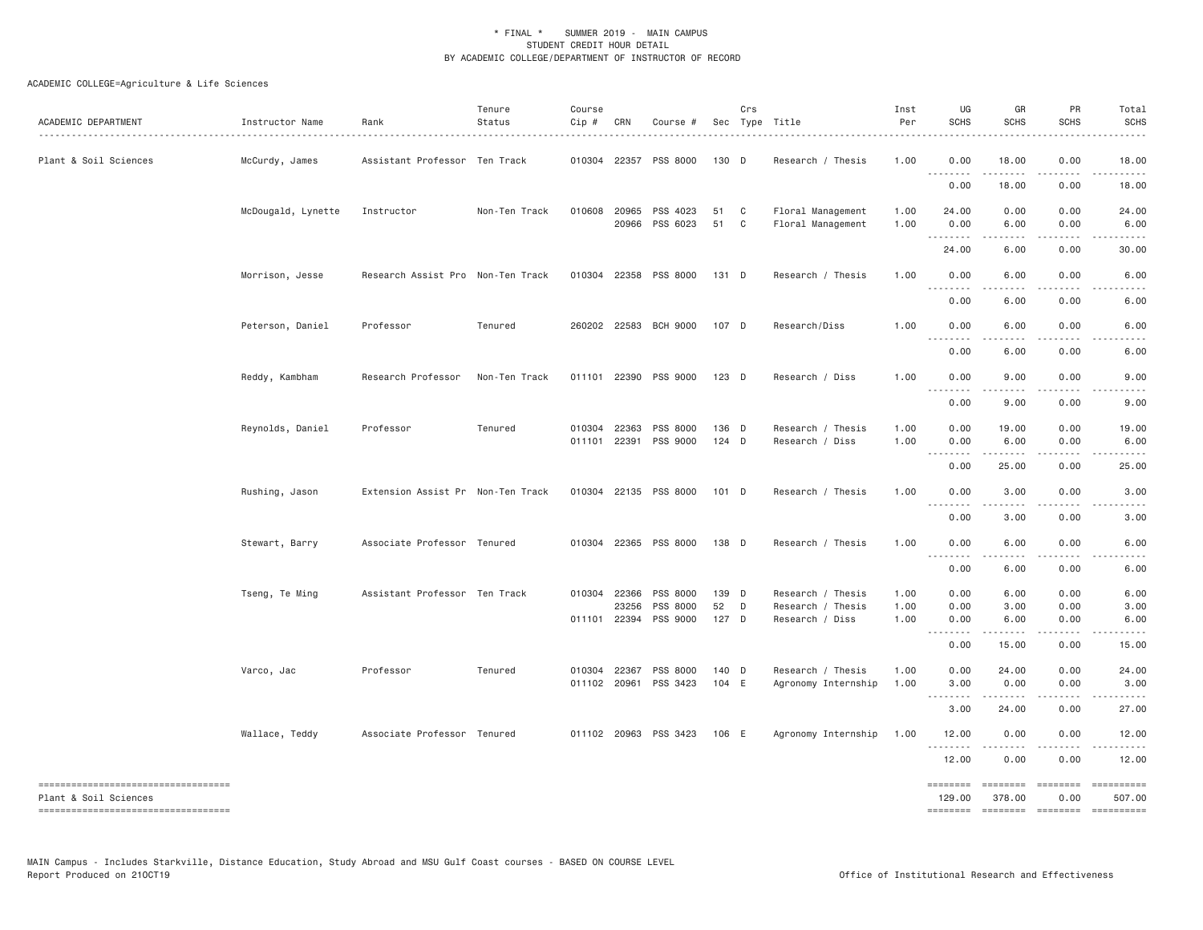\* FINAL \*    SUMMER 2019 -  MAIN CAMPUS
STUDENT CREDIT HOUR DETAIL
BY ACADEMIC COLLEGE/DEPARTMENT OF INSTRUCTOR OF RECORD

ACADEMIC COLLEGE=Agriculture & Life Sciences

| ACADEMIC DEPARTMENT | Instructor Name | Rank | Tenure Status | Course Cip # | CRN | Course # | Sec | Crs Type | Title | Inst Per | UG SCHS | GR SCHS | PR SCHS | Total SCHS |
|---|---|---|---|---|---|---|---|---|---|---|---|---|---|---|
| Plant & Soil Sciences | McCurdy, James | Assistant Professor | Ten Track | 010304 | 22357 | PSS 8000 | 130 | D | Research / Thesis | 1.00 | 0.00 | 18.00 | 0.00 | 18.00 |
| | | | | | | | | | | | 0.00 | 18.00 | 0.00 | 18.00 |
| | McDougald, Lynette | Instructor | Non-Ten Track | 010608 | 20965 | PSS 4023 | 51 | C | Floral Management | 1.00 | 24.00 | 0.00 | 0.00 | 24.00 |
| | | | | | 20966 | PSS 6023 | 51 | C | Floral Management | 1.00 | 0.00 | 6.00 | 0.00 | 6.00 |
| | | | | | | | | | | | 24.00 | 6.00 | 0.00 | 30.00 |
| | Morrison, Jesse | Research Assist Pro | Non-Ten Track | 010304 | 22358 | PSS 8000 | 131 | D | Research / Thesis | 1.00 | 0.00 | 6.00 | 0.00 | 6.00 |
| | | | | | | | | | | | 0.00 | 6.00 | 0.00 | 6.00 |
| | Peterson, Daniel | Professor | Tenured | 260202 | 22583 | BCH 9000 | 107 | D | Research/Diss | 1.00 | 0.00 | 6.00 | 0.00 | 6.00 |
| | | | | | | | | | | | 0.00 | 6.00 | 0.00 | 6.00 |
| | Reddy, Kambham | Research Professor | Non-Ten Track | 011101 | 22390 | PSS 9000 | 123 | D | Research / Diss | 1.00 | 0.00 | 9.00 | 0.00 | 9.00 |
| | | | | | | | | | | | 0.00 | 9.00 | 0.00 | 9.00 |
| | Reynolds, Daniel | Professor | Tenured | 010304 | 22363 | PSS 8000 | 136 | D | Research / Thesis | 1.00 | 0.00 | 19.00 | 0.00 | 19.00 |
| | | | | 011101 | 22391 | PSS 9000 | 124 | D | Research / Diss | 1.00 | 0.00 | 6.00 | 0.00 | 6.00 |
| | | | | | | | | | | | 0.00 | 25.00 | 0.00 | 25.00 |
| | Rushing, Jason | Extension Assist Pr | Non-Ten Track | 010304 | 22135 | PSS 8000 | 101 | D | Research / Thesis | 1.00 | 0.00 | 3.00 | 0.00 | 3.00 |
| | | | | | | | | | | | 0.00 | 3.00 | 0.00 | 3.00 |
| | Stewart, Barry | Associate Professor | Tenured | 010304 | 22365 | PSS 8000 | 138 | D | Research / Thesis | 1.00 | 0.00 | 6.00 | 0.00 | 6.00 |
| | | | | | | | | | | | 0.00 | 6.00 | 0.00 | 6.00 |
| | Tseng, Te Ming | Assistant Professor | Ten Track | 010304 | 22366 | PSS 8000 | 139 | D | Research / Thesis | 1.00 | 0.00 | 6.00 | 0.00 | 6.00 |
| | | | | | 23256 | PSS 8000 | 52 | D | Research / Thesis | 1.00 | 0.00 | 3.00 | 0.00 | 3.00 |
| | | | | 011101 | 22394 | PSS 9000 | 127 | D | Research / Diss | 1.00 | 0.00 | 6.00 | 0.00 | 6.00 |
| | | | | | | | | | | | 0.00 | 15.00 | 0.00 | 15.00 |
| | Varco, Jac | Professor | Tenured | 010304 | 22367 | PSS 8000 | 140 | D | Research / Thesis | 1.00 | 0.00 | 24.00 | 0.00 | 24.00 |
| | | | | 011102 | 20961 | PSS 3423 | 104 | E | Agronomy Internship | 1.00 | 3.00 | 0.00 | 0.00 | 3.00 |
| | | | | | | | | | | | 3.00 | 24.00 | 0.00 | 27.00 |
| | Wallace, Teddy | Associate Professor | Tenured | 011102 | 20963 | PSS 3423 | 106 | E | Agronomy Internship | 1.00 | 12.00 | 0.00 | 0.00 | 12.00 |
| | | | | | | | | | | | 12.00 | 0.00 | 0.00 | 12.00 |
| Plant & Soil Sciences | | | | | | | | | | | 129.00 | 378.00 | 0.00 | 507.00 |

MAIN Campus - Includes Starkville, Distance Education, Study Abroad and MSU Gulf Coast courses - BASED ON COURSE LEVEL
Report Produced on 21OCT19    Office of Institutional Research and Effectiveness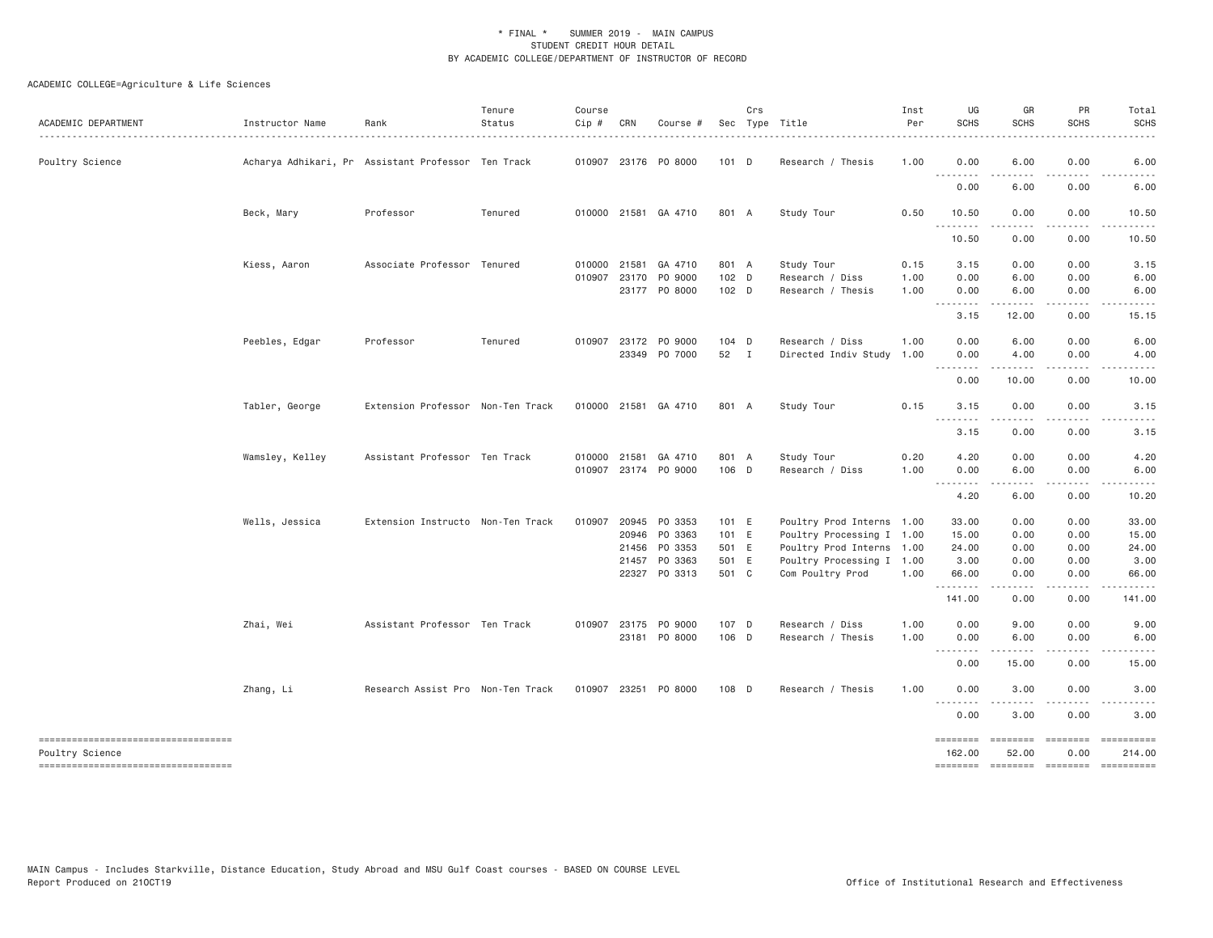# * FINAL * SUMMER 2019 - MAIN CAMPUS
## STUDENT CREDIT HOUR DETAIL
## BY ACADEMIC COLLEGE/DEPARTMENT OF INSTRUCTOR OF RECORD

ACADEMIC COLLEGE=Agriculture & Life Sciences

| ACADEMIC DEPARTMENT | Instructor Name | Rank | Tenure Status | Course Cip # | CRN | Course # | Sec | Crs Type | Title | Inst Per | UG SCHS | GR SCHS | PR SCHS | Total SCHS |
|---|---|---|---|---|---|---|---|---|---|---|---|---|---|---|
| Poultry Science | Acharya Adhikari, Pr | Assistant Professor | Ten Track | 010907 | 23176 | PO 8000 | 101 | D | Research / Thesis | 1.00 | 0.00 | 6.00 | 0.00 | 6.00 |
| | | | | | | | | | | | 0.00 | 6.00 | 0.00 | 6.00 |
| | Beck, Mary | Professor | Tenured | 010000 | 21581 | GA 4710 | 801 | A | Study Tour | 0.50 | 10.50 | 0.00 | 0.00 | 10.50 |
| | | | | | | | | | | | 10.50 | 0.00 | 0.00 | 10.50 |
| | Kiess, Aaron | Associate Professor | Tenured | 010000 | 21581 | GA 4710 | 801 | A | Study Tour | 0.15 | 3.15 | 0.00 | 0.00 | 3.15 |
| | | | | 010907 | 23170 | PO 9000 | 102 | D | Research / Diss | 1.00 | 0.00 | 6.00 | 0.00 | 6.00 |
| | | | | | 23177 | PO 8000 | 102 | D | Research / Thesis | 1.00 | 0.00 | 6.00 | 0.00 | 6.00 |
| | | | | | | | | | | | 3.15 | 12.00 | 0.00 | 15.15 |
| | Peebles, Edgar | Professor | Tenured | 010907 | 23172 | PO 9000 | 104 | D | Research / Diss | 1.00 | 0.00 | 6.00 | 0.00 | 6.00 |
| | | | | | 23349 | PO 7000 | 52 | I | Directed Indiv Study | 1.00 | 0.00 | 4.00 | 0.00 | 4.00 |
| | | | | | | | | | | | 0.00 | 10.00 | 0.00 | 10.00 |
| | Tabler, George | Extension Professor | Non-Ten Track | 010000 | 21581 | GA 4710 | 801 | A | Study Tour | 0.15 | 3.15 | 0.00 | 0.00 | 3.15 |
| | | | | | | | | | | | 3.15 | 0.00 | 0.00 | 3.15 |
| | Wamsley, Kelley | Assistant Professor | Ten Track | 010000 | 21581 | GA 4710 | 801 | A | Study Tour | 0.20 | 4.20 | 0.00 | 0.00 | 4.20 |
| | | | | 010907 | 23174 | PO 9000 | 106 | D | Research / Diss | 1.00 | 0.00 | 6.00 | 0.00 | 6.00 |
| | | | | | | | | | | | 4.20 | 6.00 | 0.00 | 10.20 |
| | Wells, Jessica | Extension Instructo | Non-Ten Track | 010907 | 20945 | PO 3353 | 101 | E | Poultry Prod Interns | 1.00 | 33.00 | 0.00 | 0.00 | 33.00 |
| | | | | | 20946 | PO 3363 | 101 | E | Poultry Processing I | 1.00 | 15.00 | 0.00 | 0.00 | 15.00 |
| | | | | | 21456 | PO 3353 | 501 | E | Poultry Prod Interns | 1.00 | 24.00 | 0.00 | 0.00 | 24.00 |
| | | | | | 21457 | PO 3363 | 501 | E | Poultry Processing I | 1.00 | 3.00 | 0.00 | 0.00 | 3.00 |
| | | | | | 22327 | PO 3313 | 501 | C | Com Poultry Prod | 1.00 | 66.00 | 0.00 | 0.00 | 66.00 |
| | | | | | | | | | | | 141.00 | 0.00 | 0.00 | 141.00 |
| | Zhai, Wei | Assistant Professor | Ten Track | 010907 | 23175 | PO 9000 | 107 | D | Research / Diss | 1.00 | 0.00 | 9.00 | 0.00 | 9.00 |
| | | | | | 23181 | PO 8000 | 106 | D | Research / Thesis | 1.00 | 0.00 | 6.00 | 0.00 | 6.00 |
| | | | | | | | | | | | 0.00 | 15.00 | 0.00 | 15.00 |
| | Zhang, Li | Research Assist Pro | Non-Ten Track | 010907 | 23251 | PO 8000 | 108 | D | Research / Thesis | 1.00 | 0.00 | 3.00 | 0.00 | 3.00 |
| | | | | | | | | | | | 0.00 | 3.00 | 0.00 | 3.00 |
| Poultry Science | | | | | | | | | | | 162.00 | 52.00 | 0.00 | 214.00 |

MAIN Campus - Includes Starkville, Distance Education, Study Abroad and MSU Gulf Coast courses - BASED ON COURSE LEVEL
Report Produced on 21OCT19

Office of Institutional Research and Effectiveness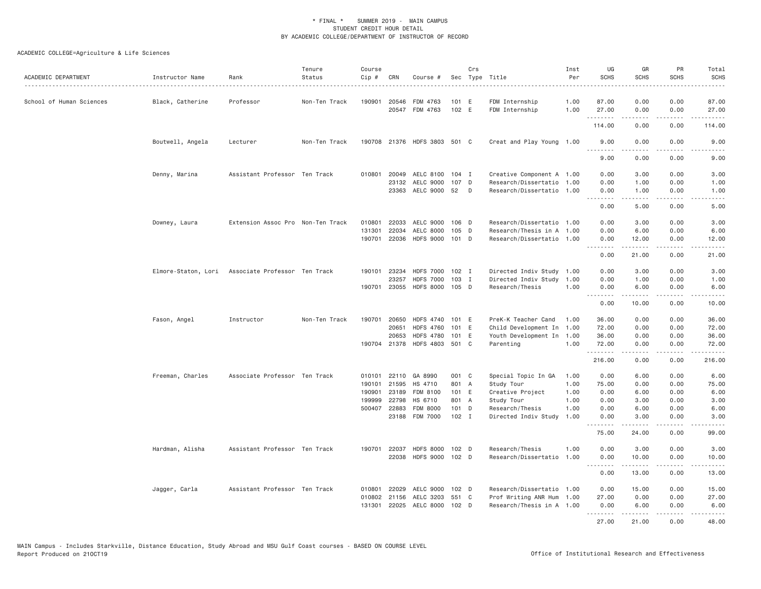\* FINAL \* SUMMER 2019 - MAIN CAMPUS
STUDENT CREDIT HOUR DETAIL
BY ACADEMIC COLLEGE/DEPARTMENT OF INSTRUCTOR OF RECORD

ACADEMIC COLLEGE=Agriculture & Life Sciences

| ACADEMIC DEPARTMENT | Instructor Name | Rank | Tenure Status | Course Cip # | CRN | Course # | Sec | Crs Type | Title | Inst Per | UG SCHS | GR SCHS | PR SCHS | Total SCHS |
|---|---|---|---|---|---|---|---|---|---|---|---|---|---|---|
| School of Human Sciences | Black, Catherine | Professor | Non-Ten Track | 190901 | 20546 | FDM 4763 | 101 | E | FDM Internship | 1.00 | 87.00 | 0.00 | 0.00 | 87.00 |
| | | | | | 20547 | FDM 4763 | 102 | E | FDM Internship | 1.00 | 27.00 | 0.00 | 0.00 | 27.00 |
| | | | | | | | | | | | 114.00 | 0.00 | 0.00 | 114.00 |
| | Boutwell, Angela | Lecturer | Non-Ten Track | 190708 | 21376 | HDFS 3803 | 501 | C | Creat and Play Young | 1.00 | 9.00 | 0.00 | 0.00 | 9.00 |
| | | | | | | | | | | | 9.00 | 0.00 | 0.00 | 9.00 |
| | Denny, Marina | Assistant Professor | Ten Track | 010801 | 20049 | AELC 8100 | 104 | I | Creative Component A | 1.00 | 0.00 | 3.00 | 0.00 | 3.00 |
| | | | | | 23132 | AELC 9000 | 107 | D | Research/Dissertatio | 1.00 | 0.00 | 1.00 | 0.00 | 1.00 |
| | | | | | 23363 | AELC 9000 | 52 | D | Research/Dissertatio | 1.00 | 0.00 | 1.00 | 0.00 | 1.00 |
| | | | | | | | | | | | 0.00 | 5.00 | 0.00 | 5.00 |
| | Downey, Laura | Extension Assoc Pro | Non-Ten Track | 010801 | 22033 | AELC 9000 | 106 | D | Research/Dissertatio | 1.00 | 0.00 | 3.00 | 0.00 | 3.00 |
| | | | | 131301 | 22034 | AELC 8000 | 105 | D | Research/Thesis in A | 1.00 | 0.00 | 6.00 | 0.00 | 6.00 |
| | | | | 190701 | 22036 | HDFS 9000 | 101 | D | Research/Dissertatio | 1.00 | 0.00 | 12.00 | 0.00 | 12.00 |
| | | | | | | | | | | | 0.00 | 21.00 | 0.00 | 21.00 |
| | Elmore-Staton, Lori | Associate Professor | Ten Track | 190101 | 23234 | HDFS 7000 | 102 | I | Directed Indiv Study | 1.00 | 0.00 | 3.00 | 0.00 | 3.00 |
| | | | | | 23257 | HDFS 7000 | 103 | I | Directed Indiv Study | 1.00 | 0.00 | 1.00 | 0.00 | 1.00 |
| | | | | 190701 | 23055 | HDFS 8000 | 105 | D | Research/Thesis | 1.00 | 0.00 | 6.00 | 0.00 | 6.00 |
| | | | | | | | | | | | 0.00 | 10.00 | 0.00 | 10.00 |
| | Fason, Angel | Instructor | Non-Ten Track | 190701 | 20650 | HDFS 4740 | 101 | E | PreK-K Teacher Cand | 1.00 | 36.00 | 0.00 | 0.00 | 36.00 |
| | | | | | 20651 | HDFS 4760 | 101 | E | Child Development In | 1.00 | 72.00 | 0.00 | 0.00 | 72.00 |
| | | | | | 20653 | HDFS 4780 | 101 | E | Youth Development In | 1.00 | 36.00 | 0.00 | 0.00 | 36.00 |
| | | | | 190704 | 21378 | HDFS 4803 | 501 | C | Parenting | 1.00 | 72.00 | 0.00 | 0.00 | 72.00 |
| | | | | | | | | | | | 216.00 | 0.00 | 0.00 | 216.00 |
| | Freeman, Charles | Associate Professor | Ten Track | 010101 | 22110 | GA 8990 | 001 | C | Special Topic In GA | 1.00 | 0.00 | 6.00 | 0.00 | 6.00 |
| | | | | 190101 | 21595 | HS 4710 | 801 | A | Study Tour | 1.00 | 75.00 | 0.00 | 0.00 | 75.00 |
| | | | | 190901 | 23189 | FDM 8100 | 101 | E | Creative Project | 1.00 | 0.00 | 6.00 | 0.00 | 6.00 |
| | | | | 199999 | 22798 | HS 6710 | 801 | A | Study Tour | 1.00 | 0.00 | 3.00 | 0.00 | 3.00 |
| | | | | 500407 | 22883 | FDM 8000 | 101 | D | Research/Thesis | 1.00 | 0.00 | 6.00 | 0.00 | 6.00 |
| | | | | | 23188 | FDM 7000 | 102 | I | Directed Indiv Study | 1.00 | 0.00 | 3.00 | 0.00 | 3.00 |
| | | | | | | | | | | | 75.00 | 24.00 | 0.00 | 99.00 |
| | Hardman, Alisha | Assistant Professor | Ten Track | 190701 | 22037 | HDFS 8000 | 102 | D | Research/Thesis | 1.00 | 0.00 | 3.00 | 0.00 | 3.00 |
| | | | | | 22038 | HDFS 9000 | 102 | D | Research/Dissertatio | 1.00 | 0.00 | 10.00 | 0.00 | 10.00 |
| | | | | | | | | | | | 0.00 | 13.00 | 0.00 | 13.00 |
| | Jagger, Carla | Assistant Professor | Ten Track | 010801 | 22029 | AELC 9000 | 102 | D | Research/Dissertatio | 1.00 | 0.00 | 15.00 | 0.00 | 15.00 |
| | | | | 010802 | 21156 | AELC 3203 | 551 | C | Prof Writing ANR Hum | 1.00 | 27.00 | 0.00 | 0.00 | 27.00 |
| | | | | 131301 | 22025 | AELC 8000 | 102 | D | Research/Thesis in A | 1.00 | 0.00 | 6.00 | 0.00 | 6.00 |
| | | | | | | | | | | | 27.00 | 21.00 | 0.00 | 48.00 |

MAIN Campus - Includes Starkville, Distance Education, Study Abroad and MSU Gulf Coast courses - BASED ON COURSE LEVEL
Report Produced on 21OCT19 Office of Institutional Research and Effectiveness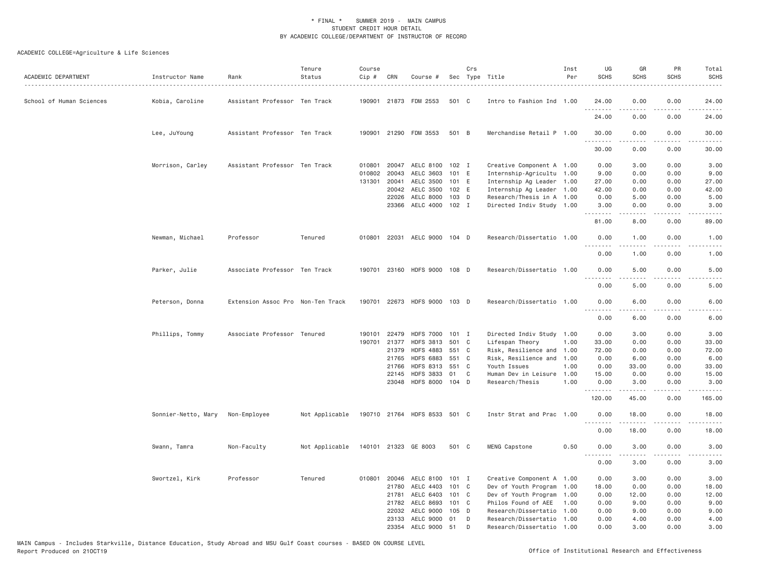\* FINAL \*    SUMMER 2019 -  MAIN CAMPUS
STUDENT CREDIT HOUR DETAIL
BY ACADEMIC COLLEGE/DEPARTMENT OF INSTRUCTOR OF RECORD

ACADEMIC COLLEGE=Agriculture & Life Sciences

| ACADEMIC DEPARTMENT | Instructor Name | Rank | Tenure Status | Course Cip # | CRN | Course # | Sec | Crs Type | Title | Inst Per | UG SCHS | GR SCHS | PR SCHS | Total SCHS |
|---|---|---|---|---|---|---|---|---|---|---|---|---|---|---|
| School of Human Sciences | Kobia, Caroline | Assistant Professor | Ten Track | 190901 | 21873 | FDM 2553 | 501 | C | Intro to Fashion Ind | 1.00 | 24.00 | 0.00 | 0.00 | 24.00 |
| | | | | | | | | | | | 24.00 | 0.00 | 0.00 | 24.00 |
| | Lee, JuYoung | Assistant Professor | Ten Track | 190901 | 21290 | FDM 3553 | 501 | B | Merchandise Retail P | 1.00 | 30.00 | 0.00 | 0.00 | 30.00 |
| | | | | | | | | | | | 30.00 | 0.00 | 0.00 | 30.00 |
| | Morrison, Carley | Assistant Professor | Ten Track | 010801 | 20047 | AELC 8100 | 102 | I | Creative Component A | 1.00 | 0.00 | 3.00 | 0.00 | 3.00 |
| | | | | 010802 | 20043 | AELC 3603 | 101 | E | Internship-Agricultu | 1.00 | 9.00 | 0.00 | 0.00 | 9.00 |
| | | | | 131301 | 20041 | AELC 3500 | 101 | E | Internship Ag Leader | 1.00 | 27.00 | 0.00 | 0.00 | 27.00 |
| | | | | | 20042 | AELC 3500 | 102 | E | Internship Ag Leader | 1.00 | 42.00 | 0.00 | 0.00 | 42.00 |
| | | | | | 22026 | AELC 8000 | 103 | D | Research/Thesis in A | 1.00 | 0.00 | 5.00 | 0.00 | 5.00 |
| | | | | | 23366 | AELC 4000 | 102 | I | Directed Indiv Study | 1.00 | 3.00 | 0.00 | 0.00 | 3.00 |
| | | | | | | | | | | | 81.00 | 8.00 | 0.00 | 89.00 |
| | Newman, Michael | Professor | Tenured | 010801 | 22031 | AELC 9000 | 104 | D | Research/Dissertatio | 1.00 | 0.00 | 1.00 | 0.00 | 1.00 |
| | | | | | | | | | | | 0.00 | 1.00 | 0.00 | 1.00 |
| | Parker, Julie | Associate Professor | Ten Track | 190701 | 23160 | HDFS 9000 | 108 | D | Research/Dissertatio | 1.00 | 0.00 | 5.00 | 0.00 | 5.00 |
| | | | | | | | | | | | 0.00 | 5.00 | 0.00 | 5.00 |
| | Peterson, Donna | Extension Assoc Pro | Non-Ten Track | 190701 | 22673 | HDFS 9000 | 103 | D | Research/Dissertatio | 1.00 | 0.00 | 6.00 | 0.00 | 6.00 |
| | | | | | | | | | | | 0.00 | 6.00 | 0.00 | 6.00 |
| | Phillips, Tommy | Associate Professor | Tenured | 190101 | 22479 | HDFS 7000 | 101 | I | Directed Indiv Study | 1.00 | 0.00 | 3.00 | 0.00 | 3.00 |
| | | | | 190701 | 21377 | HDFS 3813 | 501 | C | Lifespan Theory | 1.00 | 33.00 | 0.00 | 0.00 | 33.00 |
| | | | | | 21379 | HDFS 4883 | 551 | C | Risk, Resilience and | 1.00 | 72.00 | 0.00 | 0.00 | 72.00 |
| | | | | | 21765 | HDFS 6883 | 551 | C | Risk, Resilience and | 1.00 | 0.00 | 6.00 | 0.00 | 6.00 |
| | | | | | 21766 | HDFS 8313 | 551 | C | Youth Issues | 1.00 | 0.00 | 33.00 | 0.00 | 33.00 |
| | | | | | 22145 | HDFS 3833 | 01 | C | Human Dev in Leisure | 1.00 | 15.00 | 0.00 | 0.00 | 15.00 |
| | | | | | 23048 | HDFS 8000 | 104 | D | Research/Thesis | 1.00 | 0.00 | 3.00 | 0.00 | 3.00 |
| | | | | | | | | | | | 120.00 | 45.00 | 0.00 | 165.00 |
| | Sonnier-Netto, Mary | Non-Employee | Not Applicable | 190710 | 21764 | HDFS 8533 | 501 | C | Instr Strat and Prac | 1.00 | 0.00 | 18.00 | 0.00 | 18.00 |
| | | | | | | | | | | | 0.00 | 18.00 | 0.00 | 18.00 |
| | Swann, Tamra | Non-Faculty | Not Applicable | 140101 | 21323 | GE 8003 | 501 | C | MENG Capstone | 0.50 | 0.00 | 3.00 | 0.00 | 3.00 |
| | | | | | | | | | | | 0.00 | 3.00 | 0.00 | 3.00 |
| | Swortzel, Kirk | Professor | Tenured | 010801 | 20046 | AELC 8100 | 101 | I | Creative Component A | 1.00 | 0.00 | 3.00 | 0.00 | 3.00 |
| | | | | | 21780 | AELC 4403 | 101 | C | Dev of Youth Program | 1.00 | 18.00 | 0.00 | 0.00 | 18.00 |
| | | | | | 21781 | AELC 6403 | 101 | C | Dev of Youth Program | 1.00 | 0.00 | 12.00 | 0.00 | 12.00 |
| | | | | | 21782 | AELC 8693 | 101 | C | Philos Found of AEE | 1.00 | 0.00 | 9.00 | 0.00 | 9.00 |
| | | | | | 22032 | AELC 9000 | 105 | D | Research/Dissertatio | 1.00 | 0.00 | 9.00 | 0.00 | 9.00 |
| | | | | | 23133 | AELC 9000 | 01 | D | Research/Dissertatio | 1.00 | 0.00 | 4.00 | 0.00 | 4.00 |
| | | | | | 23354 | AELC 9000 | 51 | D | Research/Dissertatio | 1.00 | 0.00 | 3.00 | 0.00 | 3.00 |

MAIN Campus - Includes Starkville, Distance Education, Study Abroad and MSU Gulf Coast courses - BASED ON COURSE LEVEL
Report Produced on 21OCT19    Office of Institutional Research and Effectiveness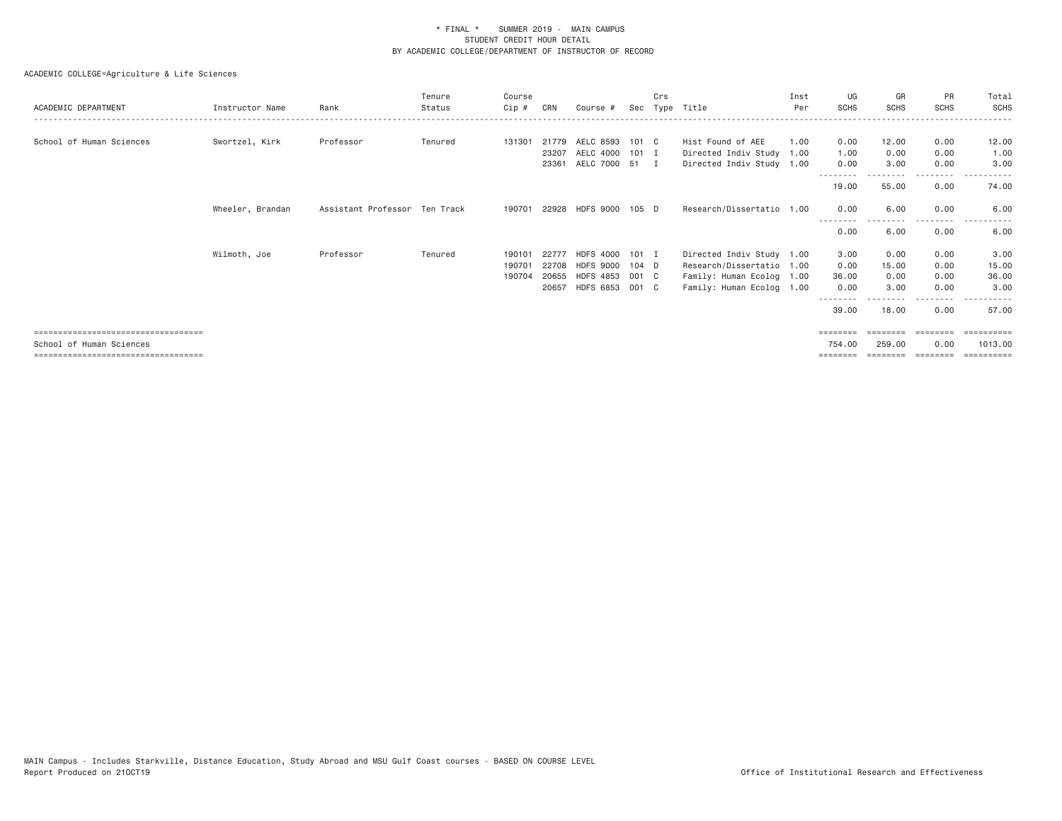\* FINAL \* SUMMER 2019 - MAIN CAMPUS
STUDENT CREDIT HOUR DETAIL
BY ACADEMIC COLLEGE/DEPARTMENT OF INSTRUCTOR OF RECORD

ACADEMIC COLLEGE=Agriculture & Life Sciences

| ACADEMIC DEPARTMENT | Instructor Name | Rank | Tenure Status | Course Cip # | CRN | Course # | Sec | Crs Type | Title | Inst Per | UG SCHS | GR SCHS | PR SCHS | Total SCHS |
|---|---|---|---|---|---|---|---|---|---|---|---|---|---|---|
| School of Human Sciences | Swortzel, Kirk | Professor | Tenured | 131301 | 21779 | AELC 8593 | 101 | C | Hist Found of AEE | 1.00 | 0.00 | 12.00 | 0.00 | 12.00 |
| | | | | | 23207 | AELC 4000 | 101 | I | Directed Indiv Study | 1.00 | 1.00 | 0.00 | 0.00 | 1.00 |
| | | | | | 23361 | AELC 7000 | 51 | I | Directed Indiv Study | 1.00 | 0.00 | 3.00 | 0.00 | 3.00 |
| | | | | | | | | | | | 19.00 | 55.00 | 0.00 | 74.00 |
| | Wheeler, Brandan | Assistant Professor | Ten Track | 190701 | 22928 | HDFS 9000 | 105 | D | Research/Dissertatio | 1.00 | 0.00 | 6.00 | 0.00 | 6.00 |
| | | | | | | | | | | | 0.00 | 6.00 | 0.00 | 6.00 |
| | Wilmoth, Joe | Professor | Tenured | 190101 | 22777 | HDFS 4000 | 101 | I | Directed Indiv Study | 1.00 | 3.00 | 0.00 | 0.00 | 3.00 |
| | | | | 190701 | 22708 | HDFS 9000 | 104 | D | Research/Dissertatio | 1.00 | 0.00 | 15.00 | 0.00 | 15.00 |
| | | | | 190704 | 20655 | HDFS 4853 | 001 | C | Family: Human Ecolog | 1.00 | 36.00 | 0.00 | 0.00 | 36.00 |
| | | | | | 20657 | HDFS 6853 | 001 | C | Family: Human Ecolog | 1.00 | 0.00 | 3.00 | 0.00 | 3.00 |
| | | | | | | | | | | | 39.00 | 18.00 | 0.00 | 57.00 |
| School of Human Sciences | | | | | | | | | | | 754.00 | 259.00 | 0.00 | 1013.00 |

MAIN Campus - Includes Starkville, Distance Education, Study Abroad and MSU Gulf Coast courses - BASED ON COURSE LEVEL
Report Produced on 21OCT19

Office of Institutional Research and Effectiveness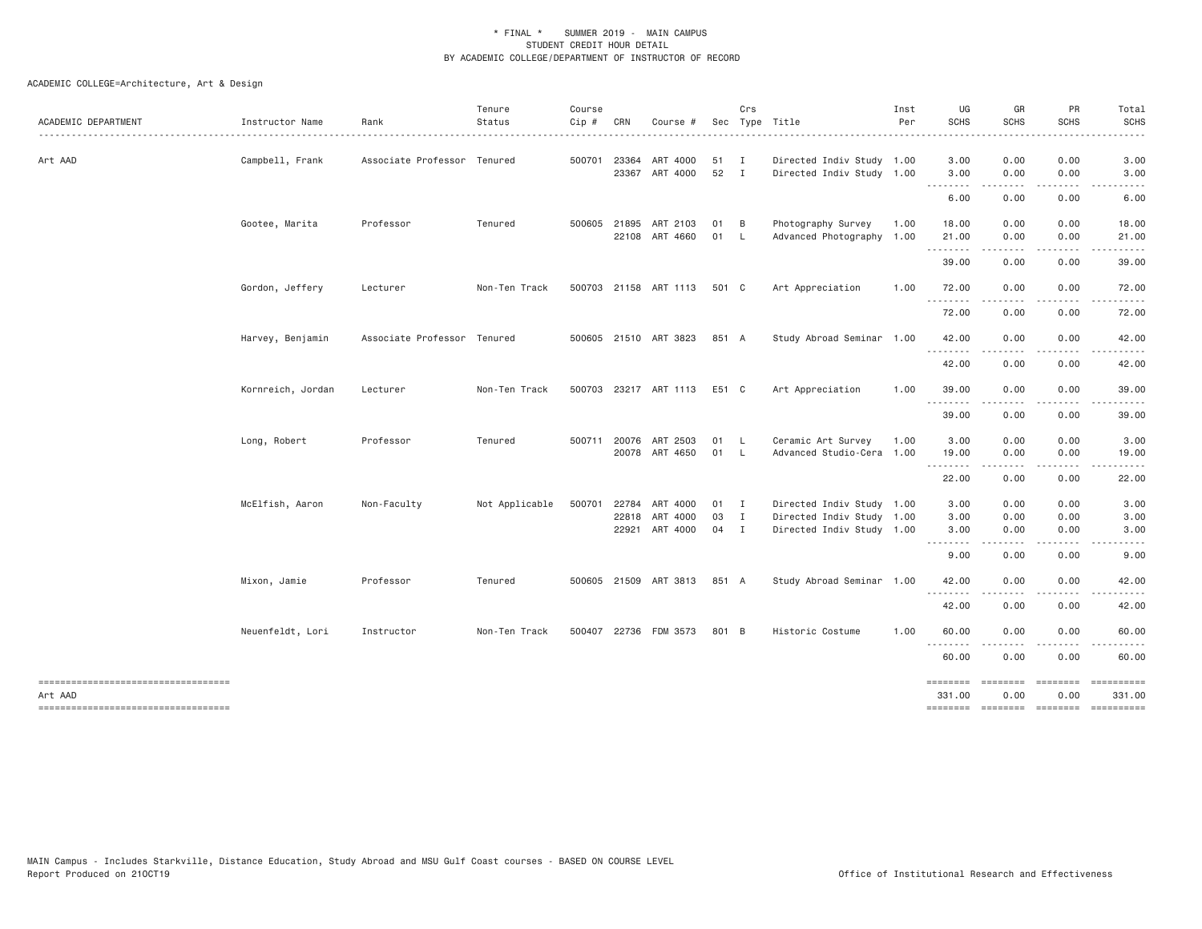\* FINAL \* SUMMER 2019 - MAIN CAMPUS
STUDENT CREDIT HOUR DETAIL
BY ACADEMIC COLLEGE/DEPARTMENT OF INSTRUCTOR OF RECORD

ACADEMIC COLLEGE=Architecture, Art & Design

| ACADEMIC DEPARTMENT | Instructor Name | Rank | Tenure Status | Course Cip # | CRN | Course # | Sec | Crs Type | Title | Inst Per | UG SCHS | GR SCHS | PR SCHS | Total SCHS |
|---|---|---|---|---|---|---|---|---|---|---|---|---|---|---|
| Art AAD | Campbell, Frank | Associate Professor | Tenured | 500701 | 23364 | ART 4000 | 51 | I | Directed Indiv Study | 1.00 | 3.00 | 0.00 | 0.00 | 3.00 |
| | | | | | 23367 | ART 4000 | 52 | I | Directed Indiv Study | 1.00 | 3.00 | 0.00 | 0.00 | 3.00 |
| | | | | | | | | | | | 6.00 | 0.00 | 0.00 | 6.00 |
| | Gootee, Marita | Professor | Tenured | 500605 | 21895 | ART 2103 | 01 | B | Photography Survey | 1.00 | 18.00 | 0.00 | 0.00 | 18.00 |
| | | | | | 22108 | ART 4660 | 01 | L | Advanced Photography | 1.00 | 21.00 | 0.00 | 0.00 | 21.00 |
| | | | | | | | | | | | 39.00 | 0.00 | 0.00 | 39.00 |
| | Gordon, Jeffery | Lecturer | Non-Ten Track | 500703 | 21158 | ART 1113 | 501 | C | Art Appreciation | 1.00 | 72.00 | 0.00 | 0.00 | 72.00 |
| | | | | | | | | | | | 72.00 | 0.00 | 0.00 | 72.00 |
| | Harvey, Benjamin | Associate Professor | Tenured | 500605 | 21510 | ART 3823 | 851 | A | Study Abroad Seminar | 1.00 | 42.00 | 0.00 | 0.00 | 42.00 |
| | | | | | | | | | | | 42.00 | 0.00 | 0.00 | 42.00 |
| | Kornreich, Jordan | Lecturer | Non-Ten Track | 500703 | 23217 | ART 1113 | E51 | C | Art Appreciation | 1.00 | 39.00 | 0.00 | 0.00 | 39.00 |
| | | | | | | | | | | | 39.00 | 0.00 | 0.00 | 39.00 |
| | Long, Robert | Professor | Tenured | 500711 | 20076 | ART 2503 | 01 | L | Ceramic Art Survey | 1.00 | 3.00 | 0.00 | 0.00 | 3.00 |
| | | | | | 20078 | ART 4650 | 01 | L | Advanced Studio-Cera | 1.00 | 19.00 | 0.00 | 0.00 | 19.00 |
| | | | | | | | | | | | 22.00 | 0.00 | 0.00 | 22.00 |
| | McElfish, Aaron | Non-Faculty | Not Applicable | 500701 | 22784 | ART 4000 | 01 | I | Directed Indiv Study | 1.00 | 3.00 | 0.00 | 0.00 | 3.00 |
| | | | | | 22818 | ART 4000 | 03 | I | Directed Indiv Study | 1.00 | 3.00 | 0.00 | 0.00 | 3.00 |
| | | | | | 22921 | ART 4000 | 04 | I | Directed Indiv Study | 1.00 | 3.00 | 0.00 | 0.00 | 3.00 |
| | | | | | | | | | | | 9.00 | 0.00 | 0.00 | 9.00 |
| | Mixon, Jamie | Professor | Tenured | 500605 | 21509 | ART 3813 | 851 | A | Study Abroad Seminar | 1.00 | 42.00 | 0.00 | 0.00 | 42.00 |
| | | | | | | | | | | | 42.00 | 0.00 | 0.00 | 42.00 |
| | Neuenfeldt, Lori | Instructor | Non-Ten Track | 500407 | 22736 | FDM 3573 | 801 | B | Historic Costume | 1.00 | 60.00 | 0.00 | 0.00 | 60.00 |
| | | | | | | | | | | | 60.00 | 0.00 | 0.00 | 60.00 |
| Art AAD | | | | | | | | | | | 331.00 | 0.00 | 0.00 | 331.00 |

MAIN Campus - Includes Starkville, Distance Education, Study Abroad and MSU Gulf Coast courses - BASED ON COURSE LEVEL
Report Produced on 21OCT19

Office of Institutional Research and Effectiveness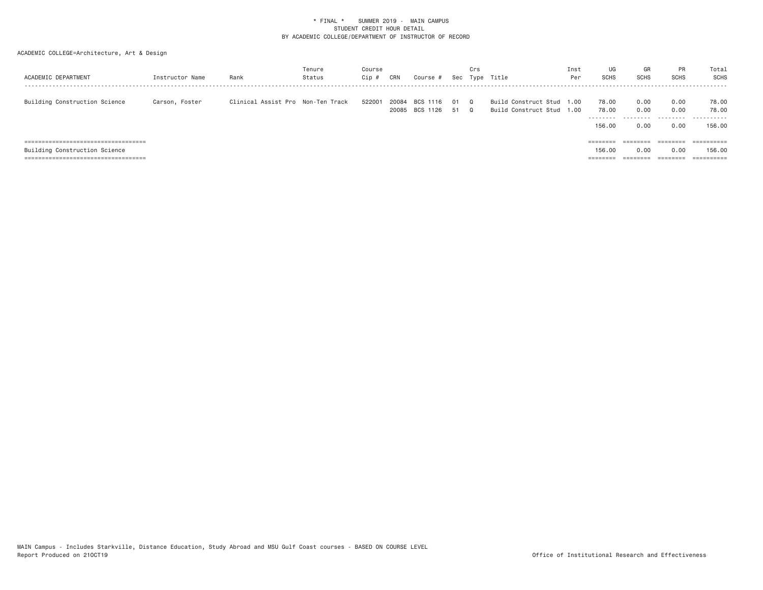\* FINAL \* SUMMER 2019 - MAIN CAMPUS
STUDENT CREDIT HOUR DETAIL
BY ACADEMIC COLLEGE/DEPARTMENT OF INSTRUCTOR OF RECORD

ACADEMIC COLLEGE=Architecture, Art & Design

| ACADEMIC DEPARTMENT | Instructor Name | Rank | Tenure Status | Course Cip # | CRN | Course # | Sec | Crs Type | Title | Inst Per | UG SCHS | GR SCHS | PR SCHS | Total SCHS |
|---|---|---|---|---|---|---|---|---|---|---|---|---|---|---|
| Building Construction Science | Carson, Foster | Clinical Assist Pro | Non-Ten Track | 522001 | 20084 | BCS 1116 | 01 | Q | Build Construct Stud | 1.00 | 78.00 | 0.00 | 0.00 | 78.00 |
| | | | | | 20085 | BCS 1126 | 51 | Q | Build Construct Stud | 1.00 | 78.00 | 0.00 | 0.00 | 78.00 |
| | | | | | | | | | | | 156.00 | 0.00 | 0.00 | 156.00 |
| Building Construction Science | | | | | | | | | | | 156.00 | 0.00 | 0.00 | 156.00 |

MAIN Campus - Includes Starkville, Distance Education, Study Abroad and MSU Gulf Coast courses - BASED ON COURSE LEVEL
Report Produced on 21OCT19

Office of Institutional Research and Effectiveness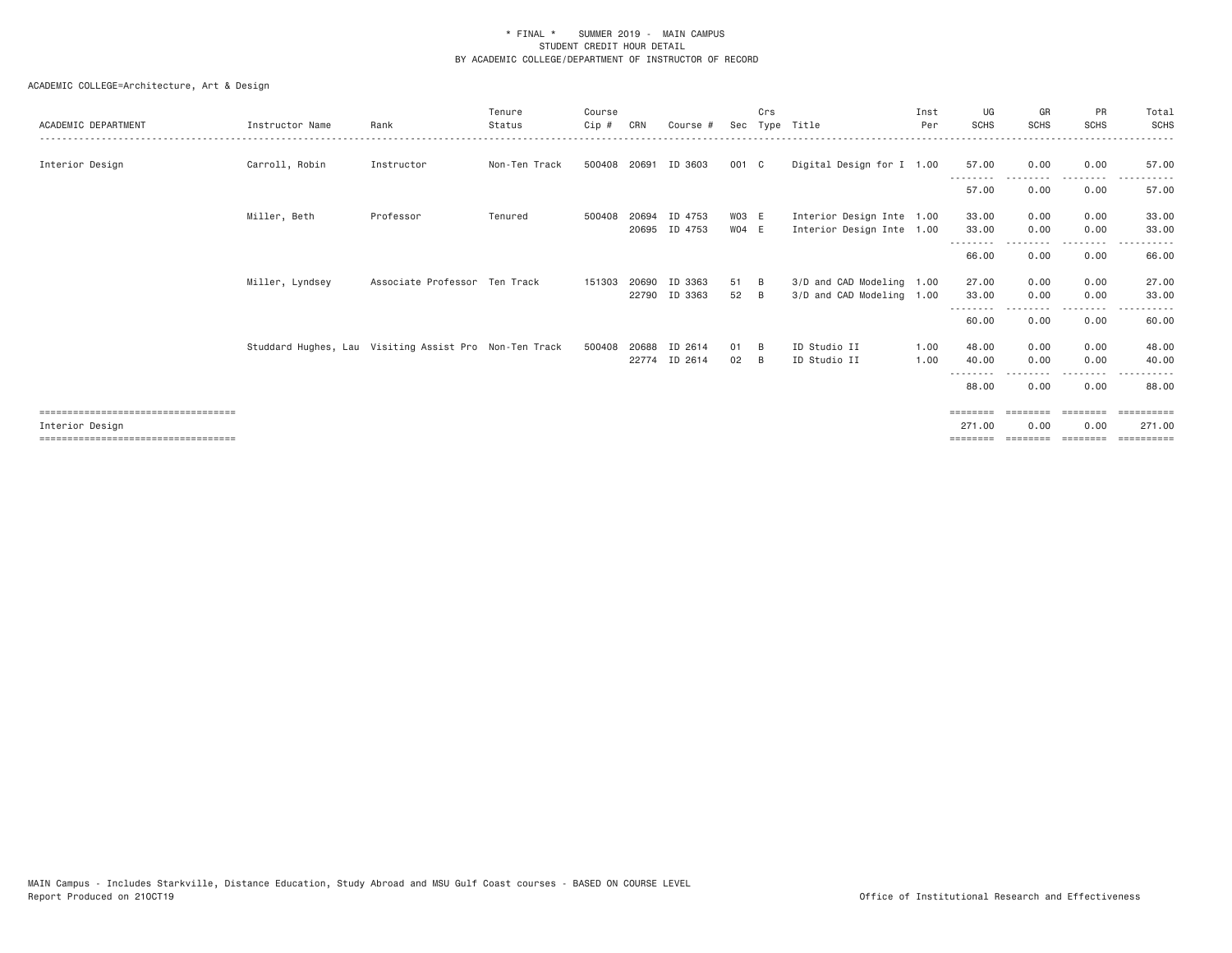\* FINAL \*    SUMMER 2019 - MAIN CAMPUS
STUDENT CREDIT HOUR DETAIL
BY ACADEMIC COLLEGE/DEPARTMENT OF INSTRUCTOR OF RECORD

ACADEMIC COLLEGE=Architecture, Art & Design

| ACADEMIC DEPARTMENT | Instructor Name | Rank | Tenure Status | Course Cip # | CRN | Course # | Sec | Crs Type | Title | Inst Per | UG SCHS | GR SCHS | PR SCHS | Total SCHS |
|---|---|---|---|---|---|---|---|---|---|---|---|---|---|---|
| Interior Design | Carroll, Robin | Instructor | Non-Ten Track | 500408 | 20691 | ID 3603 | 001 | C | Digital Design for I | 1.00 | 57.00 | 0.00 | 0.00 | 57.00 |
| | | | | | | | | | | | 57.00 | 0.00 | 0.00 | 57.00 |
| | Miller, Beth | Professor | Tenured | 500408 | 20694 | ID 4753 | W03 | E | Interior Design Inte | 1.00 | 33.00 | 0.00 | 0.00 | 33.00 |
| | | | | | 20695 | ID 4753 | W04 | E | Interior Design Inte | 1.00 | 33.00 | 0.00 | 0.00 | 33.00 |
| | | | | | | | | | | | 66.00 | 0.00 | 0.00 | 66.00 |
| | Miller, Lyndsey | Associate Professor | Ten Track | 151303 | 20690 | ID 3363 | 51 | B | 3/D and CAD Modeling | 1.00 | 27.00 | 0.00 | 0.00 | 27.00 |
| | | | | | 22790 | ID 3363 | 52 | B | 3/D and CAD Modeling | 1.00 | 33.00 | 0.00 | 0.00 | 33.00 |
| | | | | | | | | | | | 60.00 | 0.00 | 0.00 | 60.00 |
| | Studdard Hughes, Lau | Visiting Assist Pro | Non-Ten Track | 500408 | 20688 | ID 2614 | 01 | B | ID Studio II | 1.00 | 48.00 | 0.00 | 0.00 | 48.00 |
| | | | | | 22774 | ID 2614 | 02 | B | ID Studio II | 1.00 | 40.00 | 0.00 | 0.00 | 40.00 |
| | | | | | | | | | | | 88.00 | 0.00 | 0.00 | 88.00 |
| Interior Design | | | | | | | | | | | 271.00 | 0.00 | 0.00 | 271.00 |

MAIN Campus - Includes Starkville, Distance Education, Study Abroad and MSU Gulf Coast courses - BASED ON COURSE LEVEL
Report Produced on 21OCT19    Office of Institutional Research and Effectiveness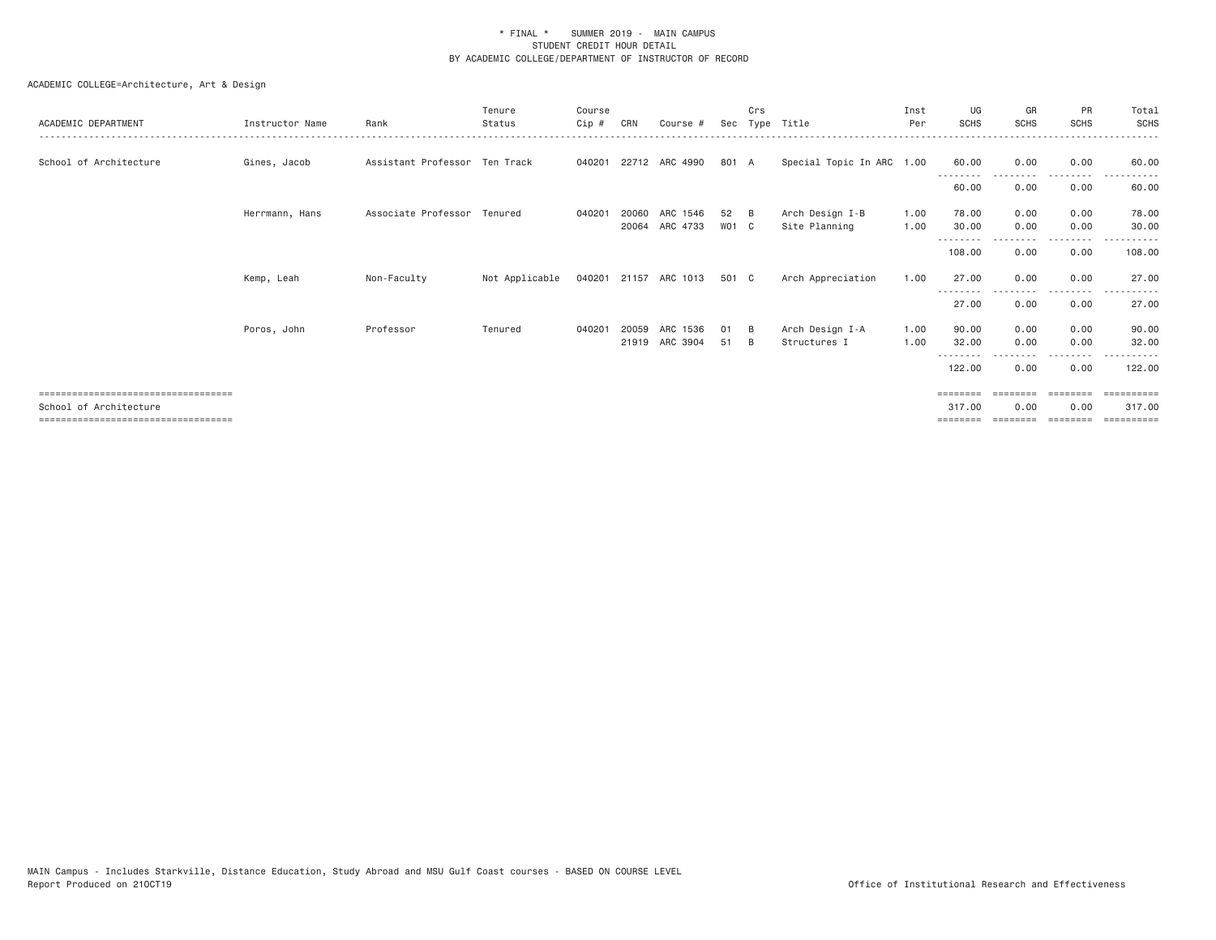\* FINAL \* SUMMER 2019 - MAIN CAMPUS
STUDENT CREDIT HOUR DETAIL
BY ACADEMIC COLLEGE/DEPARTMENT OF INSTRUCTOR OF RECORD

ACADEMIC COLLEGE=Architecture, Art & Design

| ACADEMIC DEPARTMENT | Instructor Name | Rank | Tenure Status | Course Cip # | CRN | Course # | Sec | Crs Type | Title | Inst Per | UG SCHS | GR SCHS | PR SCHS | Total SCHS |
|---|---|---|---|---|---|---|---|---|---|---|---|---|---|---|
| School of Architecture | Gines, Jacob | Assistant Professor | Ten Track | 040201 | 22712 | ARC 4990 | 801 | A | Special Topic In ARC | 1.00 | 60.00 | 0.00 | 0.00 | 60.00 |
| | | | | | | | | | | | 60.00 | 0.00 | 0.00 | 60.00 |
| | Herrmann, Hans | Associate Professor | Tenured | 040201 | 20060 | ARC 1546 | 52 | B | Arch Design I-B | 1.00 | 78.00 | 0.00 | 0.00 | 78.00 |
| | | | | | 20064 | ARC 4733 | W01 | C | Site Planning | 1.00 | 30.00 | 0.00 | 0.00 | 30.00 |
| | | | | | | | | | | | 108.00 | 0.00 | 0.00 | 108.00 |
| | Kemp, Leah | Non-Faculty | Not Applicable | 040201 | 21157 | ARC 1013 | 501 | C | Arch Appreciation | 1.00 | 27.00 | 0.00 | 0.00 | 27.00 |
| | | | | | | | | | | | 27.00 | 0.00 | 0.00 | 27.00 |
| | Poros, John | Professor | Tenured | 040201 | 20059 | ARC 1536 | 01 | B | Arch Design I-A | 1.00 | 90.00 | 0.00 | 0.00 | 90.00 |
| | | | | | 21919 | ARC 3904 | 51 | B | Structures I | 1.00 | 32.00 | 0.00 | 0.00 | 32.00 |
| | | | | | | | | | | | 122.00 | 0.00 | 0.00 | 122.00 |
| School of Architecture | | | | | | | | | | | 317.00 | 0.00 | 0.00 | 317.00 |

MAIN Campus - Includes Starkville, Distance Education, Study Abroad and MSU Gulf Coast courses - BASED ON COURSE LEVEL
Report Produced on 21OCT19

Office of Institutional Research and Effectiveness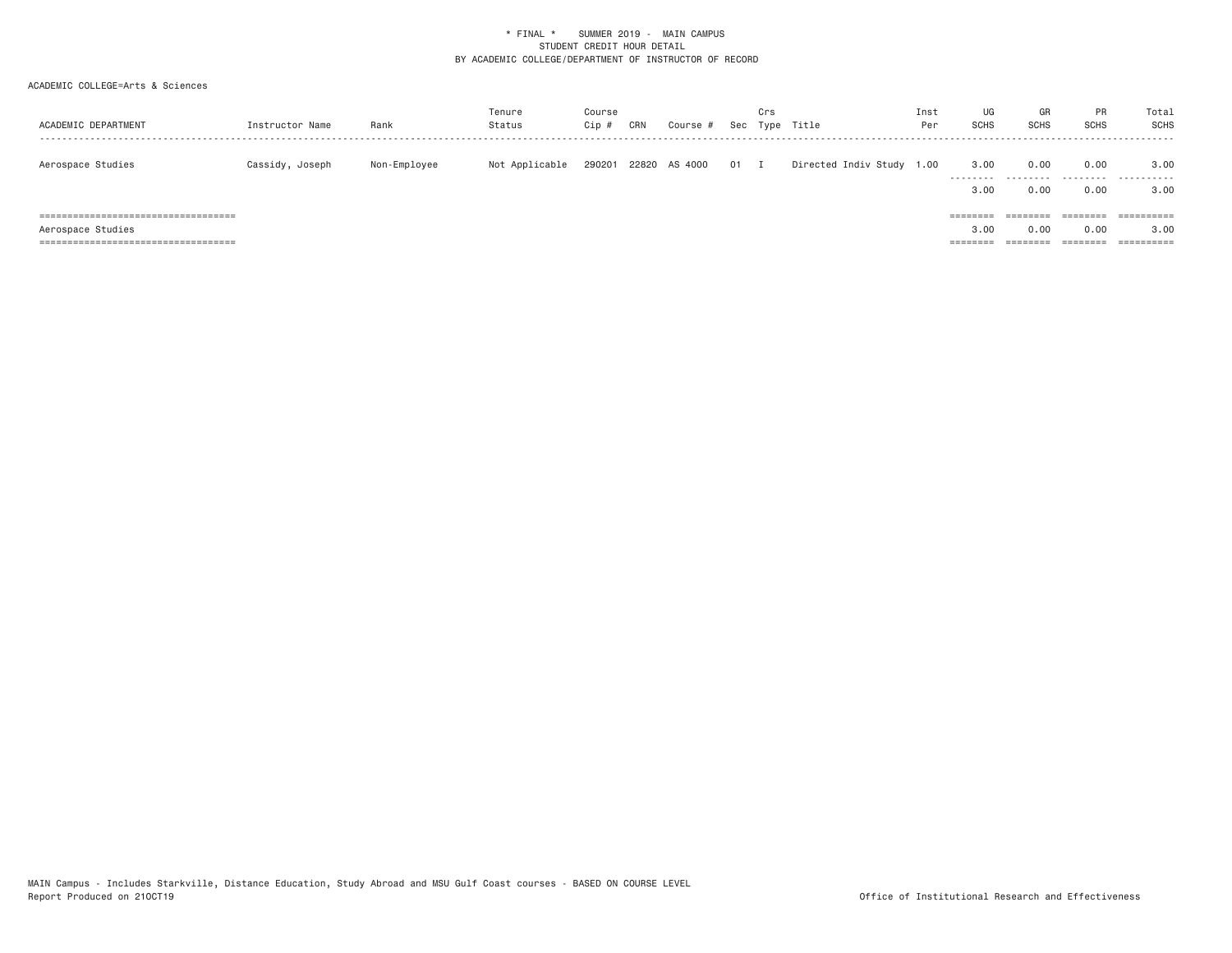\* FINAL \* SUMMER 2019 - MAIN CAMPUS
STUDENT CREDIT HOUR DETAIL
BY ACADEMIC COLLEGE/DEPARTMENT OF INSTRUCTOR OF RECORD

ACADEMIC COLLEGE=Arts & Sciences

| ACADEMIC DEPARTMENT | Instructor Name | Rank | Tenure Status | Course Cip # | CRN | Course # | Sec | Crs Type | Title | Inst Per | UG SCHS | GR SCHS | PR SCHS | Total SCHS |
|---|---|---|---|---|---|---|---|---|---|---|---|---|---|---|
| Aerospace Studies | Cassidy, Joseph | Non-Employee | Not Applicable | 290201 | 22820 | AS 4000 | 01 | I | Directed Indiv Study | 1.00 | 3.00 | 0.00 | 0.00 | 3.00 |
| | | | | | | | | | | | 3.00 | 0.00 | 0.00 | 3.00 |
| Aerospace Studies | | | | | | | | | | | 3.00 | 0.00 | 0.00 | 3.00 |

MAIN Campus - Includes Starkville, Distance Education, Study Abroad and MSU Gulf Coast courses - BASED ON COURSE LEVEL
Report Produced on 21OCT19

Office of Institutional Research and Effectiveness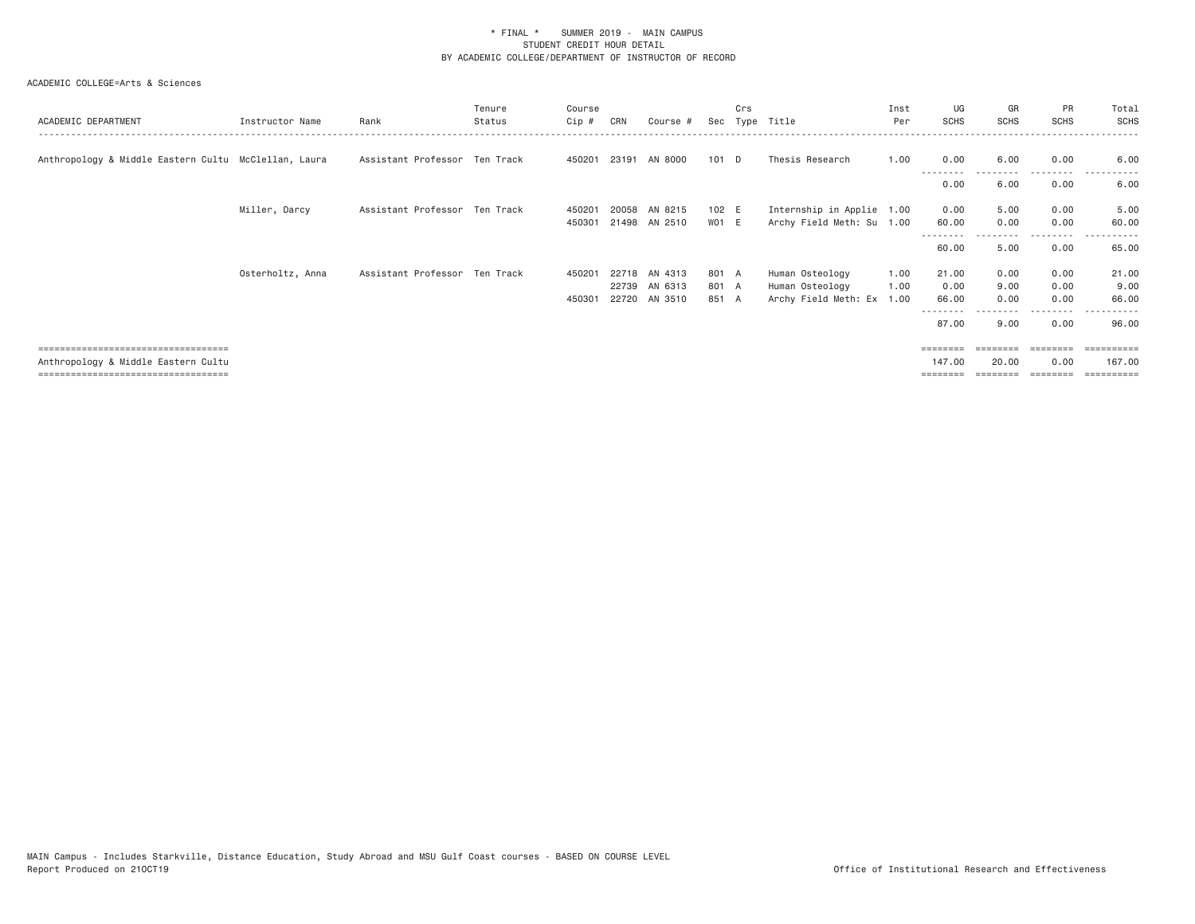\* FINAL \*    SUMMER 2019 - MAIN CAMPUS
STUDENT CREDIT HOUR DETAIL
BY ACADEMIC COLLEGE/DEPARTMENT OF INSTRUCTOR OF RECORD

ACADEMIC COLLEGE=Arts & Sciences

| ACADEMIC DEPARTMENT | Instructor Name | Rank | Tenure Status | Course Cip # | CRN | Course # | Sec | Crs Type | Title | Inst Per | UG SCHS | GR SCHS | PR SCHS | Total SCHS |
|---|---|---|---|---|---|---|---|---|---|---|---|---|---|---|
| Anthropology & Middle Eastern Cultu | McClellan, Laura | Assistant Professor | Ten Track | 450201 | 23191 | AN 8000 | 101 | D | Thesis Research | 1.00 | 0.00 | 6.00 | 0.00 | 6.00 |
| | | | | | | | | | | | 0.00 | 6.00 | 0.00 | 6.00 |
| | Miller, Darcy | Assistant Professor | Ten Track | 450201 | 20058 | AN 8215 | 102 | E | Internship in Applie | 1.00 | 0.00 | 5.00 | 0.00 | 5.00 |
| | | | | 450301 | 21498 | AN 2510 | W01 | E | Archy Field Meth: Su | 1.00 | 60.00 | 0.00 | 0.00 | 60.00 |
| | | | | | | | | | | | 60.00 | 5.00 | 0.00 | 65.00 |
| | Osterholtz, Anna | Assistant Professor | Ten Track | 450201 | 22718 | AN 4313 | 801 | A | Human Osteology | 1.00 | 21.00 | 0.00 | 0.00 | 21.00 |
| | | | | | 22739 | AN 6313 | 801 | A | Human Osteology | 1.00 | 0.00 | 9.00 | 0.00 | 9.00 |
| | | | | 450301 | 22720 | AN 3510 | 851 | A | Archy Field Meth: Ex | 1.00 | 66.00 | 0.00 | 0.00 | 66.00 |
| | | | | | | | | | | | 87.00 | 9.00 | 0.00 | 96.00 |
| Anthropology & Middle Eastern Cultu | | | | | | | | | | | 147.00 | 20.00 | 0.00 | 167.00 |

MAIN Campus - Includes Starkville, Distance Education, Study Abroad and MSU Gulf Coast courses - BASED ON COURSE LEVEL
Report Produced on 21OCT19    Office of Institutional Research and Effectiveness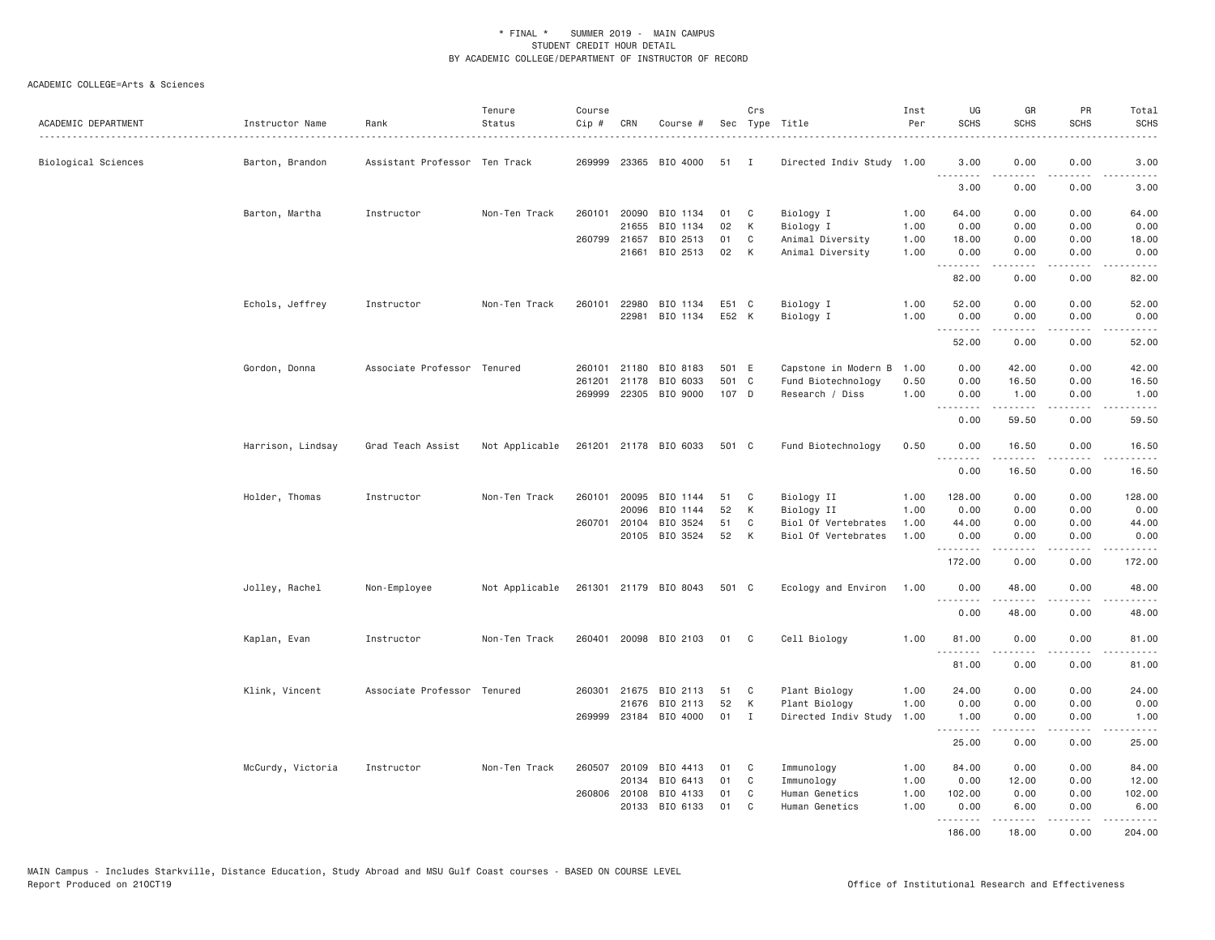\* FINAL \* SUMMER 2019 - MAIN CAMPUS
STUDENT CREDIT HOUR DETAIL
BY ACADEMIC COLLEGE/DEPARTMENT OF INSTRUCTOR OF RECORD

ACADEMIC COLLEGE=Arts & Sciences

| ACADEMIC DEPARTMENT | Instructor Name | Rank | Tenure Status | Course Cip # | CRN | Course # | Sec | Crs Type | Title | Inst Per | UG SCHS | GR SCHS | PR SCHS | Total SCHS |
|---|---|---|---|---|---|---|---|---|---|---|---|---|---|---|
| Biological Sciences | Barton, Brandon | Assistant Professor | Ten Track | 269999 | 23365 | BIO 4000 | 51 | I | Directed Indiv Study | 1.00 | 3.00 | 0.00 | 0.00 | 3.00 |
| | | | | | | | | | | | 3.00 | 0.00 | 0.00 | 3.00 |
| | Barton, Martha | Instructor | Non-Ten Track | 260101 | 20090 | BIO 1134 | 01 | C | Biology I | 1.00 | 64.00 | 0.00 | 0.00 | 64.00 |
| | | | | | 21655 | BIO 1134 | 02 | K | Biology I | 1.00 | 0.00 | 0.00 | 0.00 | 0.00 |
| | | | | 260799 | 21657 | BIO 2513 | 01 | C | Animal Diversity | 1.00 | 18.00 | 0.00 | 0.00 | 18.00 |
| | | | | | 21661 | BIO 2513 | 02 | K | Animal Diversity | 1.00 | 0.00 | 0.00 | 0.00 | 0.00 |
| | | | | | | | | | | | 82.00 | 0.00 | 0.00 | 82.00 |
| | Echols, Jeffrey | Instructor | Non-Ten Track | 260101 | 22980 | BIO 1134 | E51 | C | Biology I | 1.00 | 52.00 | 0.00 | 0.00 | 52.00 |
| | | | | | 22981 | BIO 1134 | E52 | K | Biology I | 1.00 | 0.00 | 0.00 | 0.00 | 0.00 |
| | | | | | | | | | | | 52.00 | 0.00 | 0.00 | 52.00 |
| | Gordon, Donna | Associate Professor | Tenured | 260101 | 21180 | BIO 8183 | 501 | E | Capstone in Modern B | 1.00 | 0.00 | 42.00 | 0.00 | 42.00 |
| | | | | 261201 | 21178 | BIO 6033 | 501 | C | Fund Biotechnology | 0.50 | 0.00 | 16.50 | 0.00 | 16.50 |
| | | | | 269999 | 22305 | BIO 9000 | 107 | D | Research / Diss | 1.00 | 0.00 | 1.00 | 0.00 | 1.00 |
| | | | | | | | | | | | 0.00 | 59.50 | 0.00 | 59.50 |
| | Harrison, Lindsay | Grad Teach Assist | Not Applicable | 261201 | 21178 | BIO 6033 | 501 | C | Fund Biotechnology | 0.50 | 0.00 | 16.50 | 0.00 | 16.50 |
| | | | | | | | | | | | 0.00 | 16.50 | 0.00 | 16.50 |
| | Holder, Thomas | Instructor | Non-Ten Track | 260101 | 20095 | BIO 1144 | 51 | C | Biology II | 1.00 | 128.00 | 0.00 | 0.00 | 128.00 |
| | | | | | 20096 | BIO 1144 | 52 | K | Biology II | 1.00 | 0.00 | 0.00 | 0.00 | 0.00 |
| | | | | 260701 | 20104 | BIO 3524 | 51 | C | Biol Of Vertebrates | 1.00 | 44.00 | 0.00 | 0.00 | 44.00 |
| | | | | | 20105 | BIO 3524 | 52 | K | Biol Of Vertebrates | 1.00 | 0.00 | 0.00 | 0.00 | 0.00 |
| | | | | | | | | | | | 172.00 | 0.00 | 0.00 | 172.00 |
| | Jolley, Rachel | Non-Employee | Not Applicable | 261301 | 21179 | BIO 8043 | 501 | C | Ecology and Environ | 1.00 | 0.00 | 48.00 | 0.00 | 48.00 |
| | | | | | | | | | | | 0.00 | 48.00 | 0.00 | 48.00 |
| | Kaplan, Evan | Instructor | Non-Ten Track | 260401 | 20098 | BIO 2103 | 01 | C | Cell Biology | 1.00 | 81.00 | 0.00 | 0.00 | 81.00 |
| | | | | | | | | | | | 81.00 | 0.00 | 0.00 | 81.00 |
| | Klink, Vincent | Associate Professor | Tenured | 260301 | 21675 | BIO 2113 | 51 | C | Plant Biology | 1.00 | 24.00 | 0.00 | 0.00 | 24.00 |
| | | | | | 21676 | BIO 2113 | 52 | K | Plant Biology | 1.00 | 0.00 | 0.00 | 0.00 | 0.00 |
| | | | | 269999 | 23184 | BIO 4000 | 01 | I | Directed Indiv Study | 1.00 | 1.00 | 0.00 | 0.00 | 1.00 |
| | | | | | | | | | | | 25.00 | 0.00 | 0.00 | 25.00 |
| | McCurdy, Victoria | Instructor | Non-Ten Track | 260507 | 20109 | BIO 4413 | 01 | C | Immunology | 1.00 | 84.00 | 0.00 | 0.00 | 84.00 |
| | | | | | 20134 | BIO 6413 | 01 | C | Immunology | 1.00 | 0.00 | 12.00 | 0.00 | 12.00 |
| | | | | 260806 | 20108 | BIO 4133 | 01 | C | Human Genetics | 1.00 | 102.00 | 0.00 | 0.00 | 102.00 |
| | | | | | 20133 | BIO 6133 | 01 | C | Human Genetics | 1.00 | 0.00 | 6.00 | 0.00 | 6.00 |
| | | | | | | | | | | | 186.00 | 18.00 | 0.00 | 204.00 |

MAIN Campus - Includes Starkville, Distance Education, Study Abroad and MSU Gulf Coast courses - BASED ON COURSE LEVEL
Report Produced on 21OCT19 Office of Institutional Research and Effectiveness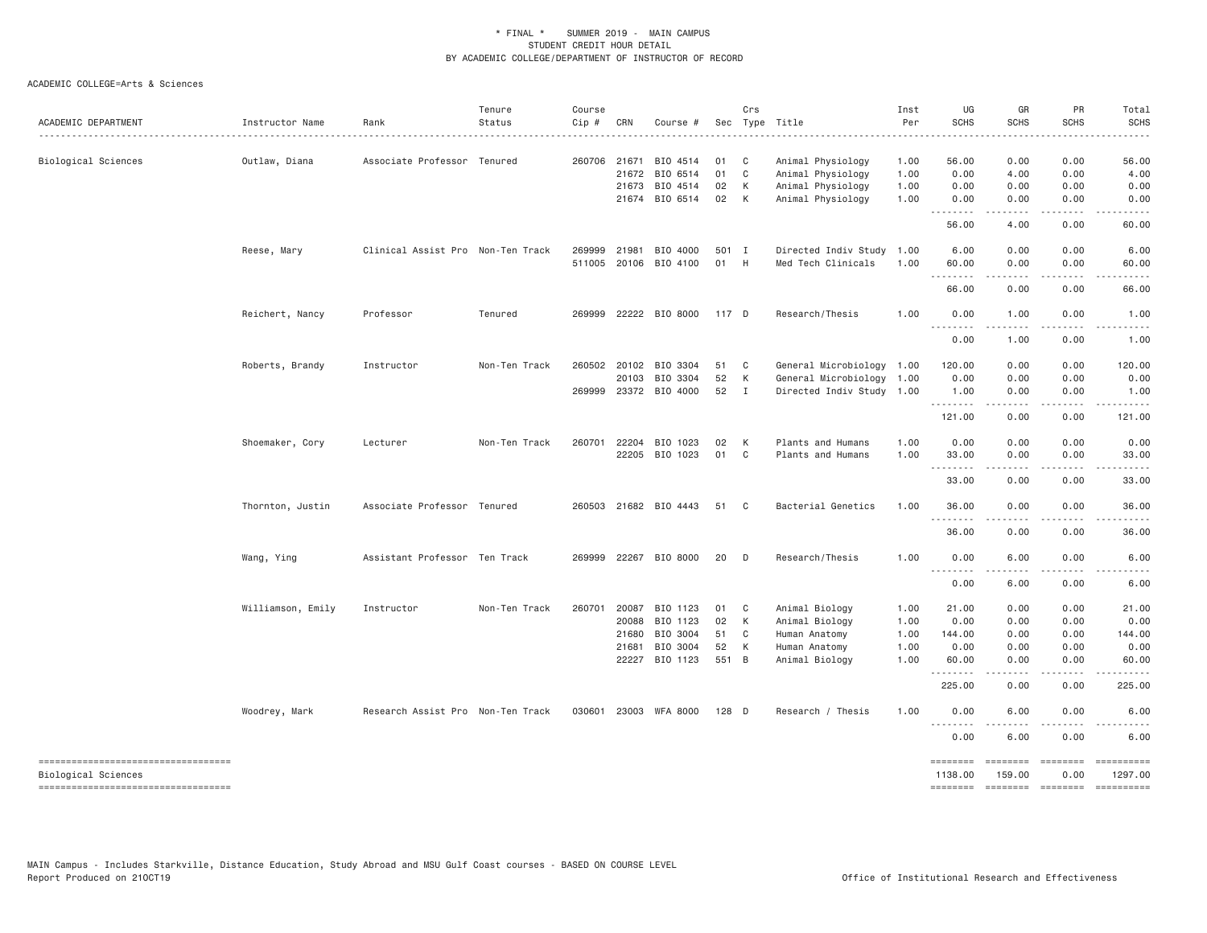\* FINAL \* SUMMER 2019 - MAIN CAMPUS
STUDENT CREDIT HOUR DETAIL
BY ACADEMIC COLLEGE/DEPARTMENT OF INSTRUCTOR OF RECORD

ACADEMIC COLLEGE=Arts & Sciences

| ACADEMIC DEPARTMENT | Instructor Name | Rank | Tenure Status | Course Cip # | CRN | Course # | Sec | Crs Type | Title | Inst Per | UG SCHS | GR SCHS | PR SCHS | Total SCHS |
|---|---|---|---|---|---|---|---|---|---|---|---|---|---|---|
| Biological Sciences | Outlaw, Diana | Associate Professor | Tenured | 260706 | 21671 | BIO 4514 | 01 | C | Animal Physiology | 1.00 | 56.00 | 0.00 | 0.00 | 56.00 |
| | | | | | 21672 | BIO 6514 | 01 | C | Animal Physiology | 1.00 | 0.00 | 4.00 | 0.00 | 4.00 |
| | | | | | 21673 | BIO 4514 | 02 | K | Animal Physiology | 1.00 | 0.00 | 0.00 | 0.00 | 0.00 |
| | | | | | 21674 | BIO 6514 | 02 | K | Animal Physiology | 1.00 | 0.00 | 0.00 | 0.00 | 0.00 |
| | | | | | | | | | | | 56.00 | 4.00 | 0.00 | 60.00 |
| | Reese, Mary | Clinical Assist Pro | Non-Ten Track | 269999 | 21981 | BIO 4000 | 501 | I | Directed Indiv Study | 1.00 | 6.00 | 0.00 | 0.00 | 6.00 |
| | | | | 511005 | 20106 | BIO 4100 | 01 | H | Med Tech Clinicals | 1.00 | 60.00 | 0.00 | 0.00 | 60.00 |
| | | | | | | | | | | | 66.00 | 0.00 | 0.00 | 66.00 |
| | Reichert, Nancy | Professor | Tenured | 269999 | 22222 | BIO 8000 | 117 | D | Research/Thesis | 1.00 | 0.00 | 1.00 | 0.00 | 1.00 |
| | | | | | | | | | | | 0.00 | 1.00 | 0.00 | 1.00 |
| | Roberts, Brandy | Instructor | Non-Ten Track | 260502 | 20102 | BIO 3304 | 51 | C | General Microbiology | 1.00 | 120.00 | 0.00 | 0.00 | 120.00 |
| | | | | | 20103 | BIO 3304 | 52 | K | General Microbiology | 1.00 | 0.00 | 0.00 | 0.00 | 0.00 |
| | | | | 269999 | 23372 | BIO 4000 | 52 | I | Directed Indiv Study | 1.00 | 1.00 | 0.00 | 0.00 | 1.00 |
| | | | | | | | | | | | 121.00 | 0.00 | 0.00 | 121.00 |
| | Shoemaker, Cory | Lecturer | Non-Ten Track | 260701 | 22204 | BIO 1023 | 02 | K | Plants and Humans | 1.00 | 0.00 | 0.00 | 0.00 | 0.00 |
| | | | | | 22205 | BIO 1023 | 01 | C | Plants and Humans | 1.00 | 33.00 | 0.00 | 0.00 | 33.00 |
| | | | | | | | | | | | 33.00 | 0.00 | 0.00 | 33.00 |
| | Thornton, Justin | Associate Professor | Tenured | 260503 | 21682 | BIO 4443 | 51 | C | Bacterial Genetics | 1.00 | 36.00 | 0.00 | 0.00 | 36.00 |
| | | | | | | | | | | | 36.00 | 0.00 | 0.00 | 36.00 |
| | Wang, Ying | Assistant Professor | Ten Track | 269999 | 22267 | BIO 8000 | 20 | D | Research/Thesis | 1.00 | 0.00 | 6.00 | 0.00 | 6.00 |
| | | | | | | | | | | | 0.00 | 6.00 | 0.00 | 6.00 |
| | Williamson, Emily | Instructor | Non-Ten Track | 260701 | 20087 | BIO 1123 | 01 | C | Animal Biology | 1.00 | 21.00 | 0.00 | 0.00 | 21.00 |
| | | | | | 20088 | BIO 1123 | 02 | K | Animal Biology | 1.00 | 0.00 | 0.00 | 0.00 | 0.00 |
| | | | | | 21680 | BIO 3004 | 51 | C | Human Anatomy | 1.00 | 144.00 | 0.00 | 0.00 | 144.00 |
| | | | | | 21681 | BIO 3004 | 52 | K | Human Anatomy | 1.00 | 0.00 | 0.00 | 0.00 | 0.00 |
| | | | | | 22227 | BIO 1123 | 551 | B | Animal Biology | 1.00 | 60.00 | 0.00 | 0.00 | 60.00 |
| | | | | | | | | | | | 225.00 | 0.00 | 0.00 | 225.00 |
| | Woodrey, Mark | Research Assist Pro | Non-Ten Track | 030601 | 23003 | WFA 8000 | 128 | D | Research / Thesis | 1.00 | 0.00 | 6.00 | 0.00 | 6.00 |
| | | | | | | | | | | | 0.00 | 6.00 | 0.00 | 6.00 |
| Biological Sciences | | | | | | | | | | | 1138.00 | 159.00 | 0.00 | 1297.00 |

MAIN Campus - Includes Starkville, Distance Education, Study Abroad and MSU Gulf Coast courses - BASED ON COURSE LEVEL
Report Produced on 21OCT19

Office of Institutional Research and Effectiveness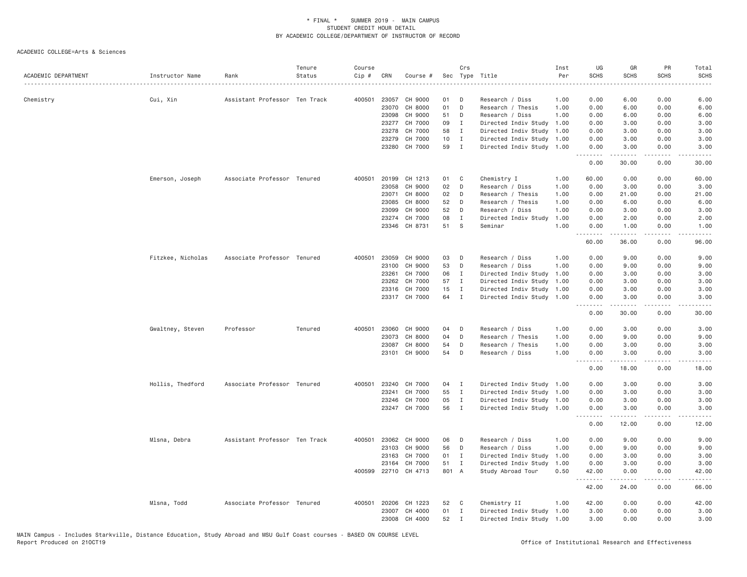\* FINAL \* SUMMER 2019 - MAIN CAMPUS
STUDENT CREDIT HOUR DETAIL
BY ACADEMIC COLLEGE/DEPARTMENT OF INSTRUCTOR OF RECORD

ACADEMIC COLLEGE=Arts & Sciences

| ACADEMIC DEPARTMENT | Instructor Name | Rank | Tenure Status | Course Cip # | CRN | Course # | Sec | Crs Type | Title | Inst Per | UG SCHS | GR SCHS | PR SCHS | Total SCHS |
|---|---|---|---|---|---|---|---|---|---|---|---|---|---|---|
| Chemistry | Cui, Xin | Assistant Professor | Ten Track | 400501 | 23057 | CH 9000 | 01 | D | Research / Diss | 1.00 | 0.00 | 6.00 | 0.00 | 6.00 |
| | | | | | 23070 | CH 8000 | 01 | D | Research / Thesis | 1.00 | 0.00 | 6.00 | 0.00 | 6.00 |
| | | | | | 23098 | CH 9000 | 51 | D | Research / Diss | 1.00 | 0.00 | 6.00 | 0.00 | 6.00 |
| | | | | | 23277 | CH 7000 | 09 | I | Directed Indiv Study | 1.00 | 0.00 | 3.00 | 0.00 | 3.00 |
| | | | | | 23278 | CH 7000 | 58 | I | Directed Indiv Study | 1.00 | 0.00 | 3.00 | 0.00 | 3.00 |
| | | | | | 23279 | CH 7000 | 10 | I | Directed Indiv Study | 1.00 | 0.00 | 3.00 | 0.00 | 3.00 |
| | | | | | 23280 | CH 7000 | 59 | I | Directed Indiv Study | 1.00 | 0.00 | 3.00 | 0.00 | 3.00 |
| | | | | | | | | | | | 0.00 | 30.00 | 0.00 | 30.00 |
| | Emerson, Joseph | Associate Professor | Tenured | 400501 | 20199 | CH 1213 | 01 | C | Chemistry I | 1.00 | 60.00 | 0.00 | 0.00 | 60.00 |
| | | | | | 23058 | CH 9000 | 02 | D | Research / Diss | 1.00 | 0.00 | 3.00 | 0.00 | 3.00 |
| | | | | | 23071 | CH 8000 | 02 | D | Research / Thesis | 1.00 | 0.00 | 21.00 | 0.00 | 21.00 |
| | | | | | 23085 | CH 8000 | 52 | D | Research / Thesis | 1.00 | 0.00 | 6.00 | 0.00 | 6.00 |
| | | | | | 23099 | CH 9000 | 52 | D | Research / Diss | 1.00 | 0.00 | 3.00 | 0.00 | 3.00 |
| | | | | | 23274 | CH 7000 | 08 | I | Directed Indiv Study | 1.00 | 0.00 | 2.00 | 0.00 | 2.00 |
| | | | | | 23346 | CH 8731 | 51 | S | Seminar | 1.00 | 0.00 | 1.00 | 0.00 | 1.00 |
| | | | | | | | | | | | 60.00 | 36.00 | 0.00 | 96.00 |
| | Fitzkee, Nicholas | Associate Professor | Tenured | 400501 | 23059 | CH 9000 | 03 | D | Research / Diss | 1.00 | 0.00 | 9.00 | 0.00 | 9.00 |
| | | | | | 23100 | CH 9000 | 53 | D | Research / Diss | 1.00 | 0.00 | 9.00 | 0.00 | 9.00 |
| | | | | | 23261 | CH 7000 | 06 | I | Directed Indiv Study | 1.00 | 0.00 | 3.00 | 0.00 | 3.00 |
| | | | | | 23262 | CH 7000 | 57 | I | Directed Indiv Study | 1.00 | 0.00 | 3.00 | 0.00 | 3.00 |
| | | | | | 23316 | CH 7000 | 15 | I | Directed Indiv Study | 1.00 | 0.00 | 3.00 | 0.00 | 3.00 |
| | | | | | 23317 | CH 7000 | 64 | I | Directed Indiv Study | 1.00 | 0.00 | 3.00 | 0.00 | 3.00 |
| | | | | | | | | | | | 0.00 | 30.00 | 0.00 | 30.00 |
| | Gwaltney, Steven | Professor | Tenured | 400501 | 23060 | CH 9000 | 04 | D | Research / Diss | 1.00 | 0.00 | 3.00 | 0.00 | 3.00 |
| | | | | | 23073 | CH 8000 | 04 | D | Research / Thesis | 1.00 | 0.00 | 9.00 | 0.00 | 9.00 |
| | | | | | 23087 | CH 8000 | 54 | D | Research / Thesis | 1.00 | 0.00 | 3.00 | 0.00 | 3.00 |
| | | | | | 23101 | CH 9000 | 54 | D | Research / Diss | 1.00 | 0.00 | 3.00 | 0.00 | 3.00 |
| | | | | | | | | | | | 0.00 | 18.00 | 0.00 | 18.00 |
| | Hollis, Thedford | Associate Professor | Tenured | 400501 | 23240 | CH 7000 | 04 | I | Directed Indiv Study | 1.00 | 0.00 | 3.00 | 0.00 | 3.00 |
| | | | | | 23241 | CH 7000 | 55 | I | Directed Indiv Study | 1.00 | 0.00 | 3.00 | 0.00 | 3.00 |
| | | | | | 23246 | CH 7000 | 05 | I | Directed Indiv Study | 1.00 | 0.00 | 3.00 | 0.00 | 3.00 |
| | | | | | 23247 | CH 7000 | 56 | I | Directed Indiv Study | 1.00 | 0.00 | 3.00 | 0.00 | 3.00 |
| | | | | | | | | | | | 0.00 | 12.00 | 0.00 | 12.00 |
| | Mlsna, Debra | Assistant Professor | Ten Track | 400501 | 23062 | CH 9000 | 06 | D | Research / Diss | 1.00 | 0.00 | 9.00 | 0.00 | 9.00 |
| | | | | | 23103 | CH 9000 | 56 | D | Research / Diss | 1.00 | 0.00 | 9.00 | 0.00 | 9.00 |
| | | | | | 23163 | CH 7000 | 01 | I | Directed Indiv Study | 1.00 | 0.00 | 3.00 | 0.00 | 3.00 |
| | | | | | 23164 | CH 7000 | 51 | I | Directed Indiv Study | 1.00 | 0.00 | 3.00 | 0.00 | 3.00 |
| | | | | 400599 | 22710 | CH 4713 | 801 | A | Study Abroad Tour | 0.50 | 42.00 | 0.00 | 0.00 | 42.00 |
| | | | | | | | | | | | 42.00 | 24.00 | 0.00 | 66.00 |
| | Mlsna, Todd | Associate Professor | Tenured | 400501 | 20206 | CH 1223 | 52 | C | Chemistry II | 1.00 | 42.00 | 0.00 | 0.00 | 42.00 |
| | | | | | 23007 | CH 4000 | 01 | I | Directed Indiv Study | 1.00 | 3.00 | 0.00 | 0.00 | 3.00 |
| | | | | | 23008 | CH 4000 | 52 | I | Directed Indiv Study | 1.00 | 3.00 | 0.00 | 0.00 | 3.00 |

MAIN Campus - Includes Starkville, Distance Education, Study Abroad and MSU Gulf Coast courses - BASED ON COURSE LEVEL
Report Produced on 21OCT19 Office of Institutional Research and Effectiveness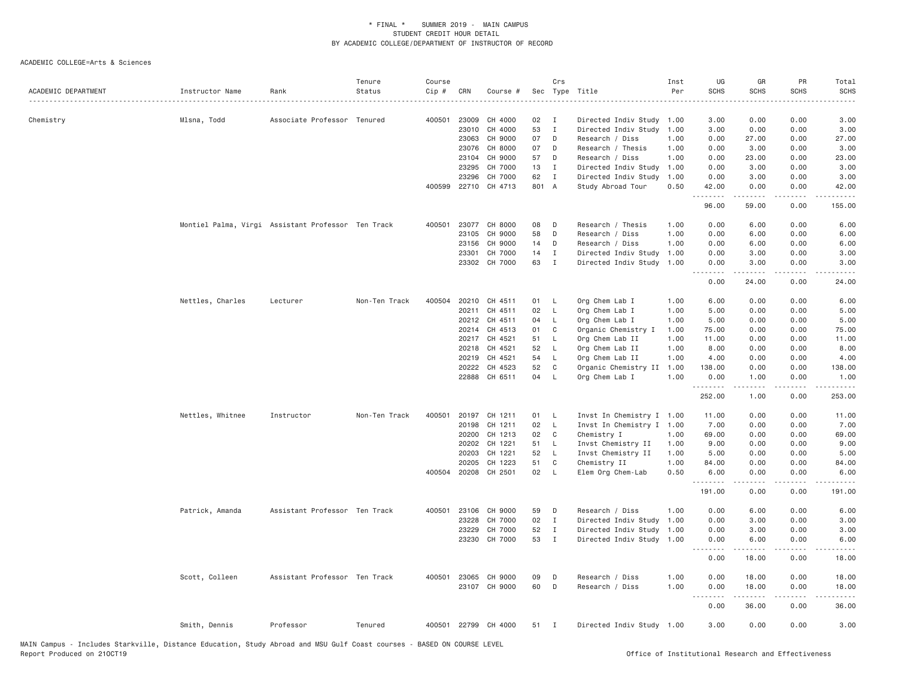\* FINAL \* SUMMER 2019 - MAIN CAMPUS
STUDENT CREDIT HOUR DETAIL
BY ACADEMIC COLLEGE/DEPARTMENT OF INSTRUCTOR OF RECORD

ACADEMIC COLLEGE=Arts & Sciences

| ACADEMIC DEPARTMENT | Instructor Name | Rank | Tenure Status | Course Cip # | CRN | Course # | Sec | Crs Type | Title | Inst Per | UG SCHS | GR SCHS | PR SCHS | Total SCHS |
|---|---|---|---|---|---|---|---|---|---|---|---|---|---|---|
| Chemistry | Mlsna, Todd | Associate Professor | Tenured | 400501 | 23009 | CH 4000 | 02 | I | Directed Indiv Study | 1.00 | 3.00 | 0.00 | 0.00 | 3.00 |
| | | | | | 23010 | CH 4000 | 53 | I | Directed Indiv Study | 1.00 | 3.00 | 0.00 | 0.00 | 3.00 |
| | | | | | 23063 | CH 9000 | 07 | D | Research / Diss | 1.00 | 0.00 | 27.00 | 0.00 | 27.00 |
| | | | | | 23076 | CH 8000 | 07 | D | Research / Thesis | 1.00 | 0.00 | 3.00 | 0.00 | 3.00 |
| | | | | | 23104 | CH 9000 | 57 | D | Research / Diss | 1.00 | 0.00 | 23.00 | 0.00 | 23.00 |
| | | | | | 23295 | CH 7000 | 13 | I | Directed Indiv Study | 1.00 | 0.00 | 3.00 | 0.00 | 3.00 |
| | | | | | 23296 | CH 7000 | 62 | I | Directed Indiv Study | 1.00 | 0.00 | 3.00 | 0.00 | 3.00 |
| | | | | 400599 | 22710 | CH 4713 | 801 | A | Study Abroad Tour | 0.50 | 42.00 | 0.00 | 0.00 | 42.00 |
| | | | | | | | | | | | 96.00 | 59.00 | 0.00 | 155.00 |
| | Montiel Palma, Virgi | Assistant Professor | Ten Track | 400501 | 23077 | CH 8000 | 08 | D | Research / Thesis | 1.00 | 0.00 | 6.00 | 0.00 | 6.00 |
| | | | | | 23105 | CH 9000 | 58 | D | Research / Diss | 1.00 | 0.00 | 6.00 | 0.00 | 6.00 |
| | | | | | 23156 | CH 9000 | 14 | D | Research / Diss | 1.00 | 0.00 | 6.00 | 0.00 | 6.00 |
| | | | | | 23301 | CH 7000 | 14 | I | Directed Indiv Study | 1.00 | 0.00 | 3.00 | 0.00 | 3.00 |
| | | | | | 23302 | CH 7000 | 63 | I | Directed Indiv Study | 1.00 | 0.00 | 3.00 | 0.00 | 3.00 |
| | | | | | | | | | | | 0.00 | 24.00 | 0.00 | 24.00 |
| | Nettles, Charles | Lecturer | Non-Ten Track | 400504 | 20210 | CH 4511 | 01 | L | Org Chem Lab I | 1.00 | 6.00 | 0.00 | 0.00 | 6.00 |
| | | | | | 20211 | CH 4511 | 02 | L | Org Chem Lab I | 1.00 | 5.00 | 0.00 | 0.00 | 5.00 |
| | | | | | 20212 | CH 4511 | 04 | L | Org Chem Lab I | 1.00 | 5.00 | 0.00 | 0.00 | 5.00 |
| | | | | | 20214 | CH 4513 | 01 | C | Organic Chemistry I | 1.00 | 75.00 | 0.00 | 0.00 | 75.00 |
| | | | | | 20217 | CH 4521 | 51 | L | Org Chem Lab II | 1.00 | 11.00 | 0.00 | 0.00 | 11.00 |
| | | | | | 20218 | CH 4521 | 52 | L | Org Chem Lab II | 1.00 | 8.00 | 0.00 | 0.00 | 8.00 |
| | | | | | 20219 | CH 4521 | 54 | L | Org Chem Lab II | 1.00 | 4.00 | 0.00 | 0.00 | 4.00 |
| | | | | | 20222 | CH 4523 | 52 | C | Organic Chemistry II | 1.00 | 138.00 | 0.00 | 0.00 | 138.00 |
| | | | | | 22888 | CH 6511 | 04 | L | Org Chem Lab I | 1.00 | 0.00 | 1.00 | 0.00 | 1.00 |
| | | | | | | | | | | | 252.00 | 1.00 | 0.00 | 253.00 |
| | Nettles, Whitnee | Instructor | Non-Ten Track | 400501 | 20197 | CH 1211 | 01 | L | Invst In Chemistry I | 1.00 | 11.00 | 0.00 | 0.00 | 11.00 |
| | | | | | 20198 | CH 1211 | 02 | L | Invst In Chemistry I | 1.00 | 7.00 | 0.00 | 0.00 | 7.00 |
| | | | | | 20200 | CH 1213 | 02 | C | Chemistry I | 1.00 | 69.00 | 0.00 | 0.00 | 69.00 |
| | | | | | 20202 | CH 1221 | 51 | L | Invst Chemistry II | 1.00 | 9.00 | 0.00 | 0.00 | 9.00 |
| | | | | | 20203 | CH 1221 | 52 | L | Invst Chemistry II | 1.00 | 5.00 | 0.00 | 0.00 | 5.00 |
| | | | | | 20205 | CH 1223 | 51 | C | Chemistry II | 1.00 | 84.00 | 0.00 | 0.00 | 84.00 |
| | | | | 400504 | 20208 | CH 2501 | 02 | L | Elem Org Chem-Lab | 0.50 | 6.00 | 0.00 | 0.00 | 6.00 |
| | | | | | | | | | | | 191.00 | 0.00 | 0.00 | 191.00 |
| | Patrick, Amanda | Assistant Professor | Ten Track | 400501 | 23106 | CH 9000 | 59 | D | Research / Diss | 1.00 | 0.00 | 6.00 | 0.00 | 6.00 |
| | | | | | 23228 | CH 7000 | 02 | I | Directed Indiv Study | 1.00 | 0.00 | 3.00 | 0.00 | 3.00 |
| | | | | | 23229 | CH 7000 | 52 | I | Directed Indiv Study | 1.00 | 0.00 | 3.00 | 0.00 | 3.00 |
| | | | | | 23230 | CH 7000 | 53 | I | Directed Indiv Study | 1.00 | 0.00 | 6.00 | 0.00 | 6.00 |
| | | | | | | | | | | | 0.00 | 18.00 | 0.00 | 18.00 |
| | Scott, Colleen | Assistant Professor | Ten Track | 400501 | 23065 | CH 9000 | 09 | D | Research / Diss | 1.00 | 0.00 | 18.00 | 0.00 | 18.00 |
| | | | | | 23107 | CH 9000 | 60 | D | Research / Diss | 1.00 | 0.00 | 18.00 | 0.00 | 18.00 |
| | | | | | | | | | | | 0.00 | 36.00 | 0.00 | 36.00 |
| | Smith, Dennis | Professor | Tenured | 400501 | 22799 | CH 4000 | 51 | I | Directed Indiv Study | 1.00 | 3.00 | 0.00 | 0.00 | 3.00 |

MAIN Campus - Includes Starkville, Distance Education, Study Abroad and MSU Gulf Coast courses - BASED ON COURSE LEVEL
Report Produced on 21OCT19 | Office of Institutional Research and Effectiveness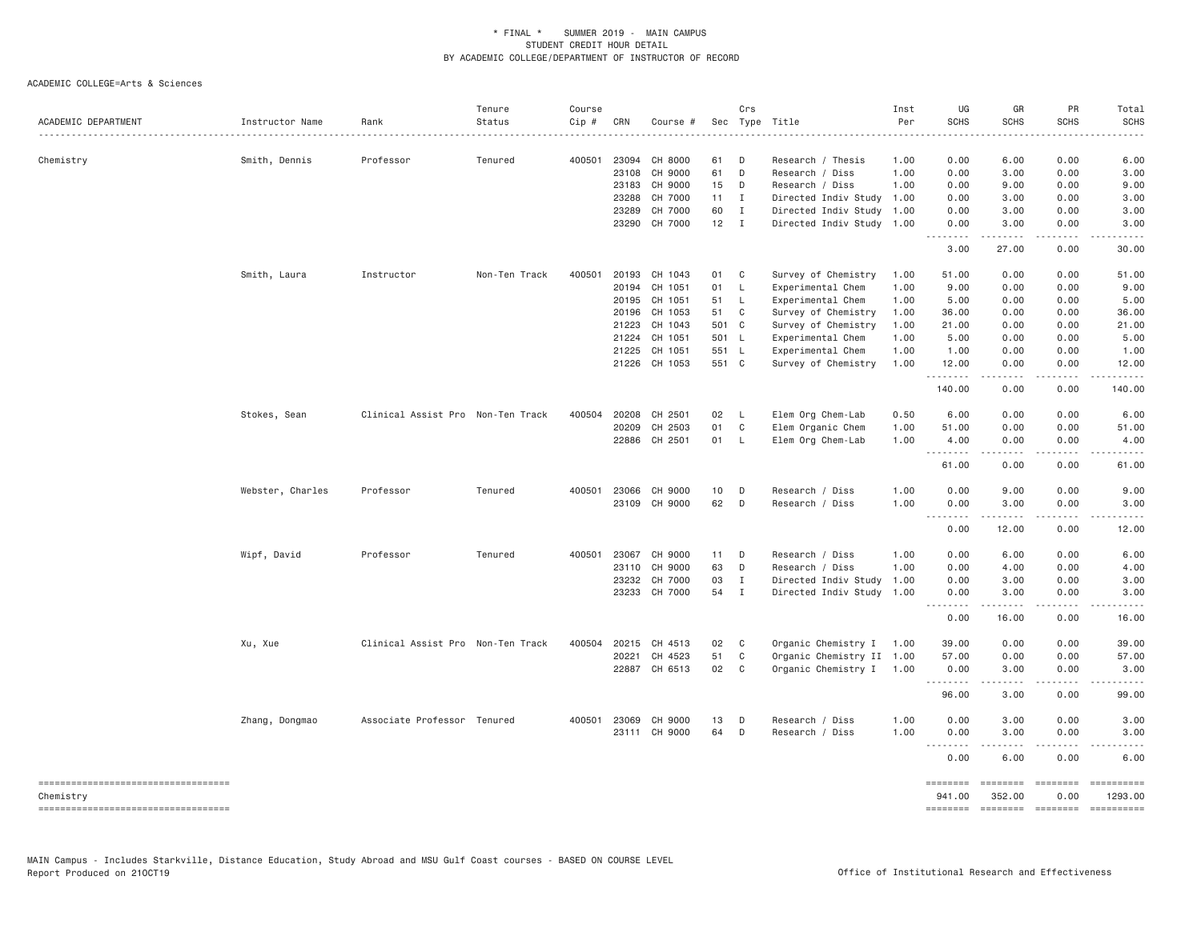\* FINAL \* SUMMER 2019 - MAIN CAMPUS
STUDENT CREDIT HOUR DETAIL
BY ACADEMIC COLLEGE/DEPARTMENT OF INSTRUCTOR OF RECORD

ACADEMIC COLLEGE=Arts & Sciences

| ACADEMIC DEPARTMENT | Instructor Name | Rank | Tenure Status | Course Cip # | CRN | Course # | Sec | Crs Type | Title | Inst Per | UG SCHS | GR SCHS | PR SCHS | Total SCHS |
|---|---|---|---|---|---|---|---|---|---|---|---|---|---|---|
| Chemistry | Smith, Dennis | Professor | Tenured | 400501 | 23094 | CH 8000 | 61 | D | Research / Thesis | 1.00 | 0.00 | 6.00 | 0.00 | 6.00 |
| | | | | | 23108 | CH 9000 | 61 | D | Research / Diss | 1.00 | 0.00 | 3.00 | 0.00 | 3.00 |
| | | | | | 23183 | CH 9000 | 15 | D | Research / Diss | 1.00 | 0.00 | 9.00 | 0.00 | 9.00 |
| | | | | | 23288 | CH 7000 | 11 | I | Directed Indiv Study | 1.00 | 0.00 | 3.00 | 0.00 | 3.00 |
| | | | | | 23289 | CH 7000 | 60 | I | Directed Indiv Study | 1.00 | 0.00 | 3.00 | 0.00 | 3.00 |
| | | | | | 23290 | CH 7000 | 12 | I | Directed Indiv Study | 1.00 | 0.00 | 3.00 | 0.00 | 3.00 |
| | | | | | | | | | | | 3.00 | 27.00 | 0.00 | 30.00 |
| | Smith, Laura | Instructor | Non-Ten Track | 400501 | 20193 | CH 1043 | 01 | C | Survey of Chemistry | 1.00 | 51.00 | 0.00 | 0.00 | 51.00 |
| | | | | | 20194 | CH 1051 | 01 | L | Experimental Chem | 1.00 | 9.00 | 0.00 | 0.00 | 9.00 |
| | | | | | 20195 | CH 1051 | 51 | L | Experimental Chem | 1.00 | 5.00 | 0.00 | 0.00 | 5.00 |
| | | | | | 20196 | CH 1053 | 51 | C | Survey of Chemistry | 1.00 | 36.00 | 0.00 | 0.00 | 36.00 |
| | | | | | 21223 | CH 1043 | 501 | C | Survey of Chemistry | 1.00 | 21.00 | 0.00 | 0.00 | 21.00 |
| | | | | | 21224 | CH 1051 | 501 | L | Experimental Chem | 1.00 | 5.00 | 0.00 | 0.00 | 5.00 |
| | | | | | 21225 | CH 1051 | 551 | L | Experimental Chem | 1.00 | 1.00 | 0.00 | 0.00 | 1.00 |
| | | | | | 21226 | CH 1053 | 551 | C | Survey of Chemistry | 1.00 | 12.00 | 0.00 | 0.00 | 12.00 |
| | | | | | | | | | | | 140.00 | 0.00 | 0.00 | 140.00 |
| | Stokes, Sean | Clinical Assist Pro | Non-Ten Track | 400504 | 20208 | CH 2501 | 02 | L | Elem Org Chem-Lab | 0.50 | 6.00 | 0.00 | 0.00 | 6.00 |
| | | | | | 20209 | CH 2503 | 01 | C | Elem Organic Chem | 1.00 | 51.00 | 0.00 | 0.00 | 51.00 |
| | | | | | 22886 | CH 2501 | 01 | L | Elem Org Chem-Lab | 1.00 | 4.00 | 0.00 | 0.00 | 4.00 |
| | | | | | | | | | | | 61.00 | 0.00 | 0.00 | 61.00 |
| | Webster, Charles | Professor | Tenured | 400501 | 23066 | CH 9000 | 10 | D | Research / Diss | 1.00 | 0.00 | 9.00 | 0.00 | 9.00 |
| | | | | | 23109 | CH 9000 | 62 | D | Research / Diss | 1.00 | 0.00 | 3.00 | 0.00 | 3.00 |
| | | | | | | | | | | | 0.00 | 12.00 | 0.00 | 12.00 |
| | Wipf, David | Professor | Tenured | 400501 | 23067 | CH 9000 | 11 | D | Research / Diss | 1.00 | 0.00 | 6.00 | 0.00 | 6.00 |
| | | | | | 23110 | CH 9000 | 63 | D | Research / Diss | 1.00 | 0.00 | 4.00 | 0.00 | 4.00 |
| | | | | | 23232 | CH 7000 | 03 | I | Directed Indiv Study | 1.00 | 0.00 | 3.00 | 0.00 | 3.00 |
| | | | | | 23233 | CH 7000 | 54 | I | Directed Indiv Study | 1.00 | 0.00 | 3.00 | 0.00 | 3.00 |
| | | | | | | | | | | | 0.00 | 16.00 | 0.00 | 16.00 |
| | Xu, Xue | Clinical Assist Pro | Non-Ten Track | 400504 | 20215 | CH 4513 | 02 | C | Organic Chemistry I | 1.00 | 39.00 | 0.00 | 0.00 | 39.00 |
| | | | | | 20221 | CH 4523 | 51 | C | Organic Chemistry II | 1.00 | 57.00 | 0.00 | 0.00 | 57.00 |
| | | | | | 22887 | CH 6513 | 02 | C | Organic Chemistry I | 1.00 | 0.00 | 3.00 | 0.00 | 3.00 |
| | | | | | | | | | | | 96.00 | 3.00 | 0.00 | 99.00 |
| | Zhang, Dongmao | Associate Professor | Tenured | 400501 | 23069 | CH 9000 | 13 | D | Research / Diss | 1.00 | 0.00 | 3.00 | 0.00 | 3.00 |
| | | | | | 23111 | CH 9000 | 64 | D | Research / Diss | 1.00 | 0.00 | 3.00 | 0.00 | 3.00 |
| | | | | | | | | | | | 0.00 | 6.00 | 0.00 | 6.00 |
| Chemistry | | | | | | | | | | | 941.00 | 352.00 | 0.00 | 1293.00 |

MAIN Campus - Includes Starkville, Distance Education, Study Abroad and MSU Gulf Coast courses - BASED ON COURSE LEVEL
Report Produced on 21OCT19

Office of Institutional Research and Effectiveness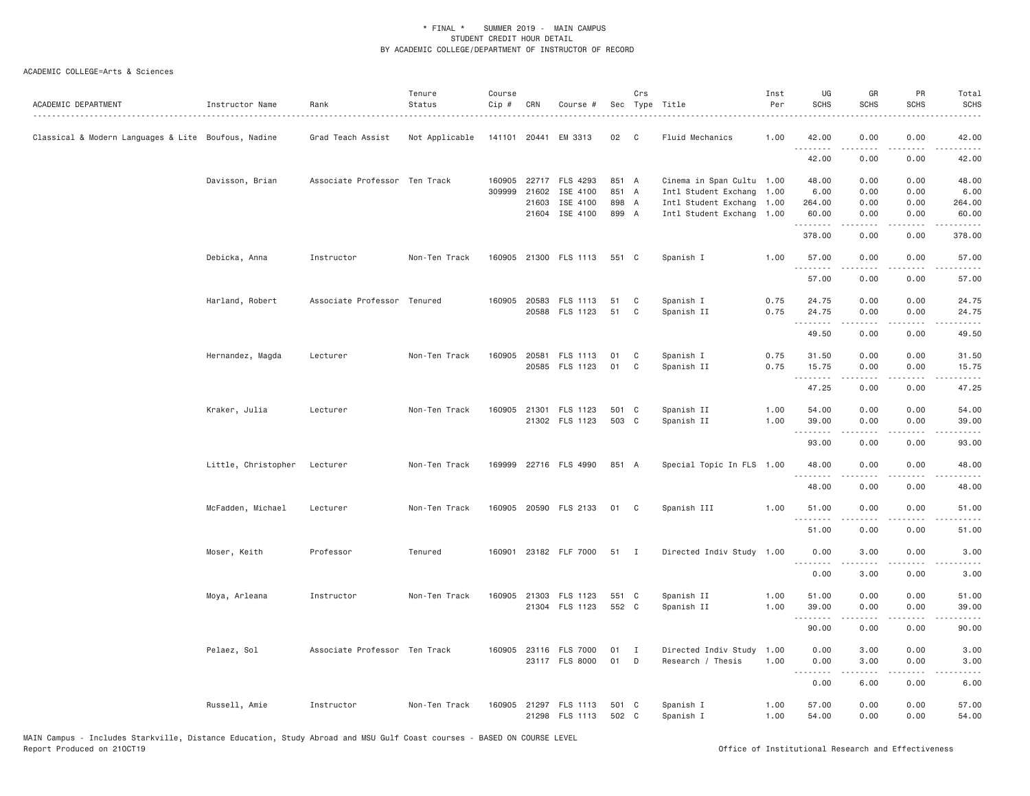\* FINAL \* SUMMER 2019 - MAIN CAMPUS
STUDENT CREDIT HOUR DETAIL
BY ACADEMIC COLLEGE/DEPARTMENT OF INSTRUCTOR OF RECORD

ACADEMIC COLLEGE=Arts & Sciences

| ACADEMIC DEPARTMENT | Instructor Name | Rank | Tenure Status | Course Cip # | CRN | Course # | Sec | Crs Type | Title | Inst Per | UG SCHS | GR SCHS | PR SCHS | Total SCHS |
|---|---|---|---|---|---|---|---|---|---|---|---|---|---|---|
| Classical & Modern Languages & Lite | Boufous, Nadine | Grad Teach Assist | Not Applicable | 141101 | 20441 | EM 3313 | 02 | C | Fluid Mechanics | 1.00 | 42.00 | 0.00 | 0.00 | 42.00 |
| | | | | | | | | | | | 42.00 | 0.00 | 0.00 | 42.00 |
| | Davisson, Brian | Associate Professor | Ten Track | 160905 | 22717 | FLS 4293 | 851 | A | Cinema in Span Cultu | 1.00 | 48.00 | 0.00 | 0.00 | 48.00 |
| | | | | 309999 | 21602 | ISE 4100 | 851 | A | Intl Student Exchang | 1.00 | 6.00 | 0.00 | 0.00 | 6.00 |
| | | | | | 21603 | ISE 4100 | 898 | A | Intl Student Exchang | 1.00 | 264.00 | 0.00 | 0.00 | 264.00 |
| | | | | | 21604 | ISE 4100 | 899 | A | Intl Student Exchang | 1.00 | 60.00 | 0.00 | 0.00 | 60.00 |
| | | | | | | | | | | | 378.00 | 0.00 | 0.00 | 378.00 |
| | Debicka, Anna | Instructor | Non-Ten Track | 160905 | 21300 | FLS 1113 | 551 | C | Spanish I | 1.00 | 57.00 | 0.00 | 0.00 | 57.00 |
| | | | | | | | | | | | 57.00 | 0.00 | 0.00 | 57.00 |
| | Harland, Robert | Associate Professor | Tenured | 160905 | 20583 | FLS 1113 | 51 | C | Spanish I | 0.75 | 24.75 | 0.00 | 0.00 | 24.75 |
| | | | | | 20588 | FLS 1123 | 51 | C | Spanish II | 0.75 | 24.75 | 0.00 | 0.00 | 24.75 |
| | | | | | | | | | | | 49.50 | 0.00 | 0.00 | 49.50 |
| | Hernandez, Magda | Lecturer | Non-Ten Track | 160905 | 20581 | FLS 1113 | 01 | C | Spanish I | 0.75 | 31.50 | 0.00 | 0.00 | 31.50 |
| | | | | | 20585 | FLS 1123 | 01 | C | Spanish II | 0.75 | 15.75 | 0.00 | 0.00 | 15.75 |
| | | | | | | | | | | | 47.25 | 0.00 | 0.00 | 47.25 |
| | Kraker, Julia | Lecturer | Non-Ten Track | 160905 | 21301 | FLS 1123 | 501 | C | Spanish II | 1.00 | 54.00 | 0.00 | 0.00 | 54.00 |
| | | | | | 21302 | FLS 1123 | 503 | C | Spanish II | 1.00 | 39.00 | 0.00 | 0.00 | 39.00 |
| | | | | | | | | | | | 93.00 | 0.00 | 0.00 | 93.00 |
| | Little, Christopher | Lecturer | Non-Ten Track | 169999 | 22716 | FLS 4990 | 851 | A | Special Topic In FLS | 1.00 | 48.00 | 0.00 | 0.00 | 48.00 |
| | | | | | | | | | | | 48.00 | 0.00 | 0.00 | 48.00 |
| | McFadden, Michael | Lecturer | Non-Ten Track | 160905 | 20590 | FLS 2133 | 01 | C | Spanish III | 1.00 | 51.00 | 0.00 | 0.00 | 51.00 |
| | | | | | | | | | | | 51.00 | 0.00 | 0.00 | 51.00 |
| | Moser, Keith | Professor | Tenured | 160901 | 23182 | FLF 7000 | 51 | I | Directed Indiv Study | 1.00 | 0.00 | 3.00 | 0.00 | 3.00 |
| | | | | | | | | | | | 0.00 | 3.00 | 0.00 | 3.00 |
| | Moya, Arleana | Instructor | Non-Ten Track | 160905 | 21303 | FLS 1123 | 551 | C | Spanish II | 1.00 | 51.00 | 0.00 | 0.00 | 51.00 |
| | | | | | 21304 | FLS 1123 | 552 | C | Spanish II | 1.00 | 39.00 | 0.00 | 0.00 | 39.00 |
| | | | | | | | | | | | 90.00 | 0.00 | 0.00 | 90.00 |
| | Pelaez, Sol | Associate Professor | Ten Track | 160905 | 23116 | FLS 7000 | 01 | I | Directed Indiv Study | 1.00 | 0.00 | 3.00 | 0.00 | 3.00 |
| | | | | | 23117 | FLS 8000 | 01 | D | Research / Thesis | 1.00 | 0.00 | 3.00 | 0.00 | 3.00 |
| | | | | | | | | | | | 0.00 | 6.00 | 0.00 | 6.00 |
| | Russell, Amie | Instructor | Non-Ten Track | 160905 | 21297 | FLS 1113 | 501 | C | Spanish I | 1.00 | 57.00 | 0.00 | 0.00 | 57.00 |
| | | | | | 21298 | FLS 1113 | 502 | C | Spanish I | 1.00 | 54.00 | 0.00 | 0.00 | 54.00 |

MAIN Campus - Includes Starkville, Distance Education, Study Abroad and MSU Gulf Coast courses - BASED ON COURSE LEVEL
Report Produced on 21OCT19 Office of Institutional Research and Effectiveness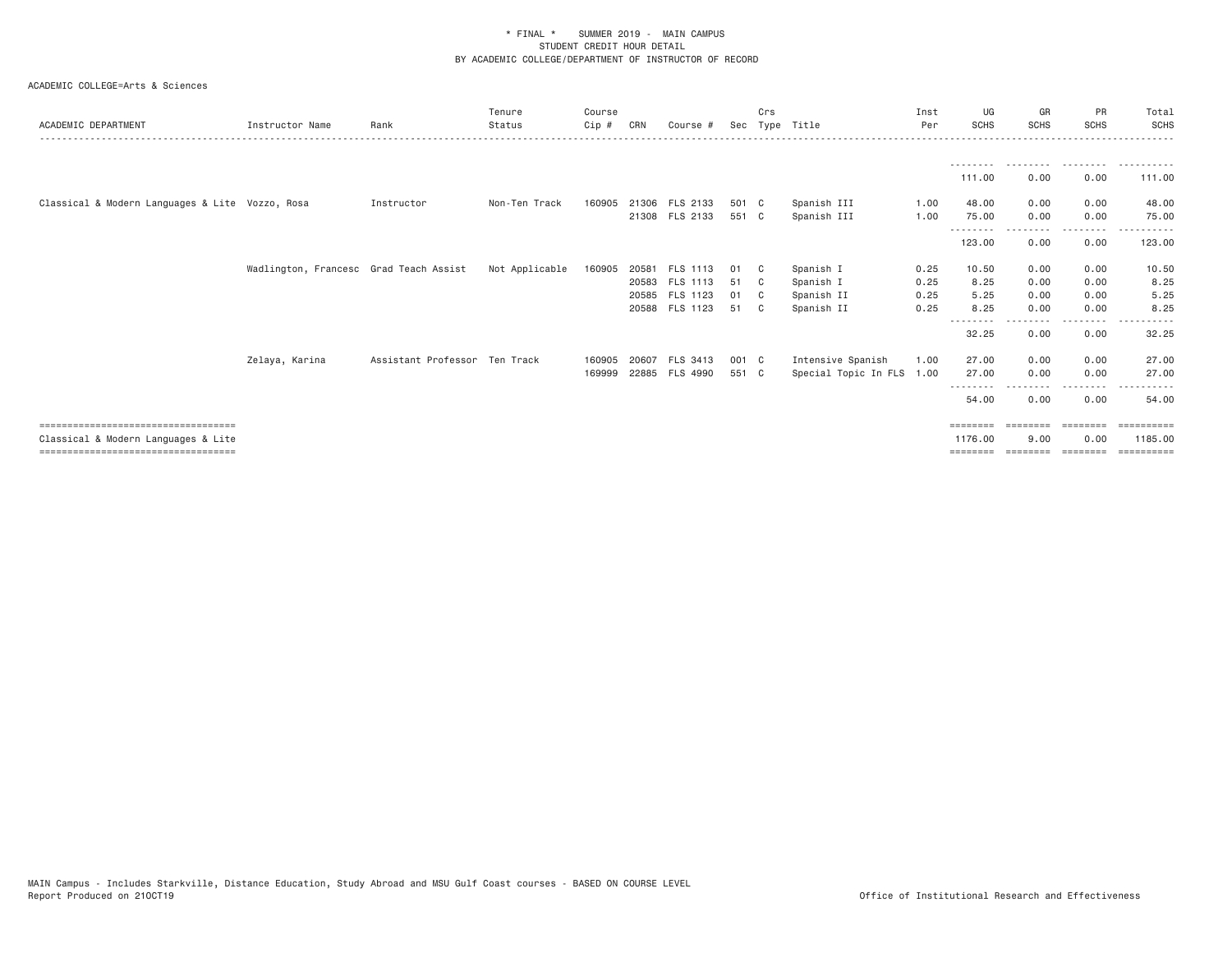* FINAL * SUMMER 2019 - MAIN CAMPUS
STUDENT CREDIT HOUR DETAIL
BY ACADEMIC COLLEGE/DEPARTMENT OF INSTRUCTOR OF RECORD

ACADEMIC COLLEGE=Arts & Sciences

| ACADEMIC DEPARTMENT | Instructor Name | Rank | Tenure Status | Course Cip # | CRN | Course # | Sec | Crs Type | Title | Inst Per | UG SCHS | GR SCHS | PR SCHS | Total SCHS |
|---|---|---|---|---|---|---|---|---|---|---|---|---|---|---|
| | | | | | | | | | | | 111.00 | 0.00 | 0.00 | 111.00 |
| Classical & Modern Languages & Lite | Vozzo, Rosa | Instructor | Non-Ten Track | 160905 | 21306 | FLS 2133 | 501 | C | Spanish III | 1.00 | 48.00 | 0.00 | 0.00 | 48.00 |
| | | | | | 21308 | FLS 2133 | 551 | C | Spanish III | 1.00 | 75.00 | 0.00 | 0.00 | 75.00 |
| | | | | | | | | | | | 123.00 | 0.00 | 0.00 | 123.00 |
| | Wadlington, Francesc | Grad Teach Assist | Not Applicable | 160905 | 20581 | FLS 1113 | 01 | C | Spanish I | 0.25 | 10.50 | 0.00 | 0.00 | 10.50 |
| | | | | | 20583 | FLS 1113 | 51 | C | Spanish I | 0.25 | 8.25 | 0.00 | 0.00 | 8.25 |
| | | | | | 20585 | FLS 1123 | 01 | C | Spanish II | 0.25 | 5.25 | 0.00 | 0.00 | 5.25 |
| | | | | | 20588 | FLS 1123 | 51 | C | Spanish II | 0.25 | 8.25 | 0.00 | 0.00 | 8.25 |
| | | | | | | | | | | | 32.25 | 0.00 | 0.00 | 32.25 |
| | Zelaya, Karina | Assistant Professor | Ten Track | 160905 | 20607 | FLS 3413 | 001 | C | Intensive Spanish | 1.00 | 27.00 | 0.00 | 0.00 | 27.00 |
| | | | | 169999 | 22885 | FLS 4990 | 551 | C | Special Topic In FLS | 1.00 | 27.00 | 0.00 | 0.00 | 27.00 |
| | | | | | | | | | | | 54.00 | 0.00 | 0.00 | 54.00 |
| Classical & Modern Languages & Lite | | | | | | | | | | | 1176.00 | 9.00 | 0.00 | 1185.00 |

MAIN Campus - Includes Starkville, Distance Education, Study Abroad and MSU Gulf Coast courses - BASED ON COURSE LEVEL
Report Produced on 21OCT19

Office of Institutional Research and Effectiveness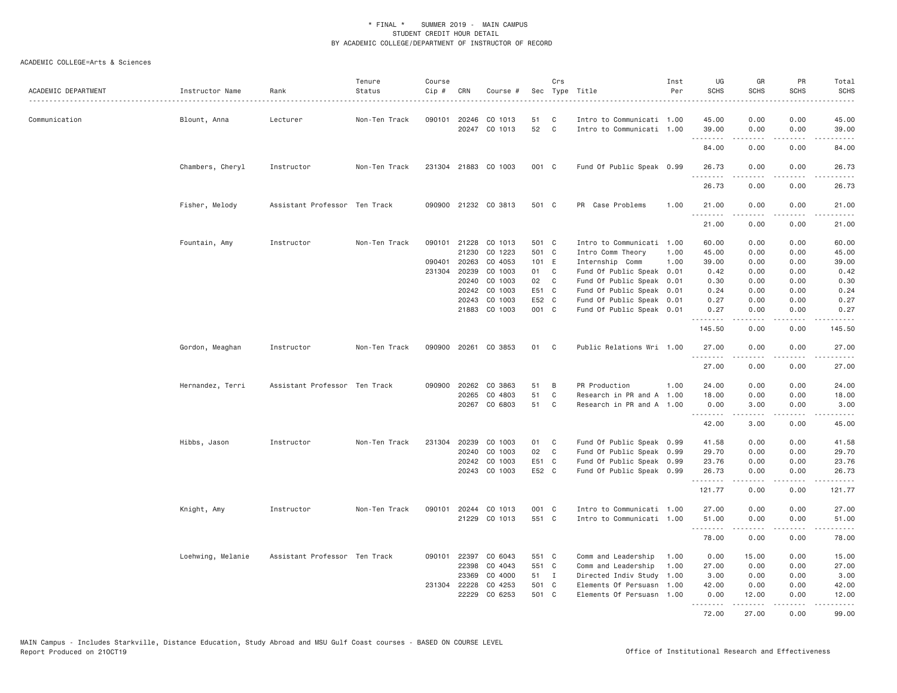# * FINAL * SUMMER 2019 - MAIN CAMPUS
## STUDENT CREDIT HOUR DETAIL
### BY ACADEMIC COLLEGE/DEPARTMENT OF INSTRUCTOR OF RECORD

ACADEMIC COLLEGE=Arts & Sciences

| ACADEMIC DEPARTMENT | Instructor Name | Rank | Tenure Status | Course Cip # | CRN | Course # | Sec | Crs Type | Title | Inst Per | UG SCHS | GR SCHS | PR SCHS | Total SCHS |
|---|---|---|---|---|---|---|---|---|---|---|---|---|---|---|
| Communication | Blount, Anna | Lecturer | Non-Ten Track | 090101 | 20246 | CO 1013 | 51 | C | Intro to Communicati | 1.00 | 45.00 | 0.00 | 0.00 | 45.00 |
| | | | | | 20247 | CO 1013 | 52 | C | Intro to Communicati | 1.00 | 39.00 | 0.00 | 0.00 | 39.00 |
| | | | | | | | | | | | 84.00 | 0.00 | 0.00 | 84.00 |
| | Chambers, Cheryl | Instructor | Non-Ten Track | 231304 | 21883 | CO 1003 | 001 | C | Fund Of Public Speak | 0.99 | 26.73 | 0.00 | 0.00 | 26.73 |
| | | | | | | | | | | | 26.73 | 0.00 | 0.00 | 26.73 |
| | Fisher, Melody | Assistant Professor | Ten Track | 090900 | 21232 | CO 3813 | 501 | C | PR Case Problems | 1.00 | 21.00 | 0.00 | 0.00 | 21.00 |
| | | | | | | | | | | | 21.00 | 0.00 | 0.00 | 21.00 |
| | Fountain, Amy | Instructor | Non-Ten Track | 090101 | 21228 | CO 1013 | 501 | C | Intro to Communicati | 1.00 | 60.00 | 0.00 | 0.00 | 60.00 |
| | | | | | 21230 | CO 1223 | 501 | C | Intro Comm Theory | 1.00 | 45.00 | 0.00 | 0.00 | 45.00 |
| | | | | 090401 | 20263 | CO 4053 | 101 | E | Internship Comm | 1.00 | 39.00 | 0.00 | 0.00 | 39.00 |
| | | | | 231304 | 20239 | CO 1003 | 01 | C | Fund Of Public Speak | 0.01 | 0.42 | 0.00 | 0.00 | 0.42 |
| | | | | | 20240 | CO 1003 | 02 | C | Fund Of Public Speak | 0.01 | 0.30 | 0.00 | 0.00 | 0.30 |
| | | | | | 20242 | CO 1003 | E51 | C | Fund Of Public Speak | 0.01 | 0.24 | 0.00 | 0.00 | 0.24 |
| | | | | | 20243 | CO 1003 | E52 | C | Fund Of Public Speak | 0.01 | 0.27 | 0.00 | 0.00 | 0.27 |
| | | | | | 21883 | CO 1003 | 001 | C | Fund Of Public Speak | 0.01 | 0.27 | 0.00 | 0.00 | 0.27 |
| | | | | | | | | | | | 145.50 | 0.00 | 0.00 | 145.50 |
| | Gordon, Meaghan | Instructor | Non-Ten Track | 090900 | 20261 | CO 3853 | 01 | C | Public Relations Wri | 1.00 | 27.00 | 0.00 | 0.00 | 27.00 |
| | | | | | | | | | | | 27.00 | 0.00 | 0.00 | 27.00 |
| | Hernandez, Terri | Assistant Professor | Ten Track | 090900 | 20262 | CO 3863 | 51 | B | PR Production | 1.00 | 24.00 | 0.00 | 0.00 | 24.00 |
| | | | | | 20265 | CO 4803 | 51 | C | Research in PR and A | 1.00 | 18.00 | 0.00 | 0.00 | 18.00 |
| | | | | | 20267 | CO 6803 | 51 | C | Research in PR and A | 1.00 | 0.00 | 3.00 | 0.00 | 3.00 |
| | | | | | | | | | | | 42.00 | 3.00 | 0.00 | 45.00 |
| | Hibbs, Jason | Instructor | Non-Ten Track | 231304 | 20239 | CO 1003 | 01 | C | Fund Of Public Speak | 0.99 | 41.58 | 0.00 | 0.00 | 41.58 |
| | | | | | 20240 | CO 1003 | 02 | C | Fund Of Public Speak | 0.99 | 29.70 | 0.00 | 0.00 | 29.70 |
| | | | | | 20242 | CO 1003 | E51 | C | Fund Of Public Speak | 0.99 | 23.76 | 0.00 | 0.00 | 23.76 |
| | | | | | 20243 | CO 1003 | E52 | C | Fund Of Public Speak | 0.99 | 26.73 | 0.00 | 0.00 | 26.73 |
| | | | | | | | | | | | 121.77 | 0.00 | 0.00 | 121.77 |
| | Knight, Amy | Instructor | Non-Ten Track | 090101 | 20244 | CO 1013 | 001 | C | Intro to Communicati | 1.00 | 27.00 | 0.00 | 0.00 | 27.00 |
| | | | | | 21229 | CO 1013 | 551 | C | Intro to Communicati | 1.00 | 51.00 | 0.00 | 0.00 | 51.00 |
| | | | | | | | | | | | 78.00 | 0.00 | 0.00 | 78.00 |
| | Loehwing, Melanie | Assistant Professor | Ten Track | 090101 | 22397 | CO 6043 | 551 | C | Comm and Leadership | 1.00 | 0.00 | 15.00 | 0.00 | 15.00 |
| | | | | | 22398 | CO 4043 | 551 | C | Comm and Leadership | 1.00 | 27.00 | 0.00 | 0.00 | 27.00 |
| | | | | | 23369 | CO 4000 | 51 | I | Directed Indiv Study | 1.00 | 3.00 | 0.00 | 0.00 | 3.00 |
| | | | | 231304 | 22228 | CO 4253 | 501 | C | Elements Of Persuasn | 1.00 | 42.00 | 0.00 | 0.00 | 42.00 |
| | | | | | 22229 | CO 6253 | 501 | C | Elements Of Persuasn | 1.00 | 0.00 | 12.00 | 0.00 | 12.00 |
| | | | | | | | | | | | 72.00 | 27.00 | 0.00 | 99.00 |

MAIN Campus - Includes Starkville, Distance Education, Study Abroad and MSU Gulf Coast courses - BASED ON COURSE LEVEL
Report Produced on 21OCT19 — Office of Institutional Research and Effectiveness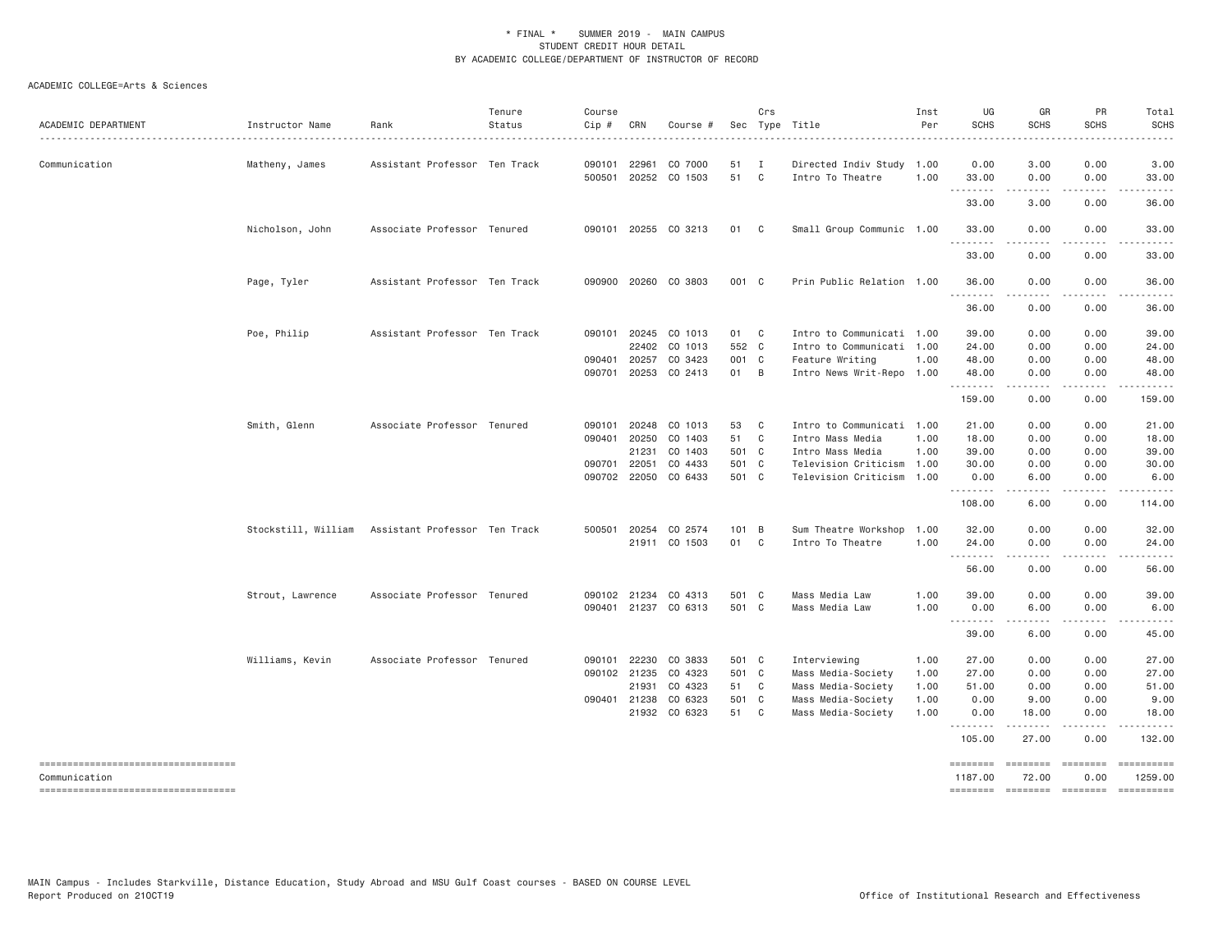# * FINAL * SUMMER 2019 - MAIN CAMPUS
## STUDENT CREDIT HOUR DETAIL
## BY ACADEMIC COLLEGE/DEPARTMENT OF INSTRUCTOR OF RECORD

ACADEMIC COLLEGE=Arts & Sciences

| ACADEMIC DEPARTMENT | Instructor Name | Rank | Tenure Status | Course Cip # | CRN | Course # | Sec | Crs Type | Title | Inst Per | UG SCHS | GR SCHS | PR SCHS | Total SCHS |
|---|---|---|---|---|---|---|---|---|---|---|---|---|---|---|
| Communication | Matheny, James | Assistant Professor | Ten Track | 090101 | 22961 | CO 7000 | 51 | I | Directed Indiv Study | 1.00 | 0.00 | 3.00 | 0.00 | 3.00 |
| | | | | 500501 | 20252 | CO 1503 | 51 | C | Intro To Theatre | 1.00 | 33.00 | 0.00 | 0.00 | 33.00 |
| | | | | | | | | | | | 33.00 | 3.00 | 0.00 | 36.00 |
| | Nicholson, John | Associate Professor | Tenured | 090101 | 20255 | CO 3213 | 01 | C | Small Group Communic | 1.00 | 33.00 | 0.00 | 0.00 | 33.00 |
| | | | | | | | | | | | 33.00 | 0.00 | 0.00 | 33.00 |
| | Page, Tyler | Assistant Professor | Ten Track | 090900 | 20260 | CO 3803 | 001 | C | Prin Public Relation | 1.00 | 36.00 | 0.00 | 0.00 | 36.00 |
| | | | | | | | | | | | 36.00 | 0.00 | 0.00 | 36.00 |
| | Poe, Philip | Assistant Professor | Ten Track | 090101 | 20245 | CO 1013 | 01 | C | Intro to Communicati | 1.00 | 39.00 | 0.00 | 0.00 | 39.00 |
| | | | | | 22402 | CO 1013 | 552 | C | Intro to Communicati | 1.00 | 24.00 | 0.00 | 0.00 | 24.00 |
| | | | | 090401 | 20257 | CO 3423 | 001 | C | Feature Writing | 1.00 | 48.00 | 0.00 | 0.00 | 48.00 |
| | | | | 090701 | 20253 | CO 2413 | 01 | B | Intro News Writ-Repo | 1.00 | 48.00 | 0.00 | 0.00 | 48.00 |
| | | | | | | | | | | | 159.00 | 0.00 | 0.00 | 159.00 |
| | Smith, Glenn | Associate Professor | Tenured | 090101 | 20248 | CO 1013 | 53 | C | Intro to Communicati | 1.00 | 21.00 | 0.00 | 0.00 | 21.00 |
| | | | | 090401 | 20250 | CO 1403 | 51 | C | Intro Mass Media | 1.00 | 18.00 | 0.00 | 0.00 | 18.00 |
| | | | | | 21231 | CO 1403 | 501 | C | Intro Mass Media | 1.00 | 39.00 | 0.00 | 0.00 | 39.00 |
| | | | | 090701 | 22051 | CO 4433 | 501 | C | Television Criticism | 1.00 | 30.00 | 0.00 | 0.00 | 30.00 |
| | | | | 090702 | 22050 | CO 6433 | 501 | C | Television Criticism | 1.00 | 0.00 | 6.00 | 0.00 | 6.00 |
| | | | | | | | | | | | 108.00 | 6.00 | 0.00 | 114.00 |
| | Stockstill, William | Assistant Professor | Ten Track | 500501 | 20254 | CO 2574 | 101 | B | Sum Theatre Workshop | 1.00 | 32.00 | 0.00 | 0.00 | 32.00 |
| | | | | | 21911 | CO 1503 | 01 | C | Intro To Theatre | 1.00 | 24.00 | 0.00 | 0.00 | 24.00 |
| | | | | | | | | | | | 56.00 | 0.00 | 0.00 | 56.00 |
| | Strout, Lawrence | Associate Professor | Tenured | 090102 | 21234 | CO 4313 | 501 | C | Mass Media Law | 1.00 | 39.00 | 0.00 | 0.00 | 39.00 |
| | | | | 090401 | 21237 | CO 6313 | 501 | C | Mass Media Law | 1.00 | 0.00 | 6.00 | 0.00 | 6.00 |
| | | | | | | | | | | | 39.00 | 6.00 | 0.00 | 45.00 |
| | Williams, Kevin | Associate Professor | Tenured | 090101 | 22230 | CO 3833 | 501 | C | Interviewing | 1.00 | 27.00 | 0.00 | 0.00 | 27.00 |
| | | | | 090102 | 21235 | CO 4323 | 501 | C | Mass Media-Society | 1.00 | 27.00 | 0.00 | 0.00 | 27.00 |
| | | | | | 21931 | CO 4323 | 51 | C | Mass Media-Society | 1.00 | 51.00 | 0.00 | 0.00 | 51.00 |
| | | | | 090401 | 21238 | CO 6323 | 501 | C | Mass Media-Society | 1.00 | 0.00 | 9.00 | 0.00 | 9.00 |
| | | | | | 21932 | CO 6323 | 51 | C | Mass Media-Society | 1.00 | 0.00 | 18.00 | 0.00 | 18.00 |
| | | | | | | | | | | | 105.00 | 27.00 | 0.00 | 132.00 |
| Communication | | | | | | | | | | | 1187.00 | 72.00 | 0.00 | 1259.00 |

MAIN Campus - Includes Starkville, Distance Education, Study Abroad and MSU Gulf Coast courses - BASED ON COURSE LEVEL
Report Produced on 21OCT19

Office of Institutional Research and Effectiveness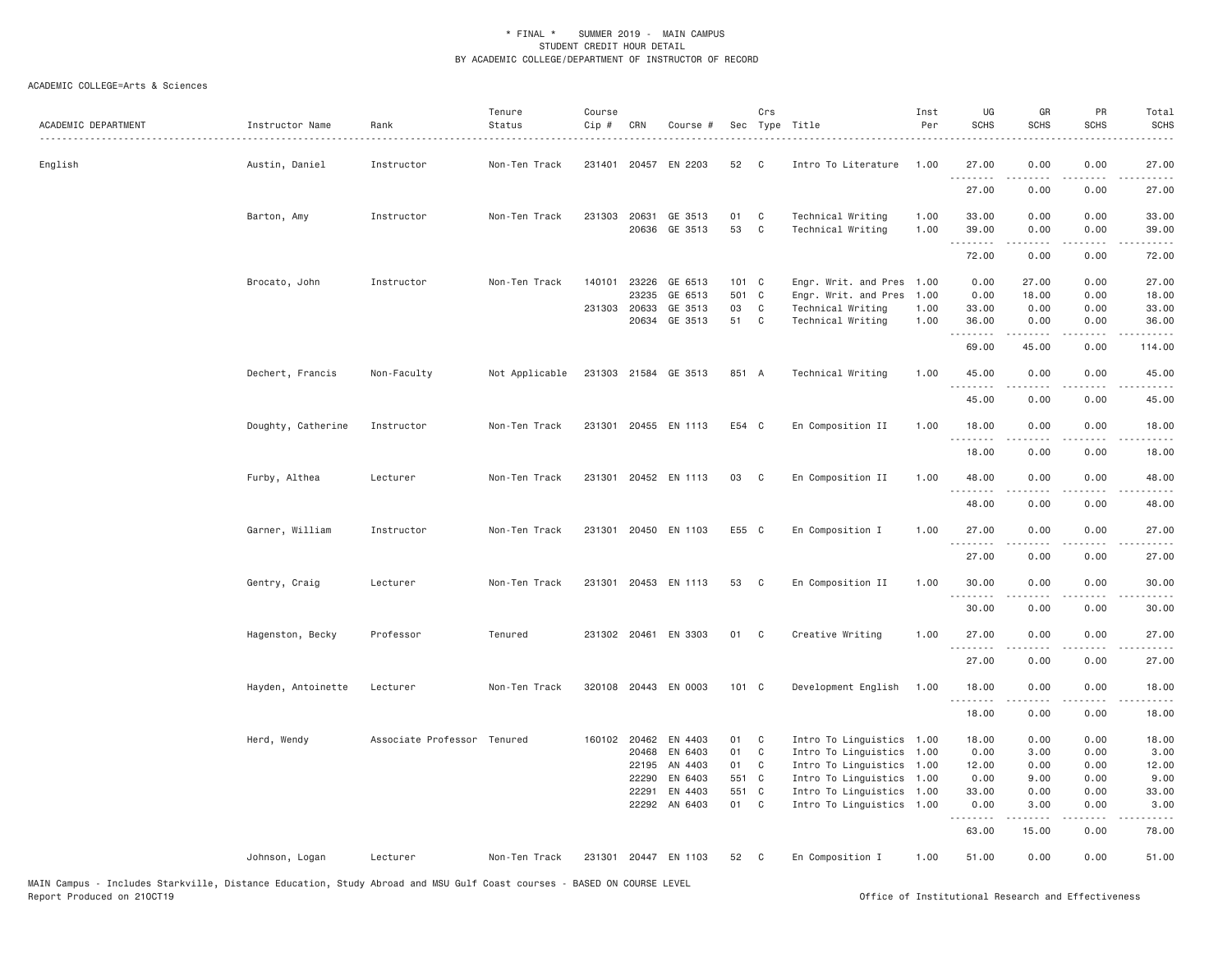\* FINAL \* SUMMER 2019 - MAIN CAMPUS
STUDENT CREDIT HOUR DETAIL
BY ACADEMIC COLLEGE/DEPARTMENT OF INSTRUCTOR OF RECORD

ACADEMIC COLLEGE=Arts & Sciences

| ACADEMIC DEPARTMENT | Instructor Name | Rank | Tenure Status | Course Cip # | CRN | Course # | Sec | Crs Type | Title | Inst Per | UG SCHS | GR SCHS | PR SCHS | Total SCHS |
|---|---|---|---|---|---|---|---|---|---|---|---|---|---|---|
| English | Austin, Daniel | Instructor | Non-Ten Track | 231401 | 20457 | EN 2203 | 52 | C | Intro To Literature | 1.00 | 27.00 | 0.00 | 0.00 | 27.00 |
| | | | | | | | | | | | 27.00 | 0.00 | 0.00 | 27.00 |
| | Barton, Amy | Instructor | Non-Ten Track | 231303 | 20631 | GE 3513 | 01 | C | Technical Writing | 1.00 | 33.00 | 0.00 | 0.00 | 33.00 |
| | | | | | 20636 | GE 3513 | 53 | C | Technical Writing | 1.00 | 39.00 | 0.00 | 0.00 | 39.00 |
| | | | | | | | | | | | 72.00 | 0.00 | 0.00 | 72.00 |
| | Brocato, John | Instructor | Non-Ten Track | 140101 | 23226 | GE 6513 | 101 | C | Engr. Writ. and Pres | 1.00 | 0.00 | 27.00 | 0.00 | 27.00 |
| | | | | | 23235 | GE 6513 | 501 | C | Engr. Writ. and Pres | 1.00 | 0.00 | 18.00 | 0.00 | 18.00 |
| | | | | 231303 | 20633 | GE 3513 | 03 | C | Technical Writing | 1.00 | 33.00 | 0.00 | 0.00 | 33.00 |
| | | | | | 20634 | GE 3513 | 51 | C | Technical Writing | 1.00 | 36.00 | 0.00 | 0.00 | 36.00 |
| | | | | | | | | | | | 69.00 | 45.00 | 0.00 | 114.00 |
| | Dechert, Francis | Non-Faculty | Not Applicable | 231303 | 21584 | GE 3513 | 851 | A | Technical Writing | 1.00 | 45.00 | 0.00 | 0.00 | 45.00 |
| | | | | | | | | | | | 45.00 | 0.00 | 0.00 | 45.00 |
| | Doughty, Catherine | Instructor | Non-Ten Track | 231301 | 20455 | EN 1113 | E54 | C | En Composition II | 1.00 | 18.00 | 0.00 | 0.00 | 18.00 |
| | | | | | | | | | | | 18.00 | 0.00 | 0.00 | 18.00 |
| | Furby, Althea | Lecturer | Non-Ten Track | 231301 | 20452 | EN 1113 | 03 | C | En Composition II | 1.00 | 48.00 | 0.00 | 0.00 | 48.00 |
| | | | | | | | | | | | 48.00 | 0.00 | 0.00 | 48.00 |
| | Garner, William | Instructor | Non-Ten Track | 231301 | 20450 | EN 1103 | E55 | C | En Composition I | 1.00 | 27.00 | 0.00 | 0.00 | 27.00 |
| | | | | | | | | | | | 27.00 | 0.00 | 0.00 | 27.00 |
| | Gentry, Craig | Lecturer | Non-Ten Track | 231301 | 20453 | EN 1113 | 53 | C | En Composition II | 1.00 | 30.00 | 0.00 | 0.00 | 30.00 |
| | | | | | | | | | | | 30.00 | 0.00 | 0.00 | 30.00 |
| | Hagenston, Becky | Professor | Tenured | 231302 | 20461 | EN 3303 | 01 | C | Creative Writing | 1.00 | 27.00 | 0.00 | 0.00 | 27.00 |
| | | | | | | | | | | | 27.00 | 0.00 | 0.00 | 27.00 |
| | Hayden, Antoinette | Lecturer | Non-Ten Track | 320108 | 20443 | EN 0003 | 101 | C | Development English | 1.00 | 18.00 | 0.00 | 0.00 | 18.00 |
| | | | | | | | | | | | 18.00 | 0.00 | 0.00 | 18.00 |
| | Herd, Wendy | Associate Professor | Tenured | 160102 | 20462 | EN 4403 | 01 | C | Intro To Linguistics | 1.00 | 18.00 | 0.00 | 0.00 | 18.00 |
| | | | | | 20468 | EN 6403 | 01 | C | Intro To Linguistics | 1.00 | 0.00 | 3.00 | 0.00 | 3.00 |
| | | | | | 22195 | AN 4403 | 01 | C | Intro To Linguistics | 1.00 | 12.00 | 0.00 | 0.00 | 12.00 |
| | | | | | 22290 | EN 6403 | 551 | C | Intro To Linguistics | 1.00 | 0.00 | 9.00 | 0.00 | 9.00 |
| | | | | | 22291 | EN 4403 | 551 | C | Intro To Linguistics | 1.00 | 33.00 | 0.00 | 0.00 | 33.00 |
| | | | | | 22292 | AN 6403 | 01 | C | Intro To Linguistics | 1.00 | 0.00 | 3.00 | 0.00 | 3.00 |
| | | | | | | | | | | | 63.00 | 15.00 | 0.00 | 78.00 |
| | Johnson, Logan | Lecturer | Non-Ten Track | 231301 | 20447 | EN 1103 | 52 | C | En Composition I | 1.00 | 51.00 | 0.00 | 0.00 | 51.00 |

MAIN Campus - Includes Starkville, Distance Education, Study Abroad and MSU Gulf Coast courses - BASED ON COURSE LEVEL
Report Produced on 21OCT19 — Office of Institutional Research and Effectiveness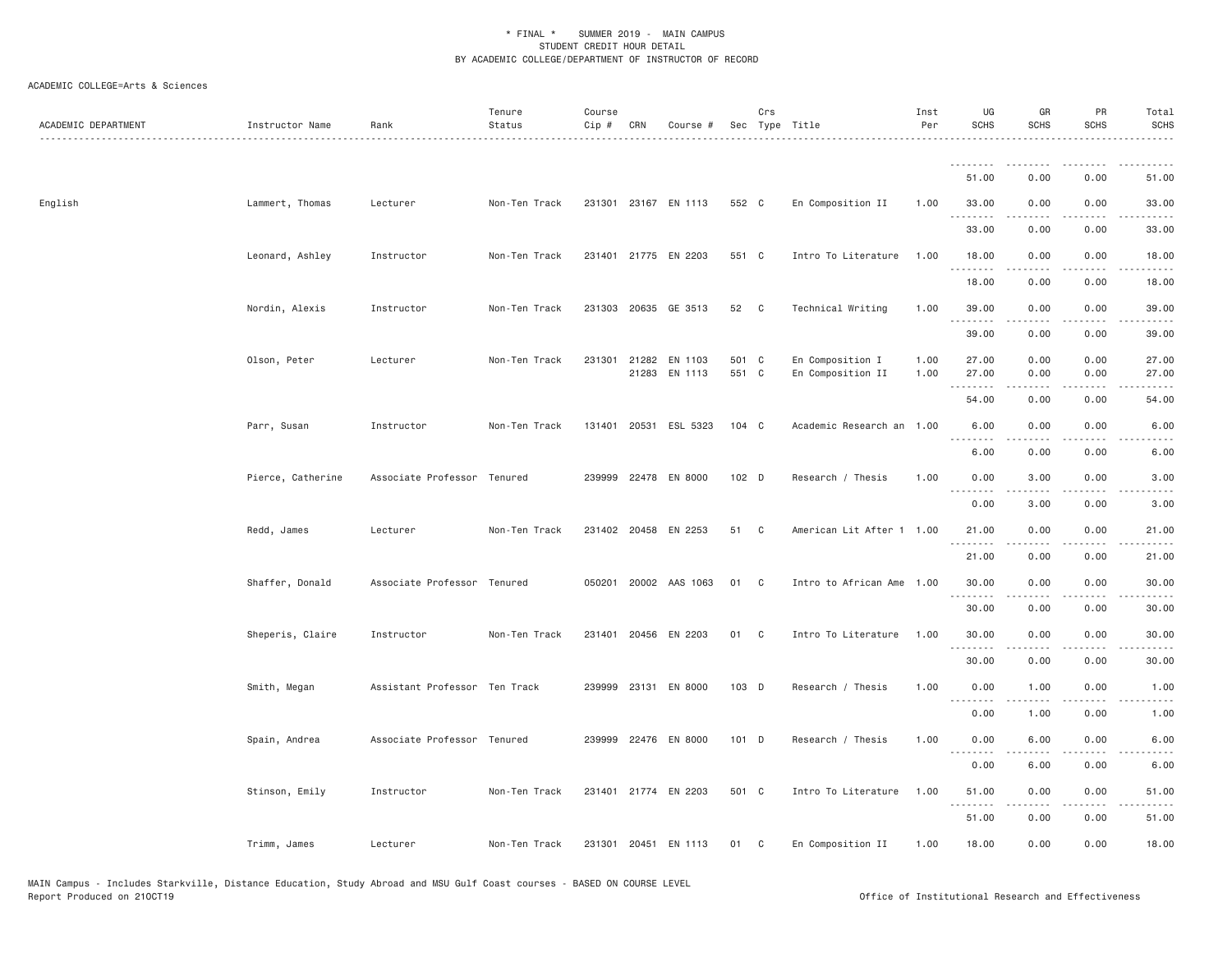ACADEMIC COLLEGE=Arts & Sciences

| ACADEMIC DEPARTMENT | Instructor Name | Rank | Tenure Status | Course Cip # | CRN | Course # | Sec | Crs Type | Title | Inst Per | UG SCHS | GR SCHS | PR SCHS | Total SCHS |
|---|---|---|---|---|---|---|---|---|---|---|---|---|---|---|
| | | | | | | | | | | | 51.00 | 0.00 | 0.00 | 51.00 |
| English | Lammert, Thomas | Lecturer | Non-Ten Track | 231301 | 23167 | EN 1113 | 552 | C | En Composition II | 1.00 | 33.00 | 0.00 | 0.00 | 33.00 |
| | | | | | | | | | | | 33.00 | 0.00 | 0.00 | 33.00 |
| | Leonard, Ashley | Instructor | Non-Ten Track | 231401 | 21775 | EN 2203 | 551 | C | Intro To Literature | 1.00 | 18.00 | 0.00 | 0.00 | 18.00 |
| | | | | | | | | | | | 18.00 | 0.00 | 0.00 | 18.00 |
| | Nordin, Alexis | Instructor | Non-Ten Track | 231303 | 20635 | GE 3513 | 52 | C | Technical Writing | 1.00 | 39.00 | 0.00 | 0.00 | 39.00 |
| | | | | | | | | | | | 39.00 | 0.00 | 0.00 | 39.00 |
| | Olson, Peter | Lecturer | Non-Ten Track | 231301 | 21282 | EN 1103 | 501 | C | En Composition I | 1.00 | 27.00 | 0.00 | 0.00 | 27.00 |
| | | | | | 21283 | EN 1113 | 551 | C | En Composition II | 1.00 | 27.00 | 0.00 | 0.00 | 27.00 |
| | | | | | | | | | | | 54.00 | 0.00 | 0.00 | 54.00 |
| | Parr, Susan | Instructor | Non-Ten Track | 131401 | 20531 | ESL 5323 | 104 | C | Academic Research an | 1.00 | 6.00 | 0.00 | 0.00 | 6.00 |
| | | | | | | | | | | | 6.00 | 0.00 | 0.00 | 6.00 |
| | Pierce, Catherine | Associate Professor | Tenured | 239999 | 22478 | EN 8000 | 102 | D | Research / Thesis | 1.00 | 0.00 | 3.00 | 0.00 | 3.00 |
| | | | | | | | | | | | 0.00 | 3.00 | 0.00 | 3.00 |
| | Redd, James | Lecturer | Non-Ten Track | 231402 | 20458 | EN 2253 | 51 | C | American Lit After 1 | 1.00 | 21.00 | 0.00 | 0.00 | 21.00 |
| | | | | | | | | | | | 21.00 | 0.00 | 0.00 | 21.00 |
| | Shaffer, Donald | Associate Professor | Tenured | 050201 | 20002 | AAS 1063 | 01 | C | Intro to African Ame | 1.00 | 30.00 | 0.00 | 0.00 | 30.00 |
| | | | | | | | | | | | 30.00 | 0.00 | 0.00 | 30.00 |
| | Sheperis, Claire | Instructor | Non-Ten Track | 231401 | 20456 | EN 2203 | 01 | C | Intro To Literature | 1.00 | 30.00 | 0.00 | 0.00 | 30.00 |
| | | | | | | | | | | | 30.00 | 0.00 | 0.00 | 30.00 |
| | Smith, Megan | Assistant Professor | Ten Track | 239999 | 23131 | EN 8000 | 103 | D | Research / Thesis | 1.00 | 0.00 | 1.00 | 0.00 | 1.00 |
| | | | | | | | | | | | 0.00 | 1.00 | 0.00 | 1.00 |
| | Spain, Andrea | Associate Professor | Tenured | 239999 | 22476 | EN 8000 | 101 | D | Research / Thesis | 1.00 | 0.00 | 6.00 | 0.00 | 6.00 |
| | | | | | | | | | | | 0.00 | 6.00 | 0.00 | 6.00 |
| | Stinson, Emily | Instructor | Non-Ten Track | 231401 | 21774 | EN 2203 | 501 | C | Intro To Literature | 1.00 | 51.00 | 0.00 | 0.00 | 51.00 |
| | | | | | | | | | | | 51.00 | 0.00 | 0.00 | 51.00 |
| | Trimm, James | Lecturer | Non-Ten Track | 231301 | 20451 | EN 1113 | 01 | C | En Composition II | 1.00 | 18.00 | 0.00 | 0.00 | 18.00 |

MAIN Campus - Includes Starkville, Distance Education, Study Abroad and MSU Gulf Coast courses - BASED ON COURSE LEVEL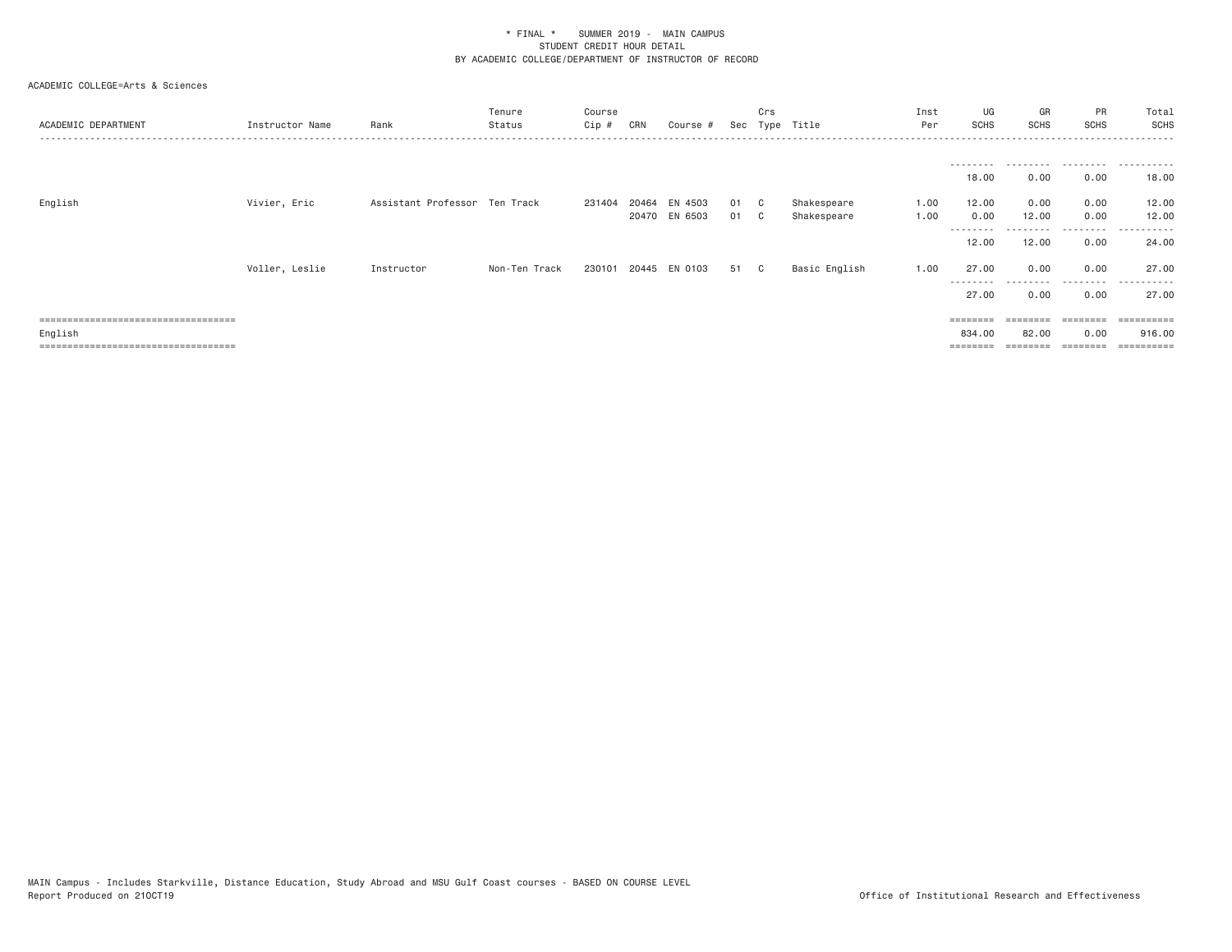\* FINAL \* SUMMER 2019 - MAIN CAMPUS
STUDENT CREDIT HOUR DETAIL
BY ACADEMIC COLLEGE/DEPARTMENT OF INSTRUCTOR OF RECORD

ACADEMIC COLLEGE=Arts & Sciences

| ACADEMIC DEPARTMENT | Instructor Name | Rank | Tenure Status | Course Cip # | CRN | Course # | Sec | Crs Type | Title | Inst Per | UG SCHS | GR SCHS | PR SCHS | Total SCHS |
|---|---|---|---|---|---|---|---|---|---|---|---|---|---|---|
| | | | | | | | | | | | 18.00 | 0.00 | 0.00 | 18.00 |
| English | Vivier, Eric | Assistant Professor | Ten Track | 231404 | 20464 | EN 4503 | 01 | C | Shakespeare | 1.00 | 12.00 | 0.00 | 0.00 | 12.00 |
| | | | | | 20470 | EN 6503 | 01 | C | Shakespeare | 1.00 | 0.00 | 12.00 | 0.00 | 12.00 |
| | | | | | | | | | | | 12.00 | 12.00 | 0.00 | 24.00 |
| | Voller, Leslie | Instructor | Non-Ten Track | 230101 | 20445 | EN 0103 | 51 | C | Basic English | 1.00 | 27.00 | 0.00 | 0.00 | 27.00 |
| | | | | | | | | | | | 27.00 | 0.00 | 0.00 | 27.00 |
| English | | | | | | | | | | | 834.00 | 82.00 | 0.00 | 916.00 |

MAIN Campus - Includes Starkville, Distance Education, Study Abroad and MSU Gulf Coast courses - BASED ON COURSE LEVEL
Report Produced on 21OCT19

Office of Institutional Research and Effectiveness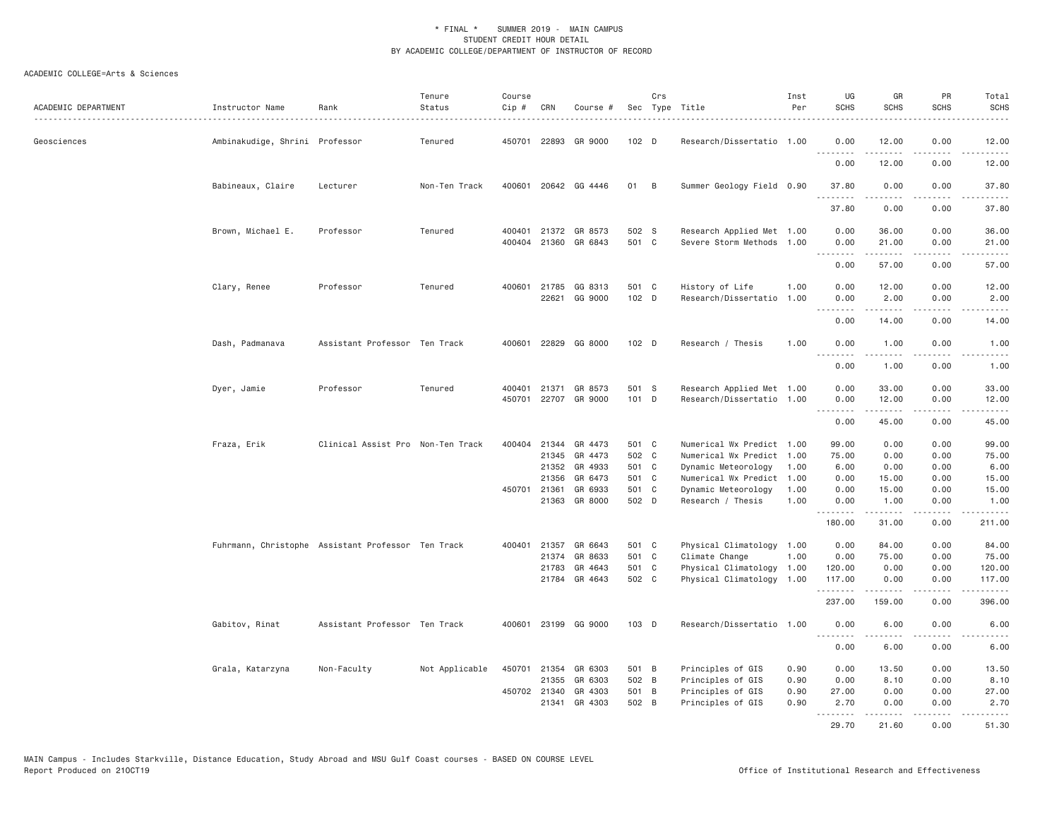\* FINAL \* SUMMER 2019 - MAIN CAMPUS
STUDENT CREDIT HOUR DETAIL
BY ACADEMIC COLLEGE/DEPARTMENT OF INSTRUCTOR OF RECORD

ACADEMIC COLLEGE=Arts & Sciences

| ACADEMIC DEPARTMENT | Instructor Name | Rank | Tenure Status | Course Cip # | CRN | Course # | Sec | Crs Type | Title | Inst Per | UG SCHS | GR SCHS | PR SCHS | Total SCHS |
|---|---|---|---|---|---|---|---|---|---|---|---|---|---|---|
| Geosciences | Ambinakudige, Shrini | Professor | Tenured | 450701 | 22893 | GR 9000 | 102 | D | Research/Dissertatio | 1.00 | 0.00 | 12.00 | 0.00 | 12.00 |
| | | | | | | | | | | | 0.00 | 12.00 | 0.00 | 12.00 |
| | Babineaux, Claire | Lecturer | Non-Ten Track | 400601 | 20642 | GG 4446 | 01 | B | Summer Geology Field | 0.90 | 37.80 | 0.00 | 0.00 | 37.80 |
| | | | | | | | | | | | 37.80 | 0.00 | 0.00 | 37.80 |
| | Brown, Michael E. | Professor | Tenured | 400401 | 21372 | GR 8573 | 502 | S | Research Applied Met | 1.00 | 0.00 | 36.00 | 0.00 | 36.00 |
| | | | | 400404 | 21360 | GR 6843 | 501 | C | Severe Storm Methods | 1.00 | 0.00 | 21.00 | 0.00 | 21.00 |
| | | | | | | | | | | | 0.00 | 57.00 | 0.00 | 57.00 |
| | Clary, Renee | Professor | Tenured | 400601 | 21785 | GG 8313 | 501 | C | History of Life | 1.00 | 0.00 | 12.00 | 0.00 | 12.00 |
| | | | | | 22621 | GG 9000 | 102 | D | Research/Dissertatio | 1.00 | 0.00 | 2.00 | 0.00 | 2.00 |
| | | | | | | | | | | | 0.00 | 14.00 | 0.00 | 14.00 |
| | Dash, Padmanava | Assistant Professor | Ten Track | 400601 | 22829 | GG 8000 | 102 | D | Research / Thesis | 1.00 | 0.00 | 1.00 | 0.00 | 1.00 |
| | | | | | | | | | | | 0.00 | 1.00 | 0.00 | 1.00 |
| | Dyer, Jamie | Professor | Tenured | 400401 | 21371 | GR 8573 | 501 | S | Research Applied Met | 1.00 | 0.00 | 33.00 | 0.00 | 33.00 |
| | | | | 450701 | 22707 | GR 9000 | 101 | D | Research/Dissertatio | 1.00 | 0.00 | 12.00 | 0.00 | 12.00 |
| | | | | | | | | | | | 0.00 | 45.00 | 0.00 | 45.00 |
| | Fraza, Erik | Clinical Assist Pro | Non-Ten Track | 400404 | 21344 | GR 4473 | 501 | C | Numerical Wx Predict | 1.00 | 99.00 | 0.00 | 0.00 | 99.00 |
| | | | | | 21345 | GR 4473 | 502 | C | Numerical Wx Predict | 1.00 | 75.00 | 0.00 | 0.00 | 75.00 |
| | | | | | 21352 | GR 4933 | 501 | C | Dynamic Meteorology | 1.00 | 6.00 | 0.00 | 0.00 | 6.00 |
| | | | | | 21356 | GR 6473 | 501 | C | Numerical Wx Predict | 1.00 | 0.00 | 15.00 | 0.00 | 15.00 |
| | | | | 450701 | 21361 | GR 6933 | 501 | C | Dynamic Meteorology | 1.00 | 0.00 | 15.00 | 0.00 | 15.00 |
| | | | | | 21363 | GR 8000 | 502 | D | Research / Thesis | 1.00 | 0.00 | 1.00 | 0.00 | 1.00 |
| | | | | | | | | | | | 180.00 | 31.00 | 0.00 | 211.00 |
| | Fuhrmann, Christophe | Assistant Professor | Ten Track | 400401 | 21357 | GR 6643 | 501 | C | Physical Climatology | 1.00 | 0.00 | 84.00 | 0.00 | 84.00 |
| | | | | | 21374 | GR 8633 | 501 | C | Climate Change | 1.00 | 0.00 | 75.00 | 0.00 | 75.00 |
| | | | | | 21783 | GR 4643 | 501 | C | Physical Climatology | 1.00 | 120.00 | 0.00 | 0.00 | 120.00 |
| | | | | | 21784 | GR 4643 | 502 | C | Physical Climatology | 1.00 | 117.00 | 0.00 | 0.00 | 117.00 |
| | | | | | | | | | | | 237.00 | 159.00 | 0.00 | 396.00 |
| | Gabitov, Rinat | Assistant Professor | Ten Track | 400601 | 23199 | GG 9000 | 103 | D | Research/Dissertatio | 1.00 | 0.00 | 6.00 | 0.00 | 6.00 |
| | | | | | | | | | | | 0.00 | 6.00 | 0.00 | 6.00 |
| | Grala, Katarzyna | Non-Faculty | Not Applicable | 450701 | 21354 | GR 6303 | 501 | B | Principles of GIS | 0.90 | 0.00 | 13.50 | 0.00 | 13.50 |
| | | | | | 21355 | GR 6303 | 502 | B | Principles of GIS | 0.90 | 0.00 | 8.10 | 0.00 | 8.10 |
| | | | | 450702 | 21340 | GR 4303 | 501 | B | Principles of GIS | 0.90 | 27.00 | 0.00 | 0.00 | 27.00 |
| | | | | | 21341 | GR 4303 | 502 | B | Principles of GIS | 0.90 | 2.70 | 0.00 | 0.00 | 2.70 |
| | | | | | | | | | | | 29.70 | 21.60 | 0.00 | 51.30 |

MAIN Campus - Includes Starkville, Distance Education, Study Abroad and MSU Gulf Coast courses - BASED ON COURSE LEVEL
Report Produced on 21OCT19 Office of Institutional Research and Effectiveness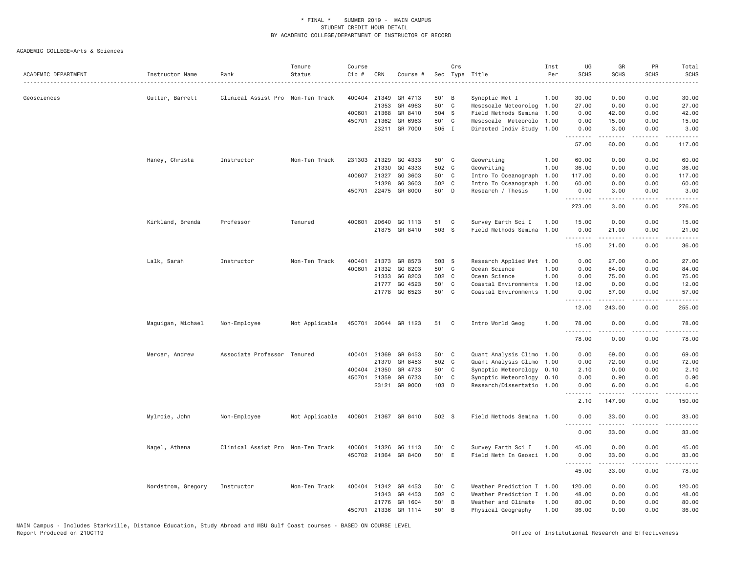# * FINAL * SUMMER 2019 - MAIN CAMPUS
## STUDENT CREDIT HOUR DETAIL
## BY ACADEMIC COLLEGE/DEPARTMENT OF INSTRUCTOR OF RECORD

ACADEMIC COLLEGE=Arts & Sciences

| ACADEMIC DEPARTMENT | Instructor Name | Rank | Tenure Status | Course Cip # | CRN | Course # | Sec | Crs Type | Title | Inst Per | UG SCHS | GR SCHS | PR SCHS | Total SCHS |
|---|---|---|---|---|---|---|---|---|---|---|---|---|---|---|
| Geosciences | Gutter, Barrett | Clinical Assist Pro | Non-Ten Track | 400404 | 21349 | GR 4713 | 501 | B | Synoptic Met I | 1.00 | 30.00 | 0.00 | 0.00 | 30.00 |
| | | | | | 21353 | GR 4963 | 501 | C | Mesoscale Meteorolog | 1.00 | 27.00 | 0.00 | 0.00 | 27.00 |
| | | | | 400601 | 21368 | GR 8410 | 504 | S | Field Methods Semina | 1.00 | 0.00 | 42.00 | 0.00 | 42.00 |
| | | | | 450701 | 21362 | GR 6963 | 501 | C | Mesoscale Meteorolo | 1.00 | 0.00 | 15.00 | 0.00 | 15.00 |
| | | | | | 23211 | GR 7000 | 505 | I | Directed Indiv Study | 1.00 | 0.00 | 3.00 | 0.00 | 3.00 |
| | | | | | | | | | | | 57.00 | 60.00 | 0.00 | 117.00 |
| | Haney, Christa | Instructor | Non-Ten Track | 231303 | 21329 | GG 4333 | 501 | C | Geowriting | 1.00 | 60.00 | 0.00 | 0.00 | 60.00 |
| | | | | | 21330 | GG 4333 | 502 | C | Geowriting | 1.00 | 36.00 | 0.00 | 0.00 | 36.00 |
| | | | | 400607 | 21327 | GG 3603 | 501 | C | Intro To Oceanograph | 1.00 | 117.00 | 0.00 | 0.00 | 117.00 |
| | | | | | 21328 | GG 3603 | 502 | C | Intro To Oceanograph | 1.00 | 60.00 | 0.00 | 0.00 | 60.00 |
| | | | | 450701 | 22475 | GR 8000 | 501 | D | Research / Thesis | 1.00 | 0.00 | 3.00 | 0.00 | 3.00 |
| | | | | | | | | | | | 273.00 | 3.00 | 0.00 | 276.00 |
| | Kirkland, Brenda | Professor | Tenured | 400601 | 20640 | GG 1113 | 51 | C | Survey Earth Sci I | 1.00 | 15.00 | 0.00 | 0.00 | 15.00 |
| | | | | | 21875 | GR 8410 | 503 | S | Field Methods Semina | 1.00 | 0.00 | 21.00 | 0.00 | 21.00 |
| | | | | | | | | | | | 15.00 | 21.00 | 0.00 | 36.00 |
| | Lalk, Sarah | Instructor | Non-Ten Track | 400401 | 21373 | GR 8573 | 503 | S | Research Applied Met | 1.00 | 0.00 | 27.00 | 0.00 | 27.00 |
| | | | | 400601 | 21332 | GG 8203 | 501 | C | Ocean Science | 1.00 | 0.00 | 84.00 | 0.00 | 84.00 |
| | | | | | 21333 | GG 8203 | 502 | C | Ocean Science | 1.00 | 0.00 | 75.00 | 0.00 | 75.00 |
| | | | | | 21777 | GG 4523 | 501 | C | Coastal Environments | 1.00 | 12.00 | 0.00 | 0.00 | 12.00 |
| | | | | | 21778 | GG 6523 | 501 | C | Coastal Environments | 1.00 | 0.00 | 57.00 | 0.00 | 57.00 |
| | | | | | | | | | | | 12.00 | 243.00 | 0.00 | 255.00 |
| | Maguigan, Michael | Non-Employee | Not Applicable | 450701 | 20644 | GR 1123 | 51 | C | Intro World Geog | 1.00 | 78.00 | 0.00 | 0.00 | 78.00 |
| | | | | | | | | | | | 78.00 | 0.00 | 0.00 | 78.00 |
| | Mercer, Andrew | Associate Professor | Tenured | 400401 | 21369 | GR 8453 | 501 | C | Quant Analysis Climo | 1.00 | 0.00 | 69.00 | 0.00 | 69.00 |
| | | | | | 21370 | GR 8453 | 502 | C | Quant Analysis Climo | 1.00 | 0.00 | 72.00 | 0.00 | 72.00 |
| | | | | 400404 | 21350 | GR 4733 | 501 | C | Synoptic Meteorology | 0.10 | 2.10 | 0.00 | 0.00 | 2.10 |
| | | | | 450701 | 21359 | GR 6733 | 501 | C | Synoptic Meteorology | 0.10 | 0.00 | 0.90 | 0.00 | 0.90 |
| | | | | | 23121 | GR 9000 | 103 | D | Research/Dissertatio | 1.00 | 0.00 | 6.00 | 0.00 | 6.00 |
| | | | | | | | | | | | 2.10 | 147.90 | 0.00 | 150.00 |
| | Mylroie, John | Non-Employee | Not Applicable | 400601 | 21367 | GR 8410 | 502 | S | Field Methods Semina | 1.00 | 0.00 | 33.00 | 0.00 | 33.00 |
| | | | | | | | | | | | 0.00 | 33.00 | 0.00 | 33.00 |
| | Nagel, Athena | Clinical Assist Pro | Non-Ten Track | 400601 | 21326 | GG 1113 | 501 | C | Survey Earth Sci I | 1.00 | 45.00 | 0.00 | 0.00 | 45.00 |
| | | | | 450702 | 21364 | GR 8400 | 501 | E | Field Meth In Geosci | 1.00 | 0.00 | 33.00 | 0.00 | 33.00 |
| | | | | | | | | | | | 45.00 | 33.00 | 0.00 | 78.00 |
| | Nordstrom, Gregory | Instructor | Non-Ten Track | 400404 | 21342 | GR 4453 | 501 | C | Weather Prediction I | 1.00 | 120.00 | 0.00 | 0.00 | 120.00 |
| | | | | | 21343 | GR 4453 | 502 | C | Weather Prediction I | 1.00 | 48.00 | 0.00 | 0.00 | 48.00 |
| | | | | | 21776 | GR 1604 | 501 | B | Weather and Climate | 1.00 | 80.00 | 0.00 | 0.00 | 80.00 |
| | | | | 450701 | 21336 | GR 1114 | 501 | B | Physical Geography | 1.00 | 36.00 | 0.00 | 0.00 | 36.00 |

MAIN Campus - Includes Starkville, Distance Education, Study Abroad and MSU Gulf Coast courses - BASED ON COURSE LEVEL
Report Produced on 21OCT19 Office of Institutional Research and Effectiveness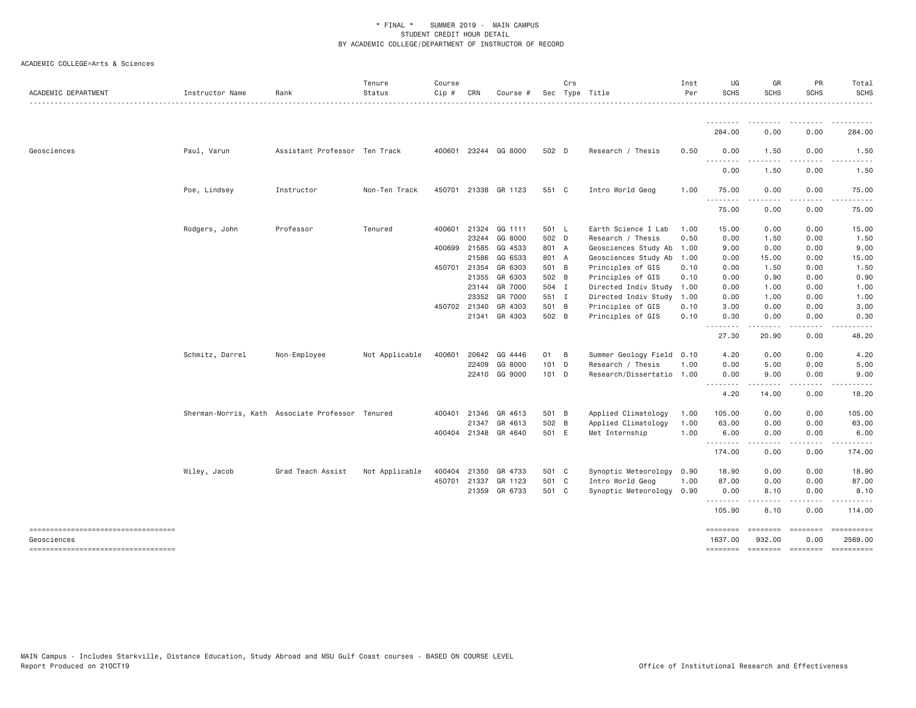\* FINAL \* SUMMER 2019 - MAIN CAMPUS
STUDENT CREDIT HOUR DETAIL
BY ACADEMIC COLLEGE/DEPARTMENT OF INSTRUCTOR OF RECORD

ACADEMIC COLLEGE=Arts & Sciences

| ACADEMIC DEPARTMENT | Instructor Name | Rank | Tenure Status | Course Cip # | CRN | Course # | Sec | Crs Type | Title | Inst Per | UG SCHS | GR SCHS | PR SCHS | Total SCHS |
|---|---|---|---|---|---|---|---|---|---|---|---|---|---|---|
| | | | | | | | | | | | 284.00 | 0.00 | 0.00 | 284.00 |
| Geosciences | Paul, Varun | Assistant Professor | Ten Track | 400601 | 23244 | GG 8000 | 502 | D | Research / Thesis | 0.50 | 0.00 | 1.50 | 0.00 | 1.50 |
| | | | | | | | | | | | 0.00 | 1.50 | 0.00 | 1.50 |
| | Poe, Lindsey | Instructor | Non-Ten Track | 450701 | 21338 | GR 1123 | 551 | C | Intro World Geog | 1.00 | 75.00 | 0.00 | 0.00 | 75.00 |
| | | | | | | | | | | | 75.00 | 0.00 | 0.00 | 75.00 |
| | Rodgers, John | Professor | Tenured | 400601 | 21324 | GG 1111 | 501 | L | Earth Science I Lab | 1.00 | 15.00 | 0.00 | 0.00 | 15.00 |
| | | | | | 23244 | GG 8000 | 502 | D | Research / Thesis | 0.50 | 0.00 | 1.50 | 0.00 | 1.50 |
| | | | | 400699 | 21585 | GG 4533 | 801 | A | Geosciences Study Ab | 1.00 | 9.00 | 0.00 | 0.00 | 9.00 |
| | | | | | 21586 | GG 6533 | 801 | A | Geosciences Study Ab | 1.00 | 0.00 | 15.00 | 0.00 | 15.00 |
| | | | | 450701 | 21354 | GR 6303 | 501 | B | Principles of GIS | 0.10 | 0.00 | 1.50 | 0.00 | 1.50 |
| | | | | | 21355 | GR 6303 | 502 | B | Principles of GIS | 0.10 | 0.00 | 0.90 | 0.00 | 0.90 |
| | | | | | 23144 | GR 7000 | 504 | I | Directed Indiv Study | 1.00 | 0.00 | 1.00 | 0.00 | 1.00 |
| | | | | | 23352 | GR 7000 | 551 | I | Directed Indiv Study | 1.00 | 0.00 | 1.00 | 0.00 | 1.00 |
| | | | | 450702 | 21340 | GR 4303 | 501 | B | Principles of GIS | 0.10 | 3.00 | 0.00 | 0.00 | 3.00 |
| | | | | | 21341 | GR 4303 | 502 | B | Principles of GIS | 0.10 | 0.30 | 0.00 | 0.00 | 0.30 |
| | | | | | | | | | | | 27.30 | 20.90 | 0.00 | 48.20 |
| | Schmitz, Darrel | Non-Employee | Not Applicable | 400601 | 20642 | GG 4446 | 01 | B | Summer Geology Field | 0.10 | 4.20 | 0.00 | 0.00 | 4.20 |
| | | | | | 22409 | GG 8000 | 101 | D | Research / Thesis | 1.00 | 0.00 | 5.00 | 0.00 | 5.00 |
| | | | | | 22410 | GG 9000 | 101 | D | Research/Dissertatio | 1.00 | 0.00 | 9.00 | 0.00 | 9.00 |
| | | | | | | | | | | | 4.20 | 14.00 | 0.00 | 18.20 |
| | Sherman-Morris, Kath | Associate Professor | Tenured | 400401 | 21346 | GR 4613 | 501 | B | Applied Climatology | 1.00 | 105.00 | 0.00 | 0.00 | 105.00 |
| | | | | | 21347 | GR 4613 | 502 | B | Applied Climatology | 1.00 | 63.00 | 0.00 | 0.00 | 63.00 |
| | | | | 400404 | 21348 | GR 4640 | 501 | E | Met Internship | 1.00 | 6.00 | 0.00 | 0.00 | 6.00 |
| | | | | | | | | | | | 174.00 | 0.00 | 0.00 | 174.00 |
| | Wiley, Jacob | Grad Teach Assist | Not Applicable | 400404 | 21350 | GR 4733 | 501 | C | Synoptic Meteorology | 0.90 | 18.90 | 0.00 | 0.00 | 18.90 |
| | | | | 450701 | 21337 | GR 1123 | 501 | C | Intro World Geog | 1.00 | 87.00 | 0.00 | 0.00 | 87.00 |
| | | | | | 21359 | GR 6733 | 501 | C | Synoptic Meteorology | 0.90 | 0.00 | 8.10 | 0.00 | 8.10 |
| | | | | | | | | | | | 105.90 | 8.10 | 0.00 | 114.00 |
| Geosciences | | | | | | | | | | | 1637.00 | 932.00 | 0.00 | 2569.00 |

MAIN Campus - Includes Starkville, Distance Education, Study Abroad and MSU Gulf Coast courses - BASED ON COURSE LEVEL
Report Produced on 21OCT19

Office of Institutional Research and Effectiveness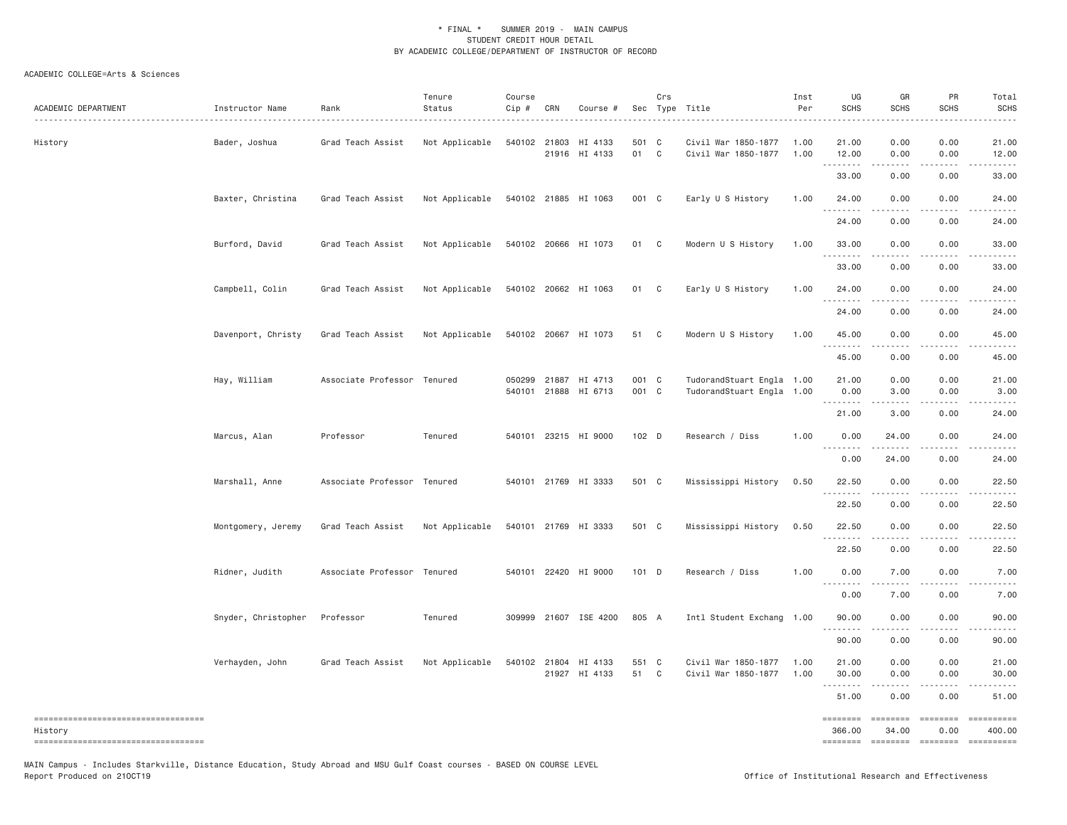\* FINAL \* SUMMER 2019 - MAIN CAMPUS
STUDENT CREDIT HOUR DETAIL
BY ACADEMIC COLLEGE/DEPARTMENT OF INSTRUCTOR OF RECORD

ACADEMIC COLLEGE=Arts & Sciences

| ACADEMIC DEPARTMENT | Instructor Name | Rank | Tenure Status | Course Cip # | CRN | Course # | Sec | Crs Type | Title | Inst Per | UG SCHS | GR SCHS | PR SCHS | Total SCHS |
|---|---|---|---|---|---|---|---|---|---|---|---|---|---|---|
| History | Bader, Joshua | Grad Teach Assist | Not Applicable | 540102 | 21803 | HI 4133 | 501 | C | Civil War 1850-1877 | 1.00 | 21.00 | 0.00 | 0.00 | 21.00 |
| | | | | | 21916 | HI 4133 | 01 | C | Civil War 1850-1877 | 1.00 | 12.00 | 0.00 | 0.00 | 12.00 |
| | | | | | | | | | | | 33.00 | 0.00 | 0.00 | 33.00 |
| | Baxter, Christina | Grad Teach Assist | Not Applicable | 540102 | 21885 | HI 1063 | 001 | C | Early U S History | 1.00 | 24.00 | 0.00 | 0.00 | 24.00 |
| | | | | | | | | | | | 24.00 | 0.00 | 0.00 | 24.00 |
| | Burford, David | Grad Teach Assist | Not Applicable | 540102 | 20666 | HI 1073 | 01 | C | Modern U S History | 1.00 | 33.00 | 0.00 | 0.00 | 33.00 |
| | | | | | | | | | | | 33.00 | 0.00 | 0.00 | 33.00 |
| | Campbell, Colin | Grad Teach Assist | Not Applicable | 540102 | 20662 | HI 1063 | 01 | C | Early U S History | 1.00 | 24.00 | 0.00 | 0.00 | 24.00 |
| | | | | | | | | | | | 24.00 | 0.00 | 0.00 | 24.00 |
| | Davenport, Christy | Grad Teach Assist | Not Applicable | 540102 | 20667 | HI 1073 | 51 | C | Modern U S History | 1.00 | 45.00 | 0.00 | 0.00 | 45.00 |
| | | | | | | | | | | | 45.00 | 0.00 | 0.00 | 45.00 |
| | Hay, William | Associate Professor | Tenured | 050299 | 21887 | HI 4713 | 001 | C | TudorandStuart Engla | 1.00 | 21.00 | 0.00 | 0.00 | 21.00 |
| | | | | 540101 | 21888 | HI 6713 | 001 | C | TudorandStuart Engla | 1.00 | 0.00 | 3.00 | 0.00 | 3.00 |
| | | | | | | | | | | | 21.00 | 3.00 | 0.00 | 24.00 |
| | Marcus, Alan | Professor | Tenured | 540101 | 23215 | HI 9000 | 102 | D | Research / Diss | 1.00 | 0.00 | 24.00 | 0.00 | 24.00 |
| | | | | | | | | | | | 0.00 | 24.00 | 0.00 | 24.00 |
| | Marshall, Anne | Associate Professor | Tenured | 540101 | 21769 | HI 3333 | 501 | C | Mississippi History | 0.50 | 22.50 | 0.00 | 0.00 | 22.50 |
| | | | | | | | | | | | 22.50 | 0.00 | 0.00 | 22.50 |
| | Montgomery, Jeremy | Grad Teach Assist | Not Applicable | 540101 | 21769 | HI 3333 | 501 | C | Mississippi History | 0.50 | 22.50 | 0.00 | 0.00 | 22.50 |
| | | | | | | | | | | | 22.50 | 0.00 | 0.00 | 22.50 |
| | Ridner, Judith | Associate Professor | Tenured | 540101 | 22420 | HI 9000 | 101 | D | Research / Diss | 1.00 | 0.00 | 7.00 | 0.00 | 7.00 |
| | | | | | | | | | | | 0.00 | 7.00 | 0.00 | 7.00 |
| | Snyder, Christopher | Professor | Tenured | 309999 | 21607 | ISE 4200 | 805 | A | Intl Student Exchang | 1.00 | 90.00 | 0.00 | 0.00 | 90.00 |
| | | | | | | | | | | | 90.00 | 0.00 | 0.00 | 90.00 |
| | Verhayden, John | Grad Teach Assist | Not Applicable | 540102 | 21804 | HI 4133 | 551 | C | Civil War 1850-1877 | 1.00 | 21.00 | 0.00 | 0.00 | 21.00 |
| | | | | | 21927 | HI 4133 | 51 | C | Civil War 1850-1877 | 1.00 | 30.00 | 0.00 | 0.00 | 30.00 |
| | | | | | | | | | | | 51.00 | 0.00 | 0.00 | 51.00 |
| History | | | | | | | | | | | 366.00 | 34.00 | 0.00 | 400.00 |

MAIN Campus - Includes Starkville, Distance Education, Study Abroad and MSU Gulf Coast courses - BASED ON COURSE LEVEL
Report Produced on 21OCT19

Office of Institutional Research and Effectiveness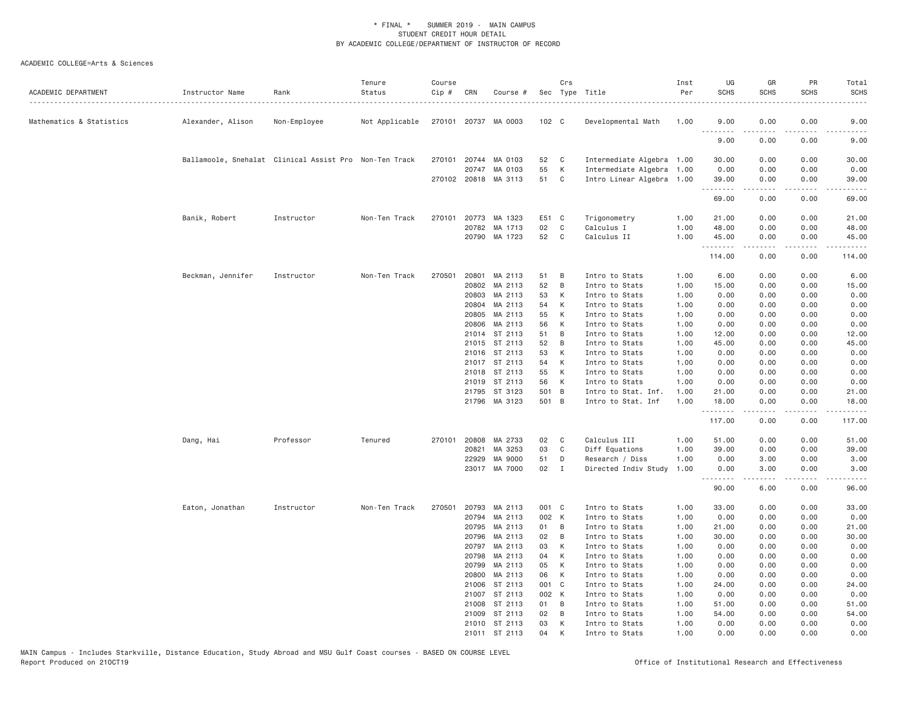* FINAL * SUMMER 2019 - MAIN CAMPUS
STUDENT CREDIT HOUR DETAIL
BY ACADEMIC COLLEGE/DEPARTMENT OF INSTRUCTOR OF RECORD

ACADEMIC COLLEGE=Arts & Sciences

| ACADEMIC DEPARTMENT | Instructor Name | Rank | Tenure Status | Course Cip # | CRN | Course # | Sec | Crs Type | Title | Inst Per | UG SCHS | GR SCHS | PR SCHS | Total SCHS |
|---|---|---|---|---|---|---|---|---|---|---|---|---|---|---|
| Mathematics & Statistics | Alexander, Alison | Non-Employee | Not Applicable | 270101 | 20737 | MA 0003 | 102 | C | Developmental Math | 1.00 | 9.00 | 0.00 | 0.00 | 9.00 |
| | | | | | | | | | | | 9.00 | 0.00 | 0.00 | 9.00 |
| | Ballamoole, Snehalat | Clinical Assist Pro | Non-Ten Track | 270101 | 20744 | MA 0103 | 52 | C | Intermediate Algebra | 1.00 | 30.00 | 0.00 | 0.00 | 30.00 |
| | | | | | 20747 | MA 0103 | 55 | K | Intermediate Algebra | 1.00 | 0.00 | 0.00 | 0.00 | 0.00 |
| | | | | 270102 | 20818 | MA 3113 | 51 | C | Intro Linear Algebra | 1.00 | 39.00 | 0.00 | 0.00 | 39.00 |
| | | | | | | | | | | | 69.00 | 0.00 | 0.00 | 69.00 |
| | Banik, Robert | Instructor | Non-Ten Track | 270101 | 20773 | MA 1323 | E51 | C | Trigonometry | 1.00 | 21.00 | 0.00 | 0.00 | 21.00 |
| | | | | | 20782 | MA 1713 | 02 | C | Calculus I | 1.00 | 48.00 | 0.00 | 0.00 | 48.00 |
| | | | | | 20790 | MA 1723 | 52 | C | Calculus II | 1.00 | 45.00 | 0.00 | 0.00 | 45.00 |
| | | | | | | | | | | | 114.00 | 0.00 | 0.00 | 114.00 |
| | Beckman, Jennifer | Instructor | Non-Ten Track | 270501 | 20801 | MA 2113 | 51 | B | Intro to Stats | 1.00 | 6.00 | 0.00 | 0.00 | 6.00 |
| | | | | | 20802 | MA 2113 | 52 | B | Intro to Stats | 1.00 | 15.00 | 0.00 | 0.00 | 15.00 |
| | | | | | 20803 | MA 2113 | 53 | K | Intro to Stats | 1.00 | 0.00 | 0.00 | 0.00 | 0.00 |
| | | | | | 20804 | MA 2113 | 54 | K | Intro to Stats | 1.00 | 0.00 | 0.00 | 0.00 | 0.00 |
| | | | | | 20805 | MA 2113 | 55 | K | Intro to Stats | 1.00 | 0.00 | 0.00 | 0.00 | 0.00 |
| | | | | | 20806 | MA 2113 | 56 | K | Intro to Stats | 1.00 | 0.00 | 0.00 | 0.00 | 0.00 |
| | | | | | 21014 | ST 2113 | 51 | B | Intro to Stats | 1.00 | 12.00 | 0.00 | 0.00 | 12.00 |
| | | | | | 21015 | ST 2113 | 52 | B | Intro to Stats | 1.00 | 45.00 | 0.00 | 0.00 | 45.00 |
| | | | | | 21016 | ST 2113 | 53 | K | Intro to Stats | 1.00 | 0.00 | 0.00 | 0.00 | 0.00 |
| | | | | | 21017 | ST 2113 | 54 | K | Intro to Stats | 1.00 | 0.00 | 0.00 | 0.00 | 0.00 |
| | | | | | 21018 | ST 2113 | 55 | K | Intro to Stats | 1.00 | 0.00 | 0.00 | 0.00 | 0.00 |
| | | | | | 21019 | ST 2113 | 56 | K | Intro to Stats | 1.00 | 0.00 | 0.00 | 0.00 | 0.00 |
| | | | | | 21795 | ST 3123 | 501 | B | Intro to Stat. Inf. | 1.00 | 21.00 | 0.00 | 0.00 | 21.00 |
| | | | | | 21796 | MA 3123 | 501 | B | Intro to Stat. Inf | 1.00 | 18.00 | 0.00 | 0.00 | 18.00 |
| | | | | | | | | | | | 117.00 | 0.00 | 0.00 | 117.00 |
| | Dang, Hai | Professor | Tenured | 270101 | 20808 | MA 2733 | 02 | C | Calculus III | 1.00 | 51.00 | 0.00 | 0.00 | 51.00 |
| | | | | | 20821 | MA 3253 | 03 | C | Diff Equations | 1.00 | 39.00 | 0.00 | 0.00 | 39.00 |
| | | | | | 22929 | MA 9000 | 51 | D | Research / Diss | 1.00 | 0.00 | 3.00 | 0.00 | 3.00 |
| | | | | | 23017 | MA 7000 | 02 | I | Directed Indiv Study | 1.00 | 0.00 | 3.00 | 0.00 | 3.00 |
| | | | | | | | | | | | 90.00 | 6.00 | 0.00 | 96.00 |
| | Eaton, Jonathan | Instructor | Non-Ten Track | 270501 | 20793 | MA 2113 | 001 | C | Intro to Stats | 1.00 | 33.00 | 0.00 | 0.00 | 33.00 |
| | | | | | 20794 | MA 2113 | 002 | K | Intro to Stats | 1.00 | 0.00 | 0.00 | 0.00 | 0.00 |
| | | | | | 20795 | MA 2113 | 01 | B | Intro to Stats | 1.00 | 21.00 | 0.00 | 0.00 | 21.00 |
| | | | | | 20796 | MA 2113 | 02 | B | Intro to Stats | 1.00 | 30.00 | 0.00 | 0.00 | 30.00 |
| | | | | | 20797 | MA 2113 | 03 | K | Intro to Stats | 1.00 | 0.00 | 0.00 | 0.00 | 0.00 |
| | | | | | 20798 | MA 2113 | 04 | K | Intro to Stats | 1.00 | 0.00 | 0.00 | 0.00 | 0.00 |
| | | | | | 20799 | MA 2113 | 05 | K | Intro to Stats | 1.00 | 0.00 | 0.00 | 0.00 | 0.00 |
| | | | | | 20800 | MA 2113 | 06 | K | Intro to Stats | 1.00 | 0.00 | 0.00 | 0.00 | 0.00 |
| | | | | | 21006 | ST 2113 | 001 | C | Intro to Stats | 1.00 | 24.00 | 0.00 | 0.00 | 24.00 |
| | | | | | 21007 | ST 2113 | 002 | K | Intro to Stats | 1.00 | 0.00 | 0.00 | 0.00 | 0.00 |
| | | | | | 21008 | ST 2113 | 01 | B | Intro to Stats | 1.00 | 51.00 | 0.00 | 0.00 | 51.00 |
| | | | | | 21009 | ST 2113 | 02 | B | Intro to Stats | 1.00 | 54.00 | 0.00 | 0.00 | 54.00 |
| | | | | | 21010 | ST 2113 | 03 | K | Intro to Stats | 1.00 | 0.00 | 0.00 | 0.00 | 0.00 |
| | | | | | 21011 | ST 2113 | 04 | K | Intro to Stats | 1.00 | 0.00 | 0.00 | 0.00 | 0.00 |

MAIN Campus - Includes Starkville, Distance Education, Study Abroad and MSU Gulf Coast courses - BASED ON COURSE LEVEL
Report Produced on 21OCT19 Office of Institutional Research and Effectiveness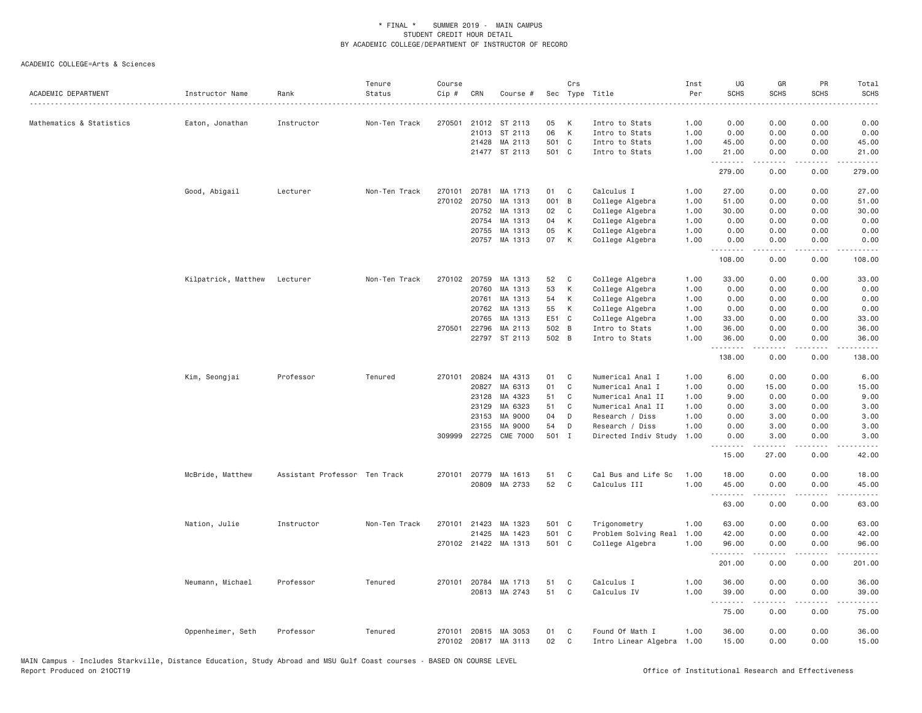# * FINAL * SUMMER 2019 - MAIN CAMPUS
## STUDENT CREDIT HOUR DETAIL
## BY ACADEMIC COLLEGE/DEPARTMENT OF INSTRUCTOR OF RECORD

ACADEMIC COLLEGE=Arts & Sciences

| ACADEMIC DEPARTMENT | Instructor Name | Rank | Tenure Status | Course Cip # | CRN | Course # | Sec | Crs Type | Title | Inst Per | UG SCHS | GR SCHS | PR SCHS | Total SCHS |
|---|---|---|---|---|---|---|---|---|---|---|---|---|---|---|
| Mathematics & Statistics | Eaton, Jonathan | Instructor | Non-Ten Track | 270501 | 21012 | ST 2113 | 05 | K | Intro to Stats | 1.00 | 0.00 | 0.00 | 0.00 | 0.00 |
| | | | | | 21013 | ST 2113 | 06 | K | Intro to Stats | 1.00 | 0.00 | 0.00 | 0.00 | 0.00 |
| | | | | | 21428 | MA 2113 | 501 | C | Intro to Stats | 1.00 | 45.00 | 0.00 | 0.00 | 45.00 |
| | | | | | 21477 | ST 2113 | 501 | C | Intro to Stats | 1.00 | 21.00 | 0.00 | 0.00 | 21.00 |
| | | | | | | | | | | | 279.00 | 0.00 | 0.00 | 279.00 |
| | Good, Abigail | Lecturer | Non-Ten Track | 270101 | 20781 | MA 1713 | 01 | C | Calculus I | 1.00 | 27.00 | 0.00 | 0.00 | 27.00 |
| | | | | 270102 | 20750 | MA 1313 | 001 | B | College Algebra | 1.00 | 51.00 | 0.00 | 0.00 | 51.00 |
| | | | | | 20752 | MA 1313 | 02 | C | College Algebra | 1.00 | 30.00 | 0.00 | 0.00 | 30.00 |
| | | | | | 20754 | MA 1313 | 04 | K | College Algebra | 1.00 | 0.00 | 0.00 | 0.00 | 0.00 |
| | | | | | 20755 | MA 1313 | 05 | K | College Algebra | 1.00 | 0.00 | 0.00 | 0.00 | 0.00 |
| | | | | | 20757 | MA 1313 | 07 | K | College Algebra | 1.00 | 0.00 | 0.00 | 0.00 | 0.00 |
| | | | | | | | | | | | 108.00 | 0.00 | 0.00 | 108.00 |
| | Kilpatrick, Matthew | Lecturer | Non-Ten Track | 270102 | 20759 | MA 1313 | 52 | C | College Algebra | 1.00 | 33.00 | 0.00 | 0.00 | 33.00 |
| | | | | | 20760 | MA 1313 | 53 | K | College Algebra | 1.00 | 0.00 | 0.00 | 0.00 | 0.00 |
| | | | | | 20761 | MA 1313 | 54 | K | College Algebra | 1.00 | 0.00 | 0.00 | 0.00 | 0.00 |
| | | | | | 20762 | MA 1313 | 55 | K | College Algebra | 1.00 | 0.00 | 0.00 | 0.00 | 0.00 |
| | | | | | 20765 | MA 1313 | E51 | C | College Algebra | 1.00 | 33.00 | 0.00 | 0.00 | 33.00 |
| | | | | 270501 | 22796 | MA 2113 | 502 | B | Intro to Stats | 1.00 | 36.00 | 0.00 | 0.00 | 36.00 |
| | | | | | 22797 | ST 2113 | 502 | B | Intro to Stats | 1.00 | 36.00 | 0.00 | 0.00 | 36.00 |
| | | | | | | | | | | | 138.00 | 0.00 | 0.00 | 138.00 |
| | Kim, Seongjai | Professor | Tenured | 270101 | 20824 | MA 4313 | 01 | C | Numerical Anal I | 1.00 | 6.00 | 0.00 | 0.00 | 6.00 |
| | | | | | 20827 | MA 6313 | 01 | C | Numerical Anal I | 1.00 | 0.00 | 15.00 | 0.00 | 15.00 |
| | | | | | 23128 | MA 4323 | 51 | C | Numerical Anal II | 1.00 | 9.00 | 0.00 | 0.00 | 9.00 |
| | | | | | 23129 | MA 6323 | 51 | C | Numerical Anal II | 1.00 | 0.00 | 3.00 | 0.00 | 3.00 |
| | | | | | 23153 | MA 9000 | 04 | D | Research / Diss | 1.00 | 0.00 | 3.00 | 0.00 | 3.00 |
| | | | | | 23155 | MA 9000 | 54 | D | Research / Diss | 1.00 | 0.00 | 3.00 | 0.00 | 3.00 |
| | | | | 309999 | 22725 | CME 7000 | 501 | I | Directed Indiv Study | 1.00 | 0.00 | 3.00 | 0.00 | 3.00 |
| | | | | | | | | | | | 15.00 | 27.00 | 0.00 | 42.00 |
| | McBride, Matthew | Assistant Professor | Ten Track | 270101 | 20779 | MA 1613 | 51 | C | Cal Bus and Life Sc | 1.00 | 18.00 | 0.00 | 0.00 | 18.00 |
| | | | | | 20809 | MA 2733 | 52 | C | Calculus III | 1.00 | 45.00 | 0.00 | 0.00 | 45.00 |
| | | | | | | | | | | | 63.00 | 0.00 | 0.00 | 63.00 |
| | Nation, Julie | Instructor | Non-Ten Track | 270101 | 21423 | MA 1323 | 501 | C | Trigonometry | 1.00 | 63.00 | 0.00 | 0.00 | 63.00 |
| | | | | | 21425 | MA 1423 | 501 | C | Problem Solving Real | 1.00 | 42.00 | 0.00 | 0.00 | 42.00 |
| | | | | 270102 | 21422 | MA 1313 | 501 | C | College Algebra | 1.00 | 96.00 | 0.00 | 0.00 | 96.00 |
| | | | | | | | | | | | 201.00 | 0.00 | 0.00 | 201.00 |
| | Neumann, Michael | Professor | Tenured | 270101 | 20784 | MA 1713 | 51 | C | Calculus I | 1.00 | 36.00 | 0.00 | 0.00 | 36.00 |
| | | | | | 20813 | MA 2743 | 51 | C | Calculus IV | 1.00 | 39.00 | 0.00 | 0.00 | 39.00 |
| | | | | | | | | | | | 75.00 | 0.00 | 0.00 | 75.00 |
| | Oppenheimer, Seth | Professor | Tenured | 270101 | 20815 | MA 3053 | 01 | C | Found Of Math I | 1.00 | 36.00 | 0.00 | 0.00 | 36.00 |
| | | | | 270102 | 20817 | MA 3113 | 02 | C | Intro Linear Algebra | 1.00 | 15.00 | 0.00 | 0.00 | 15.00 |

MAIN Campus - Includes Starkville, Distance Education, Study Abroad and MSU Gulf Coast courses - BASED ON COURSE LEVEL
Report Produced on 21OCT19 Office of Institutional Research and Effectiveness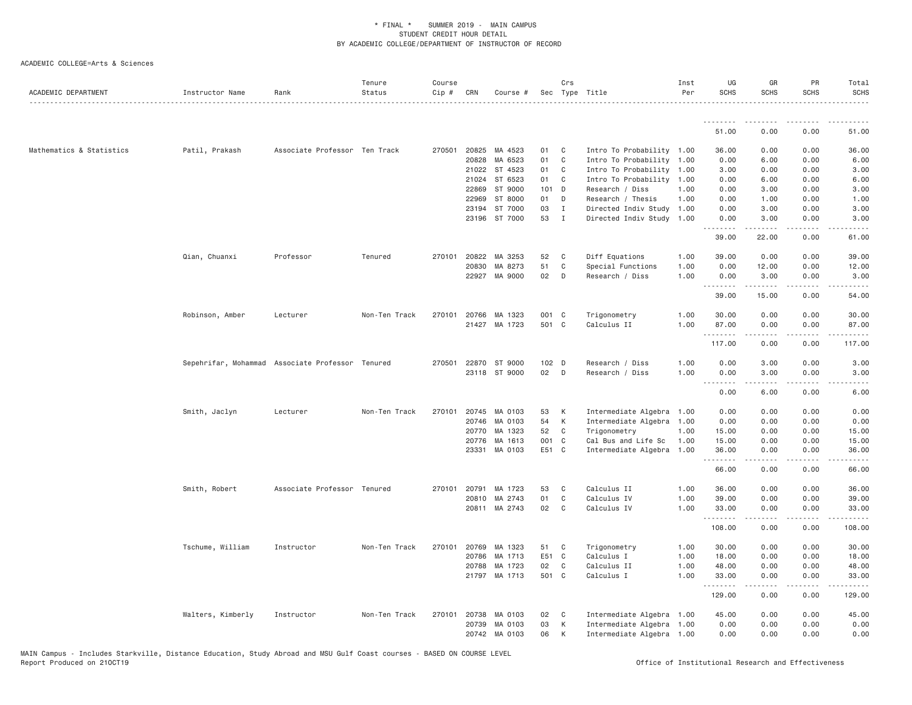\* FINAL \* SUMMER 2019 - MAIN CAMPUS
STUDENT CREDIT HOUR DETAIL
BY ACADEMIC COLLEGE/DEPARTMENT OF INSTRUCTOR OF RECORD

ACADEMIC COLLEGE=Arts & Sciences

| ACADEMIC DEPARTMENT | Instructor Name | Rank | Tenure Status | Course Cip # | CRN | Course # | Sec | Crs Type | Title | Inst Per | UG SCHS | GR SCHS | PR SCHS | Total SCHS |
|---|---|---|---|---|---|---|---|---|---|---|---|---|---|---|
| | | | | | | | | | | | 51.00 | 0.00 | 0.00 | 51.00 |
| Mathematics & Statistics | Patil, Prakash | Associate Professor | Ten Track | 270501 | 20825 | MA 4523 | 01 | C | Intro To Probability | 1.00 | 36.00 | 0.00 | 0.00 | 36.00 |
| | | | | | 20828 | MA 6523 | 01 | C | Intro To Probability | 1.00 | 0.00 | 6.00 | 0.00 | 6.00 |
| | | | | | 21022 | ST 4523 | 01 | C | Intro To Probability | 1.00 | 3.00 | 0.00 | 0.00 | 3.00 |
| | | | | | 21024 | ST 6523 | 01 | C | Intro To Probability | 1.00 | 0.00 | 6.00 | 0.00 | 6.00 |
| | | | | | 22869 | ST 9000 | 101 | D | Research / Diss | 1.00 | 0.00 | 3.00 | 0.00 | 3.00 |
| | | | | | 22969 | ST 8000 | 01 | D | Research / Thesis | 1.00 | 0.00 | 1.00 | 0.00 | 1.00 |
| | | | | | 23194 | ST 7000 | 03 | I | Directed Indiv Study | 1.00 | 0.00 | 3.00 | 0.00 | 3.00 |
| | | | | | 23196 | ST 7000 | 53 | I | Directed Indiv Study | 1.00 | 0.00 | 3.00 | 0.00 | 3.00 |
| | | | | | | | | | | | 39.00 | 22.00 | 0.00 | 61.00 |
| | Qian, Chuanxi | Professor | Tenured | 270101 | 20822 | MA 3253 | 52 | C | Diff Equations | 1.00 | 39.00 | 0.00 | 0.00 | 39.00 |
| | | | | | 20830 | MA 8273 | 51 | C | Special Functions | 1.00 | 0.00 | 12.00 | 0.00 | 12.00 |
| | | | | | 22927 | MA 9000 | 02 | D | Research / Diss | 1.00 | 0.00 | 3.00 | 0.00 | 3.00 |
| | | | | | | | | | | | 39.00 | 15.00 | 0.00 | 54.00 |
| | Robinson, Amber | Lecturer | Non-Ten Track | 270101 | 20766 | MA 1323 | 001 | C | Trigonometry | 1.00 | 30.00 | 0.00 | 0.00 | 30.00 |
| | | | | | 21427 | MA 1723 | 501 | C | Calculus II | 1.00 | 87.00 | 0.00 | 0.00 | 87.00 |
| | | | | | | | | | | | 117.00 | 0.00 | 0.00 | 117.00 |
| | Sepehrifar, Mohammad | Associate Professor | Tenured | 270501 | 22870 | ST 9000 | 102 | D | Research / Diss | 1.00 | 0.00 | 3.00 | 0.00 | 3.00 |
| | | | | | 23118 | ST 9000 | 02 | D | Research / Diss | 1.00 | 0.00 | 3.00 | 0.00 | 3.00 |
| | | | | | | | | | | | 0.00 | 6.00 | 0.00 | 6.00 |
| | Smith, Jaclyn | Lecturer | Non-Ten Track | 270101 | 20745 | MA 0103 | 53 | K | Intermediate Algebra | 1.00 | 0.00 | 0.00 | 0.00 | 0.00 |
| | | | | | 20746 | MA 0103 | 54 | K | Intermediate Algebra | 1.00 | 0.00 | 0.00 | 0.00 | 0.00 |
| | | | | | 20770 | MA 1323 | 52 | C | Trigonometry | 1.00 | 15.00 | 0.00 | 0.00 | 15.00 |
| | | | | | 20776 | MA 1613 | 001 | C | Cal Bus and Life Sc | 1.00 | 15.00 | 0.00 | 0.00 | 15.00 |
| | | | | | 23331 | MA 0103 | E51 | C | Intermediate Algebra | 1.00 | 36.00 | 0.00 | 0.00 | 36.00 |
| | | | | | | | | | | | 66.00 | 0.00 | 0.00 | 66.00 |
| | Smith, Robert | Associate Professor | Tenured | 270101 | 20791 | MA 1723 | 53 | C | Calculus II | 1.00 | 36.00 | 0.00 | 0.00 | 36.00 |
| | | | | | 20810 | MA 2743 | 01 | C | Calculus IV | 1.00 | 39.00 | 0.00 | 0.00 | 39.00 |
| | | | | | 20811 | MA 2743 | 02 | C | Calculus IV | 1.00 | 33.00 | 0.00 | 0.00 | 33.00 |
| | | | | | | | | | | | 108.00 | 0.00 | 0.00 | 108.00 |
| | Tschume, William | Instructor | Non-Ten Track | 270101 | 20769 | MA 1323 | 51 | C | Trigonometry | 1.00 | 30.00 | 0.00 | 0.00 | 30.00 |
| | | | | | 20786 | MA 1713 | E51 | C | Calculus I | 1.00 | 18.00 | 0.00 | 0.00 | 18.00 |
| | | | | | 20788 | MA 1723 | 02 | C | Calculus II | 1.00 | 48.00 | 0.00 | 0.00 | 48.00 |
| | | | | | 21797 | MA 1713 | 501 | C | Calculus I | 1.00 | 33.00 | 0.00 | 0.00 | 33.00 |
| | | | | | | | | | | | 129.00 | 0.00 | 0.00 | 129.00 |
| | Walters, Kimberly | Instructor | Non-Ten Track | 270101 | 20738 | MA 0103 | 02 | C | Intermediate Algebra | 1.00 | 45.00 | 0.00 | 0.00 | 45.00 |
| | | | | | 20739 | MA 0103 | 03 | K | Intermediate Algebra | 1.00 | 0.00 | 0.00 | 0.00 | 0.00 |
| | | | | | 20742 | MA 0103 | 06 | K | Intermediate Algebra | 1.00 | 0.00 | 0.00 | 0.00 | 0.00 |

MAIN Campus - Includes Starkville, Distance Education, Study Abroad and MSU Gulf Coast courses - BASED ON COURSE LEVEL
Report Produced on 21OCT19 Office of Institutional Research and Effectiveness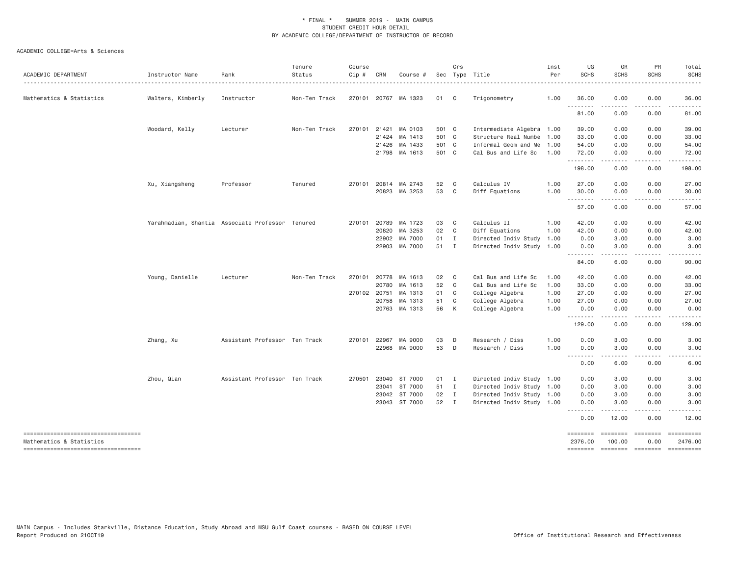\* FINAL \* SUMMER 2019 - MAIN CAMPUS
STUDENT CREDIT HOUR DETAIL
BY ACADEMIC COLLEGE/DEPARTMENT OF INSTRUCTOR OF RECORD

ACADEMIC COLLEGE=Arts & Sciences

| ACADEMIC DEPARTMENT | Instructor Name | Rank | Tenure Status | Course Cip # | CRN | Course # | Sec | Crs Type | Title | Inst Per | UG SCHS | GR SCHS | PR SCHS | Total SCHS |
|---|---|---|---|---|---|---|---|---|---|---|---|---|---|---|
| Mathematics & Statistics | Walters, Kimberly | Instructor | Non-Ten Track | 270101 | 20767 | MA 1323 | 01 | C | Trigonometry | 1.00 | 36.00 | 0.00 | 0.00 | 36.00 |
| | | | | | | | | | | | 81.00 | 0.00 | 0.00 | 81.00 |
| | Woodard, Kelly | Lecturer | Non-Ten Track | 270101 | 21421 | MA 0103 | 501 | C | Intermediate Algebra | 1.00 | 39.00 | 0.00 | 0.00 | 39.00 |
| | | | | | 21424 | MA 1413 | 501 | C | Structure Real Numbe | 1.00 | 33.00 | 0.00 | 0.00 | 33.00 |
| | | | | | 21426 | MA 1433 | 501 | C | Informal Geom and Me | 1.00 | 54.00 | 0.00 | 0.00 | 54.00 |
| | | | | | 21798 | MA 1613 | 501 | C | Cal Bus and Life Sc | 1.00 | 72.00 | 0.00 | 0.00 | 72.00 |
| | | | | | | | | | | | 198.00 | 0.00 | 0.00 | 198.00 |
| | Xu, Xiangsheng | Professor | Tenured | 270101 | 20814 | MA 2743 | 52 | C | Calculus IV | 1.00 | 27.00 | 0.00 | 0.00 | 27.00 |
| | | | | | 20823 | MA 3253 | 53 | C | Diff Equations | 1.00 | 30.00 | 0.00 | 0.00 | 30.00 |
| | | | | | | | | | | | 57.00 | 0.00 | 0.00 | 57.00 |
| | Yarahmadian, Shantia | Associate Professor | Tenured | 270101 | 20789 | MA 1723 | 03 | C | Calculus II | 1.00 | 42.00 | 0.00 | 0.00 | 42.00 |
| | | | | | 20820 | MA 3253 | 02 | C | Diff Equations | 1.00 | 42.00 | 0.00 | 0.00 | 42.00 |
| | | | | | 22902 | MA 7000 | 01 | I | Directed Indiv Study | 1.00 | 0.00 | 3.00 | 0.00 | 3.00 |
| | | | | | 22903 | MA 7000 | 51 | I | Directed Indiv Study | 1.00 | 0.00 | 3.00 | 0.00 | 3.00 |
| | | | | | | | | | | | 84.00 | 6.00 | 0.00 | 90.00 |
| | Young, Danielle | Lecturer | Non-Ten Track | 270101 | 20778 | MA 1613 | 02 | C | Cal Bus and Life Sc | 1.00 | 42.00 | 0.00 | 0.00 | 42.00 |
| | | | | | 20780 | MA 1613 | 52 | C | Cal Bus and Life Sc | 1.00 | 33.00 | 0.00 | 0.00 | 33.00 |
| | | | | 270102 | 20751 | MA 1313 | 01 | C | College Algebra | 1.00 | 27.00 | 0.00 | 0.00 | 27.00 |
| | | | | | 20758 | MA 1313 | 51 | C | College Algebra | 1.00 | 27.00 | 0.00 | 0.00 | 27.00 |
| | | | | | 20763 | MA 1313 | 56 | K | College Algebra | 1.00 | 0.00 | 0.00 | 0.00 | 0.00 |
| | | | | | | | | | | | 129.00 | 0.00 | 0.00 | 129.00 |
| | Zhang, Xu | Assistant Professor | Ten Track | 270101 | 22967 | MA 9000 | 03 | D | Research / Diss | 1.00 | 0.00 | 3.00 | 0.00 | 3.00 |
| | | | | | 22968 | MA 9000 | 53 | D | Research / Diss | 1.00 | 0.00 | 3.00 | 0.00 | 3.00 |
| | | | | | | | | | | | 0.00 | 6.00 | 0.00 | 6.00 |
| | Zhou, Qian | Assistant Professor | Ten Track | 270501 | 23040 | ST 7000 | 01 | I | Directed Indiv Study | 1.00 | 0.00 | 3.00 | 0.00 | 3.00 |
| | | | | | 23041 | ST 7000 | 51 | I | Directed Indiv Study | 1.00 | 0.00 | 3.00 | 0.00 | 3.00 |
| | | | | | 23042 | ST 7000 | 02 | I | Directed Indiv Study | 1.00 | 0.00 | 3.00 | 0.00 | 3.00 |
| | | | | | 23043 | ST 7000 | 52 | I | Directed Indiv Study | 1.00 | 0.00 | 3.00 | 0.00 | 3.00 |
| | | | | | | | | | | | 0.00 | 12.00 | 0.00 | 12.00 |
| Mathematics & Statistics | | | | | | | | | | | 2376.00 | 100.00 | 0.00 | 2476.00 |

MAIN Campus - Includes Starkville, Distance Education, Study Abroad and MSU Gulf Coast courses - BASED ON COURSE LEVEL
Report Produced on 21OCT19

Office of Institutional Research and Effectiveness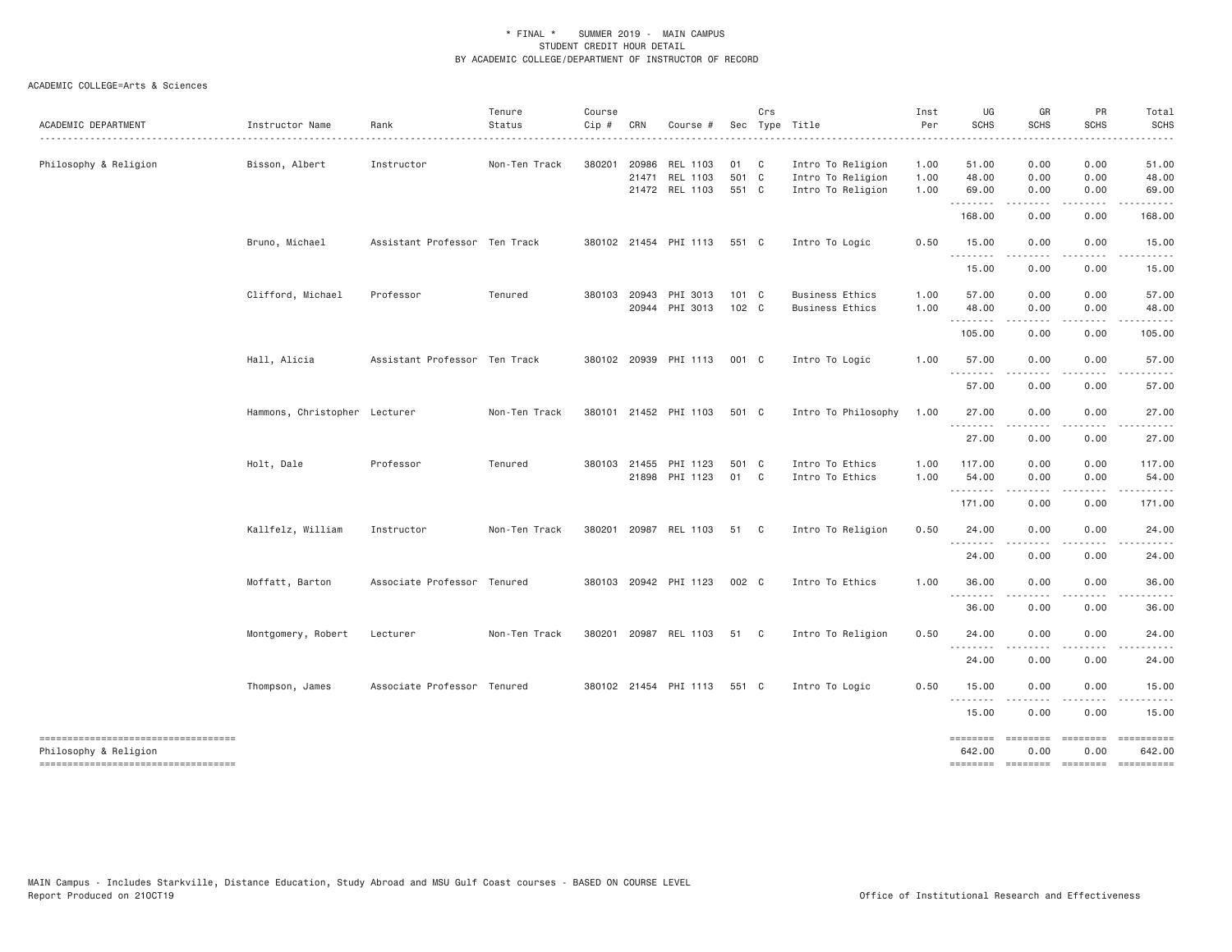\* FINAL \* SUMMER 2019 - MAIN CAMPUS
STUDENT CREDIT HOUR DETAIL
BY ACADEMIC COLLEGE/DEPARTMENT OF INSTRUCTOR OF RECORD

ACADEMIC COLLEGE=Arts & Sciences

| ACADEMIC DEPARTMENT | Instructor Name | Rank | Tenure Status | Course Cip # | CRN | Course # | Sec | Crs Type | Title | Inst Per | UG SCHS | GR SCHS | PR SCHS | Total SCHS |
|---|---|---|---|---|---|---|---|---|---|---|---|---|---|---|
| Philosophy & Religion | Bisson, Albert | Instructor | Non-Ten Track | 380201 | 20986 | REL 1103 | 01 | C | Intro To Religion | 1.00 | 51.00 | 0.00 | 0.00 | 51.00 |
| | | | | | 21471 | REL 1103 | 501 | C | Intro To Religion | 1.00 | 48.00 | 0.00 | 0.00 | 48.00 |
| | | | | | 21472 | REL 1103 | 551 | C | Intro To Religion | 1.00 | 69.00 | 0.00 | 0.00 | 69.00 |
| | | | | | | | | | | | 168.00 | 0.00 | 0.00 | 168.00 |
| | Bruno, Michael | Assistant Professor | Ten Track | 380102 | 21454 | PHI 1113 | 551 | C | Intro To Logic | 0.50 | 15.00 | 0.00 | 0.00 | 15.00 |
| | | | | | | | | | | | 15.00 | 0.00 | 0.00 | 15.00 |
| | Clifford, Michael | Professor | Tenured | 380103 | 20943 | PHI 3013 | 101 | C | Business Ethics | 1.00 | 57.00 | 0.00 | 0.00 | 57.00 |
| | | | | | 20944 | PHI 3013 | 102 | C | Business Ethics | 1.00 | 48.00 | 0.00 | 0.00 | 48.00 |
| | | | | | | | | | | | 105.00 | 0.00 | 0.00 | 105.00 |
| | Hall, Alicia | Assistant Professor | Ten Track | 380102 | 20939 | PHI 1113 | 001 | C | Intro To Logic | 1.00 | 57.00 | 0.00 | 0.00 | 57.00 |
| | | | | | | | | | | | 57.00 | 0.00 | 0.00 | 57.00 |
| | Hammons, Christopher | Lecturer | Non-Ten Track | 380101 | 21452 | PHI 1103 | 501 | C | Intro To Philosophy | 1.00 | 27.00 | 0.00 | 0.00 | 27.00 |
| | | | | | | | | | | | 27.00 | 0.00 | 0.00 | 27.00 |
| | Holt, Dale | Professor | Tenured | 380103 | 21455 | PHI 1123 | 501 | C | Intro To Ethics | 1.00 | 117.00 | 0.00 | 0.00 | 117.00 |
| | | | | | 21898 | PHI 1123 | 01 | C | Intro To Ethics | 1.00 | 54.00 | 0.00 | 0.00 | 54.00 |
| | | | | | | | | | | | 171.00 | 0.00 | 0.00 | 171.00 |
| | Kallfelz, William | Instructor | Non-Ten Track | 380201 | 20987 | REL 1103 | 51 | C | Intro To Religion | 0.50 | 24.00 | 0.00 | 0.00 | 24.00 |
| | | | | | | | | | | | 24.00 | 0.00 | 0.00 | 24.00 |
| | Moffatt, Barton | Associate Professor | Tenured | 380103 | 20942 | PHI 1123 | 002 | C | Intro To Ethics | 1.00 | 36.00 | 0.00 | 0.00 | 36.00 |
| | | | | | | | | | | | 36.00 | 0.00 | 0.00 | 36.00 |
| | Montgomery, Robert | Lecturer | Non-Ten Track | 380201 | 20987 | REL 1103 | 51 | C | Intro To Religion | 0.50 | 24.00 | 0.00 | 0.00 | 24.00 |
| | | | | | | | | | | | 24.00 | 0.00 | 0.00 | 24.00 |
| | Thompson, James | Associate Professor | Tenured | 380102 | 21454 | PHI 1113 | 551 | C | Intro To Logic | 0.50 | 15.00 | 0.00 | 0.00 | 15.00 |
| | | | | | | | | | | | 15.00 | 0.00 | 0.00 | 15.00 |
| Philosophy & Religion | | | | | | | | | | | 642.00 | 0.00 | 0.00 | 642.00 |

MAIN Campus - Includes Starkville, Distance Education, Study Abroad and MSU Gulf Coast courses - BASED ON COURSE LEVEL
Report Produced on 21OCT19 Office of Institutional Research and Effectiveness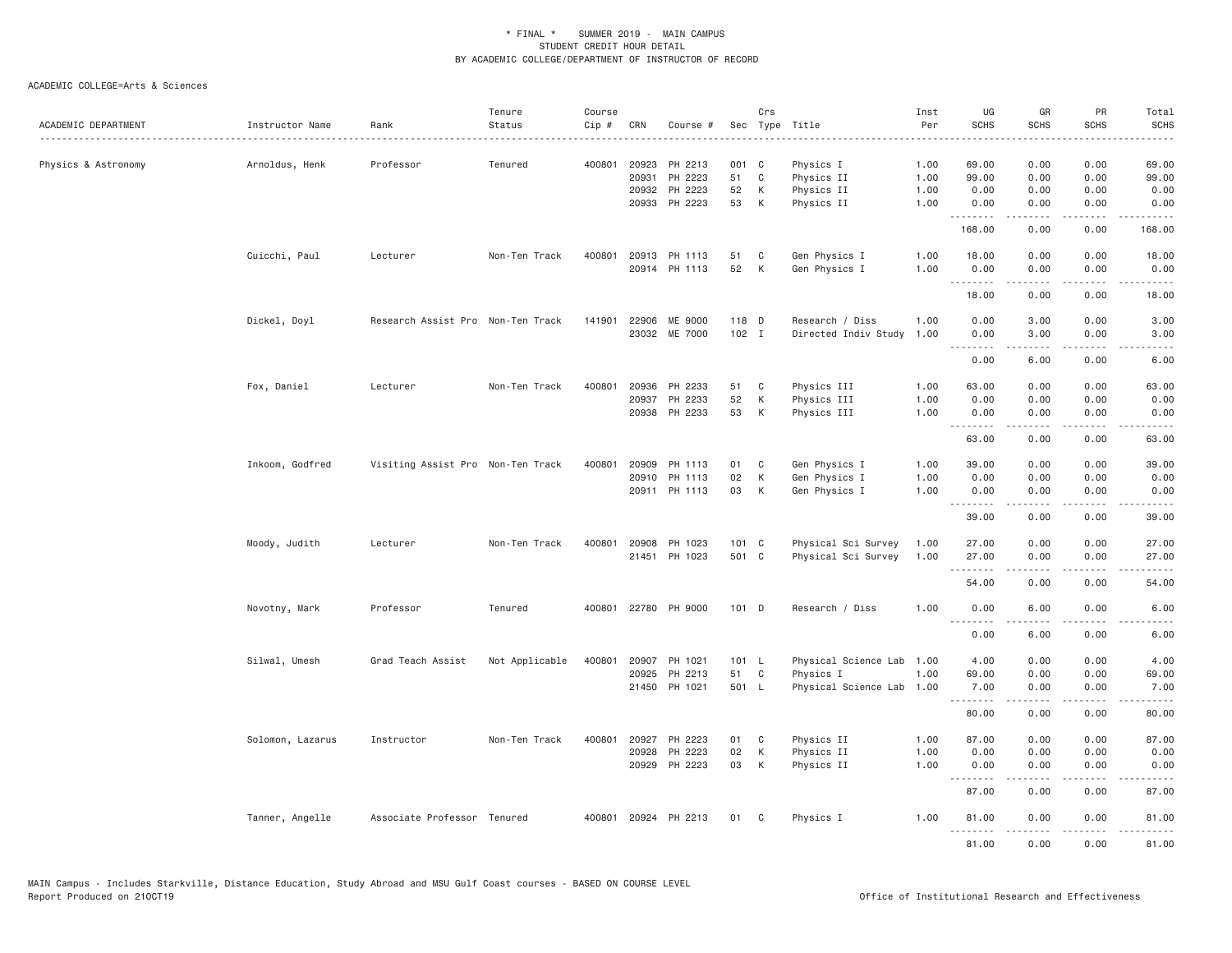\* FINAL \* SUMMER 2019 - MAIN CAMPUS
STUDENT CREDIT HOUR DETAIL
BY ACADEMIC COLLEGE/DEPARTMENT OF INSTRUCTOR OF RECORD

ACADEMIC COLLEGE=Arts & Sciences

| ACADEMIC DEPARTMENT | Instructor Name | Rank | Tenure Status | Course Cip # | CRN | Course # | Sec | Crs Type | Title | Inst Per | UG SCHS | GR SCHS | PR SCHS | Total SCHS |
|---|---|---|---|---|---|---|---|---|---|---|---|---|---|---|
| Physics & Astronomy | Arnoldus, Henk | Professor | Tenured | 400801 | 20923 | PH 2213 | 001 | C | Physics I | 1.00 | 69.00 | 0.00 | 0.00 | 69.00 |
| | | | | | 20931 | PH 2223 | 51 | C | Physics II | 1.00 | 99.00 | 0.00 | 0.00 | 99.00 |
| | | | | | 20932 | PH 2223 | 52 | K | Physics II | 1.00 | 0.00 | 0.00 | 0.00 | 0.00 |
| | | | | | 20933 | PH 2223 | 53 | K | Physics II | 1.00 | 0.00 | 0.00 | 0.00 | 0.00 |
| | | | | | | | | | | | 168.00 | 0.00 | 0.00 | 168.00 |
| | Cuicchi, Paul | Lecturer | Non-Ten Track | 400801 | 20913 | PH 1113 | 51 | C | Gen Physics I | 1.00 | 18.00 | 0.00 | 0.00 | 18.00 |
| | | | | | 20914 | PH 1113 | 52 | K | Gen Physics I | 1.00 | 0.00 | 0.00 | 0.00 | 0.00 |
| | | | | | | | | | | | 18.00 | 0.00 | 0.00 | 18.00 |
| | Dickel, Doyl | Research Assist Pro | Non-Ten Track | 141901 | 22906 | ME 9000 | 118 | D | Research / Diss | 1.00 | 0.00 | 3.00 | 0.00 | 3.00 |
| | | | | | 23032 | ME 7000 | 102 | I | Directed Indiv Study | 1.00 | 0.00 | 3.00 | 0.00 | 3.00 |
| | | | | | | | | | | | 0.00 | 6.00 | 0.00 | 6.00 |
| | Fox, Daniel | Lecturer | Non-Ten Track | 400801 | 20936 | PH 2233 | 51 | C | Physics III | 1.00 | 63.00 | 0.00 | 0.00 | 63.00 |
| | | | | | 20937 | PH 2233 | 52 | K | Physics III | 1.00 | 0.00 | 0.00 | 0.00 | 0.00 |
| | | | | | 20938 | PH 2233 | 53 | K | Physics III | 1.00 | 0.00 | 0.00 | 0.00 | 0.00 |
| | | | | | | | | | | | 63.00 | 0.00 | 0.00 | 63.00 |
| | Inkoom, Godfred | Visiting Assist Pro | Non-Ten Track | 400801 | 20909 | PH 1113 | 01 | C | Gen Physics I | 1.00 | 39.00 | 0.00 | 0.00 | 39.00 |
| | | | | | 20910 | PH 1113 | 02 | K | Gen Physics I | 1.00 | 0.00 | 0.00 | 0.00 | 0.00 |
| | | | | | 20911 | PH 1113 | 03 | K | Gen Physics I | 1.00 | 0.00 | 0.00 | 0.00 | 0.00 |
| | | | | | | | | | | | 39.00 | 0.00 | 0.00 | 39.00 |
| | Moody, Judith | Lecturer | Non-Ten Track | 400801 | 20908 | PH 1023 | 101 | C | Physical Sci Survey | 1.00 | 27.00 | 0.00 | 0.00 | 27.00 |
| | | | | | 21451 | PH 1023 | 501 | C | Physical Sci Survey | 1.00 | 27.00 | 0.00 | 0.00 | 27.00 |
| | | | | | | | | | | | 54.00 | 0.00 | 0.00 | 54.00 |
| | Novotny, Mark | Professor | Tenured | 400801 | 22780 | PH 9000 | 101 | D | Research / Diss | 1.00 | 0.00 | 6.00 | 0.00 | 6.00 |
| | | | | | | | | | | | 0.00 | 6.00 | 0.00 | 6.00 |
| | Silwal, Umesh | Grad Teach Assist | Not Applicable | 400801 | 20907 | PH 1021 | 101 | L | Physical Science Lab | 1.00 | 4.00 | 0.00 | 0.00 | 4.00 |
| | | | | | 20925 | PH 2213 | 51 | C | Physics I | 1.00 | 69.00 | 0.00 | 0.00 | 69.00 |
| | | | | | 21450 | PH 1021 | 501 | L | Physical Science Lab | 1.00 | 7.00 | 0.00 | 0.00 | 7.00 |
| | | | | | | | | | | | 80.00 | 0.00 | 0.00 | 80.00 |
| | Solomon, Lazarus | Instructor | Non-Ten Track | 400801 | 20927 | PH 2223 | 01 | C | Physics II | 1.00 | 87.00 | 0.00 | 0.00 | 87.00 |
| | | | | | 20928 | PH 2223 | 02 | K | Physics II | 1.00 | 0.00 | 0.00 | 0.00 | 0.00 |
| | | | | | 20929 | PH 2223 | 03 | K | Physics II | 1.00 | 0.00 | 0.00 | 0.00 | 0.00 |
| | | | | | | | | | | | 87.00 | 0.00 | 0.00 | 87.00 |
| | Tanner, Angelle | Associate Professor | Tenured | 400801 | 20924 | PH 2213 | 01 | C | Physics I | 1.00 | 81.00 | 0.00 | 0.00 | 81.00 |
| | | | | | | | | | | | 81.00 | 0.00 | 0.00 | 81.00 |

MAIN Campus - Includes Starkville, Distance Education, Study Abroad and MSU Gulf Coast courses - BASED ON COURSE LEVEL
Report Produced on 21OCT19 Office of Institutional Research and Effectiveness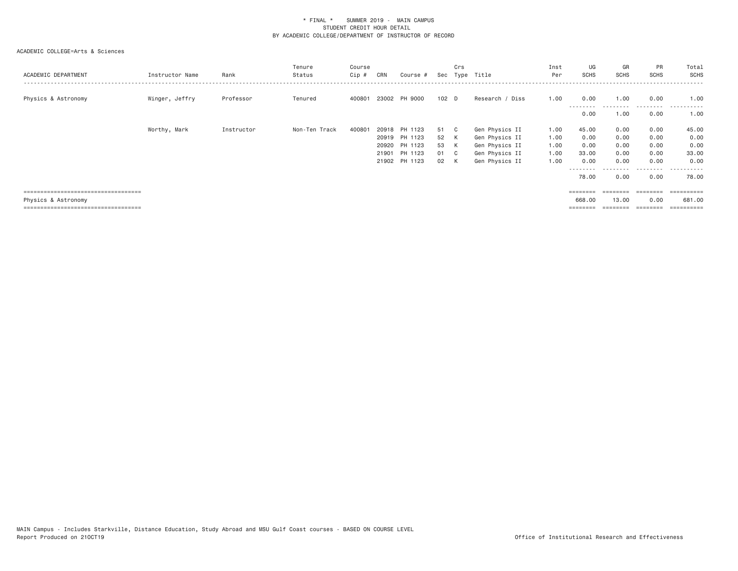\* FINAL \* SUMMER 2019 - MAIN CAMPUS
STUDENT CREDIT HOUR DETAIL
BY ACADEMIC COLLEGE/DEPARTMENT OF INSTRUCTOR OF RECORD

ACADEMIC COLLEGE=Arts & Sciences

| ACADEMIC DEPARTMENT | Instructor Name | Rank | Tenure Status | Course Cip # | CRN | Course # | Sec | Crs Type | Title | Inst Per | UG SCHS | GR SCHS | PR SCHS | Total SCHS |
|---|---|---|---|---|---|---|---|---|---|---|---|---|---|---|
| Physics & Astronomy | Winger, Jeffry | Professor | Tenured | 400801 | 23002 | PH 9000 | 102 | D | Research / Diss | 1.00 | 0.00 | 1.00 | 0.00 | 1.00 |
| | | | | | | | | | | | 0.00 | 1.00 | 0.00 | 1.00 |
| | Worthy, Mark | Instructor | Non-Ten Track | 400801 | 20918 | PH 1123 | 51 | C | Gen Physics II | 1.00 | 45.00 | 0.00 | 0.00 | 45.00 |
| | | | | | 20919 | PH 1123 | 52 | K | Gen Physics II | 1.00 | 0.00 | 0.00 | 0.00 | 0.00 |
| | | | | | 20920 | PH 1123 | 53 | K | Gen Physics II | 1.00 | 0.00 | 0.00 | 0.00 | 0.00 |
| | | | | | 21901 | PH 1123 | 01 | C | Gen Physics II | 1.00 | 33.00 | 0.00 | 0.00 | 33.00 |
| | | | | | 21902 | PH 1123 | 02 | K | Gen Physics II | 1.00 | 0.00 | 0.00 | 0.00 | 0.00 |
| | | | | | | | | | | | 78.00 | 0.00 | 0.00 | 78.00 |
| Physics & Astronomy | | | | | | | | | | | 668.00 | 13.00 | 0.00 | 681.00 |

MAIN Campus - Includes Starkville, Distance Education, Study Abroad and MSU Gulf Coast courses - BASED ON COURSE LEVEL
Report Produced on 21OCT19

Office of Institutional Research and Effectiveness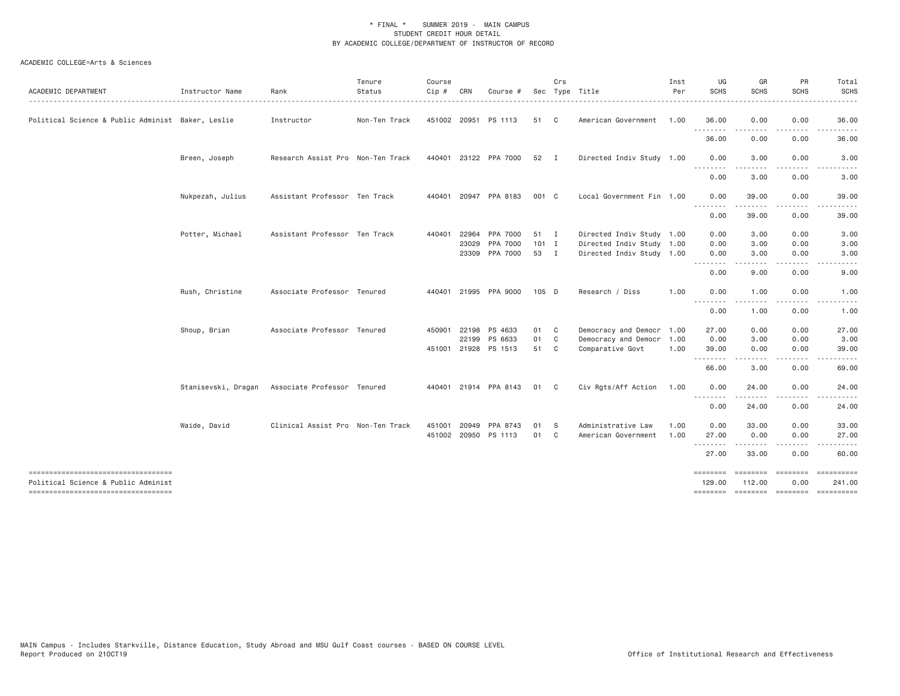\* FINAL \* SUMMER 2019 - MAIN CAMPUS
STUDENT CREDIT HOUR DETAIL
BY ACADEMIC COLLEGE/DEPARTMENT OF INSTRUCTOR OF RECORD

ACADEMIC COLLEGE=Arts & Sciences

| ACADEMIC DEPARTMENT | Instructor Name | Rank | Tenure Status | Course Cip # | CRN | Course # | Sec | Crs Type | Title | Inst Per | UG SCHS | GR SCHS | PR SCHS | Total SCHS |
|---|---|---|---|---|---|---|---|---|---|---|---|---|---|---|
| Political Science & Public Administ | Baker, Leslie | Instructor | Non-Ten Track | 451002 | 20951 | PS 1113 | 51 | C | American Government | 1.00 | 36.00 | 0.00 | 0.00 | 36.00 |
| | | | | | | | | | | | 36.00 | 0.00 | 0.00 | 36.00 |
| | Breen, Joseph | Research Assist Pro | Non-Ten Track | 440401 | 23122 | PPA 7000 | 52 | I | Directed Indiv Study | 1.00 | 0.00 | 3.00 | 0.00 | 3.00 |
| | | | | | | | | | | | 0.00 | 3.00 | 0.00 | 3.00 |
| | Nukpezah, Julius | Assistant Professor | Ten Track | 440401 | 20947 | PPA 8183 | 001 | C | Local Government Fin | 1.00 | 0.00 | 39.00 | 0.00 | 39.00 |
| | | | | | | | | | | | 0.00 | 39.00 | 0.00 | 39.00 |
| | Potter, Michael | Assistant Professor | Ten Track | 440401 | 22964 | PPA 7000 | 51 | I | Directed Indiv Study | 1.00 | 0.00 | 3.00 | 0.00 | 3.00 |
| | | | | | 23029 | PPA 7000 | 101 | I | Directed Indiv Study | 1.00 | 0.00 | 3.00 | 0.00 | 3.00 |
| | | | | | 23309 | PPA 7000 | 53 | I | Directed Indiv Study | 1.00 | 0.00 | 3.00 | 0.00 | 3.00 |
| | | | | | | | | | | | 0.00 | 9.00 | 0.00 | 9.00 |
| | Rush, Christine | Associate Professor | Tenured | 440401 | 21995 | PPA 9000 | 105 | D | Research / Diss | 1.00 | 0.00 | 1.00 | 0.00 | 1.00 |
| | | | | | | | | | | | 0.00 | 1.00 | 0.00 | 1.00 |
| | Shoup, Brian | Associate Professor | Tenured | 450901 | 22198 | PS 4633 | 01 | C | Democracy and Democr | 1.00 | 27.00 | 0.00 | 0.00 | 27.00 |
| | | | | | 22199 | PS 6633 | 01 | C | Democracy and Democr | 1.00 | 0.00 | 3.00 | 0.00 | 3.00 |
| | | | | 451001 | 21928 | PS 1513 | 51 | C | Comparative Govt | 1.00 | 39.00 | 0.00 | 0.00 | 39.00 |
| | | | | | | | | | | | 66.00 | 3.00 | 0.00 | 69.00 |
| | Stanisevski, Dragan | Associate Professor | Tenured | 440401 | 21914 | PPA 8143 | 01 | C | Civ Rgts/Aff Action | 1.00 | 0.00 | 24.00 | 0.00 | 24.00 |
| | | | | | | | | | | | 0.00 | 24.00 | 0.00 | 24.00 |
| | Waide, David | Clinical Assist Pro | Non-Ten Track | 451001 | 20949 | PPA 8743 | 01 | S | Administrative Law | 1.00 | 0.00 | 33.00 | 0.00 | 33.00 |
| | | | | 451002 | 20950 | PS 1113 | 01 | C | American Government | 1.00 | 27.00 | 0.00 | 0.00 | 27.00 |
| | | | | | | | | | | | 27.00 | 33.00 | 0.00 | 60.00 |
| Political Science & Public Administ | | | | | | | | | | | 129.00 | 112.00 | 0.00 | 241.00 |

MAIN Campus - Includes Starkville, Distance Education, Study Abroad and MSU Gulf Coast courses - BASED ON COURSE LEVEL
Report Produced on 21OCT19

Office of Institutional Research and Effectiveness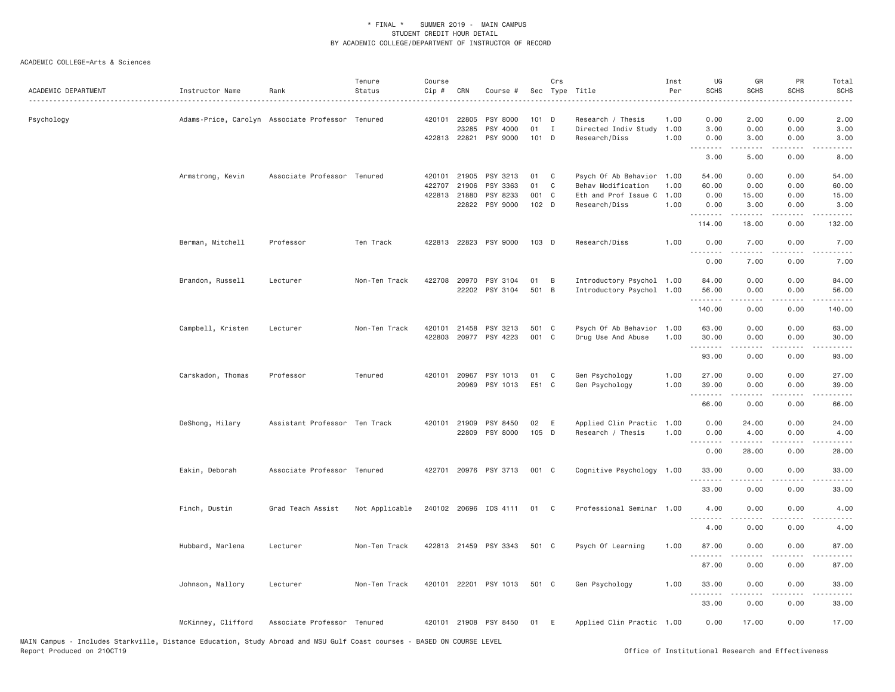\* FINAL \* SUMMER 2019 - MAIN CAMPUS
STUDENT CREDIT HOUR DETAIL
BY ACADEMIC COLLEGE/DEPARTMENT OF INSTRUCTOR OF RECORD

ACADEMIC COLLEGE=Arts & Sciences

| ACADEMIC DEPARTMENT | Instructor Name | Rank | Tenure Status | Course Cip # | CRN | Course # | Sec | Crs Type | Title | Inst Per | UG SCHS | GR SCHS | PR SCHS | Total SCHS |
|---|---|---|---|---|---|---|---|---|---|---|---|---|---|---|
| Psychology | Adams-Price, Carolyn | Associate Professor | Tenured | 420101 | 22805 | PSY 8000 | 101 | D | Research / Thesis | 1.00 | 0.00 | 2.00 | 0.00 | 2.00 |
| | | | | | 23285 | PSY 4000 | 01 | I | Directed Indiv Study | 1.00 | 3.00 | 0.00 | 0.00 | 3.00 |
| | | | | 422813 | 22821 | PSY 9000 | 101 | D | Research/Diss | 1.00 | 0.00 | 3.00 | 0.00 | 3.00 |
| | | | | | | | | | | | 3.00 | 5.00 | 0.00 | 8.00 |
| | Armstrong, Kevin | Associate Professor | Tenured | 420101 | 21905 | PSY 3213 | 01 | C | Psych Of Ab Behavior | 1.00 | 54.00 | 0.00 | 0.00 | 54.00 |
| | | | | 422707 | 21906 | PSY 3363 | 01 | C | Behav Modification | 1.00 | 60.00 | 0.00 | 0.00 | 60.00 |
| | | | | 422813 | 21880 | PSY 8233 | 001 | C | Eth and Prof Issue C | 1.00 | 0.00 | 15.00 | 0.00 | 15.00 |
| | | | | | 22822 | PSY 9000 | 102 | D | Research/Diss | 1.00 | 0.00 | 3.00 | 0.00 | 3.00 |
| | | | | | | | | | | | 114.00 | 18.00 | 0.00 | 132.00 |
| | Berman, Mitchell | Professor | Ten Track | 422813 | 22823 | PSY 9000 | 103 | D | Research/Diss | 1.00 | 0.00 | 7.00 | 0.00 | 7.00 |
| | | | | | | | | | | | 0.00 | 7.00 | 0.00 | 7.00 |
| | Brandon, Russell | Lecturer | Non-Ten Track | 422708 | 20970 | PSY 3104 | 01 | B | Introductory Psychol | 1.00 | 84.00 | 0.00 | 0.00 | 84.00 |
| | | | | | 22202 | PSY 3104 | 501 | B | Introductory Psychol | 1.00 | 56.00 | 0.00 | 0.00 | 56.00 |
| | | | | | | | | | | | 140.00 | 0.00 | 0.00 | 140.00 |
| | Campbell, Kristen | Lecturer | Non-Ten Track | 420101 | 21458 | PSY 3213 | 501 | C | Psych Of Ab Behavior | 1.00 | 63.00 | 0.00 | 0.00 | 63.00 |
| | | | | 422803 | 20977 | PSY 4223 | 001 | C | Drug Use And Abuse | 1.00 | 30.00 | 0.00 | 0.00 | 30.00 |
| | | | | | | | | | | | 93.00 | 0.00 | 0.00 | 93.00 |
| | Carskadon, Thomas | Professor | Tenured | 420101 | 20967 | PSY 1013 | 01 | C | Gen Psychology | 1.00 | 27.00 | 0.00 | 0.00 | 27.00 |
| | | | | | 20969 | PSY 1013 | E51 | C | Gen Psychology | 1.00 | 39.00 | 0.00 | 0.00 | 39.00 |
| | | | | | | | | | | | 66.00 | 0.00 | 0.00 | 66.00 |
| | DeShong, Hilary | Assistant Professor | Ten Track | 420101 | 21909 | PSY 8450 | 02 | E | Applied Clin Practic | 1.00 | 0.00 | 24.00 | 0.00 | 24.00 |
| | | | | | 22809 | PSY 8000 | 105 | D | Research / Thesis | 1.00 | 0.00 | 4.00 | 0.00 | 4.00 |
| | | | | | | | | | | | 0.00 | 28.00 | 0.00 | 28.00 |
| | Eakin, Deborah | Associate Professor | Tenured | 422701 | 20976 | PSY 3713 | 001 | C | Cognitive Psychology | 1.00 | 33.00 | 0.00 | 0.00 | 33.00 |
| | | | | | | | | | | | 33.00 | 0.00 | 0.00 | 33.00 |
| | Finch, Dustin | Grad Teach Assist | Not Applicable | 240102 | 20696 | IDS 4111 | 01 | C | Professional Seminar | 1.00 | 4.00 | 0.00 | 0.00 | 4.00 |
| | | | | | | | | | | | 4.00 | 0.00 | 0.00 | 4.00 |
| | Hubbard, Marlena | Lecturer | Non-Ten Track | 422813 | 21459 | PSY 3343 | 501 | C | Psych Of Learning | 1.00 | 87.00 | 0.00 | 0.00 | 87.00 |
| | | | | | | | | | | | 87.00 | 0.00 | 0.00 | 87.00 |
| | Johnson, Mallory | Lecturer | Non-Ten Track | 420101 | 22201 | PSY 1013 | 501 | C | Gen Psychology | 1.00 | 33.00 | 0.00 | 0.00 | 33.00 |
| | | | | | | | | | | | 33.00 | 0.00 | 0.00 | 33.00 |
| | McKinney, Clifford | Associate Professor | Tenured | 420101 | 21908 | PSY 8450 | 01 | E | Applied Clin Practic | 1.00 | 0.00 | 17.00 | 0.00 | 17.00 |

MAIN Campus - Includes Starkville, Distance Education, Study Abroad and MSU Gulf Coast courses - BASED ON COURSE LEVEL
Report Produced on 21OCT19 Office of Institutional Research and Effectiveness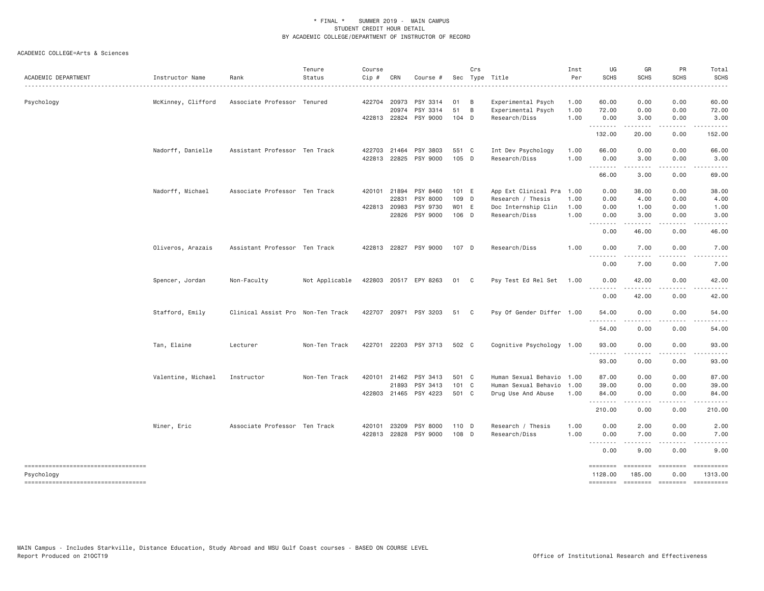\* FINAL \* SUMMER 2019 - MAIN CAMPUS
STUDENT CREDIT HOUR DETAIL
BY ACADEMIC COLLEGE/DEPARTMENT OF INSTRUCTOR OF RECORD

ACADEMIC COLLEGE=Arts & Sciences

| ACADEMIC DEPARTMENT | Instructor Name | Rank | Tenure Status | Course Cip # | CRN | Course # | Sec | Crs Type | Title | Inst Per | UG SCHS | GR SCHS | PR SCHS | Total SCHS |
|---|---|---|---|---|---|---|---|---|---|---|---|---|---|---|
| Psychology | McKinney, Clifford | Associate Professor | Tenured | 422704 | 20973 | PSY 3314 | 01 | B | Experimental Psych | 1.00 | 60.00 | 0.00 | 0.00 | 60.00 |
| | | | | | 20974 | PSY 3314 | 51 | B | Experimental Psych | 1.00 | 72.00 | 0.00 | 0.00 | 72.00 |
| | | | | 422813 | 22824 | PSY 9000 | 104 | D | Research/Diss | 1.00 | 0.00 | 3.00 | 0.00 | 3.00 |
| | | | | | | | | | | | 132.00 | 20.00 | 0.00 | 152.00 |
| | Nadorff, Danielle | Assistant Professor | Ten Track | 422703 | 21464 | PSY 3803 | 551 | C | Int Dev Psychology | 1.00 | 66.00 | 0.00 | 0.00 | 66.00 |
| | | | | 422813 | 22825 | PSY 9000 | 105 | D | Research/Diss | 1.00 | 0.00 | 3.00 | 0.00 | 3.00 |
| | | | | | | | | | | | 66.00 | 3.00 | 0.00 | 69.00 |
| | Nadorff, Michael | Associate Professor | Ten Track | 420101 | 21894 | PSY 8460 | 101 | E | App Ext Clinical Pra | 1.00 | 0.00 | 38.00 | 0.00 | 38.00 |
| | | | | | 22831 | PSY 8000 | 109 | D | Research / Thesis | 1.00 | 0.00 | 4.00 | 0.00 | 4.00 |
| | | | | 422813 | 20983 | PSY 9730 | W01 | E | Doc Internship Clin | 1.00 | 0.00 | 1.00 | 0.00 | 1.00 |
| | | | | | 22826 | PSY 9000 | 106 | D | Research/Diss | 1.00 | 0.00 | 3.00 | 0.00 | 3.00 |
| | | | | | | | | | | | 0.00 | 46.00 | 0.00 | 46.00 |
| | Oliveros, Arazais | Assistant Professor | Ten Track | 422813 | 22827 | PSY 9000 | 107 | D | Research/Diss | 1.00 | 0.00 | 7.00 | 0.00 | 7.00 |
| | | | | | | | | | | | 0.00 | 7.00 | 0.00 | 7.00 |
| | Spencer, Jordan | Non-Faculty | Not Applicable | 422803 | 20517 | EPY 8263 | 01 | C | Psy Test Ed Rel Set | 1.00 | 0.00 | 42.00 | 0.00 | 42.00 |
| | | | | | | | | | | | 0.00 | 42.00 | 0.00 | 42.00 |
| | Stafford, Emily | Clinical Assist Pro | Non-Ten Track | 422707 | 20971 | PSY 3203 | 51 | C | Psy Of Gender Differ | 1.00 | 54.00 | 0.00 | 0.00 | 54.00 |
| | | | | | | | | | | | 54.00 | 0.00 | 0.00 | 54.00 |
| | Tan, Elaine | Lecturer | Non-Ten Track | 422701 | 22203 | PSY 3713 | 502 | C | Cognitive Psychology | 1.00 | 93.00 | 0.00 | 0.00 | 93.00 |
| | | | | | | | | | | | 93.00 | 0.00 | 0.00 | 93.00 |
| | Valentine, Michael | Instructor | Non-Ten Track | 420101 | 21462 | PSY 3413 | 501 | C | Human Sexual Behavio | 1.00 | 87.00 | 0.00 | 0.00 | 87.00 |
| | | | | | 21893 | PSY 3413 | 101 | C | Human Sexual Behavio | 1.00 | 39.00 | 0.00 | 0.00 | 39.00 |
| | | | | 422803 | 21465 | PSY 4223 | 501 | C | Drug Use And Abuse | 1.00 | 84.00 | 0.00 | 0.00 | 84.00 |
| | | | | | | | | | | | 210.00 | 0.00 | 0.00 | 210.00 |
| | Winer, Eric | Associate Professor | Ten Track | 420101 | 23209 | PSY 8000 | 110 | D | Research / Thesis | 1.00 | 0.00 | 2.00 | 0.00 | 2.00 |
| | | | | 422813 | 22828 | PSY 9000 | 108 | D | Research/Diss | 1.00 | 0.00 | 7.00 | 0.00 | 7.00 |
| | | | | | | | | | | | 0.00 | 9.00 | 0.00 | 9.00 |
| Psychology | | | | | | | | | | | 1128.00 | 185.00 | 0.00 | 1313.00 |

MAIN Campus - Includes Starkville, Distance Education, Study Abroad and MSU Gulf Coast courses - BASED ON COURSE LEVEL
Report Produced on 21OCT19

Office of Institutional Research and Effectiveness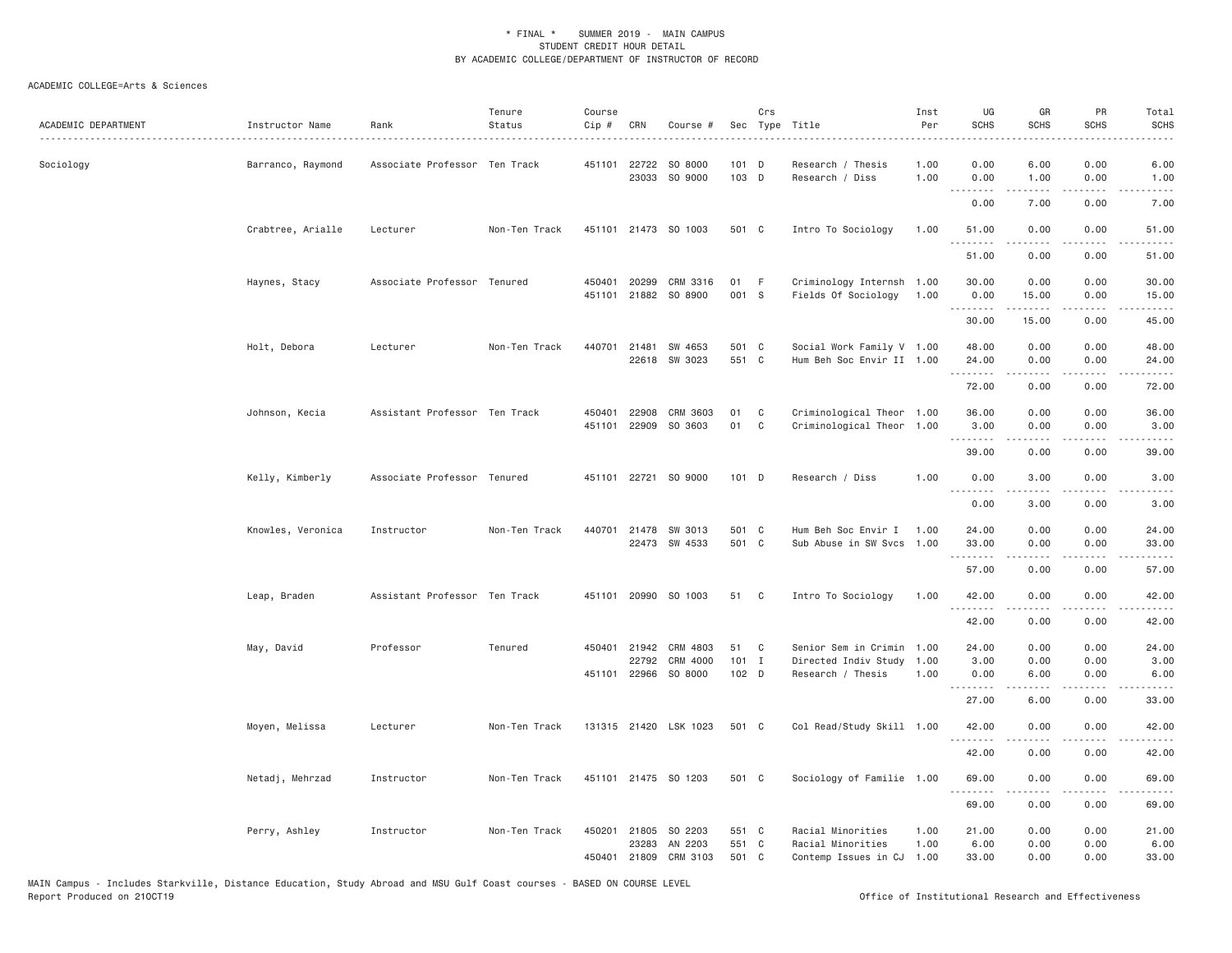\* FINAL \* SUMMER 2019 - MAIN CAMPUS
STUDENT CREDIT HOUR DETAIL
BY ACADEMIC COLLEGE/DEPARTMENT OF INSTRUCTOR OF RECORD

ACADEMIC COLLEGE=Arts & Sciences

| ACADEMIC DEPARTMENT | Instructor Name | Rank | Tenure Status | Course Cip # | CRN | Course # | Sec | Crs Type | Title | Inst Per | UG SCHS | GR SCHS | PR SCHS | Total SCHS |
|---|---|---|---|---|---|---|---|---|---|---|---|---|---|---|
| Sociology | Barranco, Raymond | Associate Professor | Ten Track | 451101 | 22722 | SO 8000 | 101 | D | Research / Thesis | 1.00 | 0.00 | 6.00 | 0.00 | 6.00 |
| | | | | | 23033 | SO 9000 | 103 | D | Research / Diss | 1.00 | 0.00 | 1.00 | 0.00 | 1.00 |
| | | | | | | | | | | | 0.00 | 7.00 | 0.00 | 7.00 |
| | Crabtree, Arialle | Lecturer | Non-Ten Track | 451101 | 21473 | SO 1003 | 501 | C | Intro To Sociology | 1.00 | 51.00 | 0.00 | 0.00 | 51.00 |
| | | | | | | | | | | | 51.00 | 0.00 | 0.00 | 51.00 |
| | Haynes, Stacy | Associate Professor | Tenured | 450401 | 20299 | CRM 3316 | 01 | F | Criminology Internsh | 1.00 | 30.00 | 0.00 | 0.00 | 30.00 |
| | | | | 451101 | 21882 | SO 8900 | 001 | S | Fields Of Sociology | 1.00 | 0.00 | 15.00 | 0.00 | 15.00 |
| | | | | | | | | | | | 30.00 | 15.00 | 0.00 | 45.00 |
| | Holt, Debora | Lecturer | Non-Ten Track | 440701 | 21481 | SW 4653 | 501 | C | Social Work Family V | 1.00 | 48.00 | 0.00 | 0.00 | 48.00 |
| | | | | | 22618 | SW 3023 | 551 | C | Hum Beh Soc Envir II | 1.00 | 24.00 | 0.00 | 0.00 | 24.00 |
| | | | | | | | | | | | 72.00 | 0.00 | 0.00 | 72.00 |
| | Johnson, Kecia | Assistant Professor | Ten Track | 450401 | 22908 | CRM 3603 | 01 | C | Criminological Theor | 1.00 | 36.00 | 0.00 | 0.00 | 36.00 |
| | | | | 451101 | 22909 | SO 3603 | 01 | C | Criminological Theor | 1.00 | 3.00 | 0.00 | 0.00 | 3.00 |
| | | | | | | | | | | | 39.00 | 0.00 | 0.00 | 39.00 |
| | Kelly, Kimberly | Associate Professor | Tenured | 451101 | 22721 | SO 9000 | 101 | D | Research / Diss | 1.00 | 0.00 | 3.00 | 0.00 | 3.00 |
| | | | | | | | | | | | 0.00 | 3.00 | 0.00 | 3.00 |
| | Knowles, Veronica | Instructor | Non-Ten Track | 440701 | 21478 | SW 3013 | 501 | C | Hum Beh Soc Envir I | 1.00 | 24.00 | 0.00 | 0.00 | 24.00 |
| | | | | | 22473 | SW 4533 | 501 | C | Sub Abuse in SW Svcs | 1.00 | 33.00 | 0.00 | 0.00 | 33.00 |
| | | | | | | | | | | | 57.00 | 0.00 | 0.00 | 57.00 |
| | Leap, Braden | Assistant Professor | Ten Track | 451101 | 20990 | SO 1003 | 51 | C | Intro To Sociology | 1.00 | 42.00 | 0.00 | 0.00 | 42.00 |
| | | | | | | | | | | | 42.00 | 0.00 | 0.00 | 42.00 |
| | May, David | Professor | Tenured | 450401 | 21942 | CRM 4803 | 51 | C | Senior Sem in Crimin | 1.00 | 24.00 | 0.00 | 0.00 | 24.00 |
| | | | | | 22792 | CRM 4000 | 101 | I | Directed Indiv Study | 1.00 | 3.00 | 0.00 | 0.00 | 3.00 |
| | | | | 451101 | 22966 | SO 8000 | 102 | D | Research / Thesis | 1.00 | 0.00 | 6.00 | 0.00 | 6.00 |
| | | | | | | | | | | | 27.00 | 6.00 | 0.00 | 33.00 |
| | Moyen, Melissa | Lecturer | Non-Ten Track | 131315 | 21420 | LSK 1023 | 501 | C | Col Read/Study Skill | 1.00 | 42.00 | 0.00 | 0.00 | 42.00 |
| | | | | | | | | | | | 42.00 | 0.00 | 0.00 | 42.00 |
| | Netadj, Mehrzad | Instructor | Non-Ten Track | 451101 | 21475 | SO 1203 | 501 | C | Sociology of Familie | 1.00 | 69.00 | 0.00 | 0.00 | 69.00 |
| | | | | | | | | | | | 69.00 | 0.00 | 0.00 | 69.00 |
| | Perry, Ashley | Instructor | Non-Ten Track | 450201 | 21805 | SO 2203 | 551 | C | Racial Minorities | 1.00 | 21.00 | 0.00 | 0.00 | 21.00 |
| | | | | | 23283 | AN 2203 | 551 | C | Racial Minorities | 1.00 | 6.00 | 0.00 | 0.00 | 6.00 |
| | | | | 450401 | 21809 | CRM 3103 | 501 | C | Contemp Issues in CJ | 1.00 | 33.00 | 0.00 | 0.00 | 33.00 |

MAIN Campus - Includes Starkville, Distance Education, Study Abroad and MSU Gulf Coast courses - BASED ON COURSE LEVEL
Report Produced on 21OCT19 Office of Institutional Research and Effectiveness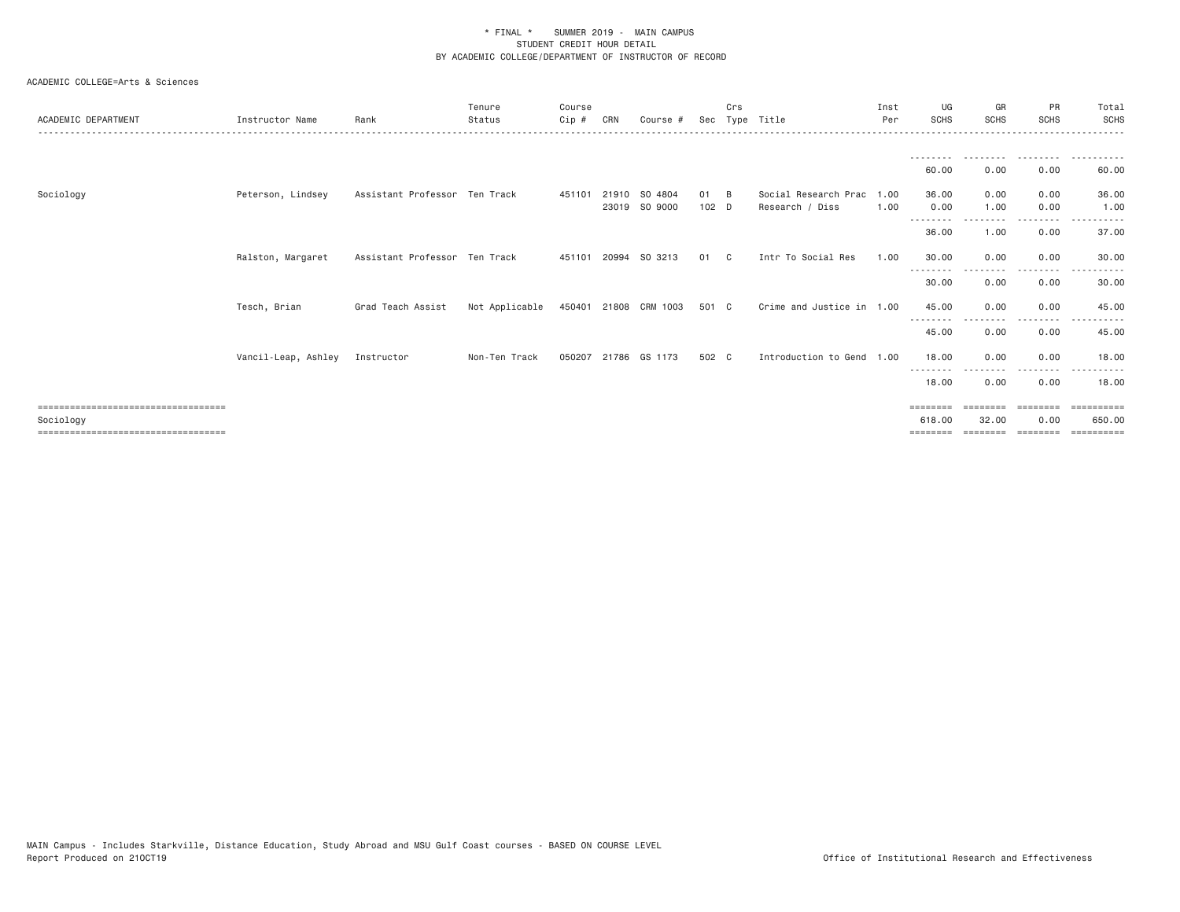\* FINAL \* SUMMER 2019 - MAIN CAMPUS
STUDENT CREDIT HOUR DETAIL
BY ACADEMIC COLLEGE/DEPARTMENT OF INSTRUCTOR OF RECORD

ACADEMIC COLLEGE=Arts & Sciences

| ACADEMIC DEPARTMENT | Instructor Name | Rank | Tenure Status | Course Cip # | CRN | Course # | Sec | Crs Type | Title | Inst Per | UG SCHS | GR SCHS | PR SCHS | Total SCHS |
|---|---|---|---|---|---|---|---|---|---|---|---|---|---|---|
| | | | | | | | | | | | 60.00 | 0.00 | 0.00 | 60.00 |
| Sociology | Peterson, Lindsey | Assistant Professor | Ten Track | 451101 | 21910 | SO 4804 | 01 | B | Social Research Prac | 1.00 | 36.00 | 0.00 | 0.00 | 36.00 |
| | | | | | 23019 | SO 9000 | 102 | D | Research / Diss | 1.00 | 0.00 | 1.00 | 0.00 | 1.00 |
| | | | | | | | | | | | 36.00 | 1.00 | 0.00 | 37.00 |
| | Ralston, Margaret | Assistant Professor | Ten Track | 451101 | 20994 | SO 3213 | 01 | C | Intr To Social Res | 1.00 | 30.00 | 0.00 | 0.00 | 30.00 |
| | | | | | | | | | | | 30.00 | 0.00 | 0.00 | 30.00 |
| | Tesch, Brian | Grad Teach Assist | Not Applicable | 450401 | 21808 | CRM 1003 | 501 | C | Crime and Justice in | 1.00 | 45.00 | 0.00 | 0.00 | 45.00 |
| | | | | | | | | | | | 45.00 | 0.00 | 0.00 | 45.00 |
| | Vancil-Leap, Ashley | Instructor | Non-Ten Track | 050207 | 21786 | GS 1173 | 502 | C | Introduction to Gend | 1.00 | 18.00 | 0.00 | 0.00 | 18.00 |
| | | | | | | | | | | | 18.00 | 0.00 | 0.00 | 18.00 |
| Sociology | | | | | | | | | | | 618.00 | 32.00 | 0.00 | 650.00 |

MAIN Campus - Includes Starkville, Distance Education, Study Abroad and MSU Gulf Coast courses - BASED ON COURSE LEVEL
Report Produced on 21OCT19

Office of Institutional Research and Effectiveness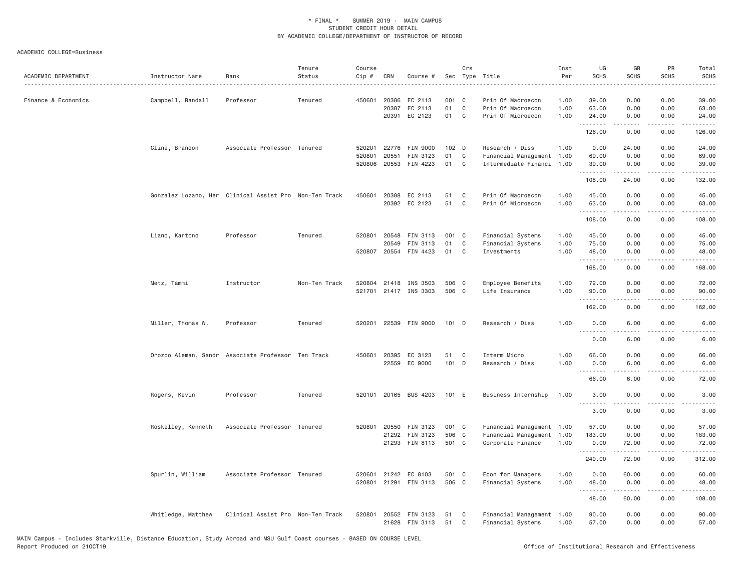\* FINAL \* SUMMER 2019 - MAIN CAMPUS
STUDENT CREDIT HOUR DETAIL
BY ACADEMIC COLLEGE/DEPARTMENT OF INSTRUCTOR OF RECORD

ACADEMIC COLLEGE=Business

| ACADEMIC DEPARTMENT | Instructor Name | Rank | Tenure Status | Course Cip # | CRN | Course # | Sec | Crs Type | Title | Inst Per | UG SCHS | GR SCHS | PR SCHS | Total SCHS |
|---|---|---|---|---|---|---|---|---|---|---|---|---|---|---|
| Finance & Economics | Campbell, Randall | Professor | Tenured | 450601 | 20386 | EC 2113 | 001 | C | Prin Of Macroecon | 1.00 | 39.00 | 0.00 | 0.00 | 39.00 |
| | | | | | 20387 | EC 2113 | 01 | C | Prin Of Macroecon | 1.00 | 63.00 | 0.00 | 0.00 | 63.00 |
| | | | | | 20391 | EC 2123 | 01 | C | Prin Of Microecon | 1.00 | 24.00 | 0.00 | 0.00 | 24.00 |
| | | | | | | | | | | | 126.00 | 0.00 | 0.00 | 126.00 |
| | Cline, Brandon | Associate Professor | Tenured | 520201 | 22776 | FIN 9000 | 102 | D | Research / Diss | 1.00 | 0.00 | 24.00 | 0.00 | 24.00 |
| | | | | 520801 | 20551 | FIN 3123 | 01 | C | Financial Management | 1.00 | 69.00 | 0.00 | 0.00 | 69.00 |
| | | | | 520806 | 20553 | FIN 4223 | 01 | C | Intermediate Financi | 1.00 | 39.00 | 0.00 | 0.00 | 39.00 |
| | | | | | | | | | | | 108.00 | 24.00 | 0.00 | 132.00 |
| | Gonzalez Lozano, Her | Clinical Assist Pro | Non-Ten Track | 450601 | 20388 | EC 2113 | 51 | C | Prin Of Macroecon | 1.00 | 45.00 | 0.00 | 0.00 | 45.00 |
| | | | | | 20392 | EC 2123 | 51 | C | Prin Of Microecon | 1.00 | 63.00 | 0.00 | 0.00 | 63.00 |
| | | | | | | | | | | | 108.00 | 0.00 | 0.00 | 108.00 |
| | Liano, Kartono | Professor | Tenured | 520801 | 20548 | FIN 3113 | 001 | C | Financial Systems | 1.00 | 45.00 | 0.00 | 0.00 | 45.00 |
| | | | | | 20549 | FIN 3113 | 01 | C | Financial Systems | 1.00 | 75.00 | 0.00 | 0.00 | 75.00 |
| | | | | 520807 | 20554 | FIN 4423 | 01 | C | Investments | 1.00 | 48.00 | 0.00 | 0.00 | 48.00 |
| | | | | | | | | | | | 168.00 | 0.00 | 0.00 | 168.00 |
| | Metz, Tammi | Instructor | Non-Ten Track | 520804 | 21418 | INS 3503 | 506 | C | Employee Benefits | 1.00 | 72.00 | 0.00 | 0.00 | 72.00 |
| | | | | 521701 | 21417 | INS 3303 | 506 | C | Life Insurance | 1.00 | 90.00 | 0.00 | 0.00 | 90.00 |
| | | | | | | | | | | | 162.00 | 0.00 | 0.00 | 162.00 |
| | Miller, Thomas W. | Professor | Tenured | 520201 | 22539 | FIN 9000 | 101 | D | Research / Diss | 1.00 | 0.00 | 6.00 | 0.00 | 6.00 |
| | | | | | | | | | | | 0.00 | 6.00 | 0.00 | 6.00 |
| | Orozco Aleman, Sandr | Associate Professor | Ten Track | 450601 | 20395 | EC 3123 | 51 | C | Interm Micro | 1.00 | 66.00 | 0.00 | 0.00 | 66.00 |
| | | | | | 22559 | EC 9000 | 101 | D | Research / Diss | 1.00 | 0.00 | 6.00 | 0.00 | 6.00 |
| | | | | | | | | | | | 66.00 | 6.00 | 0.00 | 72.00 |
| | Rogers, Kevin | Professor | Tenured | 520101 | 20165 | BUS 4203 | 101 | E | Business Internship | 1.00 | 3.00 | 0.00 | 0.00 | 3.00 |
| | | | | | | | | | | | 3.00 | 0.00 | 0.00 | 3.00 |
| | Roskelley, Kenneth | Associate Professor | Tenured | 520801 | 20550 | FIN 3123 | 001 | C | Financial Management | 1.00 | 57.00 | 0.00 | 0.00 | 57.00 |
| | | | | | 21292 | FIN 3123 | 506 | C | Financial Management | 1.00 | 183.00 | 0.00 | 0.00 | 183.00 |
| | | | | | 21293 | FIN 8113 | 501 | C | Corporate Finance | 1.00 | 0.00 | 72.00 | 0.00 | 72.00 |
| | | | | | | | | | | | 240.00 | 72.00 | 0.00 | 312.00 |
| | Spurlin, William | Associate Professor | Tenured | 520601 | 21242 | EC 8103 | 501 | C | Econ for Managers | 1.00 | 0.00 | 60.00 | 0.00 | 60.00 |
| | | | | 520801 | 21291 | FIN 3113 | 506 | C | Financial Systems | 1.00 | 48.00 | 0.00 | 0.00 | 48.00 |
| | | | | | | | | | | | 48.00 | 60.00 | 0.00 | 108.00 |
| | Whitledge, Matthew | Clinical Assist Pro | Non-Ten Track | 520801 | 20552 | FIN 3123 | 51 | C | Financial Management | 1.00 | 90.00 | 0.00 | 0.00 | 90.00 |
| | | | | | 21628 | FIN 3113 | 51 | C | Financial Systems | 1.00 | 57.00 | 0.00 | 0.00 | 57.00 |

MAIN Campus - Includes Starkville, Distance Education, Study Abroad and MSU Gulf Coast courses - BASED ON COURSE LEVEL
Report Produced on 21OCT19 Office of Institutional Research and Effectiveness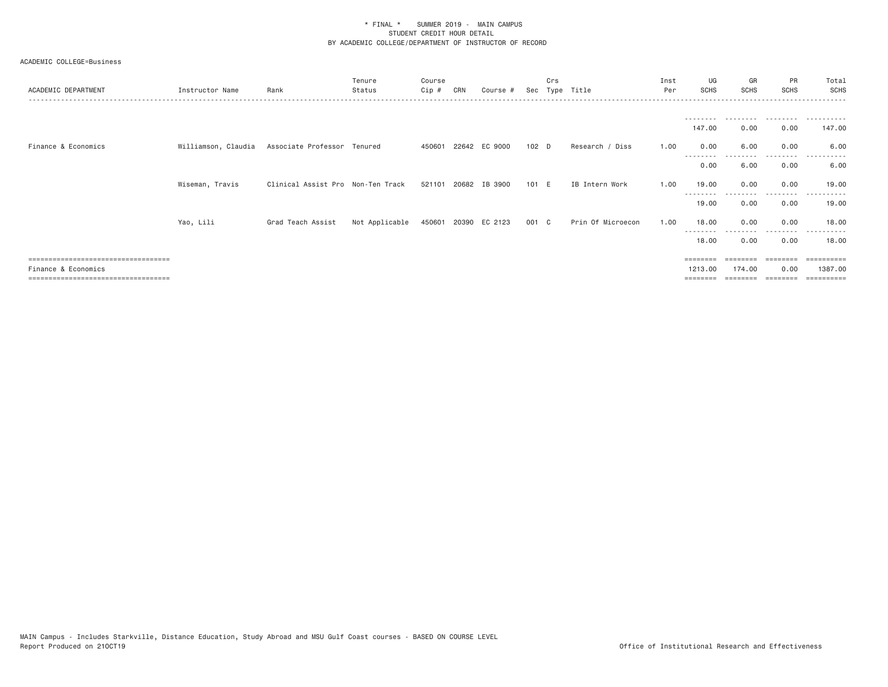\* FINAL \*    SUMMER 2019 -  MAIN CAMPUS
STUDENT CREDIT HOUR DETAIL
BY ACADEMIC COLLEGE/DEPARTMENT OF INSTRUCTOR OF RECORD

ACADEMIC COLLEGE=Business

| ACADEMIC DEPARTMENT | Instructor Name | Rank | Tenure Status | Course Cip # | CRN | Course # | Sec | Crs Type | Title | Inst Per | UG SCHS | GR SCHS | PR SCHS | Total SCHS |
|---|---|---|---|---|---|---|---|---|---|---|---|---|---|---|
| | | | | | | | | | | | 147.00 | 0.00 | 0.00 | 147.00 |
| Finance & Economics | Williamson, Claudia | Associate Professor | Tenured | 450601 | 22642 | EC 9000 | 102 | D | Research / Diss | 1.00 | 0.00 | 6.00 | 0.00 | 6.00 |
| | | | | | | | | | | | 0.00 | 6.00 | 0.00 | 6.00 |
| | Wiseman, Travis | Clinical Assist Pro | Non-Ten Track | 521101 | 20682 | IB 3900 | 101 | E | IB Intern Work | 1.00 | 19.00 | 0.00 | 0.00 | 19.00 |
| | | | | | | | | | | | 19.00 | 0.00 | 0.00 | 19.00 |
| | Yao, Lili | Grad Teach Assist | Not Applicable | 450601 | 20390 | EC 2123 | 001 | C | Prin Of Microecon | 1.00 | 18.00 | 0.00 | 0.00 | 18.00 |
| | | | | | | | | | | | 18.00 | 0.00 | 0.00 | 18.00 |
| Finance & Economics | | | | | | | | | | | 1213.00 | 174.00 | 0.00 | 1387.00 |

MAIN Campus - Includes Starkville, Distance Education, Study Abroad and MSU Gulf Coast courses - BASED ON COURSE LEVEL
Report Produced on 21OCT19

Office of Institutional Research and Effectiveness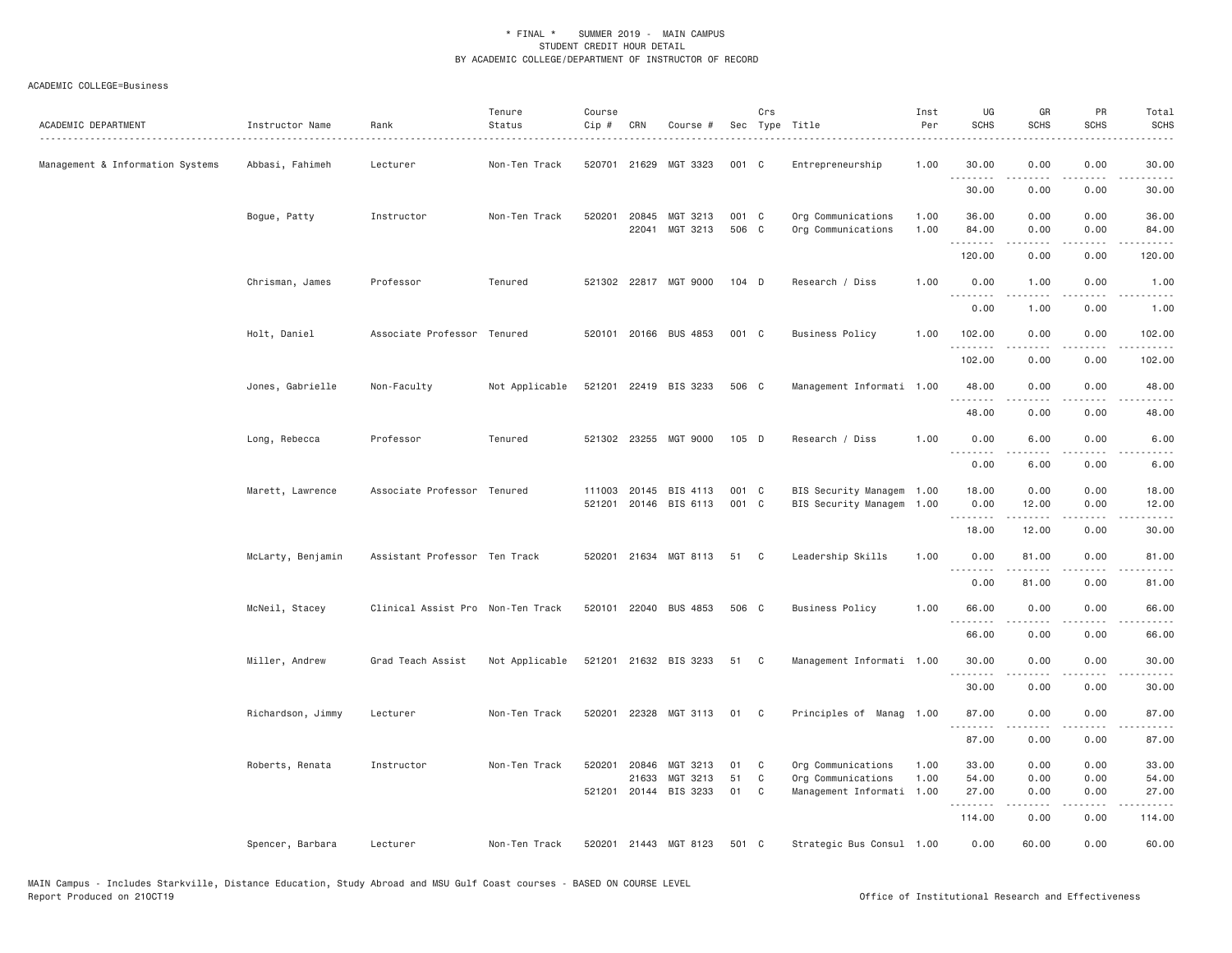* FINAL * SUMMER 2019 - MAIN CAMPUS
STUDENT CREDIT HOUR DETAIL
BY ACADEMIC COLLEGE/DEPARTMENT OF INSTRUCTOR OF RECORD

ACADEMIC COLLEGE=Business

| ACADEMIC DEPARTMENT | Instructor Name | Rank | Tenure Status | Course Cip # | CRN | Course # | Sec | Crs Type | Title | Inst Per | UG SCHS | GR SCHS | PR SCHS | Total SCHS |
|---|---|---|---|---|---|---|---|---|---|---|---|---|---|---|
| Management & Information Systems | Abbasi, Fahimeh | Lecturer | Non-Ten Track | 520701 | 21629 | MGT 3323 | 001 | C | Entrepreneurship | 1.00 | 30.00 | 0.00 | 0.00 | 30.00 |
| | | | | | | | | | | | 30.00 | 0.00 | 0.00 | 30.00 |
| | Bogue, Patty | Instructor | Non-Ten Track | 520201 | 20845 | MGT 3213 | 001 | C | Org Communications | 1.00 | 36.00 | 0.00 | 0.00 | 36.00 |
| | | | | | 22041 | MGT 3213 | 506 | C | Org Communications | 1.00 | 84.00 | 0.00 | 0.00 | 84.00 |
| | | | | | | | | | | | 120.00 | 0.00 | 0.00 | 120.00 |
| | Chrisman, James | Professor | Tenured | 521302 | 22817 | MGT 9000 | 104 | D | Research / Diss | 1.00 | 0.00 | 1.00 | 0.00 | 1.00 |
| | | | | | | | | | | | 0.00 | 1.00 | 0.00 | 1.00 |
| | Holt, Daniel | Associate Professor | Tenured | 520101 | 20166 | BUS 4853 | 001 | C | Business Policy | 1.00 | 102.00 | 0.00 | 0.00 | 102.00 |
| | | | | | | | | | | | 102.00 | 0.00 | 0.00 | 102.00 |
| | Jones, Gabrielle | Non-Faculty | Not Applicable | 521201 | 22419 | BIS 3233 | 506 | C | Management Informati | 1.00 | 48.00 | 0.00 | 0.00 | 48.00 |
| | | | | | | | | | | | 48.00 | 0.00 | 0.00 | 48.00 |
| | Long, Rebecca | Professor | Tenured | 521302 | 23255 | MGT 9000 | 105 | D | Research / Diss | 1.00 | 0.00 | 6.00 | 0.00 | 6.00 |
| | | | | | | | | | | | 0.00 | 6.00 | 0.00 | 6.00 |
| | Marett, Lawrence | Associate Professor | Tenured | 111003 | 20145 | BIS 4113 | 001 | C | BIS Security Managem | 1.00 | 18.00 | 0.00 | 0.00 | 18.00 |
| | | | | 521201 | 20146 | BIS 6113 | 001 | C | BIS Security Managem | 1.00 | 0.00 | 12.00 | 0.00 | 12.00 |
| | | | | | | | | | | | 18.00 | 12.00 | 0.00 | 30.00 |
| | McLarty, Benjamin | Assistant Professor | Ten Track | 520201 | 21634 | MGT 8113 | 51 | C | Leadership Skills | 1.00 | 0.00 | 81.00 | 0.00 | 81.00 |
| | | | | | | | | | | | 0.00 | 81.00 | 0.00 | 81.00 |
| | McNeil, Stacey | Clinical Assist Pro | Non-Ten Track | 520101 | 22040 | BUS 4853 | 506 | C | Business Policy | 1.00 | 66.00 | 0.00 | 0.00 | 66.00 |
| | | | | | | | | | | | 66.00 | 0.00 | 0.00 | 66.00 |
| | Miller, Andrew | Grad Teach Assist | Not Applicable | 521201 | 21632 | BIS 3233 | 51 | C | Management Informati | 1.00 | 30.00 | 0.00 | 0.00 | 30.00 |
| | | | | | | | | | | | 30.00 | 0.00 | 0.00 | 30.00 |
| | Richardson, Jimmy | Lecturer | Non-Ten Track | 520201 | 22328 | MGT 3113 | 01 | C | Principles of Manag | 1.00 | 87.00 | 0.00 | 0.00 | 87.00 |
| | | | | | | | | | | | 87.00 | 0.00 | 0.00 | 87.00 |
| | Roberts, Renata | Instructor | Non-Ten Track | 520201 | 20846 | MGT 3213 | 01 | C | Org Communications | 1.00 | 33.00 | 0.00 | 0.00 | 33.00 |
| | | | | | 21633 | MGT 3213 | 51 | C | Org Communications | 1.00 | 54.00 | 0.00 | 0.00 | 54.00 |
| | | | | 521201 | 20144 | BIS 3233 | 01 | C | Management Informati | 1.00 | 27.00 | 0.00 | 0.00 | 27.00 |
| | | | | | | | | | | | 114.00 | 0.00 | 0.00 | 114.00 |
| | Spencer, Barbara | Lecturer | Non-Ten Track | 520201 | 21443 | MGT 8123 | 501 | C | Strategic Bus Consul | 1.00 | 0.00 | 60.00 | 0.00 | 60.00 |

MAIN Campus - Includes Starkville, Distance Education, Study Abroad and MSU Gulf Coast courses - BASED ON COURSE LEVEL
Report Produced on 21OCT19 Office of Institutional Research and Effectiveness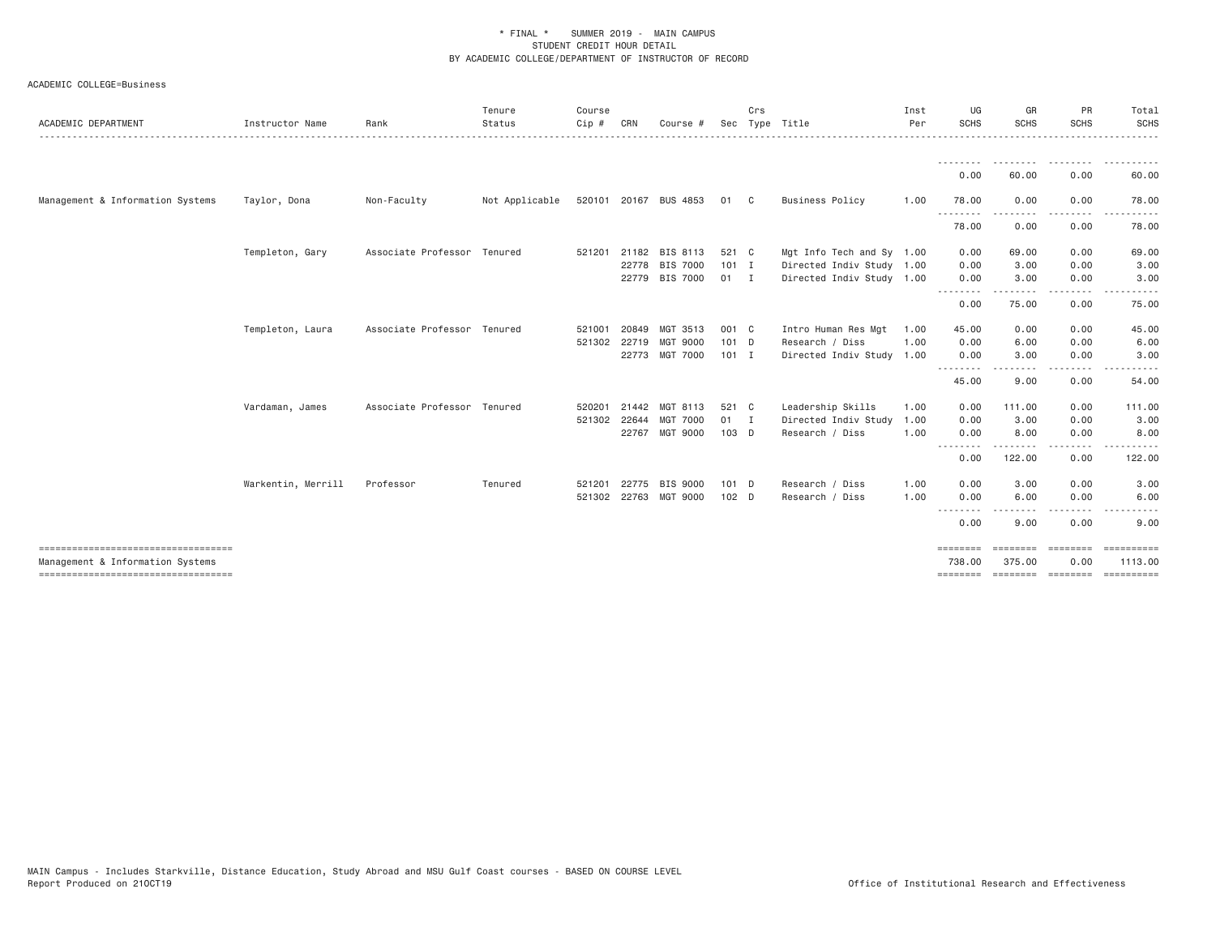\* FINAL \* SUMMER 2019 - MAIN CAMPUS
STUDENT CREDIT HOUR DETAIL
BY ACADEMIC COLLEGE/DEPARTMENT OF INSTRUCTOR OF RECORD

ACADEMIC COLLEGE=Business

| ACADEMIC DEPARTMENT | Instructor Name | Rank | Tenure Status | Course Cip # | CRN | Course # | Sec | Crs Type | Title | Inst Per | UG SCHS | GR SCHS | PR SCHS | Total SCHS |
|---|---|---|---|---|---|---|---|---|---|---|---|---|---|---|
| | | | | | | | | | | | 0.00 | 60.00 | 0.00 | 60.00 |
| Management & Information Systems | Taylor, Dona | Non-Faculty | Not Applicable | 520101 | 20167 | BUS 4853 | 01 | C | Business Policy | 1.00 | 78.00 | 0.00 | 0.00 | 78.00 |
| | | | | | | | | | | | 78.00 | 0.00 | 0.00 | 78.00 |
| | Templeton, Gary | Associate Professor | Tenured | 521201 | 21182 | BIS 8113 | 521 | C | Mgt Info Tech and Sy | 1.00 | 0.00 | 69.00 | 0.00 | 69.00 |
| | | | | | 22778 | BIS 7000 | 101 | I | Directed Indiv Study | 1.00 | 0.00 | 3.00 | 0.00 | 3.00 |
| | | | | | 22779 | BIS 7000 | 01 | I | Directed Indiv Study | 1.00 | 0.00 | 3.00 | 0.00 | 3.00 |
| | | | | | | | | | | | 0.00 | 75.00 | 0.00 | 75.00 |
| | Templeton, Laura | Associate Professor | Tenured | 521001 | 20849 | MGT 3513 | 001 | C | Intro Human Res Mgt | 1.00 | 45.00 | 0.00 | 0.00 | 45.00 |
| | | | | 521302 | 22719 | MGT 9000 | 101 | D | Research / Diss | 1.00 | 0.00 | 6.00 | 0.00 | 6.00 |
| | | | | | 22773 | MGT 7000 | 101 | I | Directed Indiv Study | 1.00 | 0.00 | 3.00 | 0.00 | 3.00 |
| | | | | | | | | | | | 45.00 | 9.00 | 0.00 | 54.00 |
| | Vardaman, James | Associate Professor | Tenured | 520201 | 21442 | MGT 8113 | 521 | C | Leadership Skills | 1.00 | 0.00 | 111.00 | 0.00 | 111.00 |
| | | | | 521302 | 22644 | MGT 7000 | 01 | I | Directed Indiv Study | 1.00 | 0.00 | 3.00 | 0.00 | 3.00 |
| | | | | | 22767 | MGT 9000 | 103 | D | Research / Diss | 1.00 | 0.00 | 8.00 | 0.00 | 8.00 |
| | | | | | | | | | | | 0.00 | 122.00 | 0.00 | 122.00 |
| | Warkentin, Merrill | Professor | Tenured | 521201 | 22775 | BIS 9000 | 101 | D | Research / Diss | 1.00 | 0.00 | 3.00 | 0.00 | 3.00 |
| | | | | 521302 | 22763 | MGT 9000 | 102 | D | Research / Diss | 1.00 | 0.00 | 6.00 | 0.00 | 6.00 |
| | | | | | | | | | | | 0.00 | 9.00 | 0.00 | 9.00 |
| Management & Information Systems | | | | | | | | | | | 738.00 | 375.00 | 0.00 | 1113.00 |

MAIN Campus - Includes Starkville, Distance Education, Study Abroad and MSU Gulf Coast courses - BASED ON COURSE LEVEL
Report Produced on 21OCT19 — Office of Institutional Research and Effectiveness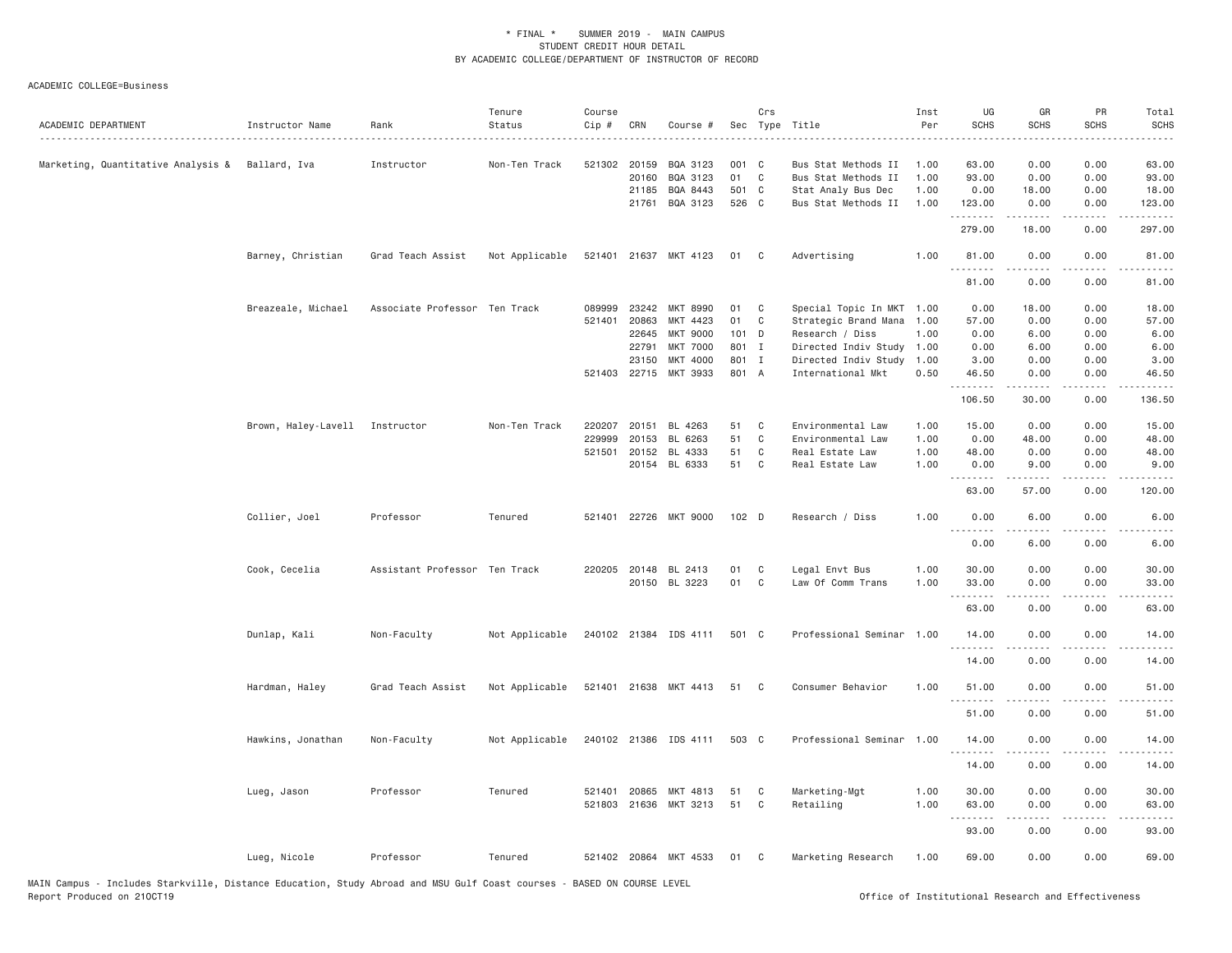\* FINAL \* SUMMER 2019 - MAIN CAMPUS
STUDENT CREDIT HOUR DETAIL
BY ACADEMIC COLLEGE/DEPARTMENT OF INSTRUCTOR OF RECORD

ACADEMIC COLLEGE=Business

| ACADEMIC DEPARTMENT | Instructor Name | Rank | Tenure Status | Course Cip # | CRN | Course # | Sec | Crs Type | Title | Inst Per | UG SCHS | GR SCHS | PR SCHS | Total SCHS |
|---|---|---|---|---|---|---|---|---|---|---|---|---|---|---|
| Marketing, Quantitative Analysis & | Ballard, Iva | Instructor | Non-Ten Track | 521302 | 20159 | BQA 3123 | 001 | C | Bus Stat Methods II | 1.00 | 63.00 | 0.00 | 0.00 | 63.00 |
| | | | | | 20160 | BQA 3123 | 01 | C | Bus Stat Methods II | 1.00 | 93.00 | 0.00 | 0.00 | 93.00 |
| | | | | | 21185 | BQA 8443 | 501 | C | Stat Analy Bus Dec | 1.00 | 0.00 | 18.00 | 0.00 | 18.00 |
| | | | | | 21761 | BQA 3123 | 526 | C | Bus Stat Methods II | 1.00 | 123.00 | 0.00 | 0.00 | 123.00 |
| | | | | | | | | | | | 279.00 | 18.00 | 0.00 | 297.00 |
| | Barney, Christian | Grad Teach Assist | Not Applicable | 521401 | 21637 | MKT 4123 | 01 | C | Advertising | 1.00 | 81.00 | 0.00 | 0.00 | 81.00 |
| | | | | | | | | | | | 81.00 | 0.00 | 0.00 | 81.00 |
| | Breazeale, Michael | Associate Professor | Ten Track | 089999 | 23242 | MKT 8990 | 01 | C | Special Topic In MKT | 1.00 | 0.00 | 18.00 | 0.00 | 18.00 |
| | | | | 521401 | 20863 | MKT 4423 | 01 | C | Strategic Brand Mana | 1.00 | 57.00 | 0.00 | 0.00 | 57.00 |
| | | | | | 22645 | MKT 9000 | 101 | D | Research / Diss | 1.00 | 0.00 | 6.00 | 0.00 | 6.00 |
| | | | | | 22791 | MKT 7000 | 801 | I | Directed Indiv Study | 1.00 | 0.00 | 6.00 | 0.00 | 6.00 |
| | | | | | 23150 | MKT 4000 | 801 | I | Directed Indiv Study | 1.00 | 3.00 | 0.00 | 0.00 | 3.00 |
| | | | | 521403 | 22715 | MKT 3933 | 801 | A | International Mkt | 0.50 | 46.50 | 0.00 | 0.00 | 46.50 |
| | | | | | | | | | | | 106.50 | 30.00 | 0.00 | 136.50 |
| | Brown, Haley-Lavell | Instructor | Non-Ten Track | 220207 | 20151 | BL 4263 | 51 | C | Environmental Law | 1.00 | 15.00 | 0.00 | 0.00 | 15.00 |
| | | | | 229999 | 20153 | BL 6263 | 51 | C | Environmental Law | 1.00 | 0.00 | 48.00 | 0.00 | 48.00 |
| | | | | 521501 | 20152 | BL 4333 | 51 | C | Real Estate Law | 1.00 | 48.00 | 0.00 | 0.00 | 48.00 |
| | | | | | 20154 | BL 6333 | 51 | C | Real Estate Law | 1.00 | 0.00 | 9.00 | 0.00 | 9.00 |
| | | | | | | | | | | | 63.00 | 57.00 | 0.00 | 120.00 |
| | Collier, Joel | Professor | Tenured | 521401 | 22726 | MKT 9000 | 102 | D | Research / Diss | 1.00 | 0.00 | 6.00 | 0.00 | 6.00 |
| | | | | | | | | | | | 0.00 | 6.00 | 0.00 | 6.00 |
| | Cook, Cecelia | Assistant Professor | Ten Track | 220205 | 20148 | BL 2413 | 01 | C | Legal Envt Bus | 1.00 | 30.00 | 0.00 | 0.00 | 30.00 |
| | | | | | 20150 | BL 3223 | 01 | C | Law Of Comm Trans | 1.00 | 33.00 | 0.00 | 0.00 | 33.00 |
| | | | | | | | | | | | 63.00 | 0.00 | 0.00 | 63.00 |
| | Dunlap, Kali | Non-Faculty | Not Applicable | 240102 | 21384 | IDS 4111 | 501 | C | Professional Seminar | 1.00 | 14.00 | 0.00 | 0.00 | 14.00 |
| | | | | | | | | | | | 14.00 | 0.00 | 0.00 | 14.00 |
| | Hardman, Haley | Grad Teach Assist | Not Applicable | 521401 | 21638 | MKT 4413 | 51 | C | Consumer Behavior | 1.00 | 51.00 | 0.00 | 0.00 | 51.00 |
| | | | | | | | | | | | 51.00 | 0.00 | 0.00 | 51.00 |
| | Hawkins, Jonathan | Non-Faculty | Not Applicable | 240102 | 21386 | IDS 4111 | 503 | C | Professional Seminar | 1.00 | 14.00 | 0.00 | 0.00 | 14.00 |
| | | | | | | | | | | | 14.00 | 0.00 | 0.00 | 14.00 |
| | Lueg, Jason | Professor | Tenured | 521401 | 20865 | MKT 4813 | 51 | C | Marketing-Mgt | 1.00 | 30.00 | 0.00 | 0.00 | 30.00 |
| | | | | 521803 | 21636 | MKT 3213 | 51 | C | Retailing | 1.00 | 63.00 | 0.00 | 0.00 | 63.00 |
| | | | | | | | | | | | 93.00 | 0.00 | 0.00 | 93.00 |
| | Lueg, Nicole | Professor | Tenured | 521402 | 20864 | MKT 4533 | 01 | C | Marketing Research | 1.00 | 69.00 | 0.00 | 0.00 | 69.00 |

MAIN Campus - Includes Starkville, Distance Education, Study Abroad and MSU Gulf Coast courses - BASED ON COURSE LEVEL
Report Produced on 21OCT19

Office of Institutional Research and Effectiveness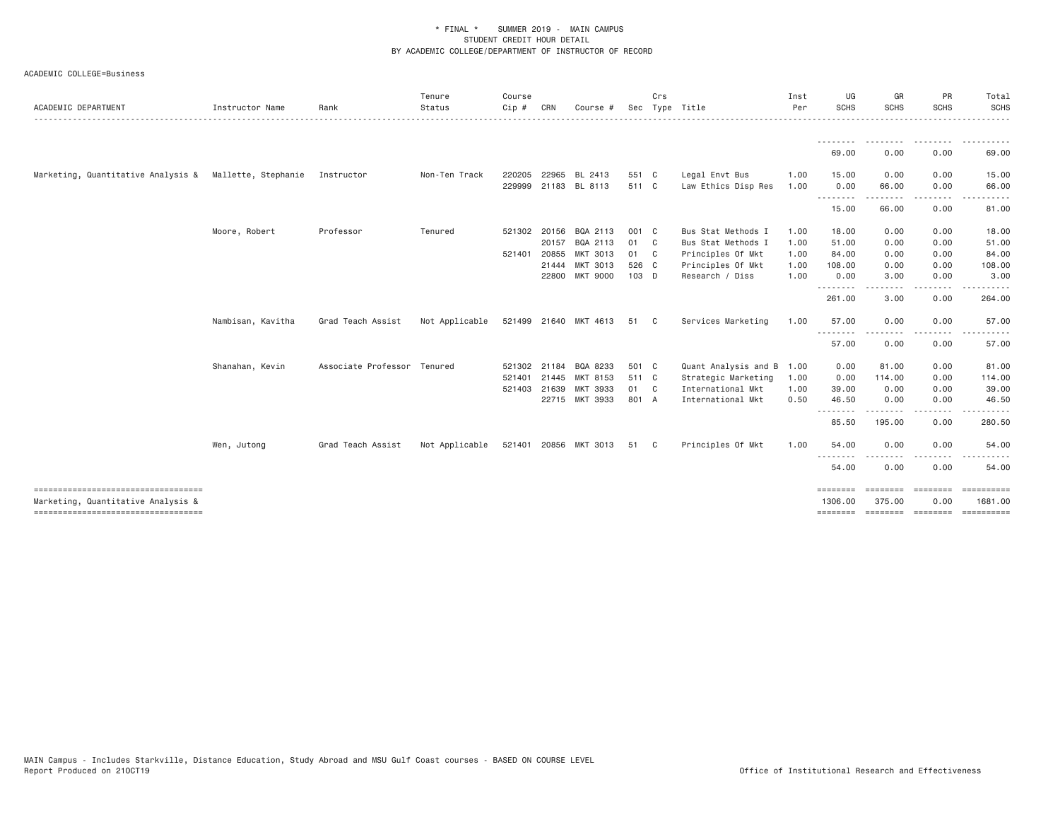\* FINAL \* SUMMER 2019 - MAIN CAMPUS
STUDENT CREDIT HOUR DETAIL
BY ACADEMIC COLLEGE/DEPARTMENT OF INSTRUCTOR OF RECORD

ACADEMIC COLLEGE=Business

| ACADEMIC DEPARTMENT | Instructor Name | Rank | Tenure Status | Course Cip # | CRN | Course # | Sec | Crs Type | Title | Inst Per | UG SCHS | GR SCHS | PR SCHS | Total SCHS |
|---|---|---|---|---|---|---|---|---|---|---|---|---|---|---|
| | | | | | | | | | | | 69.00 | 0.00 | 0.00 | 69.00 |
| Marketing, Quantitative Analysis & | Mallette, Stephanie | Instructor | Non-Ten Track | 220205 | 22965 | BL 2413 | 551 | C | Legal Envt Bus | 1.00 | 15.00 | 0.00 | 0.00 | 15.00 |
| | | | | 229999 | 21183 | BL 8113 | 511 | C | Law Ethics Disp Res | 1.00 | 0.00 | 66.00 | 0.00 | 66.00 |
| | | | | | | | | | | | 15.00 | 66.00 | 0.00 | 81.00 |
| | Moore, Robert | Professor | Tenured | 521302 | 20156 | BQA 2113 | 001 | C | Bus Stat Methods I | 1.00 | 18.00 | 0.00 | 0.00 | 18.00 |
| | | | | | 20157 | BQA 2113 | 01 | C | Bus Stat Methods I | 1.00 | 51.00 | 0.00 | 0.00 | 51.00 |
| | | | | 521401 | 20855 | MKT 3013 | 01 | C | Principles Of Mkt | 1.00 | 84.00 | 0.00 | 0.00 | 84.00 |
| | | | | | 21444 | MKT 3013 | 526 | C | Principles Of Mkt | 1.00 | 108.00 | 0.00 | 0.00 | 108.00 |
| | | | | | 22800 | MKT 9000 | 103 | D | Research / Diss | 1.00 | 0.00 | 3.00 | 0.00 | 3.00 |
| | | | | | | | | | | | 261.00 | 3.00 | 0.00 | 264.00 |
| | Nambisan, Kavitha | Grad Teach Assist | Not Applicable | 521499 | 21640 | MKT 4613 | 51 | C | Services Marketing | 1.00 | 57.00 | 0.00 | 0.00 | 57.00 |
| | | | | | | | | | | | 57.00 | 0.00 | 0.00 | 57.00 |
| | Shanahan, Kevin | Associate Professor | Tenured | 521302 | 21184 | BQA 8233 | 501 | C | Quant Analysis and B | 1.00 | 0.00 | 81.00 | 0.00 | 81.00 |
| | | | | 521401 | 21445 | MKT 8153 | 511 | C | Strategic Marketing | 1.00 | 0.00 | 114.00 | 0.00 | 114.00 |
| | | | | 521403 | 21639 | MKT 3933 | 01 | C | International Mkt | 1.00 | 39.00 | 0.00 | 0.00 | 39.00 |
| | | | | | 22715 | MKT 3933 | 801 | A | International Mkt | 0.50 | 46.50 | 0.00 | 0.00 | 46.50 |
| | | | | | | | | | | | 85.50 | 195.00 | 0.00 | 280.50 |
| | Wen, Jutong | Grad Teach Assist | Not Applicable | 521401 | 20856 | MKT 3013 | 51 | C | Principles Of Mkt | 1.00 | 54.00 | 0.00 | 0.00 | 54.00 |
| | | | | | | | | | | | 54.00 | 0.00 | 0.00 | 54.00 |
| Marketing, Quantitative Analysis & | | | | | | | | | | | 1306.00 | 375.00 | 0.00 | 1681.00 |

MAIN Campus - Includes Starkville, Distance Education, Study Abroad and MSU Gulf Coast courses - BASED ON COURSE LEVEL
Report Produced on 21OCT19

Office of Institutional Research and Effectiveness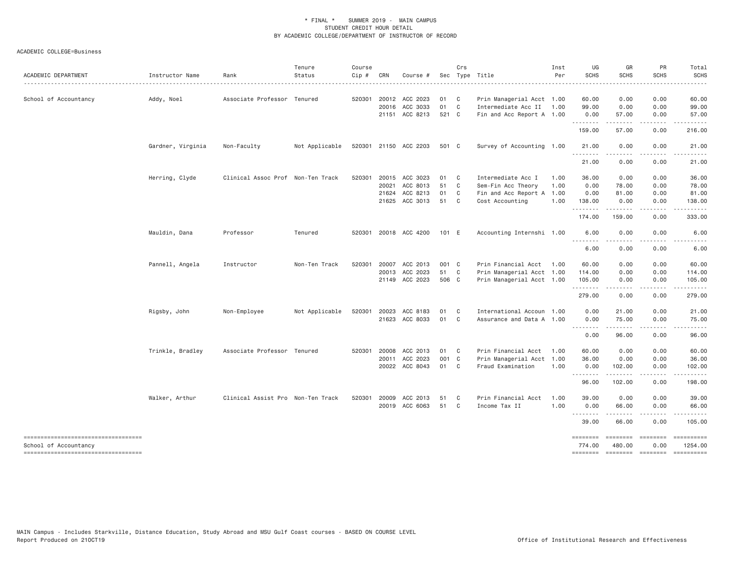\* FINAL \* SUMMER 2019 - MAIN CAMPUS
STUDENT CREDIT HOUR DETAIL
BY ACADEMIC COLLEGE/DEPARTMENT OF INSTRUCTOR OF RECORD

ACADEMIC COLLEGE=Business

| ACADEMIC DEPARTMENT | Instructor Name | Rank | Tenure Status | Course Cip # | CRN | Course # | Sec | Crs Type | Title | Inst Per | UG SCHS | GR SCHS | PR SCHS | Total SCHS |
|---|---|---|---|---|---|---|---|---|---|---|---|---|---|---|
| School of Accountancy | Addy, Noel | Associate Professor | Tenured | 520301 | 20012 | ACC 2023 | 01 | C | Prin Managerial Acct | 1.00 | 60.00 | 0.00 | 0.00 | 60.00 |
| | | | | | 20016 | ACC 3033 | 01 | C | Intermediate Acc II | 1.00 | 99.00 | 0.00 | 0.00 | 99.00 |
| | | | | | 21151 | ACC 8213 | 521 | C | Fin and Acc Report A | 1.00 | 0.00 | 57.00 | 0.00 | 57.00 |
| | | | | | | | | | | | 159.00 | 57.00 | 0.00 | 216.00 |
| | Gardner, Virginia | Non-Faculty | Not Applicable | 520301 | 21150 | ACC 2203 | 501 | C | Survey of Accounting | 1.00 | 21.00 | 0.00 | 0.00 | 21.00 |
| | | | | | | | | | | | 21.00 | 0.00 | 0.00 | 21.00 |
| | Herring, Clyde | Clinical Assoc Prof | Non-Ten Track | 520301 | 20015 | ACC 3023 | 01 | C | Intermediate Acc I | 1.00 | 36.00 | 0.00 | 0.00 | 36.00 |
| | | | | | 20021 | ACC 8013 | 51 | C | Sem-Fin Acc Theory | 1.00 | 0.00 | 78.00 | 0.00 | 78.00 |
| | | | | | 21624 | ACC 8213 | 01 | C | Fin and Acc Report A | 1.00 | 0.00 | 81.00 | 0.00 | 81.00 |
| | | | | | 21625 | ACC 3013 | 51 | C | Cost Accounting | 1.00 | 138.00 | 0.00 | 0.00 | 138.00 |
| | | | | | | | | | | | 174.00 | 159.00 | 0.00 | 333.00 |
| | Mauldin, Dana | Professor | Tenured | 520301 | 20018 | ACC 4200 | 101 | E | Accounting Internshi | 1.00 | 6.00 | 0.00 | 0.00 | 6.00 |
| | | | | | | | | | | | 6.00 | 0.00 | 0.00 | 6.00 |
| | Pannell, Angela | Instructor | Non-Ten Track | 520301 | 20007 | ACC 2013 | 001 | C | Prin Financial Acct | 1.00 | 60.00 | 0.00 | 0.00 | 60.00 |
| | | | | | 20013 | ACC 2023 | 51 | C | Prin Managerial Acct | 1.00 | 114.00 | 0.00 | 0.00 | 114.00 |
| | | | | | 21149 | ACC 2023 | 506 | C | Prin Managerial Acct | 1.00 | 105.00 | 0.00 | 0.00 | 105.00 |
| | | | | | | | | | | | 279.00 | 0.00 | 0.00 | 279.00 |
| | Rigsby, John | Non-Employee | Not Applicable | 520301 | 20023 | ACC 8183 | 01 | C | International Accoun | 1.00 | 0.00 | 21.00 | 0.00 | 21.00 |
| | | | | | 21623 | ACC 8033 | 01 | C | Assurance and Data A | 1.00 | 0.00 | 75.00 | 0.00 | 75.00 |
| | | | | | | | | | | | 0.00 | 96.00 | 0.00 | 96.00 |
| | Trinkle, Bradley | Associate Professor | Tenured | 520301 | 20008 | ACC 2013 | 01 | C | Prin Financial Acct | 1.00 | 60.00 | 0.00 | 0.00 | 60.00 |
| | | | | | 20011 | ACC 2023 | 001 | C | Prin Managerial Acct | 1.00 | 36.00 | 0.00 | 0.00 | 36.00 |
| | | | | | 20022 | ACC 8043 | 01 | C | Fraud Examination | 1.00 | 0.00 | 102.00 | 0.00 | 102.00 |
| | | | | | | | | | | | 96.00 | 102.00 | 0.00 | 198.00 |
| | Walker, Arthur | Clinical Assist Pro | Non-Ten Track | 520301 | 20009 | ACC 2013 | 51 | C | Prin Financial Acct | 1.00 | 39.00 | 0.00 | 0.00 | 39.00 |
| | | | | | 20019 | ACC 6063 | 51 | C | Income Tax II | 1.00 | 0.00 | 66.00 | 0.00 | 66.00 |
| | | | | | | | | | | | 39.00 | 66.00 | 0.00 | 105.00 |
| School of Accountancy | | | | | | | | | | | 774.00 | 480.00 | 0.00 | 1254.00 |

MAIN Campus - Includes Starkville, Distance Education, Study Abroad and MSU Gulf Coast courses - BASED ON COURSE LEVEL
Report Produced on 21OCT19

Office of Institutional Research and Effectiveness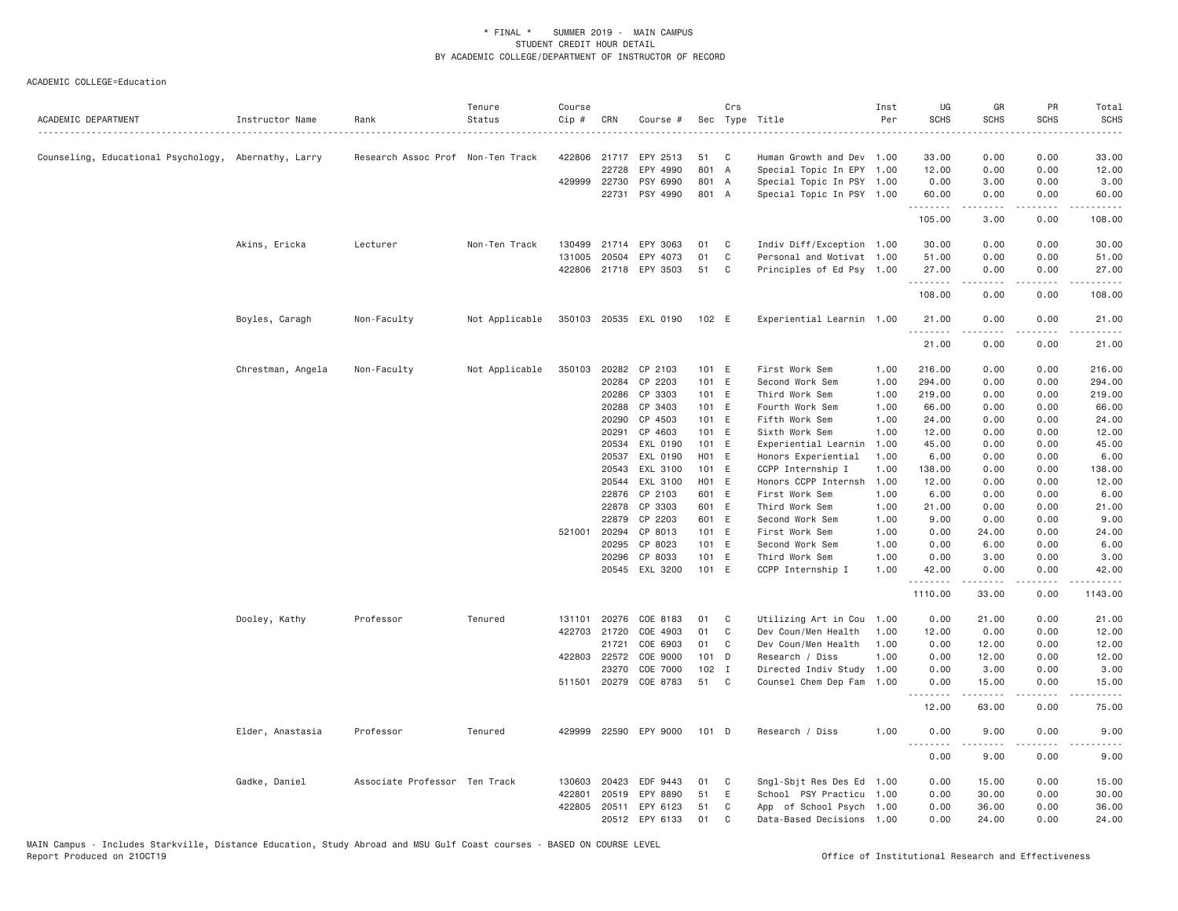\* FINAL \* SUMMER 2019 - MAIN CAMPUS
STUDENT CREDIT HOUR DETAIL
BY ACADEMIC COLLEGE/DEPARTMENT OF INSTRUCTOR OF RECORD

ACADEMIC COLLEGE=Education

| ACADEMIC DEPARTMENT | Instructor Name | Rank | Tenure Status | Course Cip # | CRN | Course # | Sec | Crs Type | Title | Inst Per | UG SCHS | GR SCHS | PR SCHS | Total SCHS |
|---|---|---|---|---|---|---|---|---|---|---|---|---|---|---|
| Counseling, Educational Psychology, | Abernathy, Larry | Research Assoc Prof | Non-Ten Track | 422806 | 21717 | EPY 2513 | 51 | C | Human Growth and Dev | 1.00 | 33.00 | 0.00 | 0.00 | 33.00 |
| | | | | | 22728 | EPY 4990 | 801 | A | Special Topic In EPY | 1.00 | 12.00 | 0.00 | 0.00 | 12.00 |
| | | | | 429999 | 22730 | PSY 6990 | 801 | A | Special Topic In PSY | 1.00 | 0.00 | 3.00 | 0.00 | 3.00 |
| | | | | | 22731 | PSY 4990 | 801 | A | Special Topic In PSY | 1.00 | 60.00 | 0.00 | 0.00 | 60.00 |
| | | | | | | | | | | | 105.00 | 3.00 | 0.00 | 108.00 |
| | Akins, Ericka | Lecturer | Non-Ten Track | 130499 | 21714 | EPY 3063 | 01 | C | Indiv Diff/Exception | 1.00 | 30.00 | 0.00 | 0.00 | 30.00 |
| | | | | 131005 | 20504 | EPY 4073 | 01 | C | Personal and Motivat | 1.00 | 51.00 | 0.00 | 0.00 | 51.00 |
| | | | | 422806 | 21718 | EPY 3503 | 51 | C | Principles of Ed Psy | 1.00 | 27.00 | 0.00 | 0.00 | 27.00 |
| | | | | | | | | | | | 108.00 | 0.00 | 0.00 | 108.00 |
| | Boyles, Caragh | Non-Faculty | Not Applicable | 350103 | 20535 | EXL 0190 | 102 | E | Experiential Learnin | 1.00 | 21.00 | 0.00 | 0.00 | 21.00 |
| | | | | | | | | | | | 21.00 | 0.00 | 0.00 | 21.00 |
| | Chrestman, Angela | Non-Faculty | Not Applicable | 350103 | 20282 | CP 2103 | 101 | E | First Work Sem | 1.00 | 216.00 | 0.00 | 0.00 | 216.00 |
| | | | | | 20284 | CP 2203 | 101 | E | Second Work Sem | 1.00 | 294.00 | 0.00 | 0.00 | 294.00 |
| | | | | | 20286 | CP 3303 | 101 | E | Third Work Sem | 1.00 | 219.00 | 0.00 | 0.00 | 219.00 |
| | | | | | 20288 | CP 3403 | 101 | E | Fourth Work Sem | 1.00 | 66.00 | 0.00 | 0.00 | 66.00 |
| | | | | | 20290 | CP 4503 | 101 | E | Fifth Work Sem | 1.00 | 24.00 | 0.00 | 0.00 | 24.00 |
| | | | | | 20291 | CP 4603 | 101 | E | Sixth Work Sem | 1.00 | 12.00 | 0.00 | 0.00 | 12.00 |
| | | | | | 20534 | EXL 0190 | 101 | E | Experiential Learnin | 1.00 | 45.00 | 0.00 | 0.00 | 45.00 |
| | | | | | 20537 | EXL 0190 | H01 | E | Honors Experiential | 1.00 | 6.00 | 0.00 | 0.00 | 6.00 |
| | | | | | 20543 | EXL 3100 | 101 | E | CCPP Internship I | 1.00 | 138.00 | 0.00 | 0.00 | 138.00 |
| | | | | | 20544 | EXL 3100 | H01 | E | Honors CCPP Internsh | 1.00 | 12.00 | 0.00 | 0.00 | 12.00 |
| | | | | | 22876 | CP 2103 | 601 | E | First Work Sem | 1.00 | 6.00 | 0.00 | 0.00 | 6.00 |
| | | | | | 22878 | CP 3303 | 601 | E | Third Work Sem | 1.00 | 21.00 | 0.00 | 0.00 | 21.00 |
| | | | | | 22879 | CP 2203 | 601 | E | Second Work Sem | 1.00 | 9.00 | 0.00 | 0.00 | 9.00 |
| | | | | 521001 | 20294 | CP 8013 | 101 | E | First Work Sem | 1.00 | 0.00 | 24.00 | 0.00 | 24.00 |
| | | | | | 20295 | CP 8023 | 101 | E | Second Work Sem | 1.00 | 0.00 | 6.00 | 0.00 | 6.00 |
| | | | | | 20296 | CP 8033 | 101 | E | Third Work Sem | 1.00 | 0.00 | 3.00 | 0.00 | 3.00 |
| | | | | | 20545 | EXL 3200 | 101 | E | CCPP Internship I | 1.00 | 42.00 | 0.00 | 0.00 | 42.00 |
| | | | | | | | | | | | 1110.00 | 33.00 | 0.00 | 1143.00 |
| | Dooley, Kathy | Professor | Tenured | 131101 | 20276 | COE 8183 | 01 | C | Utilizing Art in Cou | 1.00 | 0.00 | 21.00 | 0.00 | 21.00 |
| | | | | 422703 | 21720 | COE 4903 | 01 | C | Dev Coun/Men Health | 1.00 | 12.00 | 0.00 | 0.00 | 12.00 |
| | | | | | 21721 | COE 6903 | 01 | C | Dev Coun/Men Health | 1.00 | 0.00 | 12.00 | 0.00 | 12.00 |
| | | | | 422803 | 22572 | COE 9000 | 101 | D | Research / Diss | 1.00 | 0.00 | 12.00 | 0.00 | 12.00 |
| | | | | | 23270 | COE 7000 | 102 | I | Directed Indiv Study | 1.00 | 0.00 | 3.00 | 0.00 | 3.00 |
| | | | | 511501 | 20279 | COE 8783 | 51 | C | Counsel Chem Dep Fam | 1.00 | 0.00 | 15.00 | 0.00 | 15.00 |
| | | | | | | | | | | | 12.00 | 63.00 | 0.00 | 75.00 |
| | Elder, Anastasia | Professor | Tenured | 429999 | 22590 | EPY 9000 | 101 | D | Research / Diss | 1.00 | 0.00 | 9.00 | 0.00 | 9.00 |
| | | | | | | | | | | | 0.00 | 9.00 | 0.00 | 9.00 |
| | Gadke, Daniel | Associate Professor | Ten Track | 130603 | 20423 | EDF 9443 | 01 | C | Sngl-Sbjt Res Des Ed | 1.00 | 0.00 | 15.00 | 0.00 | 15.00 |
| | | | | 422801 | 20519 | EPY 8890 | 51 | E | School PSY Practicu | 1.00 | 0.00 | 30.00 | 0.00 | 30.00 |
| | | | | 422805 | 20511 | EPY 6123 | 51 | C | App of School Psych | 1.00 | 0.00 | 36.00 | 0.00 | 36.00 |
| | | | | | 20512 | EPY 6133 | 01 | C | Data-Based Decisions | 1.00 | 0.00 | 24.00 | 0.00 | 24.00 |

MAIN Campus - Includes Starkville, Distance Education, Study Abroad and MSU Gulf Coast courses - BASED ON COURSE LEVEL
Report Produced on 21OCT19 Office of Institutional Research and Effectiveness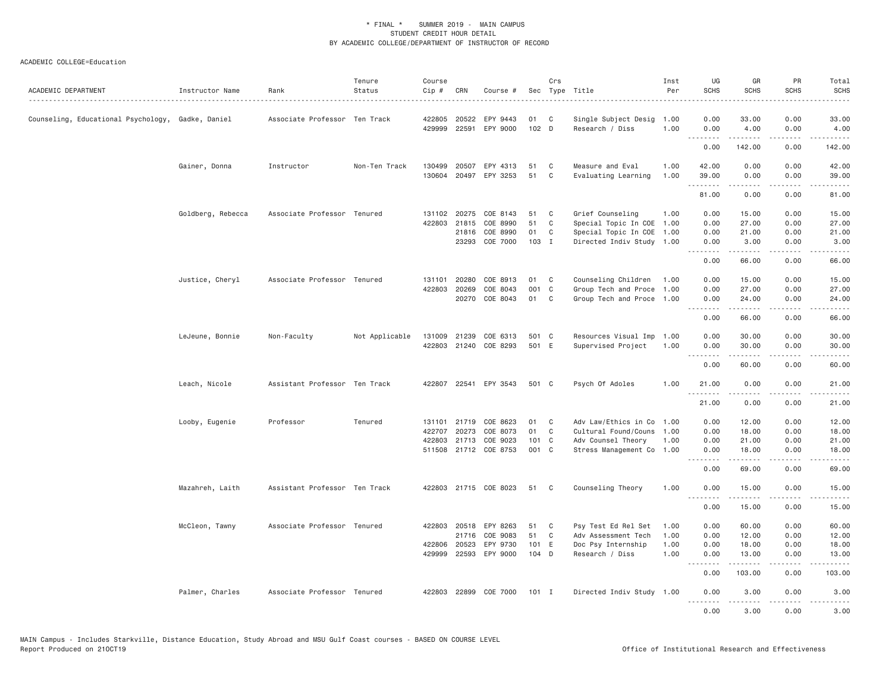\* FINAL \* SUMMER 2019 - MAIN CAMPUS
STUDENT CREDIT HOUR DETAIL
BY ACADEMIC COLLEGE/DEPARTMENT OF INSTRUCTOR OF RECORD

ACADEMIC COLLEGE=Education

| ACADEMIC DEPARTMENT | Instructor Name | Rank | Tenure Status | Course Cip # | CRN | Course # | Sec | Crs Type | Title | Inst Per | UG SCHS | GR SCHS | PR SCHS | Total SCHS |
|---|---|---|---|---|---|---|---|---|---|---|---|---|---|---|
| Counseling, Educational Psychology, | Gadke, Daniel | Associate Professor | Ten Track | 422805 | 20522 | EPY 9443 | 01 | C | Single Subject Desig | 1.00 | 0.00 | 33.00 | 0.00 | 33.00 |
| | | | | 429999 | 22591 | EPY 9000 | 102 | D | Research / Diss | 1.00 | 0.00 | 4.00 | 0.00 | 4.00 |
| | | | | | | | | | | | 0.00 | 142.00 | 0.00 | 142.00 |
| | Gainer, Donna | Instructor | Non-Ten Track | 130499 | 20507 | EPY 4313 | 51 | C | Measure and Eval | 1.00 | 42.00 | 0.00 | 0.00 | 42.00 |
| | | | | 130604 | 20497 | EPY 3253 | 51 | C | Evaluating Learning | 1.00 | 39.00 | 0.00 | 0.00 | 39.00 |
| | | | | | | | | | | | 81.00 | 0.00 | 0.00 | 81.00 |
| | Goldberg, Rebecca | Associate Professor | Tenured | 131102 | 20275 | COE 8143 | 51 | C | Grief Counseling | 1.00 | 0.00 | 15.00 | 0.00 | 15.00 |
| | | | | 422803 | 21815 | COE 8990 | 51 | C | Special Topic In COE | 1.00 | 0.00 | 27.00 | 0.00 | 27.00 |
| | | | | | 21816 | COE 8990 | 01 | C | Special Topic In COE | 1.00 | 0.00 | 21.00 | 0.00 | 21.00 |
| | | | | | 23293 | COE 7000 | 103 | I | Directed Indiv Study | 1.00 | 0.00 | 3.00 | 0.00 | 3.00 |
| | | | | | | | | | | | 0.00 | 66.00 | 0.00 | 66.00 |
| | Justice, Cheryl | Associate Professor | Tenured | 131101 | 20280 | COE 8913 | 01 | C | Counseling Children | 1.00 | 0.00 | 15.00 | 0.00 | 15.00 |
| | | | | 422803 | 20269 | COE 8043 | 001 | C | Group Tech and Proce | 1.00 | 0.00 | 27.00 | 0.00 | 27.00 |
| | | | | | 20270 | COE 8043 | 01 | C | Group Tech and Proce | 1.00 | 0.00 | 24.00 | 0.00 | 24.00 |
| | | | | | | | | | | | 0.00 | 66.00 | 0.00 | 66.00 |
| | LeJeune, Bonnie | Non-Faculty | Not Applicable | 131009 | 21239 | COE 6313 | 501 | C | Resources Visual Imp | 1.00 | 0.00 | 30.00 | 0.00 | 30.00 |
| | | | | 422803 | 21240 | COE 8293 | 501 | E | Supervised Project | 1.00 | 0.00 | 30.00 | 0.00 | 30.00 |
| | | | | | | | | | | | 0.00 | 60.00 | 0.00 | 60.00 |
| | Leach, Nicole | Assistant Professor | Ten Track | 422807 | 22541 | EPY 3543 | 501 | C | Psych Of Adoles | 1.00 | 21.00 | 0.00 | 0.00 | 21.00 |
| | | | | | | | | | | | 21.00 | 0.00 | 0.00 | 21.00 |
| | Looby, Eugenie | Professor | Tenured | 131101 | 21719 | COE 8623 | 01 | C | Adv Law/Ethics in Co | 1.00 | 0.00 | 12.00 | 0.00 | 12.00 |
| | | | | 422707 | 20273 | COE 8073 | 01 | C | Cultural Found/Couns | 1.00 | 0.00 | 18.00 | 0.00 | 18.00 |
| | | | | 422803 | 21713 | COE 9023 | 101 | C | Adv Counsel Theory | 1.00 | 0.00 | 21.00 | 0.00 | 21.00 |
| | | | | 511508 | 21712 | COE 8753 | 001 | C | Stress Management Co | 1.00 | 0.00 | 18.00 | 0.00 | 18.00 |
| | | | | | | | | | | | 0.00 | 69.00 | 0.00 | 69.00 |
| | Mazahreh, Laith | Assistant Professor | Ten Track | 422803 | 21715 | COE 8023 | 51 | C | Counseling Theory | 1.00 | 0.00 | 15.00 | 0.00 | 15.00 |
| | | | | | | | | | | | 0.00 | 15.00 | 0.00 | 15.00 |
| | McCleon, Tawny | Associate Professor | Tenured | 422803 | 20518 | EPY 8263 | 51 | C | Psy Test Ed Rel Set | 1.00 | 0.00 | 60.00 | 0.00 | 60.00 |
| | | | | | 21716 | COE 9083 | 51 | C | Adv Assessment Tech | 1.00 | 0.00 | 12.00 | 0.00 | 12.00 |
| | | | | 422806 | 20523 | EPY 9730 | 101 | E | Doc Psy Internship | 1.00 | 0.00 | 18.00 | 0.00 | 18.00 |
| | | | | 429999 | 22593 | EPY 9000 | 104 | D | Research / Diss | 1.00 | 0.00 | 13.00 | 0.00 | 13.00 |
| | | | | | | | | | | | 0.00 | 103.00 | 0.00 | 103.00 |
| | Palmer, Charles | Associate Professor | Tenured | 422803 | 22899 | COE 7000 | 101 | I | Directed Indiv Study | 1.00 | 0.00 | 3.00 | 0.00 | 3.00 |
| | | | | | | | | | | | 0.00 | 3.00 | 0.00 | 3.00 |

MAIN Campus - Includes Starkville, Distance Education, Study Abroad and MSU Gulf Coast courses - BASED ON COURSE LEVEL
Report Produced on 21OCT19 Office of Institutional Research and Effectiveness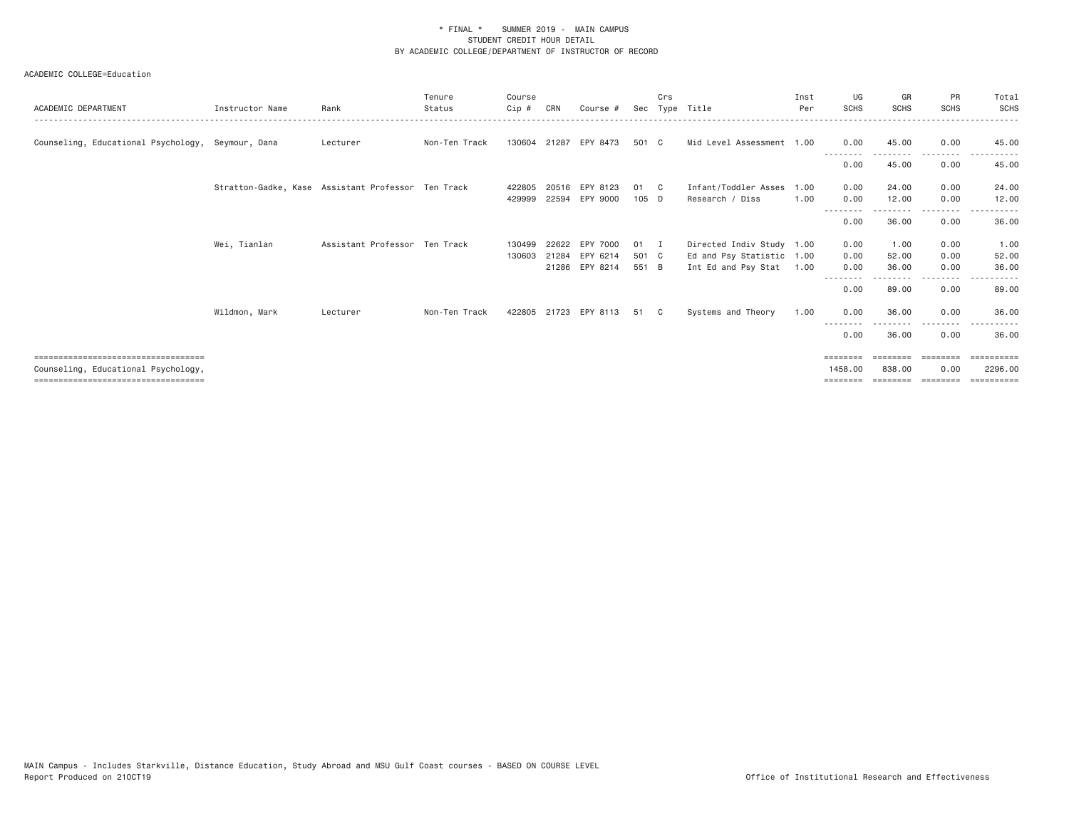\* FINAL \*    SUMMER 2019 -  MAIN CAMPUS
STUDENT CREDIT HOUR DETAIL
BY ACADEMIC COLLEGE/DEPARTMENT OF INSTRUCTOR OF RECORD

ACADEMIC COLLEGE=Education

| ACADEMIC DEPARTMENT | Instructor Name | Rank | Tenure Status | Course Cip # | CRN | Course # | Sec | Crs Type | Title | Inst Per | UG SCHS | GR SCHS | PR SCHS | Total SCHS |
|---|---|---|---|---|---|---|---|---|---|---|---|---|---|---|
| Counseling, Educational Psychology, | Seymour, Dana | Lecturer | Non-Ten Track | 130604 | 21287 | EPY 8473 | 501 | C | Mid Level Assessment | 1.00 | 0.00 | 45.00 | 0.00 | 45.00 |
| | | | | | | | | | | | 0.00 | 45.00 | 0.00 | 45.00 |
| | Stratton-Gadke, Kase | Assistant Professor | Ten Track | 422805 | 20516 | EPY 8123 | 01 | C | Infant/Toddler Asses | 1.00 | 0.00 | 24.00 | 0.00 | 24.00 |
| | | | | 429999 | 22594 | EPY 9000 | 105 | D | Research / Diss | 1.00 | 0.00 | 12.00 | 0.00 | 12.00 |
| | | | | | | | | | | | 0.00 | 36.00 | 0.00 | 36.00 |
| | Wei, Tianlan | Assistant Professor | Ten Track | 130499 | 22622 | EPY 7000 | 01 | I | Directed Indiv Study | 1.00 | 0.00 | 1.00 | 0.00 | 1.00 |
| | | | | 130603 | 21284 | EPY 6214 | 501 | C | Ed and Psy Statistic | 1.00 | 0.00 | 52.00 | 0.00 | 52.00 |
| | | | | | 21286 | EPY 8214 | 551 | B | Int Ed and Psy Stat | 1.00 | 0.00 | 36.00 | 0.00 | 36.00 |
| | | | | | | | | | | | 0.00 | 89.00 | 0.00 | 89.00 |
| | Wildmon, Mark | Lecturer | Non-Ten Track | 422805 | 21723 | EPY 8113 | 51 | C | Systems and Theory | 1.00 | 0.00 | 36.00 | 0.00 | 36.00 |
| | | | | | | | | | | | 0.00 | 36.00 | 0.00 | 36.00 |
| Counseling, Educational Psychology, | | | | | | | | | | | 1458.00 | 838.00 | 0.00 | 2296.00 |

MAIN Campus - Includes Starkville, Distance Education, Study Abroad and MSU Gulf Coast courses - BASED ON COURSE LEVEL
Report Produced on 21OCT19    Office of Institutional Research and Effectiveness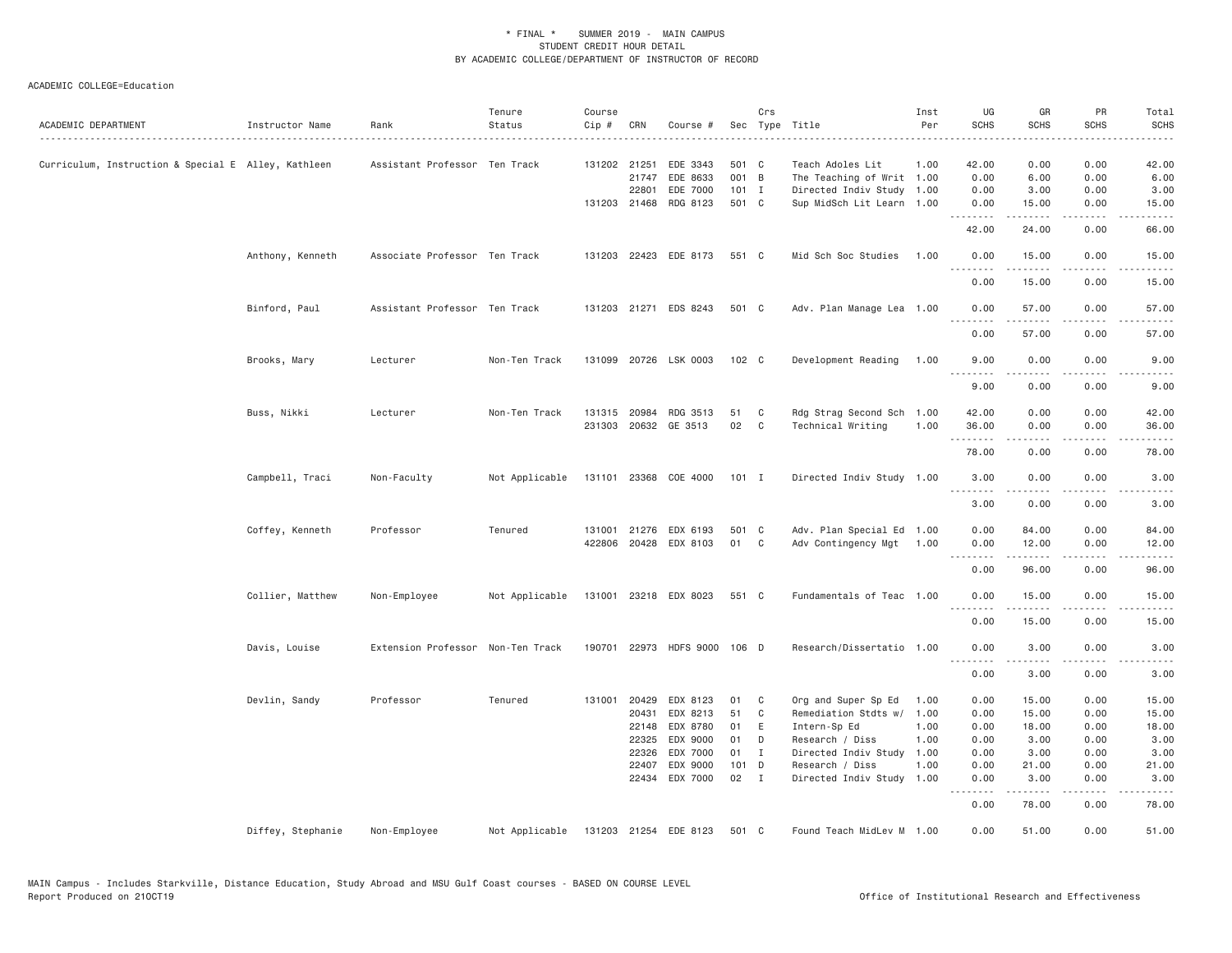\* FINAL \* SUMMER 2019 - MAIN CAMPUS
STUDENT CREDIT HOUR DETAIL
BY ACADEMIC COLLEGE/DEPARTMENT OF INSTRUCTOR OF RECORD

ACADEMIC COLLEGE=Education

| ACADEMIC DEPARTMENT | Instructor Name | Rank | Tenure Status | Course Cip # | CRN | Course # | Sec | Crs Type | Title | Inst Per | UG SCHS | GR SCHS | PR SCHS | Total SCHS |
|---|---|---|---|---|---|---|---|---|---|---|---|---|---|---|
| Curriculum, Instruction & Special E | Alley, Kathleen | Assistant Professor | Ten Track | 131202 | 21251 | EDE 3343 | 501 | C | Teach Adoles Lit | 1.00 | 42.00 | 0.00 | 0.00 | 42.00 |
| | | | | | 21747 | EDE 8633 | 001 | B | The Teaching of Writ | 1.00 | 0.00 | 6.00 | 0.00 | 6.00 |
| | | | | | 22801 | EDE 7000 | 101 | I | Directed Indiv Study | 1.00 | 0.00 | 3.00 | 0.00 | 3.00 |
| | | | | 131203 | 21468 | RDG 8123 | 501 | C | Sup MidSch Lit Learn | 1.00 | 0.00 | 15.00 | 0.00 | 15.00 |
| | | | | | | | | | | | 42.00 | 24.00 | 0.00 | 66.00 |
| | Anthony, Kenneth | Associate Professor | Ten Track | 131203 | 22423 | EDE 8173 | 551 | C | Mid Sch Soc Studies | 1.00 | 0.00 | 15.00 | 0.00 | 15.00 |
| | | | | | | | | | | | 0.00 | 15.00 | 0.00 | 15.00 |
| | Binford, Paul | Assistant Professor | Ten Track | 131203 | 21271 | EDS 8243 | 501 | C | Adv. Plan Manage Lea | 1.00 | 0.00 | 57.00 | 0.00 | 57.00 |
| | | | | | | | | | | | 0.00 | 57.00 | 0.00 | 57.00 |
| | Brooks, Mary | Lecturer | Non-Ten Track | 131099 | 20726 | LSK 0003 | 102 | C | Development Reading | 1.00 | 9.00 | 0.00 | 0.00 | 9.00 |
| | | | | | | | | | | | 9.00 | 0.00 | 0.00 | 9.00 |
| | Buss, Nikki | Lecturer | Non-Ten Track | 131315 | 20984 | RDG 3513 | 51 | C | Rdg Strag Second Sch | 1.00 | 42.00 | 0.00 | 0.00 | 42.00 |
| | | | | 231303 | 20632 | GE 3513 | 02 | C | Technical Writing | 1.00 | 36.00 | 0.00 | 0.00 | 36.00 |
| | | | | | | | | | | | 78.00 | 0.00 | 0.00 | 78.00 |
| | Campbell, Traci | Non-Faculty | Not Applicable | 131101 | 23368 | COE 4000 | 101 | I | Directed Indiv Study | 1.00 | 3.00 | 0.00 | 0.00 | 3.00 |
| | | | | | | | | | | | 3.00 | 0.00 | 0.00 | 3.00 |
| | Coffey, Kenneth | Professor | Tenured | 131001 | 21276 | EDX 6193 | 501 | C | Adv. Plan Special Ed | 1.00 | 0.00 | 84.00 | 0.00 | 84.00 |
| | | | | 422806 | 20428 | EDX 8103 | 01 | C | Adv Contingency Mgt | 1.00 | 0.00 | 12.00 | 0.00 | 12.00 |
| | | | | | | | | | | | 0.00 | 96.00 | 0.00 | 96.00 |
| | Collier, Matthew | Non-Employee | Not Applicable | 131001 | 23218 | EDX 8023 | 551 | C | Fundamentals of Teac | 1.00 | 0.00 | 15.00 | 0.00 | 15.00 |
| | | | | | | | | | | | 0.00 | 15.00 | 0.00 | 15.00 |
| | Davis, Louise | Extension Professor | Non-Ten Track | 190701 | 22973 | HDFS 9000 | 106 | D | Research/Dissertatio | 1.00 | 0.00 | 3.00 | 0.00 | 3.00 |
| | | | | | | | | | | | 0.00 | 3.00 | 0.00 | 3.00 |
| | Devlin, Sandy | Professor | Tenured | 131001 | 20429 | EDX 8123 | 01 | C | Org and Super Sp Ed | 1.00 | 0.00 | 15.00 | 0.00 | 15.00 |
| | | | | | 20431 | EDX 8213 | 51 | C | Remediation Stdts w/ | 1.00 | 0.00 | 15.00 | 0.00 | 15.00 |
| | | | | | 22148 | EDX 8780 | 01 | E | Intern-Sp Ed | 1.00 | 0.00 | 18.00 | 0.00 | 18.00 |
| | | | | | 22325 | EDX 9000 | 01 | D | Research / Diss | 1.00 | 0.00 | 3.00 | 0.00 | 3.00 |
| | | | | | 22326 | EDX 7000 | 01 | I | Directed Indiv Study | 1.00 | 0.00 | 3.00 | 0.00 | 3.00 |
| | | | | | 22407 | EDX 9000 | 101 | D | Research / Diss | 1.00 | 0.00 | 21.00 | 0.00 | 21.00 |
| | | | | | 22434 | EDX 7000 | 02 | I | Directed Indiv Study | 1.00 | 0.00 | 3.00 | 0.00 | 3.00 |
| | | | | | | | | | | | 0.00 | 78.00 | 0.00 | 78.00 |
| | Diffey, Stephanie | Non-Employee | Not Applicable | 131203 | 21254 | EDE 8123 | 501 | C | Found Teach MidLev M | 1.00 | 0.00 | 51.00 | 0.00 | 51.00 |

MAIN Campus - Includes Starkville, Distance Education, Study Abroad and MSU Gulf Coast courses - BASED ON COURSE LEVEL
Report Produced on 21OCT19 Office of Institutional Research and Effectiveness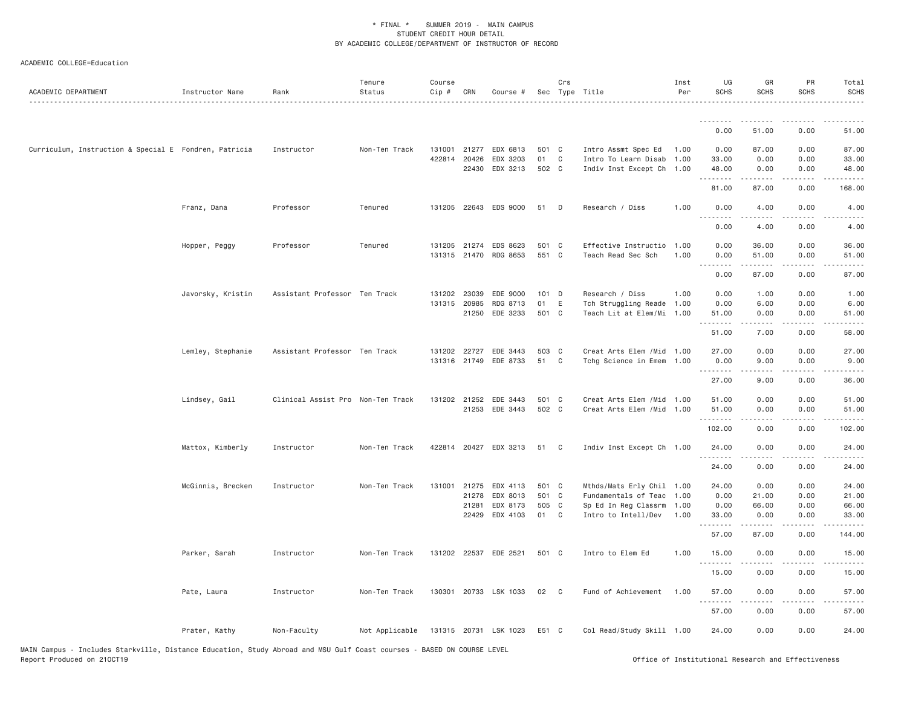\* FINAL \* SUMMER 2019 - MAIN CAMPUS
STUDENT CREDIT HOUR DETAIL
BY ACADEMIC COLLEGE/DEPARTMENT OF INSTRUCTOR OF RECORD

ACADEMIC COLLEGE=Education

| ACADEMIC DEPARTMENT | Instructor Name | Rank | Tenure Status | Course Cip # | CRN | Course # | Sec | Crs Type | Title | Inst Per | UG SCHS | GR SCHS | PR SCHS | Total SCHS |
|---|---|---|---|---|---|---|---|---|---|---|---|---|---|---|
| | | | | | | | | | | | 0.00 | 51.00 | 0.00 | 51.00 |
| Curriculum, Instruction & Special E | Fondren, Patricia | Instructor | Non-Ten Track | 131001 | 21277 | EDX 6813 | 501 | C | Intro Assmt Spec Ed | 1.00 | 0.00 | 87.00 | 0.00 | 87.00 |
| | | | | 422814 | 20426 | EDX 3203 | 01 | C | Intro To Learn Disab | 1.00 | 33.00 | 0.00 | 0.00 | 33.00 |
| | | | | | 22430 | EDX 3213 | 502 | C | Indiv Inst Except Ch | 1.00 | 48.00 | 0.00 | 0.00 | 48.00 |
| | | | | | | | | | | | 81.00 | 87.00 | 0.00 | 168.00 |
| | Franz, Dana | Professor | Tenured | 131205 | 22643 | EDS 9000 | 51 | D | Research / Diss | 1.00 | 0.00 | 4.00 | 0.00 | 4.00 |
| | | | | | | | | | | | 0.00 | 4.00 | 0.00 | 4.00 |
| | Hopper, Peggy | Professor | Tenured | 131205 | 21274 | EDS 8623 | 501 | C | Effective Instructio | 1.00 | 0.00 | 36.00 | 0.00 | 36.00 |
| | | | | 131315 | 21470 | RDG 8653 | 551 | C | Teach Read Sec Sch | 1.00 | 0.00 | 51.00 | 0.00 | 51.00 |
| | | | | | | | | | | | 0.00 | 87.00 | 0.00 | 87.00 |
| | Javorsky, Kristin | Assistant Professor | Ten Track | 131202 | 23039 | EDE 9000 | 101 | D | Research / Diss | 1.00 | 0.00 | 1.00 | 0.00 | 1.00 |
| | | | | 131315 | 20985 | RDG 8713 | 01 | E | Tch Struggling Reade | 1.00 | 0.00 | 6.00 | 0.00 | 6.00 |
| | | | | | 21250 | EDE 3233 | 501 | C | Teach Lit at Elem/Mi | 1.00 | 51.00 | 0.00 | 0.00 | 51.00 |
| | | | | | | | | | | | 51.00 | 7.00 | 0.00 | 58.00 |
| | Lemley, Stephanie | Assistant Professor | Ten Track | 131202 | 22727 | EDE 3443 | 503 | C | Creat Arts Elem /Mid | 1.00 | 27.00 | 0.00 | 0.00 | 27.00 |
| | | | | 131316 | 21749 | EDE 8733 | 51 | C | Tchg Science in Emem | 1.00 | 0.00 | 9.00 | 0.00 | 9.00 |
| | | | | | | | | | | | 27.00 | 9.00 | 0.00 | 36.00 |
| | Lindsey, Gail | Clinical Assist Pro | Non-Ten Track | 131202 | 21252 | EDE 3443 | 501 | C | Creat Arts Elem /Mid | 1.00 | 51.00 | 0.00 | 0.00 | 51.00 |
| | | | | | 21253 | EDE 3443 | 502 | C | Creat Arts Elem /Mid | 1.00 | 51.00 | 0.00 | 0.00 | 51.00 |
| | | | | | | | | | | | 102.00 | 0.00 | 0.00 | 102.00 |
| | Mattox, Kimberly | Instructor | Non-Ten Track | 422814 | 20427 | EDX 3213 | 51 | C | Indiv Inst Except Ch | 1.00 | 24.00 | 0.00 | 0.00 | 24.00 |
| | | | | | | | | | | | 24.00 | 0.00 | 0.00 | 24.00 |
| | McGinnis, Brecken | Instructor | Non-Ten Track | 131001 | 21275 | EDX 4113 | 501 | C | Mthds/Mats Erly Chil | 1.00 | 24.00 | 0.00 | 0.00 | 24.00 |
| | | | | | 21278 | EDX 8013 | 501 | C | Fundamentals of Teac | 1.00 | 0.00 | 21.00 | 0.00 | 21.00 |
| | | | | | 21281 | EDX 8173 | 505 | C | Sp Ed In Reg Classrm | 1.00 | 0.00 | 66.00 | 0.00 | 66.00 |
| | | | | | 22429 | EDX 4103 | 01 | C | Intro to Intell/Dev | 1.00 | 33.00 | 0.00 | 0.00 | 33.00 |
| | | | | | | | | | | | 57.00 | 87.00 | 0.00 | 144.00 |
| | Parker, Sarah | Instructor | Non-Ten Track | 131202 | 22537 | EDE 2521 | 501 | C | Intro to Elem Ed | 1.00 | 15.00 | 0.00 | 0.00 | 15.00 |
| | | | | | | | | | | | 15.00 | 0.00 | 0.00 | 15.00 |
| | Pate, Laura | Instructor | Non-Ten Track | 130301 | 20733 | LSK 1033 | 02 | C | Fund of Achievement | 1.00 | 57.00 | 0.00 | 0.00 | 57.00 |
| | | | | | | | | | | | 57.00 | 0.00 | 0.00 | 57.00 |
| | Prater, Kathy | Non-Faculty | Not Applicable | 131315 | 20731 | LSK 1023 | E51 | C | Col Read/Study Skill | 1.00 | 24.00 | 0.00 | 0.00 | 24.00 |

MAIN Campus - Includes Starkville, Distance Education, Study Abroad and MSU Gulf Coast courses - BASED ON COURSE LEVEL
Report Produced on 21OCT19 — Office of Institutional Research and Effectiveness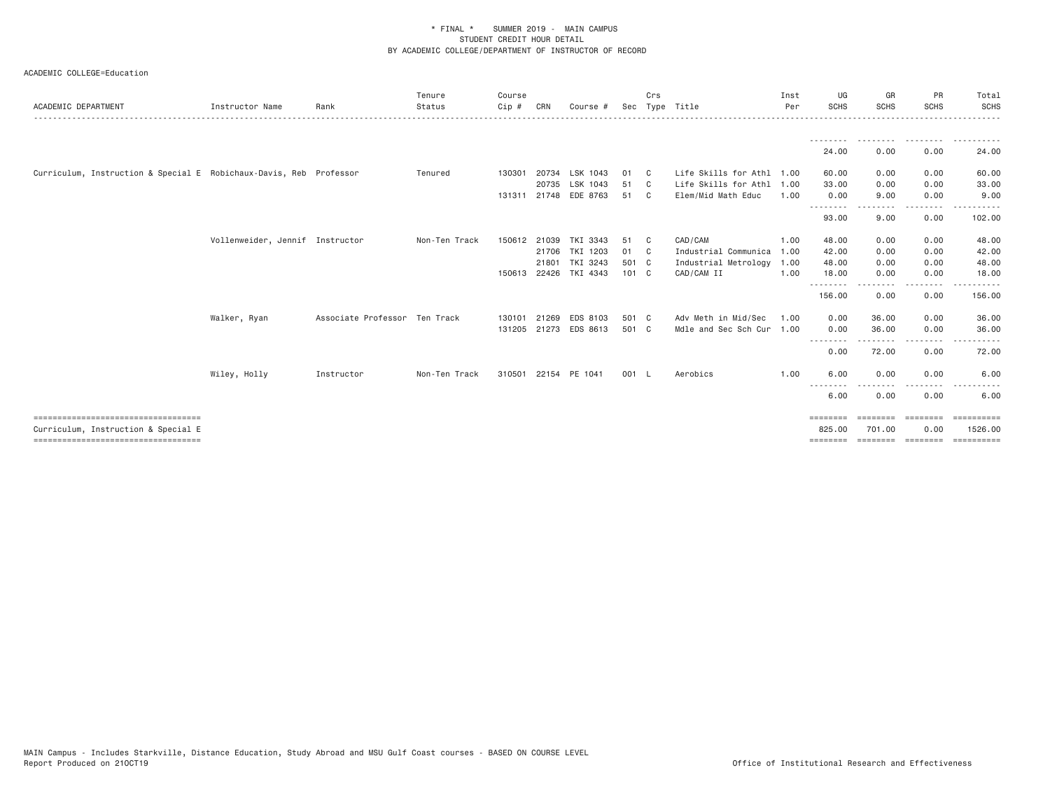\* FINAL \* SUMMER 2019 - MAIN CAMPUS
STUDENT CREDIT HOUR DETAIL
BY ACADEMIC COLLEGE/DEPARTMENT OF INSTRUCTOR OF RECORD

ACADEMIC COLLEGE=Education

| ACADEMIC DEPARTMENT | Instructor Name | Rank | Tenure Status | Course Cip # | CRN | Course # | Sec | Crs Type | Title | Inst Per | UG SCHS | GR SCHS | PR SCHS | Total SCHS |
|---|---|---|---|---|---|---|---|---|---|---|---|---|---|---|
| | | | | | | | | | | | 24.00 | 0.00 | 0.00 | 24.00 |
| Curriculum, Instruction & Special E | Robichaux-Davis, Reb | Professor | Tenured | 130301 | 20734 | LSK 1043 | 01 | C | Life Skills for Athl | 1.00 | 60.00 | 0.00 | 0.00 | 60.00 |
| | | | | | 20735 | LSK 1043 | 51 | C | Life Skills for Athl | 1.00 | 33.00 | 0.00 | 0.00 | 33.00 |
| | | | | 131311 | 21748 | EDE 8763 | 51 | C | Elem/Mid Math Educ | 1.00 | 0.00 | 9.00 | 0.00 | 9.00 |
| | | | | | | | | | | | 93.00 | 9.00 | 0.00 | 102.00 |
| | Vollenweider, Jennif | Instructor | Non-Ten Track | 150612 | 21039 | TKI 3343 | 51 | C | CAD/CAM | 1.00 | 48.00 | 0.00 | 0.00 | 48.00 |
| | | | | | 21706 | TKI 1203 | 01 | C | Industrial Communica | 1.00 | 42.00 | 0.00 | 0.00 | 42.00 |
| | | | | | 21801 | TKI 3243 | 501 | C | Industrial Metrology | 1.00 | 48.00 | 0.00 | 0.00 | 48.00 |
| | | | | 150613 | 22426 | TKI 4343 | 101 | C | CAD/CAM II | 1.00 | 18.00 | 0.00 | 0.00 | 18.00 |
| | | | | | | | | | | | 156.00 | 0.00 | 0.00 | 156.00 |
| | Walker, Ryan | Associate Professor | Ten Track | 130101 | 21269 | EDS 8103 | 501 | C | Adv Meth in Mid/Sec | 1.00 | 0.00 | 36.00 | 0.00 | 36.00 |
| | | | | 131205 | 21273 | EDS 8613 | 501 | C | Mdle and Sec Sch Cur | 1.00 | 0.00 | 36.00 | 0.00 | 36.00 |
| | | | | | | | | | | | 0.00 | 72.00 | 0.00 | 72.00 |
| | Wiley, Holly | Instructor | Non-Ten Track | 310501 | 22154 | PE 1041 | 001 | L | Aerobics | 1.00 | 6.00 | 0.00 | 0.00 | 6.00 |
| | | | | | | | | | | | 6.00 | 0.00 | 0.00 | 6.00 |
| Curriculum, Instruction & Special E | | | | | | | | | | | 825.00 | 701.00 | 0.00 | 1526.00 |

MAIN Campus - Includes Starkville, Distance Education, Study Abroad and MSU Gulf Coast courses - BASED ON COURSE LEVEL
Report Produced on 21OCT19 Office of Institutional Research and Effectiveness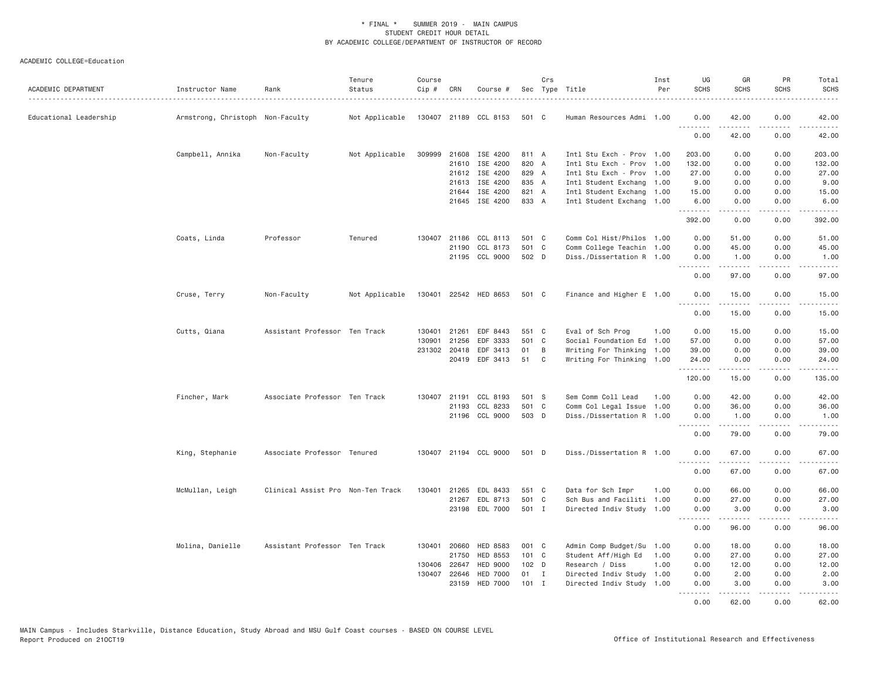\* FINAL \* SUMMER 2019 - MAIN CAMPUS
STUDENT CREDIT HOUR DETAIL
BY ACADEMIC COLLEGE/DEPARTMENT OF INSTRUCTOR OF RECORD

ACADEMIC COLLEGE=Education

| ACADEMIC DEPARTMENT | Instructor Name | Rank | Tenure Status | Course Cip # | CRN | Course # | Sec | Crs Type | Title | Inst Per | UG SCHS | GR SCHS | PR SCHS | Total SCHS |
|---|---|---|---|---|---|---|---|---|---|---|---|---|---|---|
| Educational Leadership | Armstrong, Christoph | Non-Faculty | Not Applicable | 130407 | 21189 | CCL 8153 | 501 | C | Human Resources Admi | 1.00 | 0.00 | 42.00 | 0.00 | 42.00 |
| | | | | | | | | | | | 0.00 | 42.00 | 0.00 | 42.00 |
| | Campbell, Annika | Non-Faculty | Not Applicable | 309999 | 21608 | ISE 4200 | 811 | A | Intl Stu Exch - Prov | 1.00 | 203.00 | 0.00 | 0.00 | 203.00 |
| | | | | | 21610 | ISE 4200 | 820 | A | Intl Stu Exch - Prov | 1.00 | 132.00 | 0.00 | 0.00 | 132.00 |
| | | | | | 21612 | ISE 4200 | 829 | A | Intl Stu Exch - Prov | 1.00 | 27.00 | 0.00 | 0.00 | 27.00 |
| | | | | | 21613 | ISE 4200 | 835 | A | Intl Student Exchang | 1.00 | 9.00 | 0.00 | 0.00 | 9.00 |
| | | | | | 21644 | ISE 4200 | 821 | A | Intl Student Exchang | 1.00 | 15.00 | 0.00 | 0.00 | 15.00 |
| | | | | | 21645 | ISE 4200 | 833 | A | Intl Student Exchang | 1.00 | 6.00 | 0.00 | 0.00 | 6.00 |
| | | | | | | | | | | | 392.00 | 0.00 | 0.00 | 392.00 |
| | Coats, Linda | Professor | Tenured | 130407 | 21186 | CCL 8113 | 501 | C | Comm Col Hist/Philos | 1.00 | 0.00 | 51.00 | 0.00 | 51.00 |
| | | | | | 21190 | CCL 8173 | 501 | C | Comm College Teachin | 1.00 | 0.00 | 45.00 | 0.00 | 45.00 |
| | | | | | 21195 | CCL 9000 | 502 | D | Diss./Dissertation R | 1.00 | 0.00 | 1.00 | 0.00 | 1.00 |
| | | | | | | | | | | | 0.00 | 97.00 | 0.00 | 97.00 |
| | Cruse, Terry | Non-Faculty | Not Applicable | 130401 | 22542 | HED 8653 | 501 | C | Finance and Higher E | 1.00 | 0.00 | 15.00 | 0.00 | 15.00 |
| | | | | | | | | | | | 0.00 | 15.00 | 0.00 | 15.00 |
| | Cutts, Qiana | Assistant Professor | Ten Track | 130401 | 21261 | EDF 8443 | 551 | C | Eval of Sch Prog | 1.00 | 0.00 | 15.00 | 0.00 | 15.00 |
| | | | | 130901 | 21256 | EDF 3333 | 501 | C | Social Foundation Ed | 1.00 | 57.00 | 0.00 | 0.00 | 57.00 |
| | | | | 231302 | 20418 | EDF 3413 | 01 | B | Writing For Thinking | 1.00 | 39.00 | 0.00 | 0.00 | 39.00 |
| | | | | | 20419 | EDF 3413 | 51 | C | Writing For Thinking | 1.00 | 24.00 | 0.00 | 0.00 | 24.00 |
| | | | | | | | | | | | 120.00 | 15.00 | 0.00 | 135.00 |
| | Fincher, Mark | Associate Professor | Ten Track | 130407 | 21191 | CCL 8193 | 501 | S | Sem Comm Coll Lead | 1.00 | 0.00 | 42.00 | 0.00 | 42.00 |
| | | | | | 21193 | CCL 8233 | 501 | C | Comm Col Legal Issue | 1.00 | 0.00 | 36.00 | 0.00 | 36.00 |
| | | | | | 21196 | CCL 9000 | 503 | D | Diss./Dissertation R | 1.00 | 0.00 | 1.00 | 0.00 | 1.00 |
| | | | | | | | | | | | 0.00 | 79.00 | 0.00 | 79.00 |
| | King, Stephanie | Associate Professor | Tenured | 130407 | 21194 | CCL 9000 | 501 | D | Diss./Dissertation R | 1.00 | 0.00 | 67.00 | 0.00 | 67.00 |
| | | | | | | | | | | | 0.00 | 67.00 | 0.00 | 67.00 |
| | McMullan, Leigh | Clinical Assist Pro | Non-Ten Track | 130401 | 21265 | EDL 8433 | 551 | C | Data for Sch Impr | 1.00 | 0.00 | 66.00 | 0.00 | 66.00 |
| | | | | | 21267 | EDL 8713 | 501 | C | Sch Bus and Faciliti | 1.00 | 0.00 | 27.00 | 0.00 | 27.00 |
| | | | | | 23198 | EDL 7000 | 501 | I | Directed Indiv Study | 1.00 | 0.00 | 3.00 | 0.00 | 3.00 |
| | | | | | | | | | | | 0.00 | 96.00 | 0.00 | 96.00 |
| | Molina, Danielle | Assistant Professor | Ten Track | 130401 | 20660 | HED 8583 | 001 | C | Admin Comp Budget/Su | 1.00 | 0.00 | 18.00 | 0.00 | 18.00 |
| | | | | | 21750 | HED 8553 | 101 | C | Student Aff/High Ed | 1.00 | 0.00 | 27.00 | 0.00 | 27.00 |
| | | | | 130406 | 22647 | HED 9000 | 102 | D | Research / Diss | 1.00 | 0.00 | 12.00 | 0.00 | 12.00 |
| | | | | 130407 | 22646 | HED 7000 | 01 | I | Directed Indiv Study | 1.00 | 0.00 | 2.00 | 0.00 | 2.00 |
| | | | | | 23159 | HED 7000 | 101 | I | Directed Indiv Study | 1.00 | 0.00 | 3.00 | 0.00 | 3.00 |
| | | | | | | | | | | | 0.00 | 62.00 | 0.00 | 62.00 |

MAIN Campus - Includes Starkville, Distance Education, Study Abroad and MSU Gulf Coast courses - BASED ON COURSE LEVEL
Report Produced on 21OCT19 Office of Institutional Research and Effectiveness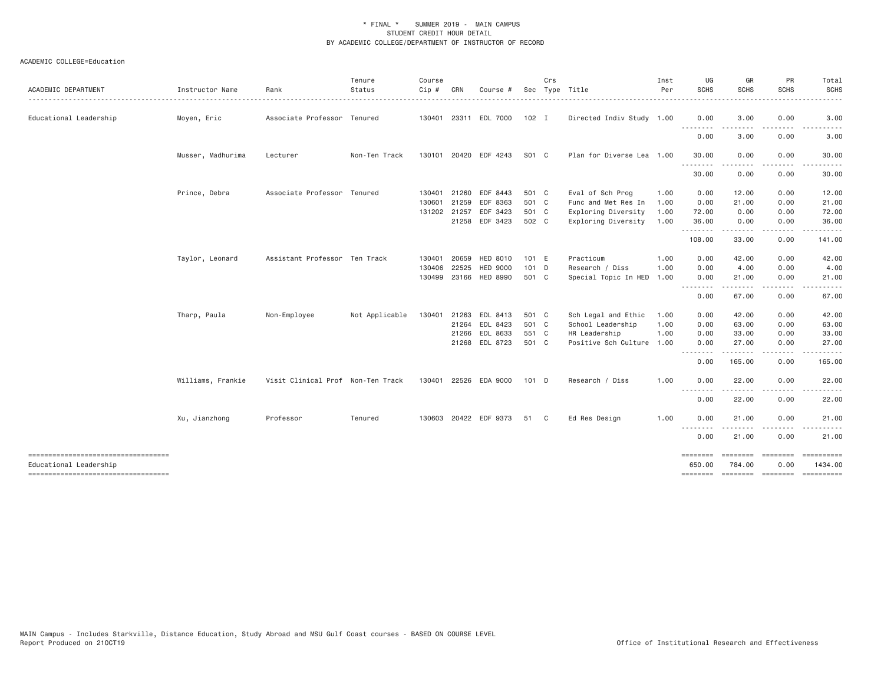\* FINAL \* SUMMER 2019 - MAIN CAMPUS
STUDENT CREDIT HOUR DETAIL
BY ACADEMIC COLLEGE/DEPARTMENT OF INSTRUCTOR OF RECORD

ACADEMIC COLLEGE=Education

| ACADEMIC DEPARTMENT | Instructor Name | Rank | Tenure Status | Course Cip # | CRN | Course # | Sec | Crs Type | Title | Inst Per | UG SCHS | GR SCHS | PR SCHS | Total SCHS |
|---|---|---|---|---|---|---|---|---|---|---|---|---|---|---|
| Educational Leadership | Moyen, Eric | Associate Professor | Tenured | 130401 | 23311 | EDL 7000 | 102 | I | Directed Indiv Study | 1.00 | 0.00 | 3.00 | 0.00 | 3.00 |
| | | | | | | | | | | | 0.00 | 3.00 | 0.00 | 3.00 |
| | Musser, Madhurima | Lecturer | Non-Ten Track | 130101 | 20420 | EDF 4243 | S01 | C | Plan for Diverse Lea | 1.00 | 30.00 | 0.00 | 0.00 | 30.00 |
| | | | | | | | | | | | 30.00 | 0.00 | 0.00 | 30.00 |
| | Prince, Debra | Associate Professor | Tenured | 130401 | 21260 | EDF 8443 | 501 | C | Eval of Sch Prog | 1.00 | 0.00 | 12.00 | 0.00 | 12.00 |
| | | | | 130601 | 21259 | EDF 8363 | 501 | C | Func and Met Res In | 1.00 | 0.00 | 21.00 | 0.00 | 21.00 |
| | | | | 131202 | 21257 | EDF 3423 | 501 | C | Exploring Diversity | 1.00 | 72.00 | 0.00 | 0.00 | 72.00 |
| | | | | | 21258 | EDF 3423 | 502 | C | Exploring Diversity | 1.00 | 36.00 | 0.00 | 0.00 | 36.00 |
| | | | | | | | | | | | 108.00 | 33.00 | 0.00 | 141.00 |
| | Taylor, Leonard | Assistant Professor | Ten Track | 130401 | 20659 | HED 8010 | 101 | E | Practicum | 1.00 | 0.00 | 42.00 | 0.00 | 42.00 |
| | | | | 130406 | 22525 | HED 9000 | 101 | D | Research / Diss | 1.00 | 0.00 | 4.00 | 0.00 | 4.00 |
| | | | | 130499 | 23166 | HED 8990 | 501 | C | Special Topic In HED | 1.00 | 0.00 | 21.00 | 0.00 | 21.00 |
| | | | | | | | | | | | 0.00 | 67.00 | 0.00 | 67.00 |
| | Tharp, Paula | Non-Employee | Not Applicable | 130401 | 21263 | EDL 8413 | 501 | C | Sch Legal and Ethic | 1.00 | 0.00 | 42.00 | 0.00 | 42.00 |
| | | | | | 21264 | EDL 8423 | 501 | C | School Leadership | 1.00 | 0.00 | 63.00 | 0.00 | 63.00 |
| | | | | | 21266 | EDL 8633 | 551 | C | HR Leadership | 1.00 | 0.00 | 33.00 | 0.00 | 33.00 |
| | | | | | 21268 | EDL 8723 | 501 | C | Positive Sch Culture | 1.00 | 0.00 | 27.00 | 0.00 | 27.00 |
| | | | | | | | | | | | 0.00 | 165.00 | 0.00 | 165.00 |
| | Williams, Frankie | Visit Clinical Prof | Non-Ten Track | 130401 | 22526 | EDA 9000 | 101 | D | Research / Diss | 1.00 | 0.00 | 22.00 | 0.00 | 22.00 |
| | | | | | | | | | | | 0.00 | 22.00 | 0.00 | 22.00 |
| | Xu, Jianzhong | Professor | Tenured | 130603 | 20422 | EDF 9373 | 51 | C | Ed Res Design | 1.00 | 0.00 | 21.00 | 0.00 | 21.00 |
| | | | | | | | | | | | 0.00 | 21.00 | 0.00 | 21.00 |
| Educational Leadership | | | | | | | | | | | 650.00 | 784.00 | 0.00 | 1434.00 |

MAIN Campus - Includes Starkville, Distance Education, Study Abroad and MSU Gulf Coast courses - BASED ON COURSE LEVEL
Report Produced on 21OCT19 Office of Institutional Research and Effectiveness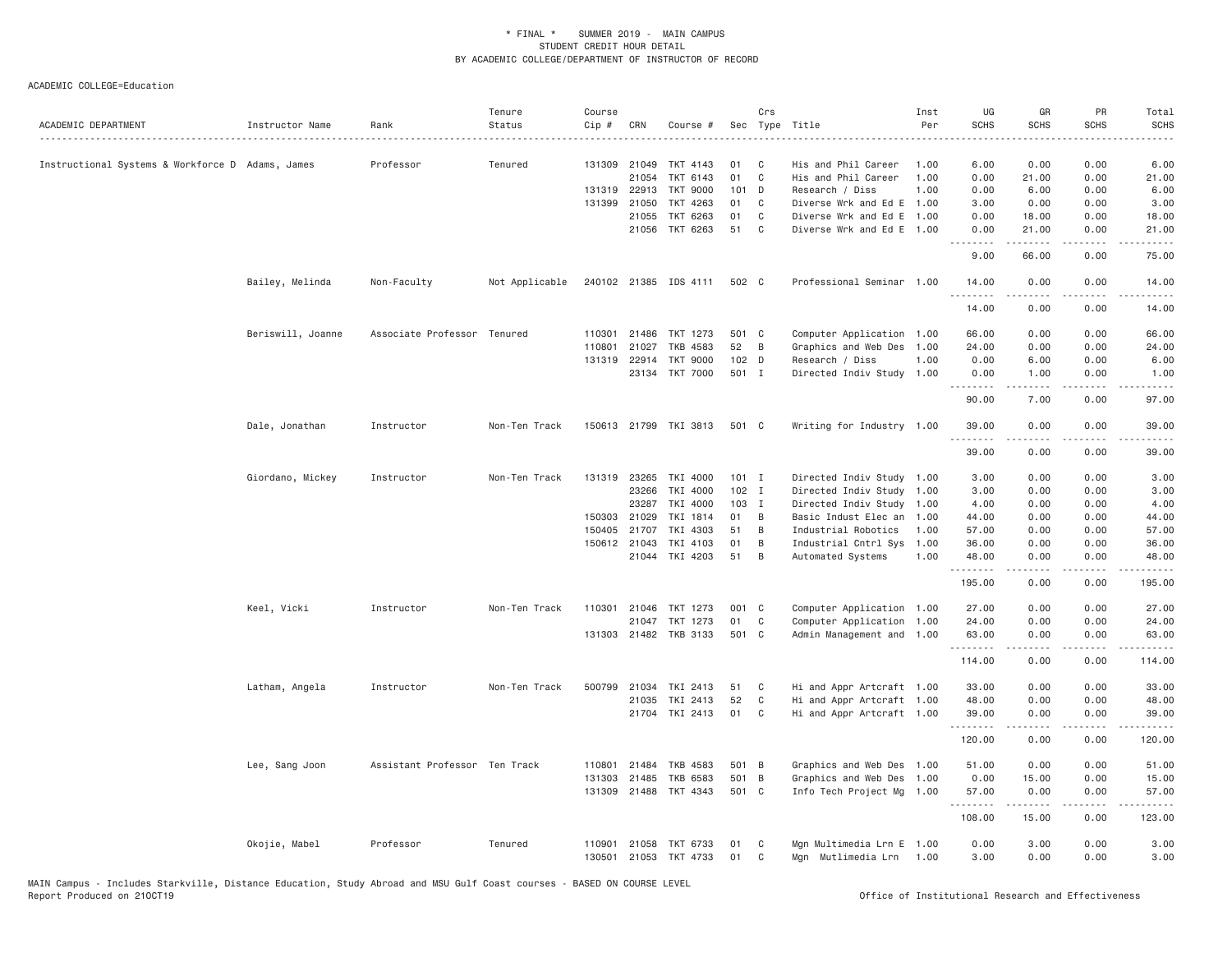\* FINAL \* SUMMER 2019 - MAIN CAMPUS
STUDENT CREDIT HOUR DETAIL
BY ACADEMIC COLLEGE/DEPARTMENT OF INSTRUCTOR OF RECORD

ACADEMIC COLLEGE=Education

| ACADEMIC DEPARTMENT | Instructor Name | Rank | Tenure Status | Course Cip # | CRN | Course # | Sec | Crs Type | Title | Inst Per | UG SCHS | GR SCHS | PR SCHS | Total SCHS |
|---|---|---|---|---|---|---|---|---|---|---|---|---|---|---|
| Instructional Systems & Workforce D | Adams, James | Professor | Tenured | 131309 | 21049 | TKT 4143 | 01 | C | His and Phil Career | 1.00 | 6.00 | 0.00 | 0.00 | 6.00 |
| | | | | | 21054 | TKT 6143 | 01 | C | His and Phil Career | 1.00 | 0.00 | 21.00 | 0.00 | 21.00 |
| | | | | 131319 | 22913 | TKT 9000 | 101 | D | Research / Diss | 1.00 | 0.00 | 6.00 | 0.00 | 6.00 |
| | | | | 131399 | 21050 | TKT 4263 | 01 | C | Diverse Wrk and Ed E | 1.00 | 3.00 | 0.00 | 0.00 | 3.00 |
| | | | | | 21055 | TKT 6263 | 01 | C | Diverse Wrk and Ed E | 1.00 | 0.00 | 18.00 | 0.00 | 18.00 |
| | | | | | 21056 | TKT 6263 | 51 | C | Diverse Wrk and Ed E | 1.00 | 0.00 | 21.00 | 0.00 | 21.00 |
| | | | | | | | | | | | 9.00 | 66.00 | 0.00 | 75.00 |
| | Bailey, Melinda | Non-Faculty | Not Applicable | 240102 | 21385 | IDS 4111 | 502 | C | Professional Seminar | 1.00 | 14.00 | 0.00 | 0.00 | 14.00 |
| | | | | | | | | | | | 14.00 | 0.00 | 0.00 | 14.00 |
| | Beriswill, Joanne | Associate Professor | Tenured | 110301 | 21486 | TKT 1273 | 501 | C | Computer Application | 1.00 | 66.00 | 0.00 | 0.00 | 66.00 |
| | | | | 110801 | 21027 | TKB 4583 | 52 | B | Graphics and Web Des | 1.00 | 24.00 | 0.00 | 0.00 | 24.00 |
| | | | | 131319 | 22914 | TKT 9000 | 102 | D | Research / Diss | 1.00 | 0.00 | 6.00 | 0.00 | 6.00 |
| | | | | | 23134 | TKT 7000 | 501 | I | Directed Indiv Study | 1.00 | 0.00 | 1.00 | 0.00 | 1.00 |
| | | | | | | | | | | | 90.00 | 7.00 | 0.00 | 97.00 |
| | Dale, Jonathan | Instructor | Non-Ten Track | 150613 | 21799 | TKI 3813 | 501 | C | Writing for Industry | 1.00 | 39.00 | 0.00 | 0.00 | 39.00 |
| | | | | | | | | | | | 39.00 | 0.00 | 0.00 | 39.00 |
| | Giordano, Mickey | Instructor | Non-Ten Track | 131319 | 23265 | TKI 4000 | 101 | I | Directed Indiv Study | 1.00 | 3.00 | 0.00 | 0.00 | 3.00 |
| | | | | | 23266 | TKI 4000 | 102 | I | Directed Indiv Study | 1.00 | 3.00 | 0.00 | 0.00 | 3.00 |
| | | | | | 23287 | TKI 4000 | 103 | I | Directed Indiv Study | 1.00 | 4.00 | 0.00 | 0.00 | 4.00 |
| | | | | 150303 | 21029 | TKI 1814 | 01 | B | Basic Indust Elec an | 1.00 | 44.00 | 0.00 | 0.00 | 44.00 |
| | | | | 150405 | 21707 | TKI 4303 | 51 | B | Industrial Robotics | 1.00 | 57.00 | 0.00 | 0.00 | 57.00 |
| | | | | 150612 | 21043 | TKI 4103 | 01 | B | Industrial Cntrl Sys | 1.00 | 36.00 | 0.00 | 0.00 | 36.00 |
| | | | | | 21044 | TKI 4203 | 51 | B | Automated Systems | 1.00 | 48.00 | 0.00 | 0.00 | 48.00 |
| | | | | | | | | | | | 195.00 | 0.00 | 0.00 | 195.00 |
| | Keel, Vicki | Instructor | Non-Ten Track | 110301 | 21046 | TKT 1273 | 001 | C | Computer Application | 1.00 | 27.00 | 0.00 | 0.00 | 27.00 |
| | | | | | 21047 | TKT 1273 | 01 | C | Computer Application | 1.00 | 24.00 | 0.00 | 0.00 | 24.00 |
| | | | | 131303 | 21482 | TKB 3133 | 501 | C | Admin Management and | 1.00 | 63.00 | 0.00 | 0.00 | 63.00 |
| | | | | | | | | | | | 114.00 | 0.00 | 0.00 | 114.00 |
| | Latham, Angela | Instructor | Non-Ten Track | 500799 | 21034 | TKI 2413 | 51 | C | Hi and Appr Artcraft | 1.00 | 33.00 | 0.00 | 0.00 | 33.00 |
| | | | | | 21035 | TKI 2413 | 52 | C | Hi and Appr Artcraft | 1.00 | 48.00 | 0.00 | 0.00 | 48.00 |
| | | | | | 21704 | TKI 2413 | 01 | C | Hi and Appr Artcraft | 1.00 | 39.00 | 0.00 | 0.00 | 39.00 |
| | | | | | | | | | | | 120.00 | 0.00 | 0.00 | 120.00 |
| | Lee, Sang Joon | Assistant Professor | Ten Track | 110801 | 21484 | TKB 4583 | 501 | B | Graphics and Web Des | 1.00 | 51.00 | 0.00 | 0.00 | 51.00 |
| | | | | 131303 | 21485 | TKB 6583 | 501 | B | Graphics and Web Des | 1.00 | 0.00 | 15.00 | 0.00 | 15.00 |
| | | | | 131309 | 21488 | TKT 4343 | 501 | C | Info Tech Project Mg | 1.00 | 57.00 | 0.00 | 0.00 | 57.00 |
| | | | | | | | | | | | 108.00 | 15.00 | 0.00 | 123.00 |
| | Okojie, Mabel | Professor | Tenured | 110901 | 21058 | TKT 6733 | 01 | C | Mgn Multimedia Lrn E | 1.00 | 0.00 | 3.00 | 0.00 | 3.00 |
| | | | | 130501 | 21053 | TKT 4733 | 01 | C | Mgn Mutlimedia Lrn | 1.00 | 3.00 | 0.00 | 0.00 | 3.00 |

MAIN Campus - Includes Starkville, Distance Education, Study Abroad and MSU Gulf Coast courses - BASED ON COURSE LEVEL
Report Produced on 21OCT19 — Office of Institutional Research and Effectiveness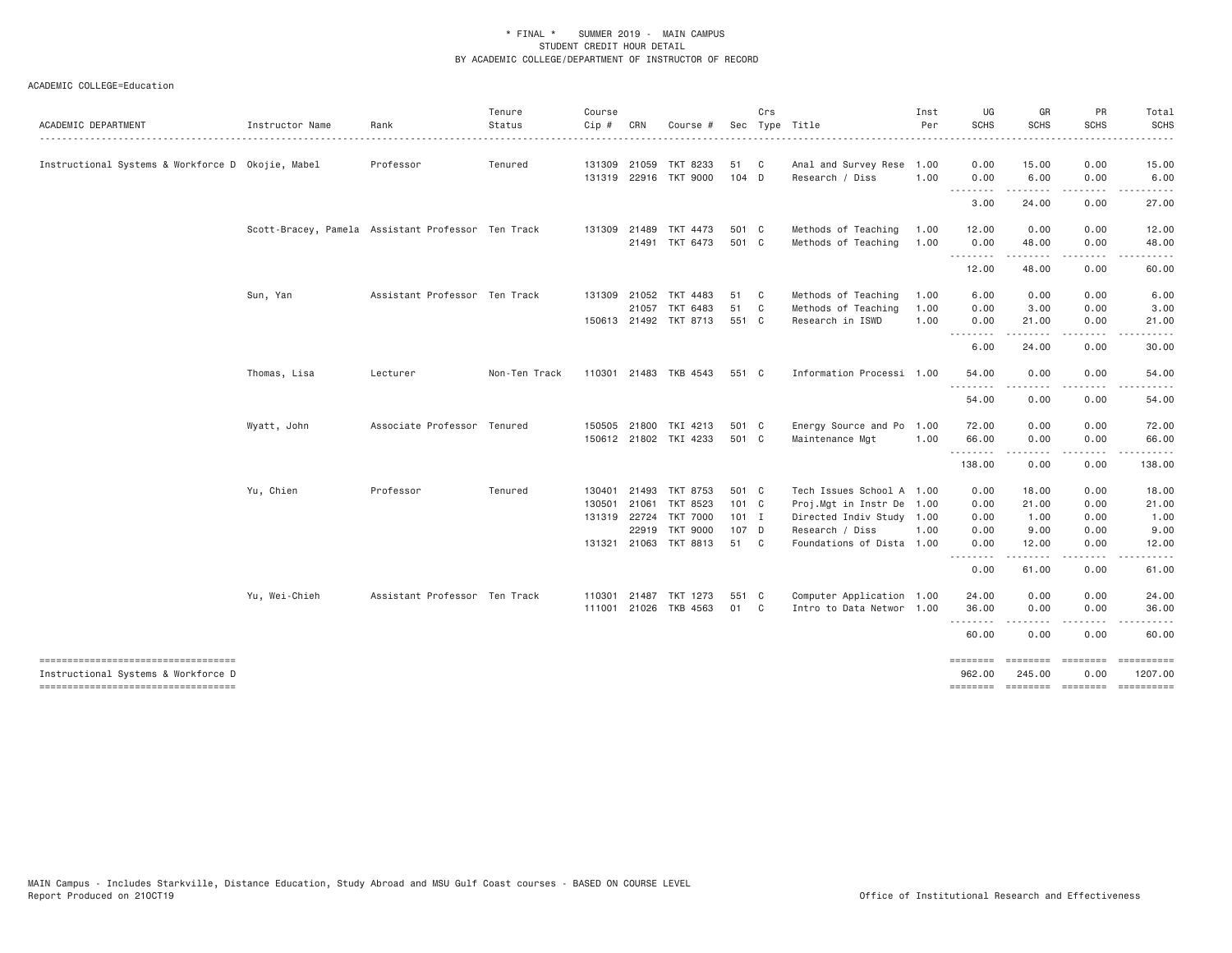\* FINAL \* SUMMER 2019 - MAIN CAMPUS
STUDENT CREDIT HOUR DETAIL
BY ACADEMIC COLLEGE/DEPARTMENT OF INSTRUCTOR OF RECORD

ACADEMIC COLLEGE=Education

| ACADEMIC DEPARTMENT | Instructor Name | Rank | Tenure Status | Course Cip # | CRN | Course # | Sec | Crs Type | Title | Inst Per | UG SCHS | GR SCHS | PR SCHS | Total SCHS |
|---|---|---|---|---|---|---|---|---|---|---|---|---|---|---|
| Instructional Systems & Workforce D | Okojie, Mabel | Professor | Tenured | 131309 | 21059 | TKT 8233 | 51 | C | Anal and Survey Rese | 1.00 | 0.00 | 15.00 | 0.00 | 15.00 |
| | | | | 131319 | 22916 | TKT 9000 | 104 | D | Research / Diss | 1.00 | 0.00 | 6.00 | 0.00 | 6.00 |
| | | | | | | | | | | | 3.00 | 24.00 | 0.00 | 27.00 |
| | Scott-Bracey, Pamela | Assistant Professor | Ten Track | 131309 | 21489 | TKT 4473 | 501 | C | Methods of Teaching | 1.00 | 12.00 | 0.00 | 0.00 | 12.00 |
| | | | | | 21491 | TKT 6473 | 501 | C | Methods of Teaching | 1.00 | 0.00 | 48.00 | 0.00 | 48.00 |
| | | | | | | | | | | | 12.00 | 48.00 | 0.00 | 60.00 |
| | Sun, Yan | Assistant Professor | Ten Track | 131309 | 21052 | TKT 4483 | 51 | C | Methods of Teaching | 1.00 | 6.00 | 0.00 | 0.00 | 6.00 |
| | | | | | 21057 | TKT 6483 | 51 | C | Methods of Teaching | 1.00 | 0.00 | 3.00 | 0.00 | 3.00 |
| | | | | 150613 | 21492 | TKT 8713 | 551 | C | Research in ISWD | 1.00 | 0.00 | 21.00 | 0.00 | 21.00 |
| | | | | | | | | | | | 6.00 | 24.00 | 0.00 | 30.00 |
| | Thomas, Lisa | Lecturer | Non-Ten Track | 110301 | 21483 | TKB 4543 | 551 | C | Information Processi | 1.00 | 54.00 | 0.00 | 0.00 | 54.00 |
| | | | | | | | | | | | 54.00 | 0.00 | 0.00 | 54.00 |
| | Wyatt, John | Associate Professor | Tenured | 150505 | 21800 | TKI 4213 | 501 | C | Energy Source and Po | 1.00 | 72.00 | 0.00 | 0.00 | 72.00 |
| | | | | 150612 | 21802 | TKI 4233 | 501 | C | Maintenance Mgt | 1.00 | 66.00 | 0.00 | 0.00 | 66.00 |
| | | | | | | | | | | | 138.00 | 0.00 | 0.00 | 138.00 |
| | Yu, Chien | Professor | Tenured | 130401 | 21493 | TKT 8753 | 501 | C | Tech Issues School A | 1.00 | 0.00 | 18.00 | 0.00 | 18.00 |
| | | | | 130501 | 21061 | TKT 8523 | 101 | C | Proj.Mgt in Instr De | 1.00 | 0.00 | 21.00 | 0.00 | 21.00 |
| | | | | 131319 | 22724 | TKT 7000 | 101 | I | Directed Indiv Study | 1.00 | 0.00 | 1.00 | 0.00 | 1.00 |
| | | | | | 22919 | TKT 9000 | 107 | D | Research / Diss | 1.00 | 0.00 | 9.00 | 0.00 | 9.00 |
| | | | | 131321 | 21063 | TKT 8813 | 51 | C | Foundations of Dista | 1.00 | 0.00 | 12.00 | 0.00 | 12.00 |
| | | | | | | | | | | | 0.00 | 61.00 | 0.00 | 61.00 |
| | Yu, Wei-Chieh | Assistant Professor | Ten Track | 110301 | 21487 | TKT 1273 | 551 | C | Computer Application | 1.00 | 24.00 | 0.00 | 0.00 | 24.00 |
| | | | | 111001 | 21026 | TKB 4563 | 01 | C | Intro to Data Networ | 1.00 | 36.00 | 0.00 | 0.00 | 36.00 |
| | | | | | | | | | | | 60.00 | 0.00 | 0.00 | 60.00 |
| Instructional Systems & Workforce D | | | | | | | | | | | 962.00 | 245.00 | 0.00 | 1207.00 |

MAIN Campus - Includes Starkville, Distance Education, Study Abroad and MSU Gulf Coast courses - BASED ON COURSE LEVEL
Report Produced on 21OCT19

Office of Institutional Research and Effectiveness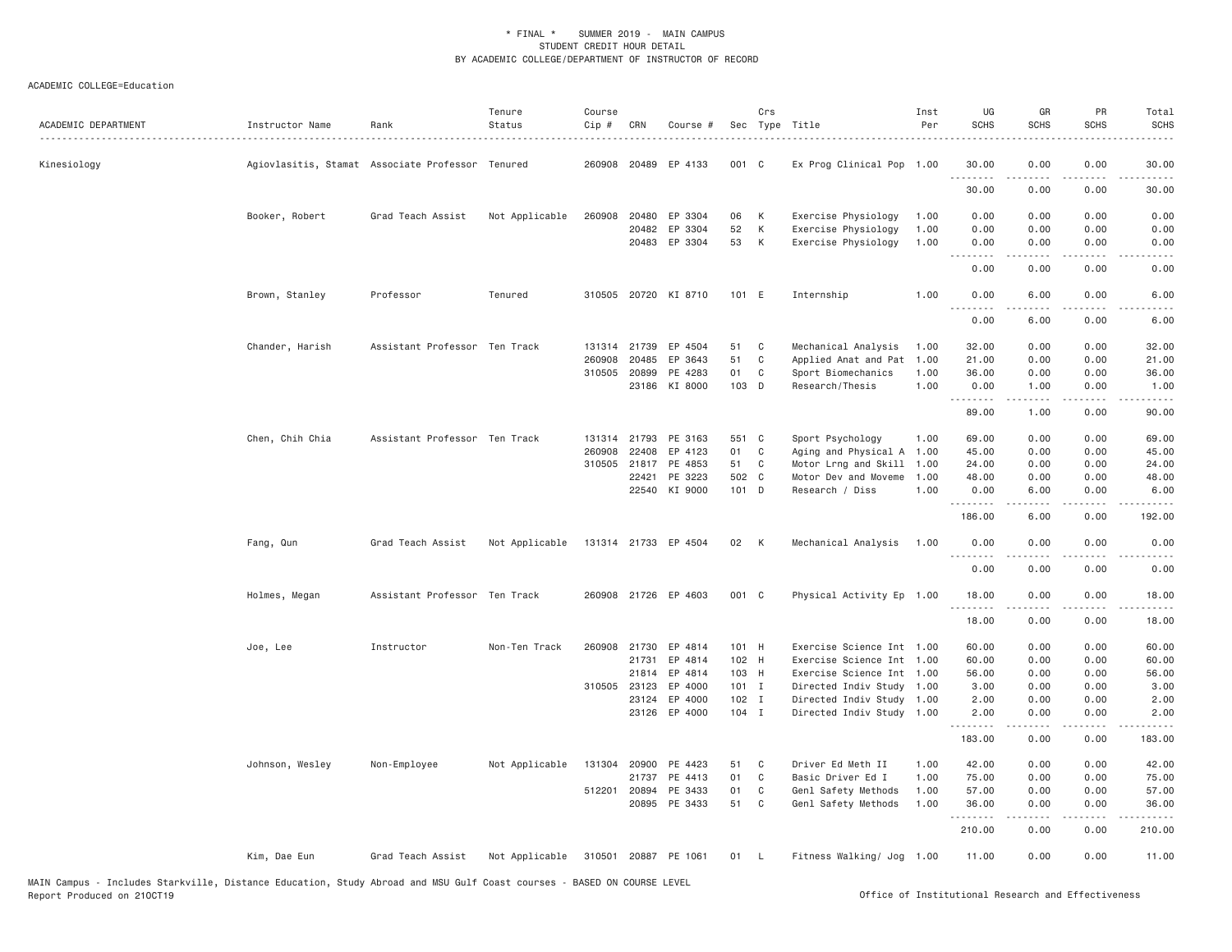\* FINAL \* SUMMER 2019 - MAIN CAMPUS
STUDENT CREDIT HOUR DETAIL
BY ACADEMIC COLLEGE/DEPARTMENT OF INSTRUCTOR OF RECORD

ACADEMIC COLLEGE=Education

| ACADEMIC DEPARTMENT | Instructor Name | Rank | Tenure Status | Course Cip # | CRN | Course # | Sec | Crs Type | Title | Inst Per | UG SCHS | GR SCHS | PR SCHS | Total SCHS |
|---|---|---|---|---|---|---|---|---|---|---|---|---|---|---|
| Kinesiology | Agiovlasitis, Stamat | Associate Professor | Tenured | 260908 | 20489 | EP 4133 | 001 | C | Ex Prog Clinical Pop | 1.00 | 30.00 | 0.00 | 0.00 | 30.00 |
| | | | | | | | | | | | 30.00 | 0.00 | 0.00 | 30.00 |
| | Booker, Robert | Grad Teach Assist | Not Applicable | 260908 | 20480 | EP 3304 | 06 | K | Exercise Physiology | 1.00 | 0.00 | 0.00 | 0.00 | 0.00 |
| | | | | | 20482 | EP 3304 | 52 | K | Exercise Physiology | 1.00 | 0.00 | 0.00 | 0.00 | 0.00 |
| | | | | | 20483 | EP 3304 | 53 | K | Exercise Physiology | 1.00 | 0.00 | 0.00 | 0.00 | 0.00 |
| | | | | | | | | | | | 0.00 | 0.00 | 0.00 | 0.00 |
| | Brown, Stanley | Professor | Tenured | 310505 | 20720 | KI 8710 | 101 | E | Internship | 1.00 | 0.00 | 6.00 | 0.00 | 6.00 |
| | | | | | | | | | | | 0.00 | 6.00 | 0.00 | 6.00 |
| | Chander, Harish | Assistant Professor | Ten Track | 131314 | 21739 | EP 4504 | 51 | C | Mechanical Analysis | 1.00 | 32.00 | 0.00 | 0.00 | 32.00 |
| | | | | 260908 | 20485 | EP 3643 | 51 | C | Applied Anat and Pat | 1.00 | 21.00 | 0.00 | 0.00 | 21.00 |
| | | | | 310505 | 20899 | PE 4283 | 01 | C | Sport Biomechanics | 1.00 | 36.00 | 0.00 | 0.00 | 36.00 |
| | | | | | 23186 | KI 8000 | 103 | D | Research/Thesis | 1.00 | 0.00 | 1.00 | 0.00 | 1.00 |
| | | | | | | | | | | | 89.00 | 1.00 | 0.00 | 90.00 |
| | Chen, Chih Chia | Assistant Professor | Ten Track | 131314 | 21793 | PE 3163 | 551 | C | Sport Psychology | 1.00 | 69.00 | 0.00 | 0.00 | 69.00 |
| | | | | 260908 | 22408 | EP 4123 | 01 | C | Aging and Physical A | 1.00 | 45.00 | 0.00 | 0.00 | 45.00 |
| | | | | 310505 | 21817 | PE 4853 | 51 | C | Motor Lrng and Skill | 1.00 | 24.00 | 0.00 | 0.00 | 24.00 |
| | | | | | 22421 | PE 3223 | 502 | C | Motor Dev and Moveme | 1.00 | 48.00 | 0.00 | 0.00 | 48.00 |
| | | | | | 22540 | KI 9000 | 101 | D | Research / Diss | 1.00 | 0.00 | 6.00 | 0.00 | 6.00 |
| | | | | | | | | | | | 186.00 | 6.00 | 0.00 | 192.00 |
| | Fang, Qun | Grad Teach Assist | Not Applicable | 131314 | 21733 | EP 4504 | 02 | K | Mechanical Analysis | 1.00 | 0.00 | 0.00 | 0.00 | 0.00 |
| | | | | | | | | | | | 0.00 | 0.00 | 0.00 | 0.00 |
| | Holmes, Megan | Assistant Professor | Ten Track | 260908 | 21726 | EP 4603 | 001 | C | Physical Activity Ep | 1.00 | 18.00 | 0.00 | 0.00 | 18.00 |
| | | | | | | | | | | | 18.00 | 0.00 | 0.00 | 18.00 |
| | Joe, Lee | Instructor | Non-Ten Track | 260908 | 21730 | EP 4814 | 101 | H | Exercise Science Int | 1.00 | 60.00 | 0.00 | 0.00 | 60.00 |
| | | | | | 21731 | EP 4814 | 102 | H | Exercise Science Int | 1.00 | 60.00 | 0.00 | 0.00 | 60.00 |
| | | | | | 21814 | EP 4814 | 103 | H | Exercise Science Int | 1.00 | 56.00 | 0.00 | 0.00 | 56.00 |
| | | | | 310505 | 23123 | EP 4000 | 101 | I | Directed Indiv Study | 1.00 | 3.00 | 0.00 | 0.00 | 3.00 |
| | | | | | 23124 | EP 4000 | 102 | I | Directed Indiv Study | 1.00 | 2.00 | 0.00 | 0.00 | 2.00 |
| | | | | | 23126 | EP 4000 | 104 | I | Directed Indiv Study | 1.00 | 2.00 | 0.00 | 0.00 | 2.00 |
| | | | | | | | | | | | 183.00 | 0.00 | 0.00 | 183.00 |
| | Johnson, Wesley | Non-Employee | Not Applicable | 131304 | 20900 | PE 4423 | 51 | C | Driver Ed Meth II | 1.00 | 42.00 | 0.00 | 0.00 | 42.00 |
| | | | | | 21737 | PE 4413 | 01 | C | Basic Driver Ed I | 1.00 | 75.00 | 0.00 | 0.00 | 75.00 |
| | | | | 512201 | 20894 | PE 3433 | 01 | C | Genl Safety Methods | 1.00 | 57.00 | 0.00 | 0.00 | 57.00 |
| | | | | | 20895 | PE 3433 | 51 | C | Genl Safety Methods | 1.00 | 36.00 | 0.00 | 0.00 | 36.00 |
| | | | | | | | | | | | 210.00 | 0.00 | 0.00 | 210.00 |
| | Kim, Dae Eun | Grad Teach Assist | Not Applicable | 310501 | 20887 | PE 1061 | 01 | L | Fitness Walking/ Jog | 1.00 | 11.00 | 0.00 | 0.00 | 11.00 |

MAIN Campus - Includes Starkville, Distance Education, Study Abroad and MSU Gulf Coast courses - BASED ON COURSE LEVEL
Report Produced on 21OCT19 Office of Institutional Research and Effectiveness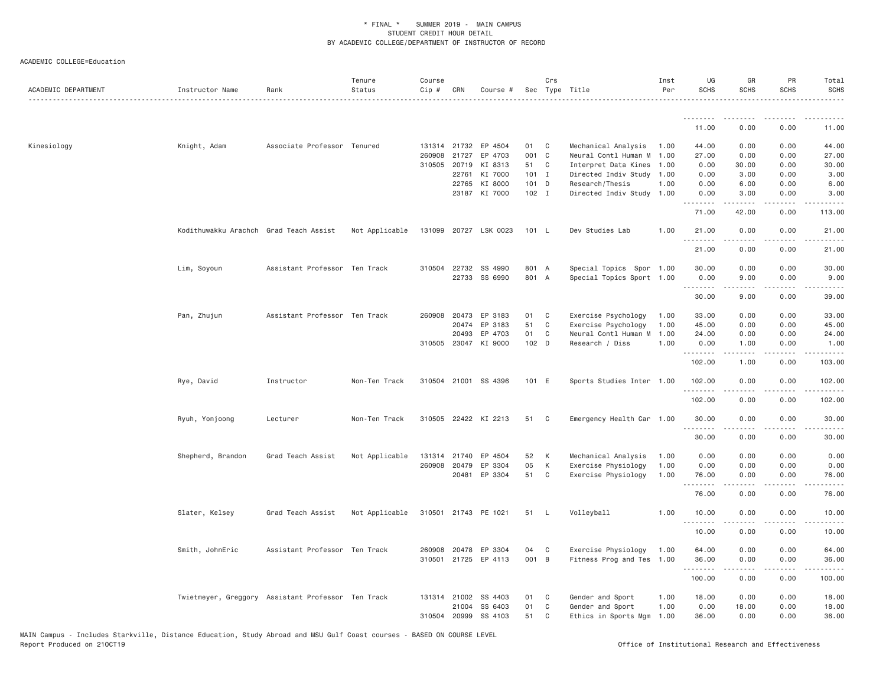* FINAL * SUMMER 2019 - MAIN CAMPUS
STUDENT CREDIT HOUR DETAIL
BY ACADEMIC COLLEGE/DEPARTMENT OF INSTRUCTOR OF RECORD

ACADEMIC COLLEGE=Education

| ACADEMIC DEPARTMENT | Instructor Name | Rank | Tenure Status | Course Cip # | CRN | Course # | Sec | Crs Type | Title | Inst Per | UG SCHS | GR SCHS | PR SCHS | Total SCHS |
|---|---|---|---|---|---|---|---|---|---|---|---|---|---|---|
| | | | | | | | | | | | 11.00 | 0.00 | 0.00 | 11.00 |
| Kinesiology | Knight, Adam | Associate Professor | Tenured | 131314 | 21732 | EP 4504 | 01 | C | Mechanical Analysis | 1.00 | 44.00 | 0.00 | 0.00 | 44.00 |
| | | | | 260908 | 21727 | EP 4703 | 001 | C | Neural Contl Human M | 1.00 | 27.00 | 0.00 | 0.00 | 27.00 |
| | | | | 310505 | 20719 | KI 8313 | 51 | C | Interpret Data Kines | 1.00 | 0.00 | 30.00 | 0.00 | 30.00 |
| | | | | | 22761 | KI 7000 | 101 | I | Directed Indiv Study | 1.00 | 0.00 | 3.00 | 0.00 | 3.00 |
| | | | | | 22765 | KI 8000 | 101 | D | Research/Thesis | 1.00 | 0.00 | 6.00 | 0.00 | 6.00 |
| | | | | | 23187 | KI 7000 | 102 | I | Directed Indiv Study | 1.00 | 0.00 | 3.00 | 0.00 | 3.00 |
| | | | | | | | | | | | 71.00 | 42.00 | 0.00 | 113.00 |
| | Kodithuwakku Arachch | Grad Teach Assist | Not Applicable | 131099 | 20727 | LSK 0023 | 101 | L | Dev Studies Lab | 1.00 | 21.00 | 0.00 | 0.00 | 21.00 |
| | | | | | | | | | | | 21.00 | 0.00 | 0.00 | 21.00 |
| | Lim, Soyoun | Assistant Professor | Ten Track | 310504 | 22732 | SS 4990 | 801 | A | Special Topics Spor | 1.00 | 30.00 | 0.00 | 0.00 | 30.00 |
| | | | | | 22733 | SS 6990 | 801 | A | Special Topics Sport | 1.00 | 0.00 | 9.00 | 0.00 | 9.00 |
| | | | | | | | | | | | 30.00 | 9.00 | 0.00 | 39.00 |
| | Pan, Zhujun | Assistant Professor | Ten Track | 260908 | 20473 | EP 3183 | 01 | C | Exercise Psychology | 1.00 | 33.00 | 0.00 | 0.00 | 33.00 |
| | | | | | 20474 | EP 3183 | 51 | C | Exercise Psychology | 1.00 | 45.00 | 0.00 | 0.00 | 45.00 |
| | | | | | 20493 | EP 4703 | 01 | C | Neural Contl Human M | 1.00 | 24.00 | 0.00 | 0.00 | 24.00 |
| | | | | 310505 | 23047 | KI 9000 | 102 | D | Research / Diss | 1.00 | 0.00 | 1.00 | 0.00 | 1.00 |
| | | | | | | | | | | | 102.00 | 1.00 | 0.00 | 103.00 |
| | Rye, David | Instructor | Non-Ten Track | 310504 | 21001 | SS 4396 | 101 | E | Sports Studies Inter | 1.00 | 102.00 | 0.00 | 0.00 | 102.00 |
| | | | | | | | | | | | 102.00 | 0.00 | 0.00 | 102.00 |
| | Ryuh, Yonjoong | Lecturer | Non-Ten Track | 310505 | 22422 | KI 2213 | 51 | C | Emergency Health Car | 1.00 | 30.00 | 0.00 | 0.00 | 30.00 |
| | | | | | | | | | | | 30.00 | 0.00 | 0.00 | 30.00 |
| | Shepherd, Brandon | Grad Teach Assist | Not Applicable | 131314 | 21740 | EP 4504 | 52 | K | Mechanical Analysis | 1.00 | 0.00 | 0.00 | 0.00 | 0.00 |
| | | | | 260908 | 20479 | EP 3304 | 05 | K | Exercise Physiology | 1.00 | 0.00 | 0.00 | 0.00 | 0.00 |
| | | | | | 20481 | EP 3304 | 51 | C | Exercise Physiology | 1.00 | 76.00 | 0.00 | 0.00 | 76.00 |
| | | | | | | | | | | | 76.00 | 0.00 | 0.00 | 76.00 |
| | Slater, Kelsey | Grad Teach Assist | Not Applicable | 310501 | 21743 | PE 1021 | 51 | L | Volleyball | 1.00 | 10.00 | 0.00 | 0.00 | 10.00 |
| | | | | | | | | | | | 10.00 | 0.00 | 0.00 | 10.00 |
| | Smith, JohnEric | Assistant Professor | Ten Track | 260908 | 20478 | EP 3304 | 04 | C | Exercise Physiology | 1.00 | 64.00 | 0.00 | 0.00 | 64.00 |
| | | | | 310501 | 21725 | EP 4113 | 001 | B | Fitness Prog and Tes | 1.00 | 36.00 | 0.00 | 0.00 | 36.00 |
| | | | | | | | | | | | 100.00 | 0.00 | 0.00 | 100.00 |
| | Twietmeyer, Greggory | Assistant Professor | Ten Track | 131314 | 21002 | SS 4403 | 01 | C | Gender and Sport | 1.00 | 18.00 | 0.00 | 0.00 | 18.00 |
| | | | | | 21004 | SS 6403 | 01 | C | Gender and Sport | 1.00 | 0.00 | 18.00 | 0.00 | 18.00 |
| | | | | 310504 | 20999 | SS 4103 | 51 | C | Ethics in Sports Mgm | 1.00 | 36.00 | 0.00 | 0.00 | 36.00 |

MAIN Campus - Includes Starkville, Distance Education, Study Abroad and MSU Gulf Coast courses - BASED ON COURSE LEVEL
Report Produced on 21OCT19 Office of Institutional Research and Effectiveness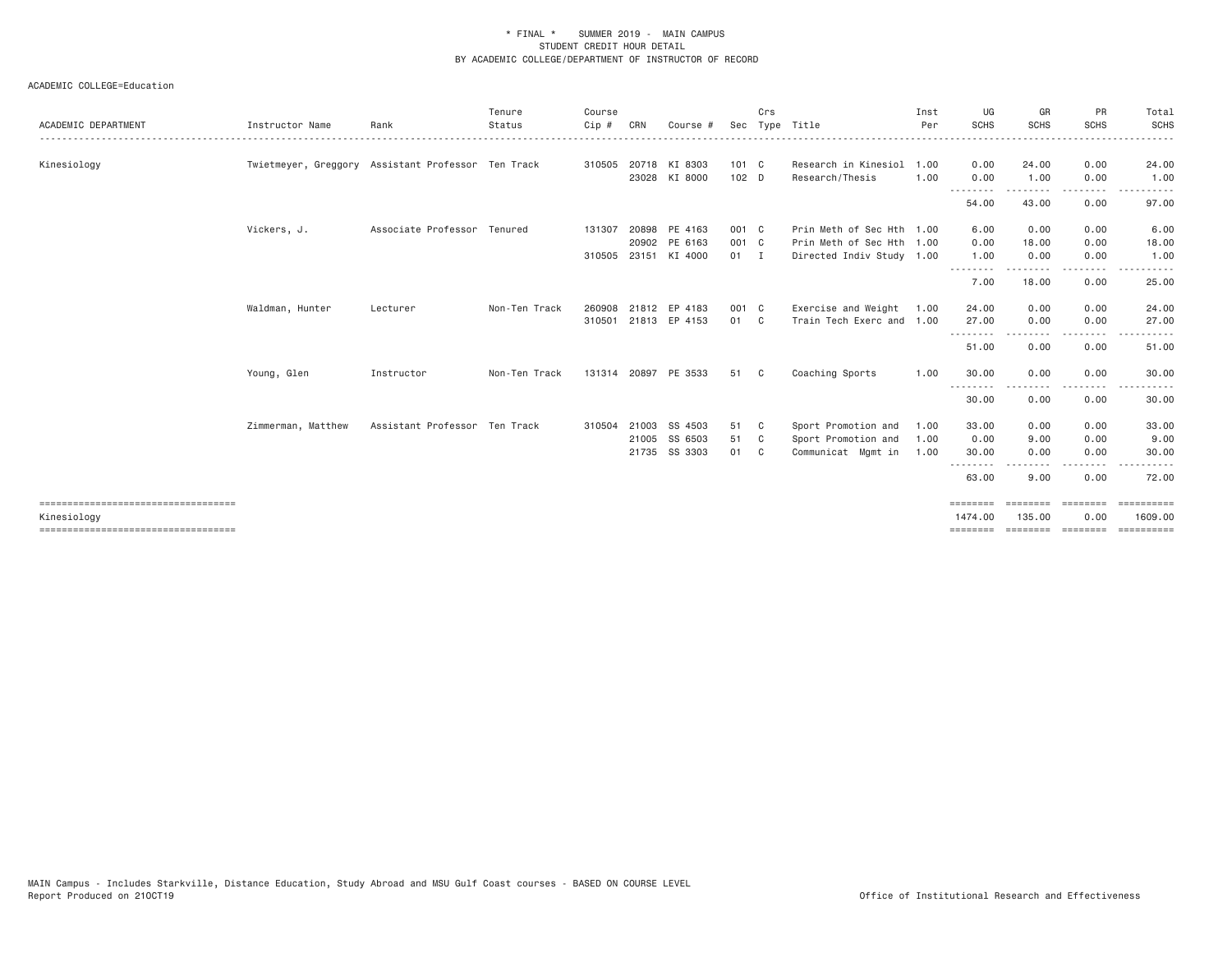* FINAL * SUMMER 2019 - MAIN CAMPUS
STUDENT CREDIT HOUR DETAIL
BY ACADEMIC COLLEGE/DEPARTMENT OF INSTRUCTOR OF RECORD

ACADEMIC COLLEGE=Education

| ACADEMIC DEPARTMENT | Instructor Name | Rank | Tenure Status | Course Cip # | CRN | Course # | Sec | Crs Type | Title | Inst Per | UG SCHS | GR SCHS | PR SCHS | Total SCHS |
|---|---|---|---|---|---|---|---|---|---|---|---|---|---|---|
| Kinesiology | Twietmeyer, Greggory | Assistant Professor | Ten Track | 310505 | 20718 | KI 8303 | 101 | C | Research in Kinesiol | 1.00 | 0.00 | 24.00 | 0.00 | 24.00 |
| | | | | | 23028 | KI 8000 | 102 | D | Research/Thesis | 1.00 | 0.00 | 1.00 | 0.00 | 1.00 |
| | | | | | | | | | | | 54.00 | 43.00 | 0.00 | 97.00 |
| | Vickers, J. | Associate Professor | Tenured | 131307 | 20898 | PE 4163 | 001 | C | Prin Meth of Sec Hth | 1.00 | 6.00 | 0.00 | 0.00 | 6.00 |
| | | | | | 20902 | PE 6163 | 001 | C | Prin Meth of Sec Hth | 1.00 | 0.00 | 18.00 | 0.00 | 18.00 |
| | | | | 310505 | 23151 | KI 4000 | 01 | I | Directed Indiv Study | 1.00 | 1.00 | 0.00 | 0.00 | 1.00 |
| | | | | | | | | | | | 7.00 | 18.00 | 0.00 | 25.00 |
| | Waldman, Hunter | Lecturer | Non-Ten Track | 260908 | 21812 | EP 4183 | 001 | C | Exercise and Weight | 1.00 | 24.00 | 0.00 | 0.00 | 24.00 |
| | | | | 310501 | 21813 | EP 4153 | 01 | C | Train Tech Exerc and | 1.00 | 27.00 | 0.00 | 0.00 | 27.00 |
| | | | | | | | | | | | 51.00 | 0.00 | 0.00 | 51.00 |
| | Young, Glen | Instructor | Non-Ten Track | 131314 | 20897 | PE 3533 | 51 | C | Coaching Sports | 1.00 | 30.00 | 0.00 | 0.00 | 30.00 |
| | | | | | | | | | | | 30.00 | 0.00 | 0.00 | 30.00 |
| | Zimmerman, Matthew | Assistant Professor | Ten Track | 310504 | 21003 | SS 4503 | 51 | C | Sport Promotion and | 1.00 | 33.00 | 0.00 | 0.00 | 33.00 |
| | | | | | 21005 | SS 6503 | 51 | C | Sport Promotion and | 1.00 | 0.00 | 9.00 | 0.00 | 9.00 |
| | | | | | 21735 | SS 3303 | 01 | C | Communicat Mgmt in | 1.00 | 30.00 | 0.00 | 0.00 | 30.00 |
| | | | | | | | | | | | 63.00 | 9.00 | 0.00 | 72.00 |
| Kinesiology | | | | | | | | | | | 1474.00 | 135.00 | 0.00 | 1609.00 |

MAIN Campus - Includes Starkville, Distance Education, Study Abroad and MSU Gulf Coast courses - BASED ON COURSE LEVEL
Report Produced on 21OCT19

Office of Institutional Research and Effectiveness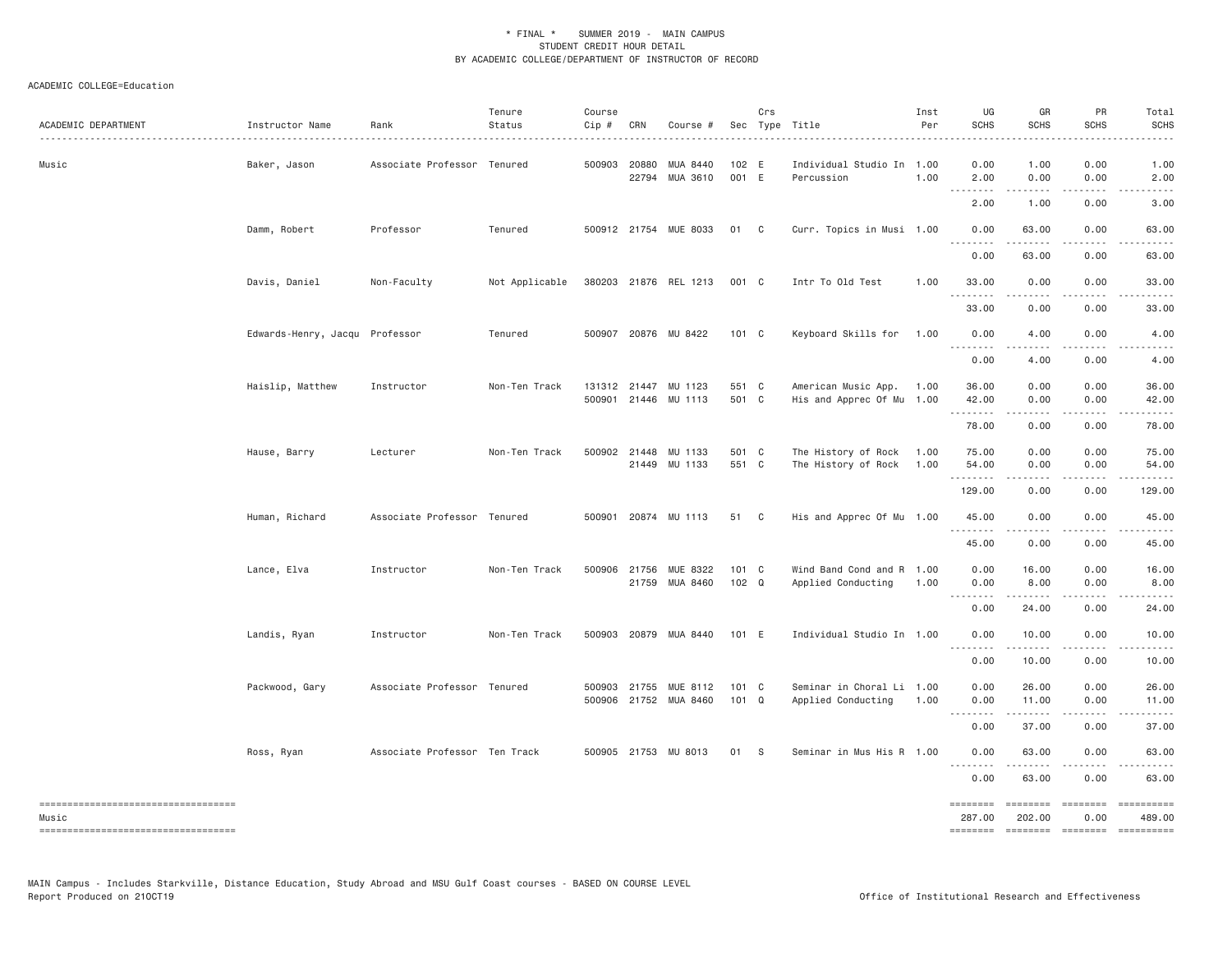\* FINAL \* SUMMER 2019 - MAIN CAMPUS
STUDENT CREDIT HOUR DETAIL
BY ACADEMIC COLLEGE/DEPARTMENT OF INSTRUCTOR OF RECORD

ACADEMIC COLLEGE=Education

| ACADEMIC DEPARTMENT | Instructor Name | Rank | Tenure Status | Course Cip # | CRN | Course # | Sec | Crs Type | Title | Inst Per | UG SCHS | GR SCHS | PR SCHS | Total SCHS |
|---|---|---|---|---|---|---|---|---|---|---|---|---|---|---|
| Music | Baker, Jason | Associate Professor | Tenured | 500903 | 20880 | MUA 8440 | 102 | E | Individual Studio In | 1.00 | 0.00 | 1.00 | 0.00 | 1.00 |
| | | | | | 22794 | MUA 3610 | 001 | E | Percussion | 1.00 | 2.00 | 0.00 | 0.00 | 2.00 |
| | | | | | | | | | | | 2.00 | 1.00 | 0.00 | 3.00 |
| | Damm, Robert | Professor | Tenured | 500912 | 21754 | MUE 8033 | 01 | C | Curr. Topics in Musi | 1.00 | 0.00 | 63.00 | 0.00 | 63.00 |
| | | | | | | | | | | | 0.00 | 63.00 | 0.00 | 63.00 |
| | Davis, Daniel | Non-Faculty | Not Applicable | 380203 | 21876 | REL 1213 | 001 | C | Intr To Old Test | 1.00 | 33.00 | 0.00 | 0.00 | 33.00 |
| | | | | | | | | | | | 33.00 | 0.00 | 0.00 | 33.00 |
| | Edwards-Henry, Jacqu | Professor | Tenured | 500907 | 20876 | MU 8422 | 101 | C | Keyboard Skills for | 1.00 | 0.00 | 4.00 | 0.00 | 4.00 |
| | | | | | | | | | | | 0.00 | 4.00 | 0.00 | 4.00 |
| | Haislip, Matthew | Instructor | Non-Ten Track | 131312 | 21447 | MU 1123 | 551 | C | American Music App. | 1.00 | 36.00 | 0.00 | 0.00 | 36.00 |
| | | | | 500901 | 21446 | MU 1113 | 501 | C | His and Apprec Of Mu | 1.00 | 42.00 | 0.00 | 0.00 | 42.00 |
| | | | | | | | | | | | 78.00 | 0.00 | 0.00 | 78.00 |
| | Hause, Barry | Lecturer | Non-Ten Track | 500902 | 21448 | MU 1133 | 501 | C | The History of Rock | 1.00 | 75.00 | 0.00 | 0.00 | 75.00 |
| | | | | | 21449 | MU 1133 | 551 | C | The History of Rock | 1.00 | 54.00 | 0.00 | 0.00 | 54.00 |
| | | | | | | | | | | | 129.00 | 0.00 | 0.00 | 129.00 |
| | Human, Richard | Associate Professor | Tenured | 500901 | 20874 | MU 1113 | 51 | C | His and Apprec Of Mu | 1.00 | 45.00 | 0.00 | 0.00 | 45.00 |
| | | | | | | | | | | | 45.00 | 0.00 | 0.00 | 45.00 |
| | Lance, Elva | Instructor | Non-Ten Track | 500906 | 21756 | MUE 8322 | 101 | C | Wind Band Cond and R | 1.00 | 0.00 | 16.00 | 0.00 | 16.00 |
| | | | | | 21759 | MUA 8460 | 102 | Q | Applied Conducting | 1.00 | 0.00 | 8.00 | 0.00 | 8.00 |
| | | | | | | | | | | | 0.00 | 24.00 | 0.00 | 24.00 |
| | Landis, Ryan | Instructor | Non-Ten Track | 500903 | 20879 | MUA 8440 | 101 | E | Individual Studio In | 1.00 | 0.00 | 10.00 | 0.00 | 10.00 |
| | | | | | | | | | | | 0.00 | 10.00 | 0.00 | 10.00 |
| | Packwood, Gary | Associate Professor | Tenured | 500903 | 21755 | MUE 8112 | 101 | C | Seminar in Choral Li | 1.00 | 0.00 | 26.00 | 0.00 | 26.00 |
| | | | | 500906 | 21752 | MUA 8460 | 101 | Q | Applied Conducting | 1.00 | 0.00 | 11.00 | 0.00 | 11.00 |
| | | | | | | | | | | | 0.00 | 37.00 | 0.00 | 37.00 |
| | Ross, Ryan | Associate Professor | Ten Track | 500905 | 21753 | MU 8013 | 01 | S | Seminar in Mus His R | 1.00 | 0.00 | 63.00 | 0.00 | 63.00 |
| | | | | | | | | | | | 0.00 | 63.00 | 0.00 | 63.00 |
| Music | | | | | | | | | | | 287.00 | 202.00 | 0.00 | 489.00 |

MAIN Campus - Includes Starkville, Distance Education, Study Abroad and MSU Gulf Coast courses - BASED ON COURSE LEVEL
Report Produced on 21OCT19 Office of Institutional Research and Effectiveness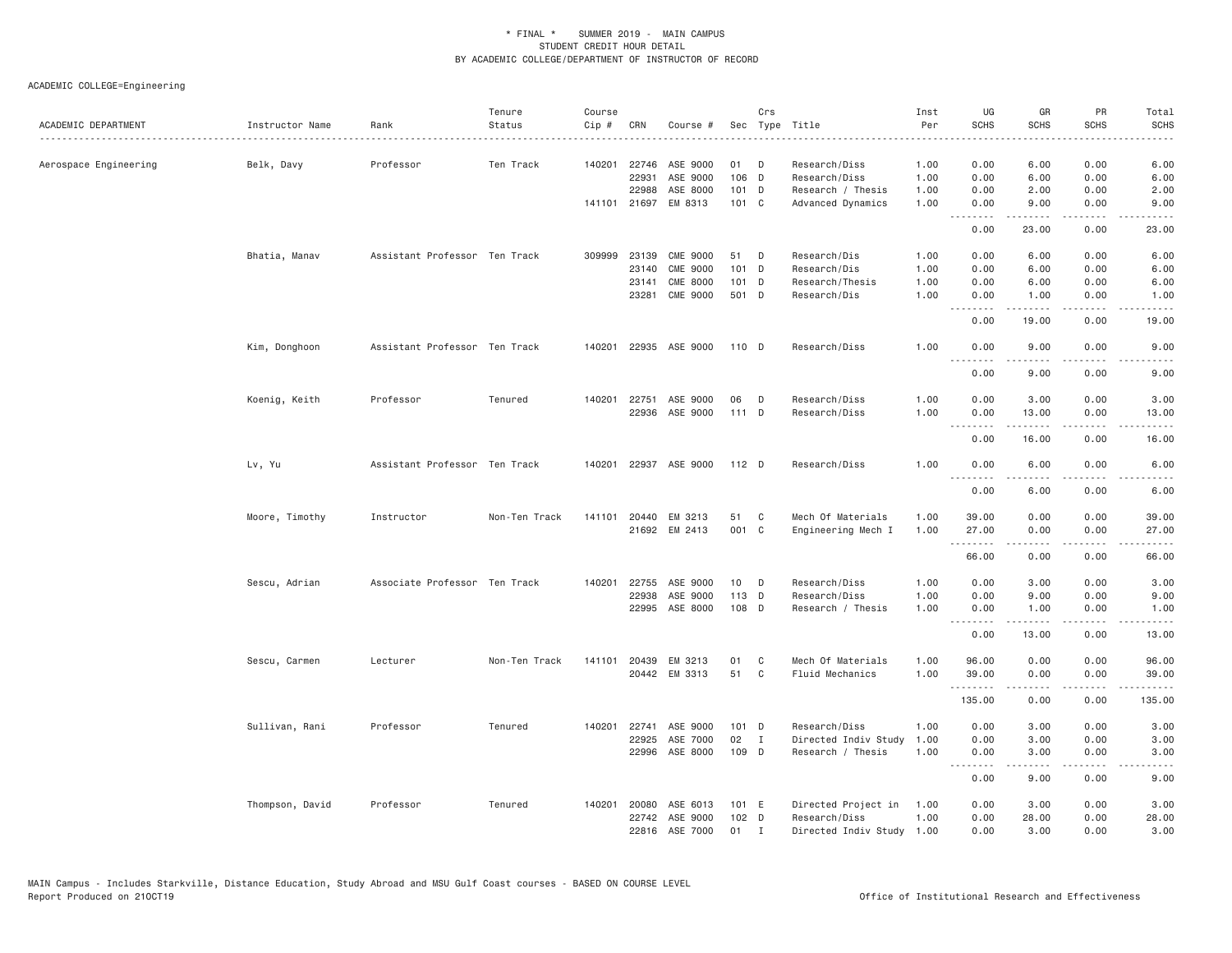\* FINAL \* SUMMER 2019 - MAIN CAMPUS
STUDENT CREDIT HOUR DETAIL
BY ACADEMIC COLLEGE/DEPARTMENT OF INSTRUCTOR OF RECORD

ACADEMIC COLLEGE=Engineering

| ACADEMIC DEPARTMENT | Instructor Name | Rank | Tenure Status | Course Cip # | CRN | Course # | Sec | Crs Type | Title | Inst Per | UG SCHS | GR SCHS | PR SCHS | Total SCHS |
|---|---|---|---|---|---|---|---|---|---|---|---|---|---|---|
| Aerospace Engineering | Belk, Davy | Professor | Ten Track | 140201 | 22746 | ASE 9000 | 01 | D | Research/Diss | 1.00 | 0.00 | 6.00 | 0.00 | 6.00 |
| | | | | | 22931 | ASE 9000 | 106 | D | Research/Diss | 1.00 | 0.00 | 6.00 | 0.00 | 6.00 |
| | | | | | 22988 | ASE 8000 | 101 | D | Research / Thesis | 1.00 | 0.00 | 2.00 | 0.00 | 2.00 |
| | | | | 141101 | 21697 | EM 8313 | 101 | C | Advanced Dynamics | 1.00 | 0.00 | 9.00 | 0.00 | 9.00 |
| | | | | | | | | | | | 0.00 | 23.00 | 0.00 | 23.00 |
| | Bhatia, Manav | Assistant Professor | Ten Track | 309999 | 23139 | CME 9000 | 51 | D | Research/Dis | 1.00 | 0.00 | 6.00 | 0.00 | 6.00 |
| | | | | | 23140 | CME 9000 | 101 | D | Research/Dis | 1.00 | 0.00 | 6.00 | 0.00 | 6.00 |
| | | | | | 23141 | CME 8000 | 101 | D | Research/Thesis | 1.00 | 0.00 | 6.00 | 0.00 | 6.00 |
| | | | | | 23281 | CME 9000 | 501 | D | Research/Dis | 1.00 | 0.00 | 1.00 | 0.00 | 1.00 |
| | | | | | | | | | | | 0.00 | 19.00 | 0.00 | 19.00 |
| | Kim, Donghoon | Assistant Professor | Ten Track | 140201 | 22935 | ASE 9000 | 110 | D | Research/Diss | 1.00 | 0.00 | 9.00 | 0.00 | 9.00 |
| | | | | | | | | | | | 0.00 | 9.00 | 0.00 | 9.00 |
| | Koenig, Keith | Professor | Tenured | 140201 | 22751 | ASE 9000 | 06 | D | Research/Diss | 1.00 | 0.00 | 3.00 | 0.00 | 3.00 |
| | | | | | 22936 | ASE 9000 | 111 | D | Research/Diss | 1.00 | 0.00 | 13.00 | 0.00 | 13.00 |
| | | | | | | | | | | | 0.00 | 16.00 | 0.00 | 16.00 |
| | Lv, Yu | Assistant Professor | Ten Track | 140201 | 22937 | ASE 9000 | 112 | D | Research/Diss | 1.00 | 0.00 | 6.00 | 0.00 | 6.00 |
| | | | | | | | | | | | 0.00 | 6.00 | 0.00 | 6.00 |
| | Moore, Timothy | Instructor | Non-Ten Track | 141101 | 20440 | EM 3213 | 51 | C | Mech Of Materials | 1.00 | 39.00 | 0.00 | 0.00 | 39.00 |
| | | | | | 21692 | EM 2413 | 001 | C | Engineering Mech I | 1.00 | 27.00 | 0.00 | 0.00 | 27.00 |
| | | | | | | | | | | | 66.00 | 0.00 | 0.00 | 66.00 |
| | Sescu, Adrian | Associate Professor | Ten Track | 140201 | 22755 | ASE 9000 | 10 | D | Research/Diss | 1.00 | 0.00 | 3.00 | 0.00 | 3.00 |
| | | | | | 22938 | ASE 9000 | 113 | D | Research/Diss | 1.00 | 0.00 | 9.00 | 0.00 | 9.00 |
| | | | | | 22995 | ASE 8000 | 108 | D | Research / Thesis | 1.00 | 0.00 | 1.00 | 0.00 | 1.00 |
| | | | | | | | | | | | 0.00 | 13.00 | 0.00 | 13.00 |
| | Sescu, Carmen | Lecturer | Non-Ten Track | 141101 | 20439 | EM 3213 | 01 | C | Mech Of Materials | 1.00 | 96.00 | 0.00 | 0.00 | 96.00 |
| | | | | | 20442 | EM 3313 | 51 | C | Fluid Mechanics | 1.00 | 39.00 | 0.00 | 0.00 | 39.00 |
| | | | | | | | | | | | 135.00 | 0.00 | 0.00 | 135.00 |
| | Sullivan, Rani | Professor | Tenured | 140201 | 22741 | ASE 9000 | 101 | D | Research/Diss | 1.00 | 0.00 | 3.00 | 0.00 | 3.00 |
| | | | | | 22925 | ASE 7000 | 02 | I | Directed Indiv Study | 1.00 | 0.00 | 3.00 | 0.00 | 3.00 |
| | | | | | 22996 | ASE 8000 | 109 | D | Research / Thesis | 1.00 | 0.00 | 3.00 | 0.00 | 3.00 |
| | | | | | | | | | | | 0.00 | 9.00 | 0.00 | 9.00 |
| | Thompson, David | Professor | Tenured | 140201 | 20080 | ASE 6013 | 101 | E | Directed Project in | 1.00 | 0.00 | 3.00 | 0.00 | 3.00 |
| | | | | | 22742 | ASE 9000 | 102 | D | Research/Diss | 1.00 | 0.00 | 28.00 | 0.00 | 28.00 |
| | | | | | 22816 | ASE 7000 | 01 | I | Directed Indiv Study | 1.00 | 0.00 | 3.00 | 0.00 | 3.00 |

MAIN Campus - Includes Starkville, Distance Education, Study Abroad and MSU Gulf Coast courses - BASED ON COURSE LEVEL
Report Produced on 21OCT19

Office of Institutional Research and Effectiveness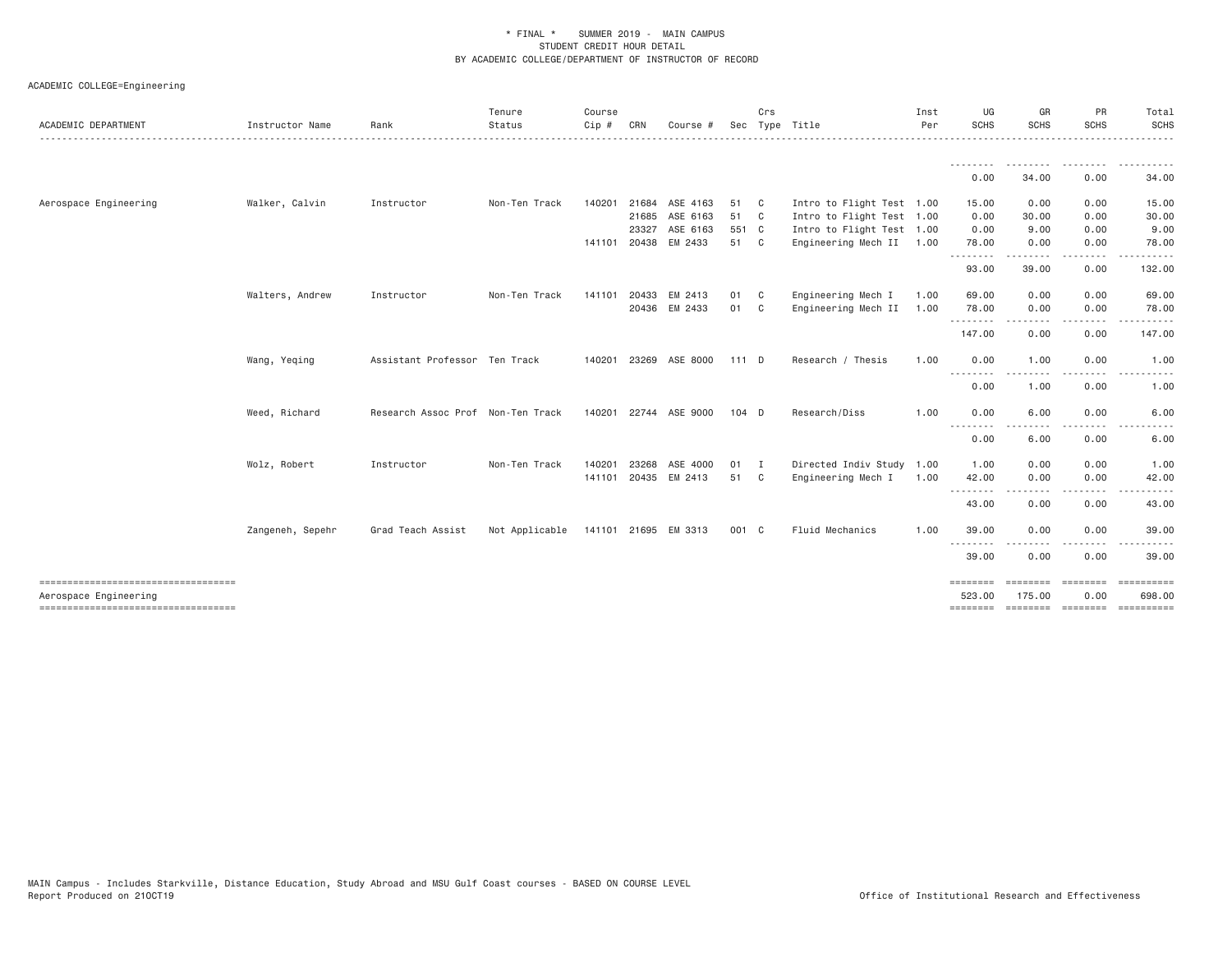\* FINAL \* SUMMER 2019 - MAIN CAMPUS
STUDENT CREDIT HOUR DETAIL
BY ACADEMIC COLLEGE/DEPARTMENT OF INSTRUCTOR OF RECORD

ACADEMIC COLLEGE=Engineering

| ACADEMIC DEPARTMENT | Instructor Name | Rank | Tenure Status | Course Cip # | CRN | Course # | Sec | Crs Type | Title | Inst Per | UG SCHS | GR SCHS | PR SCHS | Total SCHS |
|---|---|---|---|---|---|---|---|---|---|---|---|---|---|---|
| | | | | | | | | | | | 0.00 | 34.00 | 0.00 | 34.00 |
| Aerospace Engineering | Walker, Calvin | Instructor | Non-Ten Track | 140201 | 21684 | ASE 4163 | 51 | C | Intro to Flight Test | 1.00 | 15.00 | 0.00 | 0.00 | 15.00 |
| | | | | | 21685 | ASE 6163 | 51 | C | Intro to Flight Test | 1.00 | 0.00 | 30.00 | 0.00 | 30.00 |
| | | | | | 23327 | ASE 6163 | 551 | C | Intro to Flight Test | 1.00 | 0.00 | 9.00 | 0.00 | 9.00 |
| | | | | 141101 | 20438 | EM 2433 | 51 | C | Engineering Mech II | 1.00 | 78.00 | 0.00 | 0.00 | 78.00 |
| | | | | | | | | | | | 93.00 | 39.00 | 0.00 | 132.00 |
| | Walters, Andrew | Instructor | Non-Ten Track | 141101 | 20433 | EM 2413 | 01 | C | Engineering Mech I | 1.00 | 69.00 | 0.00 | 0.00 | 69.00 |
| | | | | | 20436 | EM 2433 | 01 | C | Engineering Mech II | 1.00 | 78.00 | 0.00 | 0.00 | 78.00 |
| | | | | | | | | | | | 147.00 | 0.00 | 0.00 | 147.00 |
| | Wang, Yeqing | Assistant Professor | Ten Track | 140201 | 23269 | ASE 8000 | 111 | D | Research / Thesis | 1.00 | 0.00 | 1.00 | 0.00 | 1.00 |
| | | | | | | | | | | | 0.00 | 1.00 | 0.00 | 1.00 |
| | Weed, Richard | Research Assoc Prof | Non-Ten Track | 140201 | 22744 | ASE 9000 | 104 | D | Research/Diss | 1.00 | 0.00 | 6.00 | 0.00 | 6.00 |
| | | | | | | | | | | | 0.00 | 6.00 | 0.00 | 6.00 |
| | Wolz, Robert | Instructor | Non-Ten Track | 140201 | 23268 | ASE 4000 | 01 | I | Directed Indiv Study | 1.00 | 1.00 | 0.00 | 0.00 | 1.00 |
| | | | | 141101 | 20435 | EM 2413 | 51 | C | Engineering Mech I | 1.00 | 42.00 | 0.00 | 0.00 | 42.00 |
| | | | | | | | | | | | 43.00 | 0.00 | 0.00 | 43.00 |
| | Zangeneh, Sepehr | Grad Teach Assist | Not Applicable | 141101 | 21695 | EM 3313 | 001 | C | Fluid Mechanics | 1.00 | 39.00 | 0.00 | 0.00 | 39.00 |
| | | | | | | | | | | | 39.00 | 0.00 | 0.00 | 39.00 |
| Aerospace Engineering | | | | | | | | | | | 523.00 | 175.00 | 0.00 | 698.00 |

MAIN Campus - Includes Starkville, Distance Education, Study Abroad and MSU Gulf Coast courses - BASED ON COURSE LEVEL
Report Produced on 21OCT19

Office of Institutional Research and Effectiveness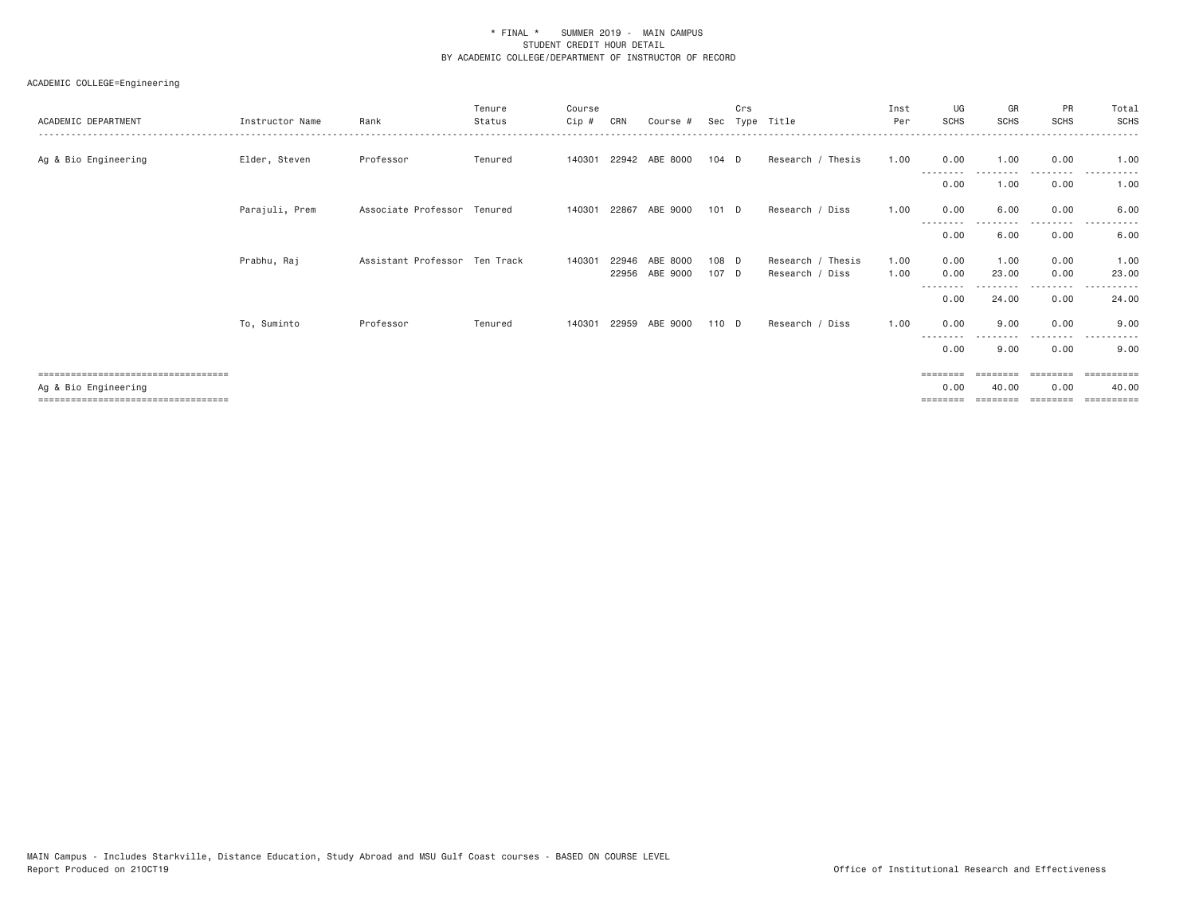\* FINAL \*    SUMMER 2019 - MAIN CAMPUS
STUDENT CREDIT HOUR DETAIL
BY ACADEMIC COLLEGE/DEPARTMENT OF INSTRUCTOR OF RECORD

ACADEMIC COLLEGE=Engineering

| ACADEMIC DEPARTMENT | Instructor Name | Rank | Tenure Status | Course Cip # | CRN | Course # | Sec | Crs Type | Title | Inst Per | UG SCHS | GR SCHS | PR SCHS | Total SCHS |
|---|---|---|---|---|---|---|---|---|---|---|---|---|---|---|
| Ag & Bio Engineering | Elder, Steven | Professor | Tenured | 140301 | 22942 | ABE 8000 | 104 | D | Research / Thesis | 1.00 | 0.00 | 1.00 | 0.00 | 1.00 |
| | | | | | | | | | | | 0.00 | 1.00 | 0.00 | 1.00 |
| | Parajuli, Prem | Associate Professor | Tenured | 140301 | 22867 | ABE 9000 | 101 | D | Research / Diss | 1.00 | 0.00 | 6.00 | 0.00 | 6.00 |
| | | | | | | | | | | | 0.00 | 6.00 | 0.00 | 6.00 |
| | Prabhu, Raj | Assistant Professor | Ten Track | 140301 | 22946 | ABE 8000 | 108 | D | Research / Thesis | 1.00 | 0.00 | 1.00 | 0.00 | 1.00 |
| | | | | | 22956 | ABE 9000 | 107 | D | Research / Diss | 1.00 | 0.00 | 23.00 | 0.00 | 23.00 |
| | | | | | | | | | | | 0.00 | 24.00 | 0.00 | 24.00 |
| | To, Suminto | Professor | Tenured | 140301 | 22959 | ABE 9000 | 110 | D | Research / Diss | 1.00 | 0.00 | 9.00 | 0.00 | 9.00 |
| | | | | | | | | | | | 0.00 | 9.00 | 0.00 | 9.00 |
| Ag & Bio Engineering | | | | | | | | | | | 0.00 | 40.00 | 0.00 | 40.00 |

MAIN Campus - Includes Starkville, Distance Education, Study Abroad and MSU Gulf Coast courses - BASED ON COURSE LEVEL
Report Produced on 21OCT19    Office of Institutional Research and Effectiveness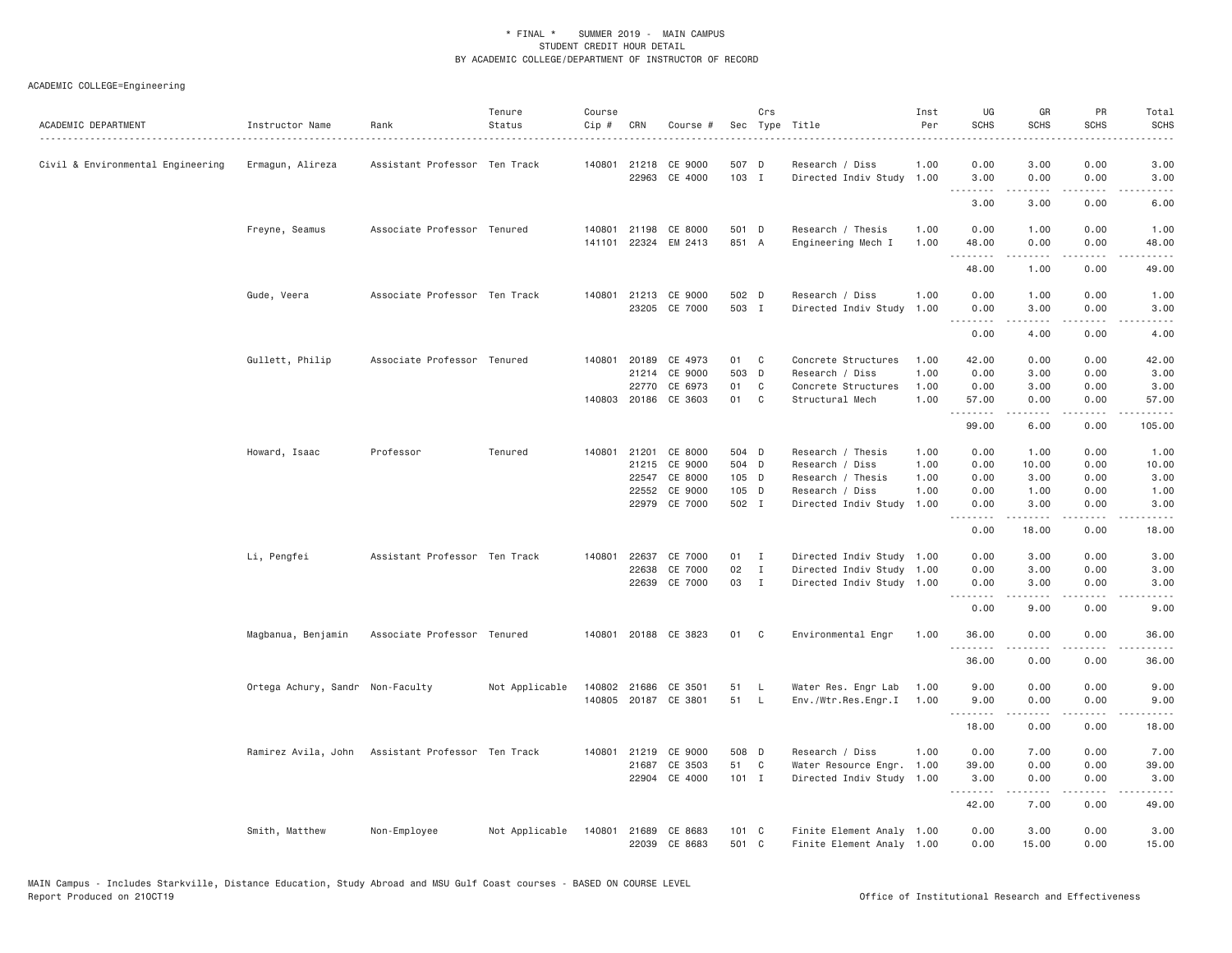* FINAL * SUMMER 2019 - MAIN CAMPUS
STUDENT CREDIT HOUR DETAIL
BY ACADEMIC COLLEGE/DEPARTMENT OF INSTRUCTOR OF RECORD

ACADEMIC COLLEGE=Engineering

| ACADEMIC DEPARTMENT | Instructor Name | Rank | Tenure Status | Course Cip # | CRN | Course # | Sec | Crs Type | Title | Inst Per | UG SCHS | GR SCHS | PR SCHS | Total SCHS |
|---|---|---|---|---|---|---|---|---|---|---|---|---|---|---|
| Civil & Environmental Engineering | Ermagun, Alireza | Assistant Professor | Ten Track | 140801 | 21218 | CE 9000 | 507 | D | Research / Diss | 1.00 | 0.00 | 3.00 | 0.00 | 3.00 |
| | | | | | 22963 | CE 4000 | 103 | I | Directed Indiv Study | 1.00 | 3.00 | 0.00 | 0.00 | 3.00 |
| | | | | | | | | | | | 3.00 | 3.00 | 0.00 | 6.00 |
| | Freyne, Seamus | Associate Professor | Tenured | 140801 | 21198 | CE 8000 | 501 | D | Research / Thesis | 1.00 | 0.00 | 1.00 | 0.00 | 1.00 |
| | | | | 141101 | 22324 | EM 2413 | 851 | A | Engineering Mech I | 1.00 | 48.00 | 0.00 | 0.00 | 48.00 |
| | | | | | | | | | | | 48.00 | 1.00 | 0.00 | 49.00 |
| | Gude, Veera | Associate Professor | Ten Track | 140801 | 21213 | CE 9000 | 502 | D | Research / Diss | 1.00 | 0.00 | 1.00 | 0.00 | 1.00 |
| | | | | | 23205 | CE 7000 | 503 | I | Directed Indiv Study | 1.00 | 0.00 | 3.00 | 0.00 | 3.00 |
| | | | | | | | | | | | 0.00 | 4.00 | 0.00 | 4.00 |
| | Gullett, Philip | Associate Professor | Tenured | 140801 | 20189 | CE 4973 | 01 | C | Concrete Structures | 1.00 | 42.00 | 0.00 | 0.00 | 42.00 |
| | | | | | 21214 | CE 9000 | 503 | D | Research / Diss | 1.00 | 0.00 | 3.00 | 0.00 | 3.00 |
| | | | | | 22770 | CE 6973 | 01 | C | Concrete Structures | 1.00 | 0.00 | 3.00 | 0.00 | 3.00 |
| | | | | 140803 | 20186 | CE 3603 | 01 | C | Structural Mech | 1.00 | 57.00 | 0.00 | 0.00 | 57.00 |
| | | | | | | | | | | | 99.00 | 6.00 | 0.00 | 105.00 |
| | Howard, Isaac | Professor | Tenured | 140801 | 21201 | CE 8000 | 504 | D | Research / Thesis | 1.00 | 0.00 | 1.00 | 0.00 | 1.00 |
| | | | | | 21215 | CE 9000 | 504 | D | Research / Diss | 1.00 | 0.00 | 10.00 | 0.00 | 10.00 |
| | | | | | 22547 | CE 8000 | 105 | D | Research / Thesis | 1.00 | 0.00 | 3.00 | 0.00 | 3.00 |
| | | | | | 22552 | CE 9000 | 105 | D | Research / Diss | 1.00 | 0.00 | 1.00 | 0.00 | 1.00 |
| | | | | | 22979 | CE 7000 | 502 | I | Directed Indiv Study | 1.00 | 0.00 | 3.00 | 0.00 | 3.00 |
| | | | | | | | | | | | 0.00 | 18.00 | 0.00 | 18.00 |
| | Li, Pengfei | Assistant Professor | Ten Track | 140801 | 22637 | CE 7000 | 01 | I | Directed Indiv Study | 1.00 | 0.00 | 3.00 | 0.00 | 3.00 |
| | | | | | 22638 | CE 7000 | 02 | I | Directed Indiv Study | 1.00 | 0.00 | 3.00 | 0.00 | 3.00 |
| | | | | | 22639 | CE 7000 | 03 | I | Directed Indiv Study | 1.00 | 0.00 | 3.00 | 0.00 | 3.00 |
| | | | | | | | | | | | 0.00 | 9.00 | 0.00 | 9.00 |
| | Magbanua, Benjamin | Associate Professor | Tenured | 140801 | 20188 | CE 3823 | 01 | C | Environmental Engr | 1.00 | 36.00 | 0.00 | 0.00 | 36.00 |
| | | | | | | | | | | | 36.00 | 0.00 | 0.00 | 36.00 |
| | Ortega Achury, Sandr | Non-Faculty | Not Applicable | 140802 | 21686 | CE 3501 | 51 | L | Water Res. Engr Lab | 1.00 | 9.00 | 0.00 | 0.00 | 9.00 |
| | | | | 140805 | 20187 | CE 3801 | 51 | L | Env./Wtr.Res.Engr.I | 1.00 | 9.00 | 0.00 | 0.00 | 9.00 |
| | | | | | | | | | | | 18.00 | 0.00 | 0.00 | 18.00 |
| | Ramirez Avila, John | Assistant Professor | Ten Track | 140801 | 21219 | CE 9000 | 508 | D | Research / Diss | 1.00 | 0.00 | 7.00 | 0.00 | 7.00 |
| | | | | | 21687 | CE 3503 | 51 | C | Water Resource Engr. | 1.00 | 39.00 | 0.00 | 0.00 | 39.00 |
| | | | | | 22904 | CE 4000 | 101 | I | Directed Indiv Study | 1.00 | 3.00 | 0.00 | 0.00 | 3.00 |
| | | | | | | | | | | | 42.00 | 7.00 | 0.00 | 49.00 |
| | Smith, Matthew | Non-Employee | Not Applicable | 140801 | 21689 | CE 8683 | 101 | C | Finite Element Analy | 1.00 | 0.00 | 3.00 | 0.00 | 3.00 |
| | | | | | 22039 | CE 8683 | 501 | C | Finite Element Analy | 1.00 | 0.00 | 15.00 | 0.00 | 15.00 |

MAIN Campus - Includes Starkville, Distance Education, Study Abroad and MSU Gulf Coast courses - BASED ON COURSE LEVEL
Report Produced on 21OCT19 Office of Institutional Research and Effectiveness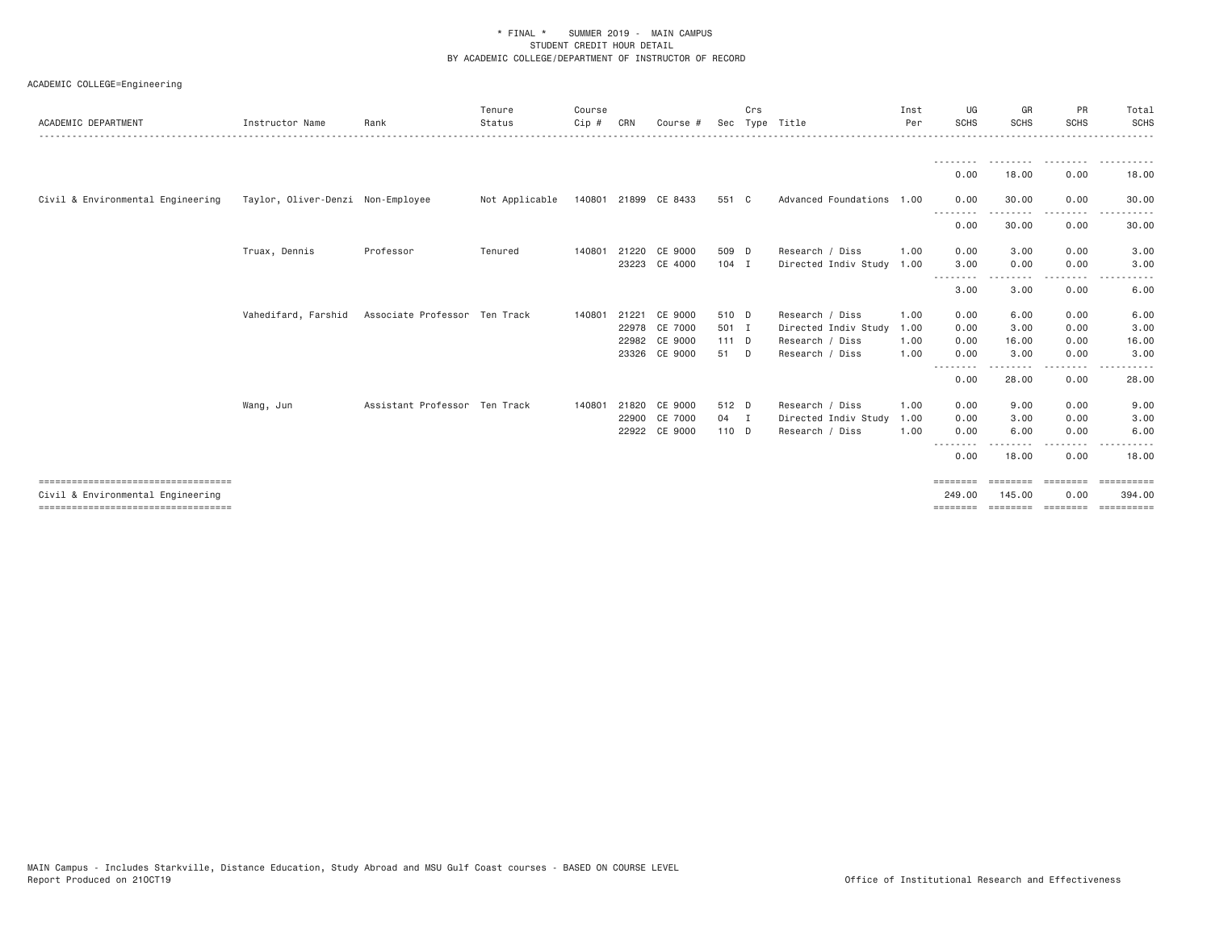ACADEMIC COLLEGE=Engineering

| ACADEMIC DEPARTMENT | Instructor Name | Rank | Tenure Status | Course Cip # | CRN | Course # | Sec | Crs Type | Title | Inst Per | UG SCHS | GR SCHS | PR SCHS | Total SCHS |
|---|---|---|---|---|---|---|---|---|---|---|---|---|---|---|
| | | | | | | | | | | | 0.00 | 18.00 | 0.00 | 18.00 |
| Civil & Environmental Engineering | Taylor, Oliver-Denzi | Non-Employee | Not Applicable | 140801 | 21899 | CE 8433 | 551 | C | Advanced Foundations | 1.00 | 0.00 | 30.00 | 0.00 | 30.00 |
| | | | | | | | | | | | 0.00 | 30.00 | 0.00 | 30.00 |
| | Truax, Dennis | Professor | Tenured | 140801 | 21220 | CE 9000 | 509 | D | Research / Diss | 1.00 | 0.00 | 3.00 | 0.00 | 3.00 |
| | | | | | 23223 | CE 4000 | 104 | I | Directed Indiv Study | 1.00 | 3.00 | 0.00 | 0.00 | 3.00 |
| | | | | | | | | | | | 3.00 | 3.00 | 0.00 | 6.00 |
| | Vahedifard, Farshid | Associate Professor | Ten Track | 140801 | 21221 | CE 9000 | 510 | D | Research / Diss | 1.00 | 0.00 | 6.00 | 0.00 | 6.00 |
| | | | | | 22978 | CE 7000 | 501 | I | Directed Indiv Study | 1.00 | 0.00 | 3.00 | 0.00 | 3.00 |
| | | | | | 22982 | CE 9000 | 111 | D | Research / Diss | 1.00 | 0.00 | 16.00 | 0.00 | 16.00 |
| | | | | | 23326 | CE 9000 | 51 | D | Research / Diss | 1.00 | 0.00 | 3.00 | 0.00 | 3.00 |
| | | | | | | | | | | | 0.00 | 28.00 | 0.00 | 28.00 |
| | Wang, Jun | Assistant Professor | Ten Track | 140801 | 21820 | CE 9000 | 512 | D | Research / Diss | 1.00 | 0.00 | 9.00 | 0.00 | 9.00 |
| | | | | | 22900 | CE 7000 | 04 | I | Directed Indiv Study | 1.00 | 0.00 | 3.00 | 0.00 | 3.00 |
| | | | | | 22922 | CE 9000 | 110 | D | Research / Diss | 1.00 | 0.00 | 6.00 | 0.00 | 6.00 |
| | | | | | | | | | | | 0.00 | 18.00 | 0.00 | 18.00 |
| Civil & Environmental Engineering | | | | | | | | | | | 249.00 | 145.00 | 0.00 | 394.00 |

MAIN Campus - Includes Starkville, Distance Education, Study Abroad and MSU Gulf Coast courses - BASED ON COURSE LEVEL
Report Produced on 21OCT19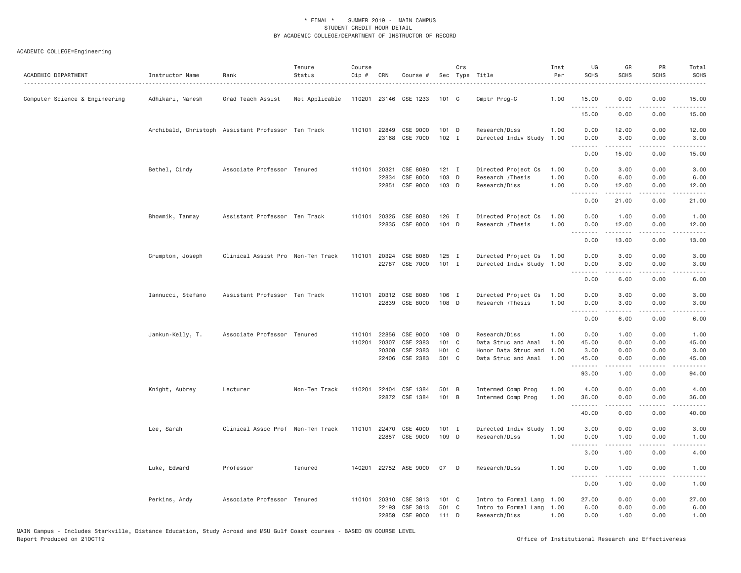\* FINAL \* SUMMER 2019 - MAIN CAMPUS
STUDENT CREDIT HOUR DETAIL
BY ACADEMIC COLLEGE/DEPARTMENT OF INSTRUCTOR OF RECORD

ACADEMIC COLLEGE=Engineering

| ACADEMIC DEPARTMENT | Instructor Name | Rank | Tenure Status | Course Cip # | CRN | Course # | Sec | Crs Type | Title | Inst Per | UG SCHS | GR SCHS | PR SCHS | Total SCHS |
|---|---|---|---|---|---|---|---|---|---|---|---|---|---|---|
| Computer Science & Engineering | Adhikari, Naresh | Grad Teach Assist | Not Applicable | 110201 | 23146 | CSE 1233 | 101 | C | Cmptr Prog-C | 1.00 | 15.00 | 0.00 | 0.00 | 15.00 |
| | | | | | | | | | | | 15.00 | 0.00 | 0.00 | 15.00 |
| | Archibald, Christoph | Assistant Professor | Ten Track | 110101 | 22849 | CSE 9000 | 101 | D | Research/Diss | 1.00 | 0.00 | 12.00 | 0.00 | 12.00 |
| | | | | | 23168 | CSE 7000 | 102 | I | Directed Indiv Study | 1.00 | 0.00 | 3.00 | 0.00 | 3.00 |
| | | | | | | | | | | | 0.00 | 15.00 | 0.00 | 15.00 |
| | Bethel, Cindy | Associate Professor | Tenured | 110101 | 20321 | CSE 8080 | 121 | I | Directed Project Cs | 1.00 | 0.00 | 3.00 | 0.00 | 3.00 |
| | | | | | 22834 | CSE 8000 | 103 | D | Research /Thesis | 1.00 | 0.00 | 6.00 | 0.00 | 6.00 |
| | | | | | 22851 | CSE 9000 | 103 | D | Research/Diss | 1.00 | 0.00 | 12.00 | 0.00 | 12.00 |
| | | | | | | | | | | | 0.00 | 21.00 | 0.00 | 21.00 |
| | Bhowmik, Tanmay | Assistant Professor | Ten Track | 110101 | 20325 | CSE 8080 | 126 | I | Directed Project Cs | 1.00 | 0.00 | 1.00 | 0.00 | 1.00 |
| | | | | | 22835 | CSE 8000 | 104 | D | Research /Thesis | 1.00 | 0.00 | 12.00 | 0.00 | 12.00 |
| | | | | | | | | | | | 0.00 | 13.00 | 0.00 | 13.00 |
| | Crumpton, Joseph | Clinical Assist Pro | Non-Ten Track | 110101 | 20324 | CSE 8080 | 125 | I | Directed Project Cs | 1.00 | 0.00 | 3.00 | 0.00 | 3.00 |
| | | | | | 22787 | CSE 7000 | 101 | I | Directed Indiv Study | 1.00 | 0.00 | 3.00 | 0.00 | 3.00 |
| | | | | | | | | | | | 0.00 | 6.00 | 0.00 | 6.00 |
| | Iannucci, Stefano | Assistant Professor | Ten Track | 110101 | 20312 | CSE 8080 | 106 | I | Directed Project Cs | 1.00 | 0.00 | 3.00 | 0.00 | 3.00 |
| | | | | | 22839 | CSE 8000 | 108 | D | Research /Thesis | 1.00 | 0.00 | 3.00 | 0.00 | 3.00 |
| | | | | | | | | | | | 0.00 | 6.00 | 0.00 | 6.00 |
| | Jankun-Kelly, T. | Associate Professor | Tenured | 110101 | 22856 | CSE 9000 | 108 | D | Research/Diss | 1.00 | 0.00 | 1.00 | 0.00 | 1.00 |
| | | | | 110201 | 20307 | CSE 2383 | 101 | C | Data Struc and Anal | 1.00 | 45.00 | 0.00 | 0.00 | 45.00 |
| | | | | | 20308 | CSE 2383 | H01 | C | Honor Data Struc and | 1.00 | 3.00 | 0.00 | 0.00 | 3.00 |
| | | | | | 22406 | CSE 2383 | 501 | C | Data Struc and Anal | 1.00 | 45.00 | 0.00 | 0.00 | 45.00 |
| | | | | | | | | | | | 93.00 | 1.00 | 0.00 | 94.00 |
| | Knight, Aubrey | Lecturer | Non-Ten Track | 110201 | 22404 | CSE 1384 | 501 | B | Intermed Comp Prog | 1.00 | 4.00 | 0.00 | 0.00 | 4.00 |
| | | | | | 22872 | CSE 1384 | 101 | B | Intermed Comp Prog | 1.00 | 36.00 | 0.00 | 0.00 | 36.00 |
| | | | | | | | | | | | 40.00 | 0.00 | 0.00 | 40.00 |
| | Lee, Sarah | Clinical Assoc Prof | Non-Ten Track | 110101 | 22470 | CSE 4000 | 101 | I | Directed Indiv Study | 1.00 | 3.00 | 0.00 | 0.00 | 3.00 |
| | | | | | 22857 | CSE 9000 | 109 | D | Research/Diss | 1.00 | 0.00 | 1.00 | 0.00 | 1.00 |
| | | | | | | | | | | | 3.00 | 1.00 | 0.00 | 4.00 |
| | Luke, Edward | Professor | Tenured | 140201 | 22752 | ASE 9000 | 07 | D | Research/Diss | 1.00 | 0.00 | 1.00 | 0.00 | 1.00 |
| | | | | | | | | | | | 0.00 | 1.00 | 0.00 | 1.00 |
| | Perkins, Andy | Associate Professor | Tenured | 110101 | 20310 | CSE 3813 | 101 | C | Intro to Formal Lang | 1.00 | 27.00 | 0.00 | 0.00 | 27.00 |
| | | | | | 22193 | CSE 3813 | 501 | C | Intro to Formal Lang | 1.00 | 6.00 | 0.00 | 0.00 | 6.00 |
| | | | | | 22859 | CSE 9000 | 111 | D | Research/Diss | 1.00 | 0.00 | 1.00 | 0.00 | 1.00 |

MAIN Campus - Includes Starkville, Distance Education, Study Abroad and MSU Gulf Coast courses - BASED ON COURSE LEVEL
Report Produced on 21OCT19 Office of Institutional Research and Effectiveness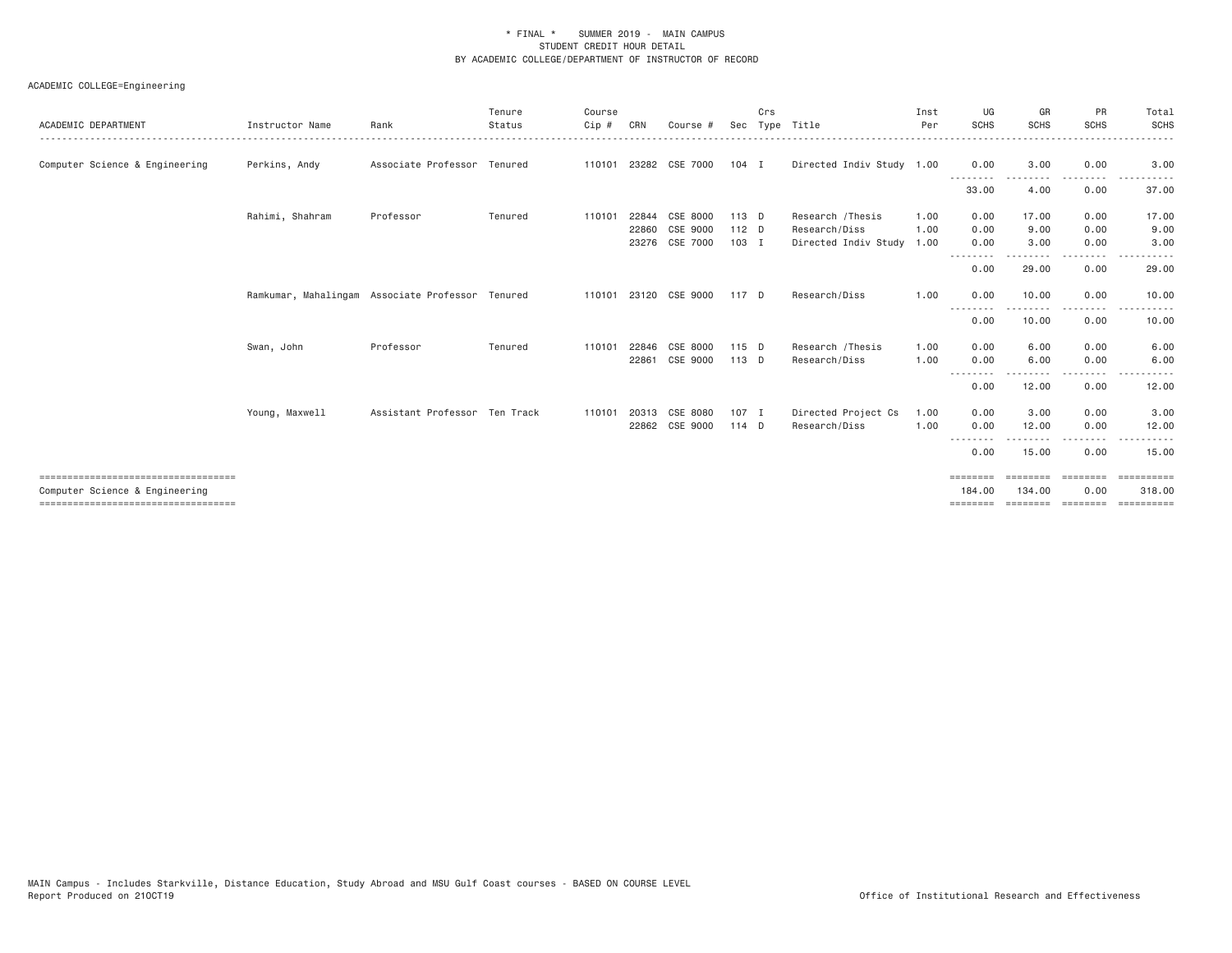\* FINAL \*    SUMMER 2019 - MAIN CAMPUS
STUDENT CREDIT HOUR DETAIL
BY ACADEMIC COLLEGE/DEPARTMENT OF INSTRUCTOR OF RECORD

ACADEMIC COLLEGE=Engineering

| ACADEMIC DEPARTMENT | Instructor Name | Rank | Tenure Status | Course Cip # | CRN | Course # | Sec | Crs Type | Title | Inst Per | UG SCHS | GR SCHS | PR SCHS | Total SCHS |
|---|---|---|---|---|---|---|---|---|---|---|---|---|---|---|
| Computer Science & Engineering | Perkins, Andy | Associate Professor | Tenured | 110101 | 23282 | CSE 7000 | 104 | I | Directed Indiv Study | 1.00 | 0.00 | 3.00 | 0.00 | 3.00 |
| | | | | | | | | | | | 33.00 | 4.00 | 0.00 | 37.00 |
| | Rahimi, Shahram | Professor | Tenured | 110101 | 22844 | CSE 8000 | 113 | D | Research /Thesis | 1.00 | 0.00 | 17.00 | 0.00 | 17.00 |
| | | | | | 22860 | CSE 9000 | 112 | D | Research/Diss | 1.00 | 0.00 | 9.00 | 0.00 | 9.00 |
| | | | | | 23276 | CSE 7000 | 103 | I | Directed Indiv Study | 1.00 | 0.00 | 3.00 | 0.00 | 3.00 |
| | | | | | | | | | | | 0.00 | 29.00 | 0.00 | 29.00 |
| | Ramkumar, Mahalingam | Associate Professor | Tenured | 110101 | 23120 | CSE 9000 | 117 | D | Research/Diss | 1.00 | 0.00 | 10.00 | 0.00 | 10.00 |
| | | | | | | | | | | | 0.00 | 10.00 | 0.00 | 10.00 |
| | Swan, John | Professor | Tenured | 110101 | 22846 | CSE 8000 | 115 | D | Research /Thesis | 1.00 | 0.00 | 6.00 | 0.00 | 6.00 |
| | | | | | 22861 | CSE 9000 | 113 | D | Research/Diss | 1.00 | 0.00 | 6.00 | 0.00 | 6.00 |
| | | | | | | | | | | | 0.00 | 12.00 | 0.00 | 12.00 |
| | Young, Maxwell | Assistant Professor | Ten Track | 110101 | 20313 | CSE 8080 | 107 | I | Directed Project Cs | 1.00 | 0.00 | 3.00 | 0.00 | 3.00 |
| | | | | | 22862 | CSE 9000 | 114 | D | Research/Diss | 1.00 | 0.00 | 12.00 | 0.00 | 12.00 |
| | | | | | | | | | | | 0.00 | 15.00 | 0.00 | 15.00 |
| Computer Science & Engineering | | | | | | | | | | | 184.00 | 134.00 | 0.00 | 318.00 |

MAIN Campus - Includes Starkville, Distance Education, Study Abroad and MSU Gulf Coast courses - BASED ON COURSE LEVEL
Report Produced on 21OCT19    Office of Institutional Research and Effectiveness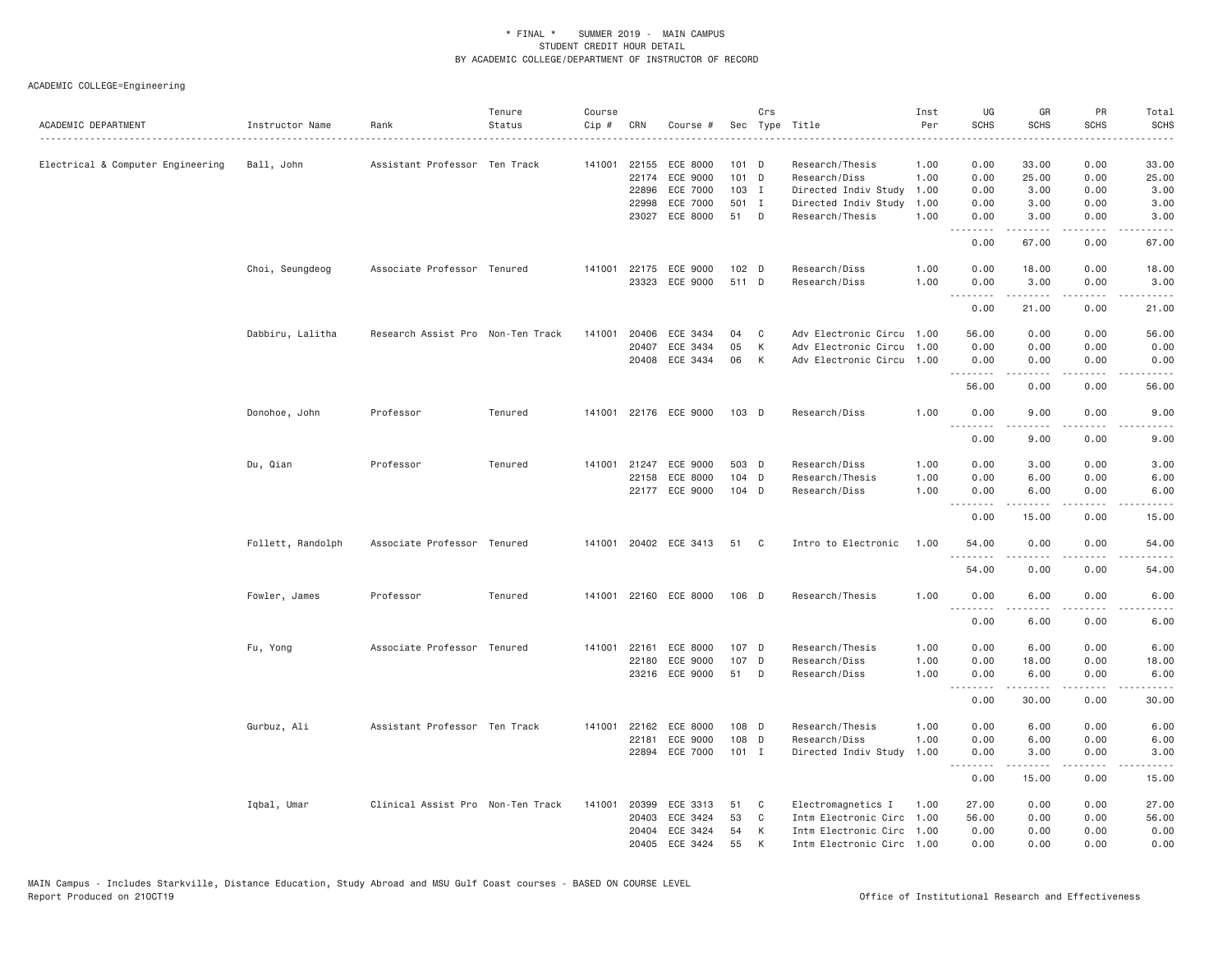\* FINAL \* SUMMER 2019 - MAIN CAMPUS
STUDENT CREDIT HOUR DETAIL
BY ACADEMIC COLLEGE/DEPARTMENT OF INSTRUCTOR OF RECORD

ACADEMIC COLLEGE=Engineering

| ACADEMIC DEPARTMENT | Instructor Name | Rank | Tenure Status | Course Cip # | CRN | Course # | Sec | Crs Type | Title | Inst Per | UG SCHS | GR SCHS | PR SCHS | Total SCHS |
|---|---|---|---|---|---|---|---|---|---|---|---|---|---|---|
| Electrical & Computer Engineering | Ball, John | Assistant Professor | Ten Track | 141001 | 22155 | ECE 8000 | 101 | D | Research/Thesis | 1.00 | 0.00 | 33.00 | 0.00 | 33.00 |
| | | | | | 22174 | ECE 9000 | 101 | D | Research/Diss | 1.00 | 0.00 | 25.00 | 0.00 | 25.00 |
| | | | | | 22896 | ECE 7000 | 103 | I | Directed Indiv Study | 1.00 | 0.00 | 3.00 | 0.00 | 3.00 |
| | | | | | 22998 | ECE 7000 | 501 | I | Directed Indiv Study | 1.00 | 0.00 | 3.00 | 0.00 | 3.00 |
| | | | | | 23027 | ECE 8000 | 51 | D | Research/Thesis | 1.00 | 0.00 | 3.00 | 0.00 | 3.00 |
| | | | | | | | | | | | 0.00 | 67.00 | 0.00 | 67.00 |
| | Choi, Seungdeog | Associate Professor | Tenured | 141001 | 22175 | ECE 9000 | 102 | D | Research/Diss | 1.00 | 0.00 | 18.00 | 0.00 | 18.00 |
| | | | | | 23323 | ECE 9000 | 511 | D | Research/Diss | 1.00 | 0.00 | 3.00 | 0.00 | 3.00 |
| | | | | | | | | | | | 0.00 | 21.00 | 0.00 | 21.00 |
| | Dabbiru, Lalitha | Research Assist Pro | Non-Ten Track | 141001 | 20406 | ECE 3434 | 04 | C | Adv Electronic Circu | 1.00 | 56.00 | 0.00 | 0.00 | 56.00 |
| | | | | | 20407 | ECE 3434 | 05 | K | Adv Electronic Circu | 1.00 | 0.00 | 0.00 | 0.00 | 0.00 |
| | | | | | 20408 | ECE 3434 | 06 | K | Adv Electronic Circu | 1.00 | 0.00 | 0.00 | 0.00 | 0.00 |
| | | | | | | | | | | | 56.00 | 0.00 | 0.00 | 56.00 |
| | Donohoe, John | Professor | Tenured | 141001 | 22176 | ECE 9000 | 103 | D | Research/Diss | 1.00 | 0.00 | 9.00 | 0.00 | 9.00 |
| | | | | | | | | | | | 0.00 | 9.00 | 0.00 | 9.00 |
| | Du, Qian | Professor | Tenured | 141001 | 21247 | ECE 9000 | 503 | D | Research/Diss | 1.00 | 0.00 | 3.00 | 0.00 | 3.00 |
| | | | | | 22158 | ECE 8000 | 104 | D | Research/Thesis | 1.00 | 0.00 | 6.00 | 0.00 | 6.00 |
| | | | | | 22177 | ECE 9000 | 104 | D | Research/Diss | 1.00 | 0.00 | 6.00 | 0.00 | 6.00 |
| | | | | | | | | | | | 0.00 | 15.00 | 0.00 | 15.00 |
| | Follett, Randolph | Associate Professor | Tenured | 141001 | 20402 | ECE 3413 | 51 | C | Intro to Electronic | 1.00 | 54.00 | 0.00 | 0.00 | 54.00 |
| | | | | | | | | | | | 54.00 | 0.00 | 0.00 | 54.00 |
| | Fowler, James | Professor | Tenured | 141001 | 22160 | ECE 8000 | 106 | D | Research/Thesis | 1.00 | 0.00 | 6.00 | 0.00 | 6.00 |
| | | | | | | | | | | | 0.00 | 6.00 | 0.00 | 6.00 |
| | Fu, Yong | Associate Professor | Tenured | 141001 | 22161 | ECE 8000 | 107 | D | Research/Thesis | 1.00 | 0.00 | 6.00 | 0.00 | 6.00 |
| | | | | | 22180 | ECE 9000 | 107 | D | Research/Diss | 1.00 | 0.00 | 18.00 | 0.00 | 18.00 |
| | | | | | 23216 | ECE 9000 | 51 | D | Research/Diss | 1.00 | 0.00 | 6.00 | 0.00 | 6.00 |
| | | | | | | | | | | | 0.00 | 30.00 | 0.00 | 30.00 |
| | Gurbuz, Ali | Assistant Professor | Ten Track | 141001 | 22162 | ECE 8000 | 108 | D | Research/Thesis | 1.00 | 0.00 | 6.00 | 0.00 | 6.00 |
| | | | | | 22181 | ECE 9000 | 108 | D | Research/Diss | 1.00 | 0.00 | 6.00 | 0.00 | 6.00 |
| | | | | | 22894 | ECE 7000 | 101 | I | Directed Indiv Study | 1.00 | 0.00 | 3.00 | 0.00 | 3.00 |
| | | | | | | | | | | | 0.00 | 15.00 | 0.00 | 15.00 |
| | Iqbal, Umar | Clinical Assist Pro | Non-Ten Track | 141001 | 20399 | ECE 3313 | 51 | C | Electromagnetics I | 1.00 | 27.00 | 0.00 | 0.00 | 27.00 |
| | | | | | 20403 | ECE 3424 | 53 | C | Intm Electronic Circ | 1.00 | 56.00 | 0.00 | 0.00 | 56.00 |
| | | | | | 20404 | ECE 3424 | 54 | K | Intm Electronic Circ | 1.00 | 0.00 | 0.00 | 0.00 | 0.00 |
| | | | | | 20405 | ECE 3424 | 55 | K | Intm Electronic Circ | 1.00 | 0.00 | 0.00 | 0.00 | 0.00 |

MAIN Campus - Includes Starkville, Distance Education, Study Abroad and MSU Gulf Coast courses - BASED ON COURSE LEVEL
Report Produced on 21OCT19

Office of Institutional Research and Effectiveness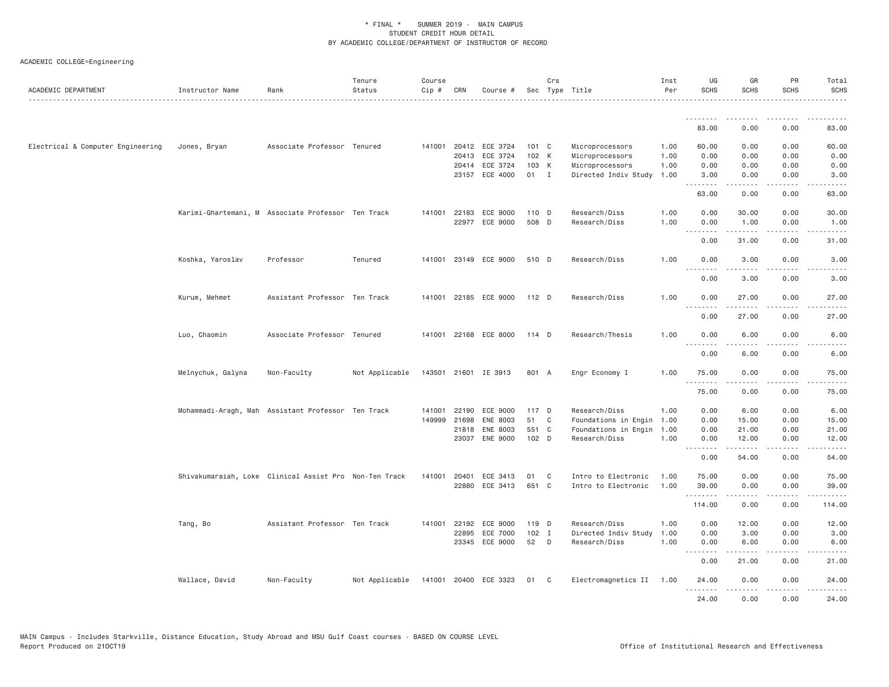\* FINAL \* SUMMER 2019 - MAIN CAMPUS
STUDENT CREDIT HOUR DETAIL
BY ACADEMIC COLLEGE/DEPARTMENT OF INSTRUCTOR OF RECORD

ACADEMIC COLLEGE=Engineering

| ACADEMIC DEPARTMENT | Instructor Name | Rank | Tenure Status | Course Cip # | CRN | Course # | Sec | Crs Type | Title | Inst Per | UG SCHS | GR SCHS | PR SCHS | Total SCHS |
|---|---|---|---|---|---|---|---|---|---|---|---|---|---|---|
| | | | | | | | | | | | 83.00 | 0.00 | 0.00 | 83.00 |
| Electrical & Computer Engineering | Jones, Bryan | Associate Professor | Tenured | 141001 | 20412 | ECE 3724 | 101 | C | Microprocessors | 1.00 | 60.00 | 0.00 | 0.00 | 60.00 |
| | | | | | 20413 | ECE 3724 | 102 | K | Microprocessors | 1.00 | 0.00 | 0.00 | 0.00 | 0.00 |
| | | | | | 20414 | ECE 3724 | 103 | K | Microprocessors | 1.00 | 0.00 | 0.00 | 0.00 | 0.00 |
| | | | | | 23157 | ECE 4000 | 01 | I | Directed Indiv Study | 1.00 | 3.00 | 0.00 | 0.00 | 3.00 |
| | | | | | | | | | | | 63.00 | 0.00 | 0.00 | 63.00 |
| | Karimi-Ghartemani, M | Associate Professor | Ten Track | 141001 | 22183 | ECE 9000 | 110 | D | Research/Diss | 1.00 | 0.00 | 30.00 | 0.00 | 30.00 |
| | | | | | 22977 | ECE 9000 | 508 | D | Research/Diss | 1.00 | 0.00 | 1.00 | 0.00 | 1.00 |
| | | | | | | | | | | | 0.00 | 31.00 | 0.00 | 31.00 |
| | Koshka, Yaroslav | Professor | Tenured | 141001 | 23149 | ECE 9000 | 510 | D | Research/Diss | 1.00 | 0.00 | 3.00 | 0.00 | 3.00 |
| | | | | | | | | | | | 0.00 | 3.00 | 0.00 | 3.00 |
| | Kurum, Mehmet | Assistant Professor | Ten Track | 141001 | 22185 | ECE 9000 | 112 | D | Research/Diss | 1.00 | 0.00 | 27.00 | 0.00 | 27.00 |
| | | | | | | | | | | | 0.00 | 27.00 | 0.00 | 27.00 |
| | Luo, Chaomin | Associate Professor | Tenured | 141001 | 22168 | ECE 8000 | 114 | D | Research/Thesis | 1.00 | 0.00 | 6.00 | 0.00 | 6.00 |
| | | | | | | | | | | | 0.00 | 6.00 | 0.00 | 6.00 |
| | Melnychuk, Galyna | Non-Faculty | Not Applicable | 143501 | 21601 | IE 3913 | 801 | A | Engr Economy I | 1.00 | 75.00 | 0.00 | 0.00 | 75.00 |
| | | | | | | | | | | | 75.00 | 0.00 | 0.00 | 75.00 |
| | Mohammadi-Aragh, Mah | Assistant Professor | Ten Track | 141001 | 22190 | ECE 9000 | 117 | D | Research/Diss | 1.00 | 0.00 | 6.00 | 0.00 | 6.00 |
| | | | | 149999 | 21698 | ENE 8003 | 51 | C | Foundations in Engin | 1.00 | 0.00 | 15.00 | 0.00 | 15.00 |
| | | | | | 21818 | ENE 8003 | 551 | C | Foundations in Engin | 1.00 | 0.00 | 21.00 | 0.00 | 21.00 |
| | | | | | 23037 | ENE 9000 | 102 | D | Research/Diss | 1.00 | 0.00 | 12.00 | 0.00 | 12.00 |
| | | | | | | | | | | | 0.00 | 54.00 | 0.00 | 54.00 |
| | Shivakumaraiah, Loke | Clinical Assist Pro | Non-Ten Track | 141001 | 20401 | ECE 3413 | 01 | C | Intro to Electronic | 1.00 | 75.00 | 0.00 | 0.00 | 75.00 |
| | | | | | 22880 | ECE 3413 | 651 | C | Intro to Electronic | 1.00 | 39.00 | 0.00 | 0.00 | 39.00 |
| | | | | | | | | | | | 114.00 | 0.00 | 0.00 | 114.00 |
| | Tang, Bo | Assistant Professor | Ten Track | 141001 | 22192 | ECE 9000 | 119 | D | Research/Diss | 1.00 | 0.00 | 12.00 | 0.00 | 12.00 |
| | | | | | 22895 | ECE 7000 | 102 | I | Directed Indiv Study | 1.00 | 0.00 | 3.00 | 0.00 | 3.00 |
| | | | | | 23345 | ECE 9000 | 52 | D | Research/Diss | 1.00 | 0.00 | 6.00 | 0.00 | 6.00 |
| | | | | | | | | | | | 0.00 | 21.00 | 0.00 | 21.00 |
| | Wallace, David | Non-Faculty | Not Applicable | 141001 | 20400 | ECE 3323 | 01 | C | Electromagnetics II | 1.00 | 24.00 | 0.00 | 0.00 | 24.00 |
| | | | | | | | | | | | 24.00 | 0.00 | 0.00 | 24.00 |

MAIN Campus - Includes Starkville, Distance Education, Study Abroad and MSU Gulf Coast courses - BASED ON COURSE LEVEL
Report Produced on 21OCT19 Office of Institutional Research and Effectiveness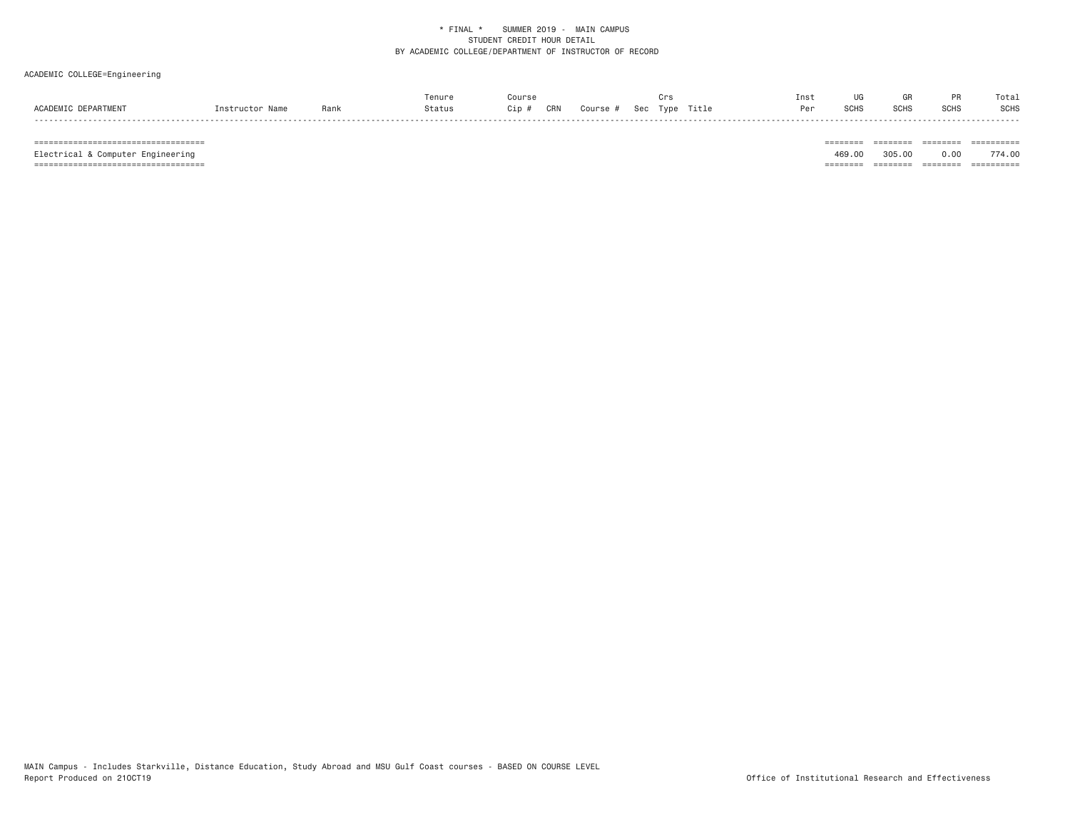\* FINAL \*    SUMMER 2019 -  MAIN CAMPUS
STUDENT CREDIT HOUR DETAIL
BY ACADEMIC COLLEGE/DEPARTMENT OF INSTRUCTOR OF RECORD

ACADEMIC COLLEGE=Engineering

| ACADEMIC DEPARTMENT | Instructor Name | Rank | Tenure Status | Course Cip # | CRN | Course # | Sec | Crs Type | Title | Inst Per | UG SCHS | GR SCHS | PR SCHS | Total SCHS |
|---|---|---|---|---|---|---|---|---|---|---|---|---|---|---|
| Electrical & Computer Engineering | | | | | | | | | | | 469.00 | 305.00 | 0.00 | 774.00 |

MAIN Campus - Includes Starkville, Distance Education, Study Abroad and MSU Gulf Coast courses - BASED ON COURSE LEVEL
Report Produced on 21OCT19

Office of Institutional Research and Effectiveness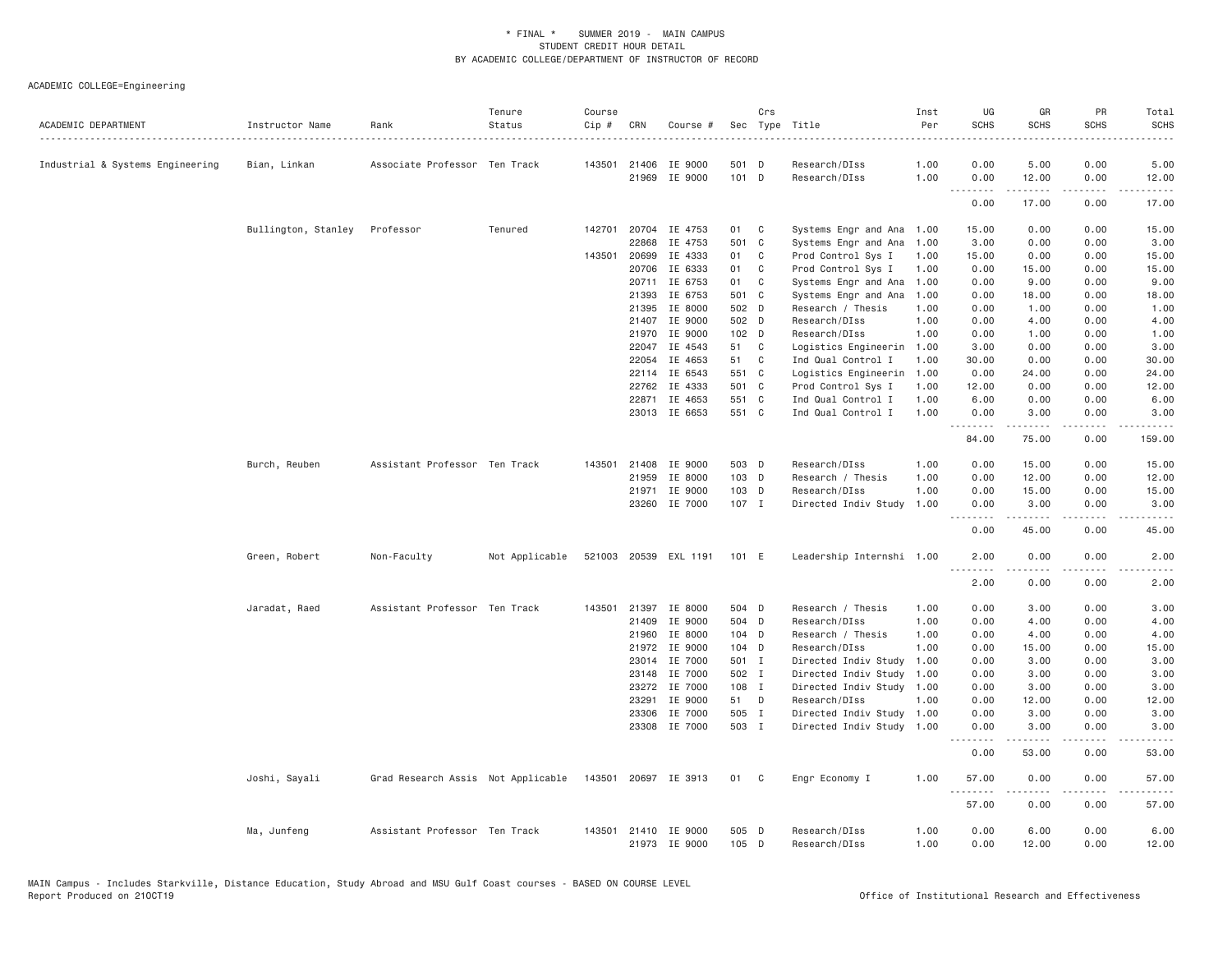\* FINAL \* SUMMER 2019 - MAIN CAMPUS
STUDENT CREDIT HOUR DETAIL
BY ACADEMIC COLLEGE/DEPARTMENT OF INSTRUCTOR OF RECORD

ACADEMIC COLLEGE=Engineering

| ACADEMIC DEPARTMENT | Instructor Name | Rank | Tenure Status | Course Cip # | CRN | Course # | Sec | Crs Type | Title | Inst Per | UG SCHS | GR SCHS | PR SCHS | Total SCHS |
|---|---|---|---|---|---|---|---|---|---|---|---|---|---|---|
| Industrial & Systems Engineering | Bian, Linkan | Associate Professor | Ten Track | 143501 | 21406 | IE 9000 | 501 | D | Research/DIss | 1.00 | 0.00 | 5.00 | 0.00 | 5.00 |
| | | | | | 21969 | IE 9000 | 101 | D | Research/DIss | 1.00 | 0.00 | 12.00 | 0.00 | 12.00 |
| | | | | | | | | | | | 0.00 | 17.00 | 0.00 | 17.00 |
| | Bullington, Stanley | Professor | Tenured | 142701 | 20704 | IE 4753 | 01 | C | Systems Engr and Ana | 1.00 | 15.00 | 0.00 | 0.00 | 15.00 |
| | | | | | 22868 | IE 4753 | 501 | C | Systems Engr and Ana | 1.00 | 3.00 | 0.00 | 0.00 | 3.00 |
| | | | | 143501 | 20699 | IE 4333 | 01 | C | Prod Control Sys I | 1.00 | 15.00 | 0.00 | 0.00 | 15.00 |
| | | | | | 20706 | IE 6333 | 01 | C | Prod Control Sys I | 1.00 | 0.00 | 15.00 | 0.00 | 15.00 |
| | | | | | 20711 | IE 6753 | 01 | C | Systems Engr and Ana | 1.00 | 0.00 | 9.00 | 0.00 | 9.00 |
| | | | | | 21393 | IE 6753 | 501 | C | Systems Engr and Ana | 1.00 | 0.00 | 18.00 | 0.00 | 18.00 |
| | | | | | 21395 | IE 8000 | 502 | D | Research / Thesis | 1.00 | 0.00 | 1.00 | 0.00 | 1.00 |
| | | | | | 21407 | IE 9000 | 502 | D | Research/DIss | 1.00 | 0.00 | 4.00 | 0.00 | 4.00 |
| | | | | | 21970 | IE 9000 | 102 | D | Research/DIss | 1.00 | 0.00 | 1.00 | 0.00 | 1.00 |
| | | | | | 22047 | IE 4543 | 51 | C | Logistics Engineerin | 1.00 | 3.00 | 0.00 | 0.00 | 3.00 |
| | | | | | 22054 | IE 4653 | 51 | C | Ind Qual Control I | 1.00 | 30.00 | 0.00 | 0.00 | 30.00 |
| | | | | | 22114 | IE 6543 | 551 | C | Logistics Engineerin | 1.00 | 0.00 | 24.00 | 0.00 | 24.00 |
| | | | | | 22762 | IE 4333 | 501 | C | Prod Control Sys I | 1.00 | 12.00 | 0.00 | 0.00 | 12.00 |
| | | | | | 22871 | IE 4653 | 551 | C | Ind Qual Control I | 1.00 | 6.00 | 0.00 | 0.00 | 6.00 |
| | | | | | 23013 | IE 6653 | 551 | C | Ind Qual Control I | 1.00 | 0.00 | 3.00 | 0.00 | 3.00 |
| | | | | | | | | | | | 84.00 | 75.00 | 0.00 | 159.00 |
| | Burch, Reuben | Assistant Professor | Ten Track | 143501 | 21408 | IE 9000 | 503 | D | Research/DIss | 1.00 | 0.00 | 15.00 | 0.00 | 15.00 |
| | | | | | 21959 | IE 8000 | 103 | D | Research / Thesis | 1.00 | 0.00 | 12.00 | 0.00 | 12.00 |
| | | | | | 21971 | IE 9000 | 103 | D | Research/DIss | 1.00 | 0.00 | 15.00 | 0.00 | 15.00 |
| | | | | | 23260 | IE 7000 | 107 | I | Directed Indiv Study | 1.00 | 0.00 | 3.00 | 0.00 | 3.00 |
| | | | | | | | | | | | 0.00 | 45.00 | 0.00 | 45.00 |
| | Green, Robert | Non-Faculty | Not Applicable | 521003 | 20539 | EXL 1191 | 101 | E | Leadership Internshi | 1.00 | 2.00 | 0.00 | 0.00 | 2.00 |
| | | | | | | | | | | | 2.00 | 0.00 | 0.00 | 2.00 |
| | Jaradat, Raed | Assistant Professor | Ten Track | 143501 | 21397 | IE 8000 | 504 | D | Research / Thesis | 1.00 | 0.00 | 3.00 | 0.00 | 3.00 |
| | | | | | 21409 | IE 9000 | 504 | D | Research/DIss | 1.00 | 0.00 | 4.00 | 0.00 | 4.00 |
| | | | | | 21960 | IE 8000 | 104 | D | Research / Thesis | 1.00 | 0.00 | 4.00 | 0.00 | 4.00 |
| | | | | | 21972 | IE 9000 | 104 | D | Research/DIss | 1.00 | 0.00 | 15.00 | 0.00 | 15.00 |
| | | | | | 23014 | IE 7000 | 501 | I | Directed Indiv Study | 1.00 | 0.00 | 3.00 | 0.00 | 3.00 |
| | | | | | 23148 | IE 7000 | 502 | I | Directed Indiv Study | 1.00 | 0.00 | 3.00 | 0.00 | 3.00 |
| | | | | | 23272 | IE 7000 | 108 | I | Directed Indiv Study | 1.00 | 0.00 | 3.00 | 0.00 | 3.00 |
| | | | | | 23291 | IE 9000 | 51 | D | Research/DIss | 1.00 | 0.00 | 12.00 | 0.00 | 12.00 |
| | | | | | 23306 | IE 7000 | 505 | I | Directed Indiv Study | 1.00 | 0.00 | 3.00 | 0.00 | 3.00 |
| | | | | | 23308 | IE 7000 | 503 | I | Directed Indiv Study | 1.00 | 0.00 | 3.00 | 0.00 | 3.00 |
| | | | | | | | | | | | 0.00 | 53.00 | 0.00 | 53.00 |
| | Joshi, Sayali | Grad Research Assis | Not Applicable | 143501 | 20697 | IE 3913 | 01 | C | Engr Economy I | 1.00 | 57.00 | 0.00 | 0.00 | 57.00 |
| | | | | | | | | | | | 57.00 | 0.00 | 0.00 | 57.00 |
| | Ma, Junfeng | Assistant Professor | Ten Track | 143501 | 21410 | IE 9000 | 505 | D | Research/DIss | 1.00 | 0.00 | 6.00 | 0.00 | 6.00 |
| | | | | | 21973 | IE 9000 | 105 | D | Research/DIss | 1.00 | 0.00 | 12.00 | 0.00 | 12.00 |

MAIN Campus - Includes Starkville, Distance Education, Study Abroad and MSU Gulf Coast courses - BASED ON COURSE LEVEL
Report Produced on 21OCT19 Office of Institutional Research and Effectiveness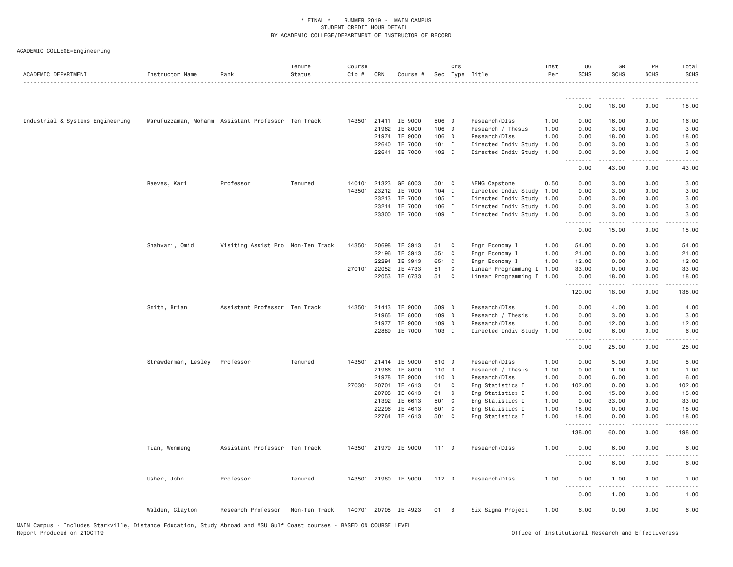\* FINAL \* SUMMER 2019 - MAIN CAMPUS
STUDENT CREDIT HOUR DETAIL
BY ACADEMIC COLLEGE/DEPARTMENT OF INSTRUCTOR OF RECORD

ACADEMIC COLLEGE=Engineering

| ACADEMIC DEPARTMENT | Instructor Name | Rank | Tenure Status | Course Cip # | CRN | Course # | Sec | Crs Type | Title | Inst Per | UG SCHS | GR SCHS | PR SCHS | Total SCHS |
|---|---|---|---|---|---|---|---|---|---|---|---|---|---|---|
| | | | | | | | | | | | 0.00 | 18.00 | 0.00 | 18.00 |
| Industrial & Systems Engineering | Marufuzzaman, Mohamm | Assistant Professor | Ten Track | 143501 | 21411 | IE 9000 | 506 | D | Research/DIss | 1.00 | 0.00 | 16.00 | 0.00 | 16.00 |
| | | | | | 21962 | IE 8000 | 106 | D | Research / Thesis | 1.00 | 0.00 | 3.00 | 0.00 | 3.00 |
| | | | | | 21974 | IE 9000 | 106 | D | Research/DIss | 1.00 | 0.00 | 18.00 | 0.00 | 18.00 |
| | | | | | 22640 | IE 7000 | 101 | I | Directed Indiv Study | 1.00 | 0.00 | 3.00 | 0.00 | 3.00 |
| | | | | | 22641 | IE 7000 | 102 | I | Directed Indiv Study | 1.00 | 0.00 | 3.00 | 0.00 | 3.00 |
| | | | | | | | | | | | 0.00 | 43.00 | 0.00 | 43.00 |
| | Reeves, Kari | Professor | Tenured | 140101 | 21323 | GE 8003 | 501 | C | MENG Capstone | 0.50 | 0.00 | 3.00 | 0.00 | 3.00 |
| | | | | 143501 | 23212 | IE 7000 | 104 | I | Directed Indiv Study | 1.00 | 0.00 | 3.00 | 0.00 | 3.00 |
| | | | | | 23213 | IE 7000 | 105 | I | Directed Indiv Study | 1.00 | 0.00 | 3.00 | 0.00 | 3.00 |
| | | | | | 23214 | IE 7000 | 106 | I | Directed Indiv Study | 1.00 | 0.00 | 3.00 | 0.00 | 3.00 |
| | | | | | 23300 | IE 7000 | 109 | I | Directed Indiv Study | 1.00 | 0.00 | 3.00 | 0.00 | 3.00 |
| | | | | | | | | | | | 0.00 | 15.00 | 0.00 | 15.00 |
| | Shahvari, Omid | Visiting Assist Pro | Non-Ten Track | 143501 | 20698 | IE 3913 | 51 | C | Engr Economy I | 1.00 | 54.00 | 0.00 | 0.00 | 54.00 |
| | | | | | 22196 | IE 3913 | 551 | C | Engr Economy I | 1.00 | 21.00 | 0.00 | 0.00 | 21.00 |
| | | | | | 22294 | IE 3913 | 651 | C | Engr Economy I | 1.00 | 12.00 | 0.00 | 0.00 | 12.00 |
| | | | | 270101 | 22052 | IE 4733 | 51 | C | Linear Programming I | 1.00 | 33.00 | 0.00 | 0.00 | 33.00 |
| | | | | | 22053 | IE 6733 | 51 | C | Linear Programming I | 1.00 | 0.00 | 18.00 | 0.00 | 18.00 |
| | | | | | | | | | | | 120.00 | 18.00 | 0.00 | 138.00 |
| | Smith, Brian | Assistant Professor | Ten Track | 143501 | 21413 | IE 9000 | 509 | D | Research/DIss | 1.00 | 0.00 | 4.00 | 0.00 | 4.00 |
| | | | | | 21965 | IE 8000 | 109 | D | Research / Thesis | 1.00 | 0.00 | 3.00 | 0.00 | 3.00 |
| | | | | | 21977 | IE 9000 | 109 | D | Research/DIss | 1.00 | 0.00 | 12.00 | 0.00 | 12.00 |
| | | | | | 22889 | IE 7000 | 103 | I | Directed Indiv Study | 1.00 | 0.00 | 6.00 | 0.00 | 6.00 |
| | | | | | | | | | | | 0.00 | 25.00 | 0.00 | 25.00 |
| | Strawderman, Lesley | Professor | Tenured | 143501 | 21414 | IE 9000 | 510 | D | Research/DIss | 1.00 | 0.00 | 5.00 | 0.00 | 5.00 |
| | | | | | 21966 | IE 8000 | 110 | D | Research / Thesis | 1.00 | 0.00 | 1.00 | 0.00 | 1.00 |
| | | | | | 21978 | IE 9000 | 110 | D | Research/DIss | 1.00 | 0.00 | 6.00 | 0.00 | 6.00 |
| | | | | 270301 | 20701 | IE 4613 | 01 | C | Eng Statistics I | 1.00 | 102.00 | 0.00 | 0.00 | 102.00 |
| | | | | | 20708 | IE 6613 | 01 | C | Eng Statistics I | 1.00 | 0.00 | 15.00 | 0.00 | 15.00 |
| | | | | | 21392 | IE 6613 | 501 | C | Eng Statistics I | 1.00 | 0.00 | 33.00 | 0.00 | 33.00 |
| | | | | | 22296 | IE 4613 | 601 | C | Eng Statistics I | 1.00 | 18.00 | 0.00 | 0.00 | 18.00 |
| | | | | | 22764 | IE 4613 | 501 | C | Eng Statistics I | 1.00 | 18.00 | 0.00 | 0.00 | 18.00 |
| | | | | | | | | | | | 138.00 | 60.00 | 0.00 | 198.00 |
| | Tian, Wenmeng | Assistant Professor | Ten Track | 143501 | 21979 | IE 9000 | 111 | D | Research/DIss | 1.00 | 0.00 | 6.00 | 0.00 | 6.00 |
| | | | | | | | | | | | 0.00 | 6.00 | 0.00 | 6.00 |
| | Usher, John | Professor | Tenured | 143501 | 21980 | IE 9000 | 112 | D | Research/DIss | 1.00 | 0.00 | 1.00 | 0.00 | 1.00 |
| | | | | | | | | | | | 0.00 | 1.00 | 0.00 | 1.00 |
| | Walden, Clayton | Research Professor | Non-Ten Track | 140701 | 20705 | IE 4923 | 01 | B | Six Sigma Project | 1.00 | 6.00 | 0.00 | 0.00 | 6.00 |

MAIN Campus - Includes Starkville, Distance Education, Study Abroad and MSU Gulf Coast courses - BASED ON COURSE LEVEL
Report Produced on 21OCT19 — Office of Institutional Research and Effectiveness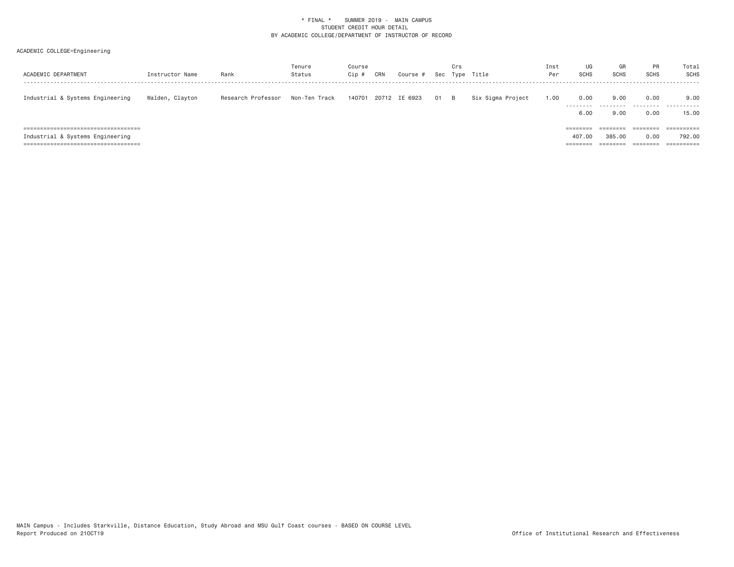* FINAL * SUMMER 2019 - MAIN CAMPUS
STUDENT CREDIT HOUR DETAIL
BY ACADEMIC COLLEGE/DEPARTMENT OF INSTRUCTOR OF RECORD

ACADEMIC COLLEGE=Engineering

| ACADEMIC DEPARTMENT | Instructor Name | Rank | Tenure Status | Course Cip # | CRN | Course # | Sec | Crs Type | Title | Inst Per | UG SCHS | GR SCHS | PR SCHS | Total SCHS |
|---|---|---|---|---|---|---|---|---|---|---|---|---|---|---|
| Industrial & Systems Engineering | Walden, Clayton | Research Professor | Non-Ten Track | 140701 | 20712 | IE 6923 | 01 | B | Six Sigma Project | 1.00 | 0.00 | 9.00 | 0.00 | 9.00 |
| | | | | | | | | | | | 6.00 | 9.00 | 0.00 | 15.00 |
| Industrial & Systems Engineering | | | | | | | | | | | 407.00 | 385.00 | 0.00 | 792.00 |

MAIN Campus - Includes Starkville, Distance Education, Study Abroad and MSU Gulf Coast courses - BASED ON COURSE LEVEL
Report Produced on 21OCT19

Office of Institutional Research and Effectiveness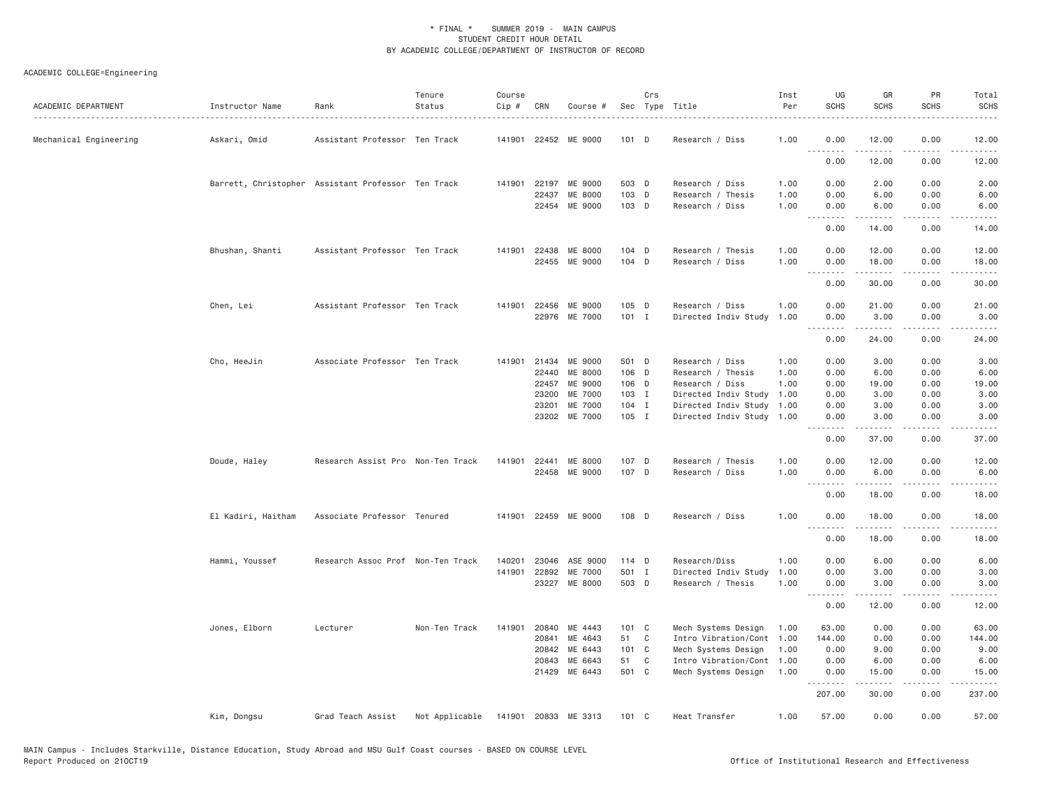# * FINAL * SUMMER 2019 - MAIN CAMPUS
## STUDENT CREDIT HOUR DETAIL
## BY ACADEMIC COLLEGE/DEPARTMENT OF INSTRUCTOR OF RECORD

ACADEMIC COLLEGE=Engineering

| ACADEMIC DEPARTMENT | Instructor Name | Rank | Tenure Status | Course Cip # | CRN | Course # | Sec | Crs Type | Title | Inst Per | UG SCHS | GR SCHS | PR SCHS | Total SCHS |
|---|---|---|---|---|---|---|---|---|---|---|---|---|---|---|
| Mechanical Engineering | Askari, Omid | Assistant Professor | Ten Track | 141901 | 22452 | ME 9000 | 101 | D | Research / Diss | 1.00 | 0.00 | 12.00 | 0.00 | 12.00 |
| | | | | | | | | | | | 0.00 | 12.00 | 0.00 | 12.00 |
| | Barrett, Christopher | Assistant Professor | Ten Track | 141901 | 22197 | ME 9000 | 503 | D | Research / Diss | 1.00 | 0.00 | 2.00 | 0.00 | 2.00 |
| | | | | | 22437 | ME 8000 | 103 | D | Research / Thesis | 1.00 | 0.00 | 6.00 | 0.00 | 6.00 |
| | | | | | 22454 | ME 9000 | 103 | D | Research / Diss | 1.00 | 0.00 | 6.00 | 0.00 | 6.00 |
| | | | | | | | | | | | 0.00 | 14.00 | 0.00 | 14.00 |
| | Bhushan, Shanti | Assistant Professor | Ten Track | 141901 | 22438 | ME 8000 | 104 | D | Research / Thesis | 1.00 | 0.00 | 12.00 | 0.00 | 12.00 |
| | | | | | 22455 | ME 9000 | 104 | D | Research / Diss | 1.00 | 0.00 | 18.00 | 0.00 | 18.00 |
| | | | | | | | | | | | 0.00 | 30.00 | 0.00 | 30.00 |
| | Chen, Lei | Assistant Professor | Ten Track | 141901 | 22456 | ME 9000 | 105 | D | Research / Diss | 1.00 | 0.00 | 21.00 | 0.00 | 21.00 |
| | | | | | 22976 | ME 7000 | 101 | I | Directed Indiv Study | 1.00 | 0.00 | 3.00 | 0.00 | 3.00 |
| | | | | | | | | | | | 0.00 | 24.00 | 0.00 | 24.00 |
| | Cho, HeeJin | Associate Professor | Ten Track | 141901 | 21434 | ME 9000 | 501 | D | Research / Diss | 1.00 | 0.00 | 3.00 | 0.00 | 3.00 |
| | | | | | 22440 | ME 8000 | 106 | D | Research / Thesis | 1.00 | 0.00 | 6.00 | 0.00 | 6.00 |
| | | | | | 22457 | ME 9000 | 106 | D | Research / Diss | 1.00 | 0.00 | 19.00 | 0.00 | 19.00 |
| | | | | | 23200 | ME 7000 | 103 | I | Directed Indiv Study | 1.00 | 0.00 | 3.00 | 0.00 | 3.00 |
| | | | | | 23201 | ME 7000 | 104 | I | Directed Indiv Study | 1.00 | 0.00 | 3.00 | 0.00 | 3.00 |
| | | | | | 23202 | ME 7000 | 105 | I | Directed Indiv Study | 1.00 | 0.00 | 3.00 | 0.00 | 3.00 |
| | | | | | | | | | | | 0.00 | 37.00 | 0.00 | 37.00 |
| | Doude, Haley | Research Assist Pro | Non-Ten Track | 141901 | 22441 | ME 8000 | 107 | D | Research / Thesis | 1.00 | 0.00 | 12.00 | 0.00 | 12.00 |
| | | | | | 22458 | ME 9000 | 107 | D | Research / Diss | 1.00 | 0.00 | 6.00 | 0.00 | 6.00 |
| | | | | | | | | | | | 0.00 | 18.00 | 0.00 | 18.00 |
| | El Kadiri, Haitham | Associate Professor | Tenured | 141901 | 22459 | ME 9000 | 108 | D | Research / Diss | 1.00 | 0.00 | 18.00 | 0.00 | 18.00 |
| | | | | | | | | | | | 0.00 | 18.00 | 0.00 | 18.00 |
| | Hammi, Youssef | Research Assoc Prof | Non-Ten Track | 140201 | 23046 | ASE 9000 | 114 | D | Research/Diss | 1.00 | 0.00 | 6.00 | 0.00 | 6.00 |
| | | | | 141901 | 22892 | ME 7000 | 501 | I | Directed Indiv Study | 1.00 | 0.00 | 3.00 | 0.00 | 3.00 |
| | | | | | 23227 | ME 8000 | 503 | D | Research / Thesis | 1.00 | 0.00 | 3.00 | 0.00 | 3.00 |
| | | | | | | | | | | | 0.00 | 12.00 | 0.00 | 12.00 |
| | Jones, Elborn | Lecturer | Non-Ten Track | 141901 | 20840 | ME 4443 | 101 | C | Mech Systems Design | 1.00 | 63.00 | 0.00 | 0.00 | 63.00 |
| | | | | | 20841 | ME 4643 | 51 | C | Intro Vibration/Cont | 1.00 | 144.00 | 0.00 | 0.00 | 144.00 |
| | | | | | 20842 | ME 6443 | 101 | C | Mech Systems Design | 1.00 | 0.00 | 9.00 | 0.00 | 9.00 |
| | | | | | 20843 | ME 6643 | 51 | C | Intro Vibration/Cont | 1.00 | 0.00 | 6.00 | 0.00 | 6.00 |
| | | | | | 21429 | ME 6443 | 501 | C | Mech Systems Design | 1.00 | 0.00 | 15.00 | 0.00 | 15.00 |
| | | | | | | | | | | | 207.00 | 30.00 | 0.00 | 237.00 |
| | Kim, Dongsu | Grad Teach Assist | Not Applicable | 141901 | 20833 | ME 3313 | 101 | C | Heat Transfer | 1.00 | 57.00 | 0.00 | 0.00 | 57.00 |

MAIN Campus - Includes Starkville, Distance Education, Study Abroad and MSU Gulf Coast courses - BASED ON COURSE LEVEL
Report Produced on 21OCT19

Office of Institutional Research and Effectiveness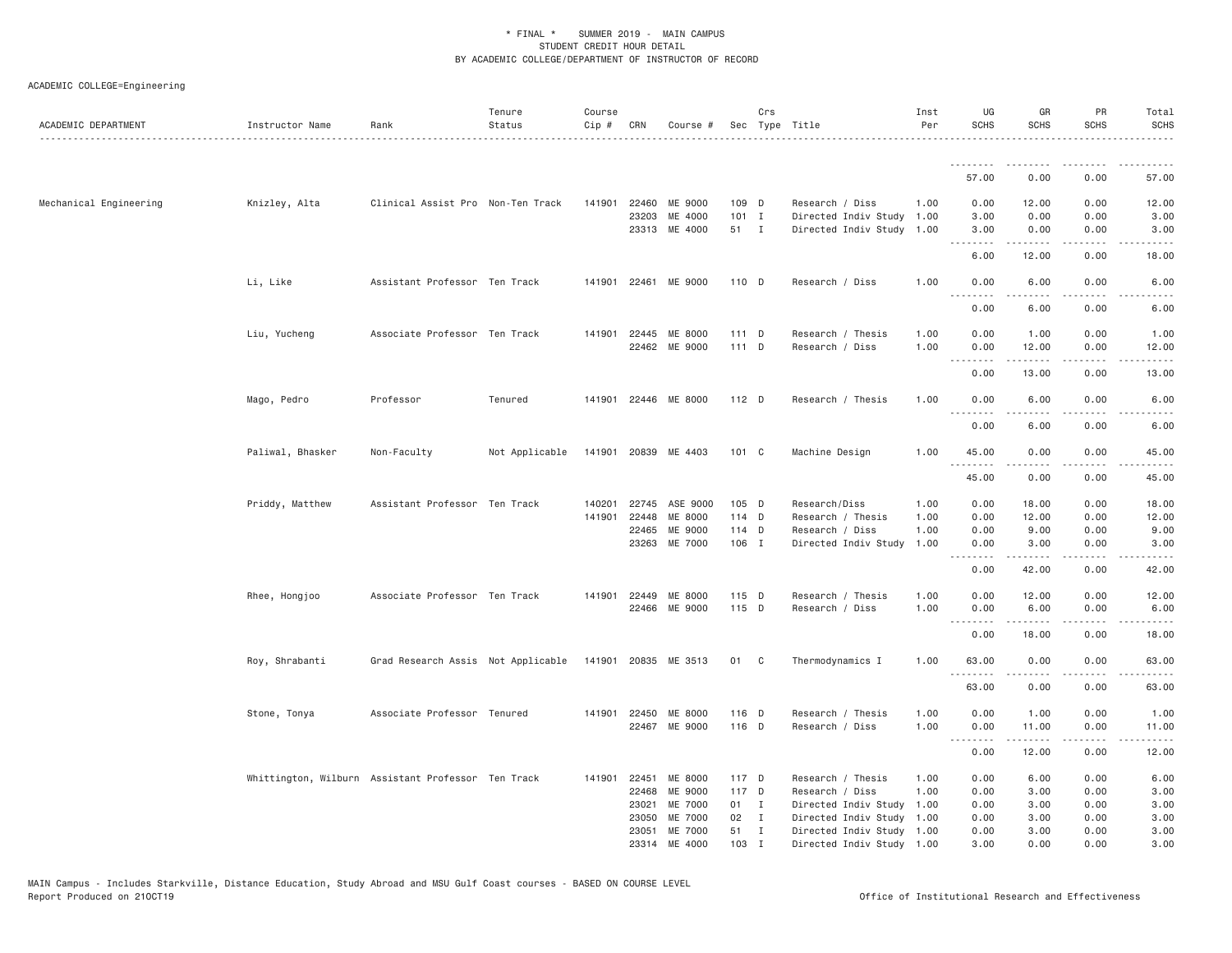\* FINAL \* SUMMER 2019 - MAIN CAMPUS
STUDENT CREDIT HOUR DETAIL
BY ACADEMIC COLLEGE/DEPARTMENT OF INSTRUCTOR OF RECORD

ACADEMIC COLLEGE=Engineering

| ACADEMIC DEPARTMENT | Instructor Name | Rank | Tenure Status | Course Cip # | CRN | Course # | Sec | Crs Type | Title | Inst Per | UG SCHS | GR SCHS | PR SCHS | Total SCHS |
|---|---|---|---|---|---|---|---|---|---|---|---|---|---|---|
| | | | | | | | | | | | 57.00 | 0.00 | 0.00 | 57.00 |
| Mechanical Engineering | Knizley, Alta | Clinical Assist Pro | Non-Ten Track | 141901 | 22460 | ME 9000 | 109 | D | Research / Diss | 1.00 | 0.00 | 12.00 | 0.00 | 12.00 |
| | | | | | 23203 | ME 4000 | 101 | I | Directed Indiv Study | 1.00 | 3.00 | 0.00 | 0.00 | 3.00 |
| | | | | | 23313 | ME 4000 | 51 | I | Directed Indiv Study | 1.00 | 3.00 | 0.00 | 0.00 | 3.00 |
| | | | | | | | | | | | 6.00 | 12.00 | 0.00 | 18.00 |
| | Li, Like | Assistant Professor | Ten Track | 141901 | 22461 | ME 9000 | 110 | D | Research / Diss | 1.00 | 0.00 | 6.00 | 0.00 | 6.00 |
| | | | | | | | | | | | 0.00 | 6.00 | 0.00 | 6.00 |
| | Liu, Yucheng | Associate Professor | Ten Track | 141901 | 22445 | ME 8000 | 111 | D | Research / Thesis | 1.00 | 0.00 | 1.00 | 0.00 | 1.00 |
| | | | | | 22462 | ME 9000 | 111 | D | Research / Diss | 1.00 | 0.00 | 12.00 | 0.00 | 12.00 |
| | | | | | | | | | | | 0.00 | 13.00 | 0.00 | 13.00 |
| | Mago, Pedro | Professor | Tenured | 141901 | 22446 | ME 8000 | 112 | D | Research / Thesis | 1.00 | 0.00 | 6.00 | 0.00 | 6.00 |
| | | | | | | | | | | | 0.00 | 6.00 | 0.00 | 6.00 |
| | Paliwal, Bhasker | Non-Faculty | Not Applicable | 141901 | 20839 | ME 4403 | 101 | C | Machine Design | 1.00 | 45.00 | 0.00 | 0.00 | 45.00 |
| | | | | | | | | | | | 45.00 | 0.00 | 0.00 | 45.00 |
| | Priddy, Matthew | Assistant Professor | Ten Track | 140201 | 22745 | ASE 9000 | 105 | D | Research/Diss | 1.00 | 0.00 | 18.00 | 0.00 | 18.00 |
| | | | | 141901 | 22448 | ME 8000 | 114 | D | Research / Thesis | 1.00 | 0.00 | 12.00 | 0.00 | 12.00 |
| | | | | | 22465 | ME 9000 | 114 | D | Research / Diss | 1.00 | 0.00 | 9.00 | 0.00 | 9.00 |
| | | | | | 23263 | ME 7000 | 106 | I | Directed Indiv Study | 1.00 | 0.00 | 3.00 | 0.00 | 3.00 |
| | | | | | | | | | | | 0.00 | 42.00 | 0.00 | 42.00 |
| | Rhee, Hongjoo | Associate Professor | Ten Track | 141901 | 22449 | ME 8000 | 115 | D | Research / Thesis | 1.00 | 0.00 | 12.00 | 0.00 | 12.00 |
| | | | | | 22466 | ME 9000 | 115 | D | Research / Diss | 1.00 | 0.00 | 6.00 | 0.00 | 6.00 |
| | | | | | | | | | | | 0.00 | 18.00 | 0.00 | 18.00 |
| | Roy, Shrabanti | Grad Research Assis | Not Applicable | 141901 | 20835 | ME 3513 | 01 | C | Thermodynamics I | 1.00 | 63.00 | 0.00 | 0.00 | 63.00 |
| | | | | | | | | | | | 63.00 | 0.00 | 0.00 | 63.00 |
| | Stone, Tonya | Associate Professor | Tenured | 141901 | 22450 | ME 8000 | 116 | D | Research / Thesis | 1.00 | 0.00 | 1.00 | 0.00 | 1.00 |
| | | | | | 22467 | ME 9000 | 116 | D | Research / Diss | 1.00 | 0.00 | 11.00 | 0.00 | 11.00 |
| | | | | | | | | | | | 0.00 | 12.00 | 0.00 | 12.00 |
| | Whittington, Wilburn | Assistant Professor | Ten Track | 141901 | 22451 | ME 8000 | 117 | D | Research / Thesis | 1.00 | 0.00 | 6.00 | 0.00 | 6.00 |
| | | | | | 22468 | ME 9000 | 117 | D | Research / Diss | 1.00 | 0.00 | 3.00 | 0.00 | 3.00 |
| | | | | | 23021 | ME 7000 | 01 | I | Directed Indiv Study | 1.00 | 0.00 | 3.00 | 0.00 | 3.00 |
| | | | | | 23050 | ME 7000 | 02 | I | Directed Indiv Study | 1.00 | 0.00 | 3.00 | 0.00 | 3.00 |
| | | | | | 23051 | ME 7000 | 51 | I | Directed Indiv Study | 1.00 | 0.00 | 3.00 | 0.00 | 3.00 |
| | | | | | 23314 | ME 4000 | 103 | I | Directed Indiv Study | 1.00 | 3.00 | 0.00 | 0.00 | 3.00 |

MAIN Campus - Includes Starkville, Distance Education, Study Abroad and MSU Gulf Coast courses - BASED ON COURSE LEVEL
Report Produced on 21OCT19 Office of Institutional Research and Effectiveness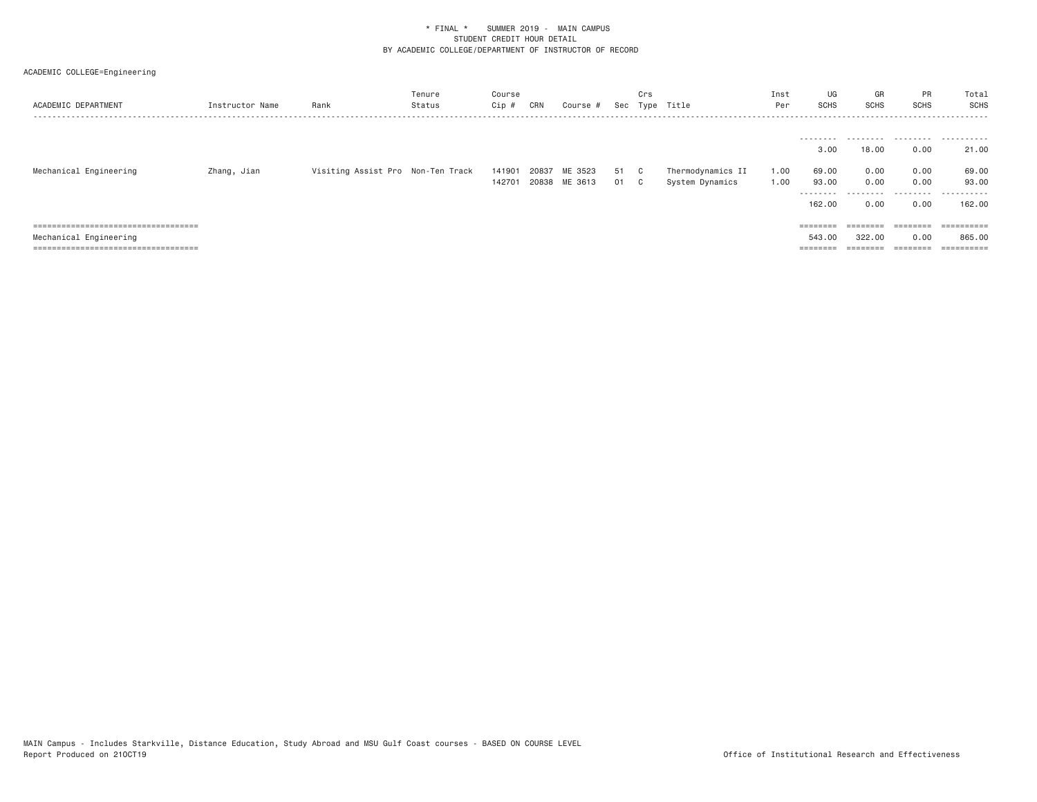\* FINAL \*    SUMMER 2019 -  MAIN CAMPUS
STUDENT CREDIT HOUR DETAIL
BY ACADEMIC COLLEGE/DEPARTMENT OF INSTRUCTOR OF RECORD

ACADEMIC COLLEGE=Engineering

| ACADEMIC DEPARTMENT | Instructor Name | Rank | Tenure Status | Course Cip # | CRN | Course # | Sec | Crs Type | Title | Inst Per | UG SCHS | GR SCHS | PR SCHS | Total SCHS |
|---|---|---|---|---|---|---|---|---|---|---|---|---|---|---|
| | | | | | | | | | | | 3.00 | 18.00 | 0.00 | 21.00 |
| Mechanical Engineering | Zhang, Jian | Visiting Assist Pro | Non-Ten Track | 141901 | 20837 | ME 3523 | 51 | C | Thermodynamics II | 1.00 | 69.00 | 0.00 | 0.00 | 69.00 |
| | | | | 142701 | 20838 | ME 3613 | 01 | C | System Dynamics | 1.00 | 93.00 | 0.00 | 0.00 | 93.00 |
| | | | | | | | | | | | 162.00 | 0.00 | 0.00 | 162.00 |
| Mechanical Engineering | | | | | | | | | | | 543.00 | 322.00 | 0.00 | 865.00 |

MAIN Campus - Includes Starkville, Distance Education, Study Abroad and MSU Gulf Coast courses - BASED ON COURSE LEVEL
Report Produced on 21OCT19

Office of Institutional Research and Effectiveness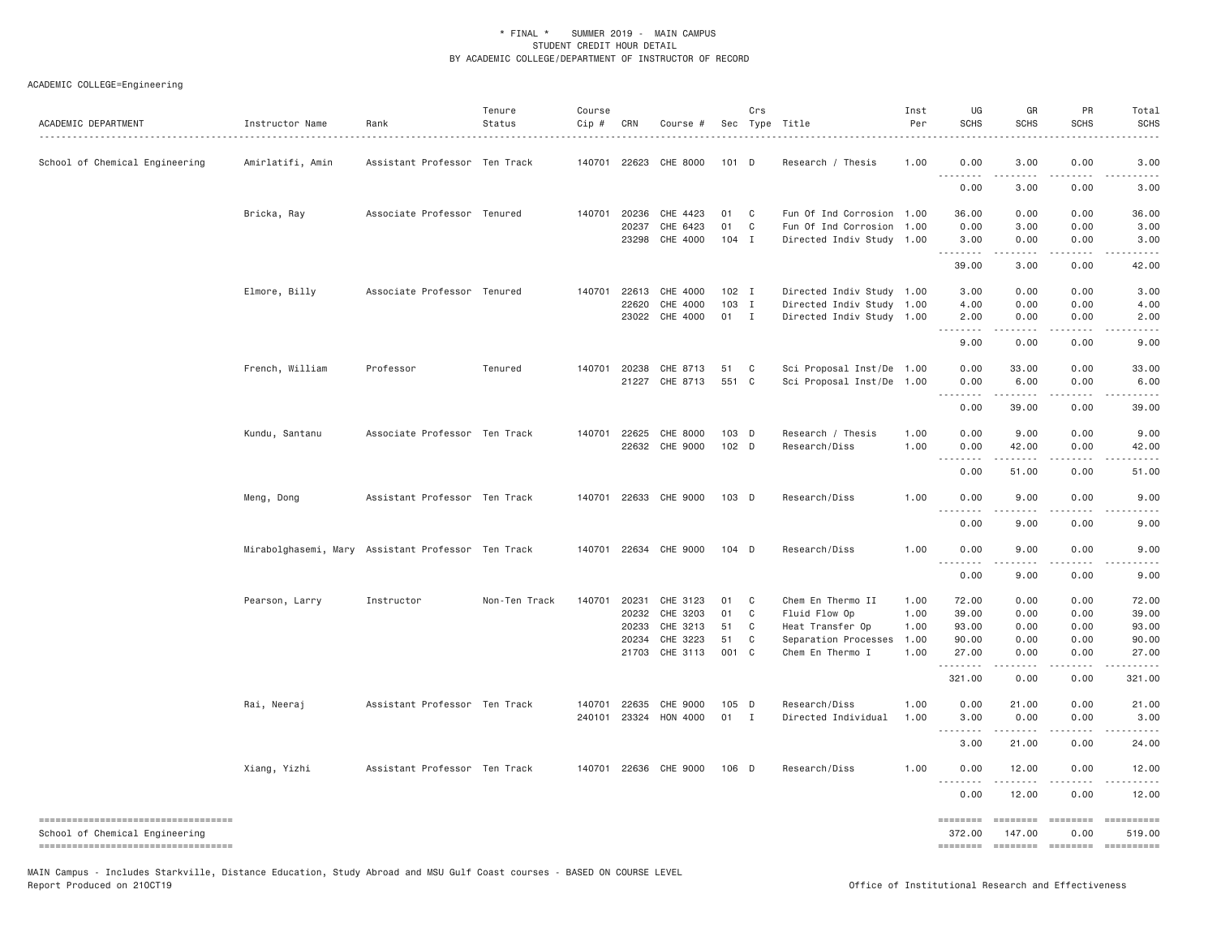\* FINAL \* SUMMER 2019 - MAIN CAMPUS
STUDENT CREDIT HOUR DETAIL
BY ACADEMIC COLLEGE/DEPARTMENT OF INSTRUCTOR OF RECORD

ACADEMIC COLLEGE=Engineering

| ACADEMIC DEPARTMENT | Instructor Name | Rank | Tenure Status | Course Cip # | CRN | Course # | Sec | Crs Type | Title | Inst Per | UG SCHS | GR SCHS | PR SCHS | Total SCHS |
|---|---|---|---|---|---|---|---|---|---|---|---|---|---|---|
| School of Chemical Engineering | Amirlatifi, Amin | Assistant Professor | Ten Track | 140701 | 22623 | CHE 8000 | 101 | D | Research / Thesis | 1.00 | 0.00 | 3.00 | 0.00 | 3.00 |
| | | | | | | | | | | | 0.00 | 3.00 | 0.00 | 3.00 |
| | Bricka, Ray | Associate Professor | Tenured | 140701 | 20236 | CHE 4423 | 01 | C | Fun Of Ind Corrosion | 1.00 | 36.00 | 0.00 | 0.00 | 36.00 |
| | | | | | 20237 | CHE 6423 | 01 | C | Fun Of Ind Corrosion | 1.00 | 0.00 | 3.00 | 0.00 | 3.00 |
| | | | | | 23298 | CHE 4000 | 104 | I | Directed Indiv Study | 1.00 | 3.00 | 0.00 | 0.00 | 3.00 |
| | | | | | | | | | | | 39.00 | 3.00 | 0.00 | 42.00 |
| | Elmore, Billy | Associate Professor | Tenured | 140701 | 22613 | CHE 4000 | 102 | I | Directed Indiv Study | 1.00 | 3.00 | 0.00 | 0.00 | 3.00 |
| | | | | | 22620 | CHE 4000 | 103 | I | Directed Indiv Study | 1.00 | 4.00 | 0.00 | 0.00 | 4.00 |
| | | | | | 23022 | CHE 4000 | 01 | I | Directed Indiv Study | 1.00 | 2.00 | 0.00 | 0.00 | 2.00 |
| | | | | | | | | | | | 9.00 | 0.00 | 0.00 | 9.00 |
| | French, William | Professor | Tenured | 140701 | 20238 | CHE 8713 | 51 | C | Sci Proposal Inst/De | 1.00 | 0.00 | 33.00 | 0.00 | 33.00 |
| | | | | | 21227 | CHE 8713 | 551 | C | Sci Proposal Inst/De | 1.00 | 0.00 | 6.00 | 0.00 | 6.00 |
| | | | | | | | | | | | 0.00 | 39.00 | 0.00 | 39.00 |
| | Kundu, Santanu | Associate Professor | Ten Track | 140701 | 22625 | CHE 8000 | 103 | D | Research / Thesis | 1.00 | 0.00 | 9.00 | 0.00 | 9.00 |
| | | | | | 22632 | CHE 9000 | 102 | D | Research/Diss | 1.00 | 0.00 | 42.00 | 0.00 | 42.00 |
| | | | | | | | | | | | 0.00 | 51.00 | 0.00 | 51.00 |
| | Meng, Dong | Assistant Professor | Ten Track | 140701 | 22633 | CHE 9000 | 103 | D | Research/Diss | 1.00 | 0.00 | 9.00 | 0.00 | 9.00 |
| | | | | | | | | | | | 0.00 | 9.00 | 0.00 | 9.00 |
| | Mirabolghasemi, Mary | Assistant Professor | Ten Track | 140701 | 22634 | CHE 9000 | 104 | D | Research/Diss | 1.00 | 0.00 | 9.00 | 0.00 | 9.00 |
| | | | | | | | | | | | 0.00 | 9.00 | 0.00 | 9.00 |
| | Pearson, Larry | Instructor | Non-Ten Track | 140701 | 20231 | CHE 3123 | 01 | C | Chem En Thermo II | 1.00 | 72.00 | 0.00 | 0.00 | 72.00 |
| | | | | | 20232 | CHE 3203 | 01 | C | Fluid Flow Op | 1.00 | 39.00 | 0.00 | 0.00 | 39.00 |
| | | | | | 20233 | CHE 3213 | 51 | C | Heat Transfer Op | 1.00 | 93.00 | 0.00 | 0.00 | 93.00 |
| | | | | | 20234 | CHE 3223 | 51 | C | Separation Processes | 1.00 | 90.00 | 0.00 | 0.00 | 90.00 |
| | | | | | 21703 | CHE 3113 | 001 | C | Chem En Thermo I | 1.00 | 27.00 | 0.00 | 0.00 | 27.00 |
| | | | | | | | | | | | 321.00 | 0.00 | 0.00 | 321.00 |
| | Rai, Neeraj | Assistant Professor | Ten Track | 140701 | 22635 | CHE 9000 | 105 | D | Research/Diss | 1.00 | 0.00 | 21.00 | 0.00 | 21.00 |
| | | | | 240101 | 23324 | HON 4000 | 01 | I | Directed Individual | 1.00 | 3.00 | 0.00 | 0.00 | 3.00 |
| | | | | | | | | | | | 3.00 | 21.00 | 0.00 | 24.00 |
| | Xiang, Yizhi | Assistant Professor | Ten Track | 140701 | 22636 | CHE 9000 | 106 | D | Research/Diss | 1.00 | 0.00 | 12.00 | 0.00 | 12.00 |
| | | | | | | | | | | | 0.00 | 12.00 | 0.00 | 12.00 |
| School of Chemical Engineering | | | | | | | | | | | 372.00 | 147.00 | 0.00 | 519.00 |

MAIN Campus - Includes Starkville, Distance Education, Study Abroad and MSU Gulf Coast courses - BASED ON COURSE LEVEL
Report Produced on 21OCT19

Office of Institutional Research and Effectiveness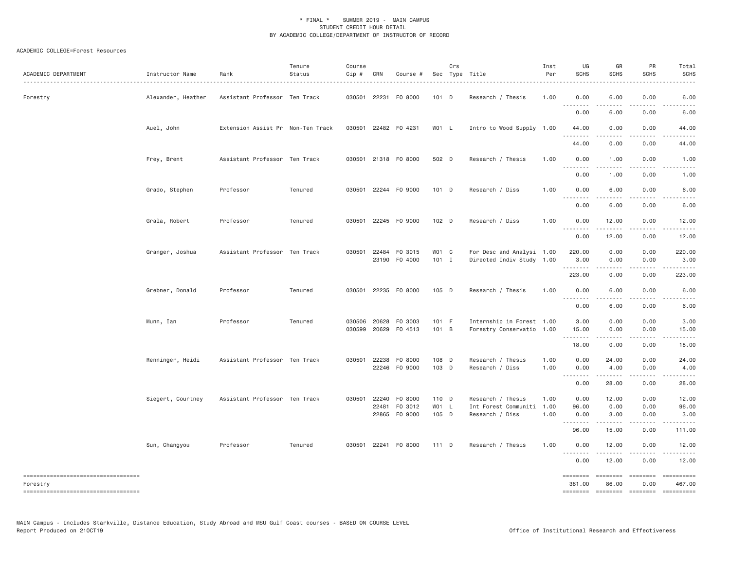\* FINAL \* SUMMER 2019 - MAIN CAMPUS
STUDENT CREDIT HOUR DETAIL
BY ACADEMIC COLLEGE/DEPARTMENT OF INSTRUCTOR OF RECORD

ACADEMIC COLLEGE=Forest Resources

| ACADEMIC DEPARTMENT | Instructor Name | Rank | Tenure Status | Course Cip # | CRN | Course # | Sec | Crs Type | Title | Inst Per | UG SCHS | GR SCHS | PR SCHS | Total SCHS |
|---|---|---|---|---|---|---|---|---|---|---|---|---|---|---|
| Forestry | Alexander, Heather | Assistant Professor | Ten Track | 030501 | 22231 | FO 8000 | 101 | D | Research / Thesis | 1.00 | 0.00 | 6.00 | 0.00 | 6.00 |
| | | | | | | | | | | | 0.00 | 6.00 | 0.00 | 6.00 |
| | Auel, John | Extension Assist Pr | Non-Ten Track | 030501 | 22482 | FO 4231 | W01 | L | Intro to Wood Supply | 1.00 | 44.00 | 0.00 | 0.00 | 44.00 |
| | | | | | | | | | | | 44.00 | 0.00 | 0.00 | 44.00 |
| | Frey, Brent | Assistant Professor | Ten Track | 030501 | 21318 | FO 8000 | 502 | D | Research / Thesis | 1.00 | 0.00 | 1.00 | 0.00 | 1.00 |
| | | | | | | | | | | | 0.00 | 1.00 | 0.00 | 1.00 |
| | Grado, Stephen | Professor | Tenured | 030501 | 22244 | FO 9000 | 101 | D | Research / Diss | 1.00 | 0.00 | 6.00 | 0.00 | 6.00 |
| | | | | | | | | | | | 0.00 | 6.00 | 0.00 | 6.00 |
| | Grala, Robert | Professor | Tenured | 030501 | 22245 | FO 9000 | 102 | D | Research / Diss | 1.00 | 0.00 | 12.00 | 0.00 | 12.00 |
| | | | | | | | | | | | 0.00 | 12.00 | 0.00 | 12.00 |
| | Granger, Joshua | Assistant Professor | Ten Track | 030501 | 22484 | FO 3015 | W01 | C | For Desc and Analysi | 1.00 | 220.00 | 0.00 | 0.00 | 220.00 |
| | | | | | 23190 | FO 4000 | 101 | I | Directed Indiv Study | 1.00 | 3.00 | 0.00 | 0.00 | 3.00 |
| | | | | | | | | | | | 223.00 | 0.00 | 0.00 | 223.00 |
| | Grebner, Donald | Professor | Tenured | 030501 | 22235 | FO 8000 | 105 | D | Research / Thesis | 1.00 | 0.00 | 6.00 | 0.00 | 6.00 |
| | | | | | | | | | | | 0.00 | 6.00 | 0.00 | 6.00 |
| | Munn, Ian | Professor | Tenured | 030506 | 20628 | FO 3003 | 101 | F | Internship in Forest | 1.00 | 3.00 | 0.00 | 0.00 | 3.00 |
| | | | | 030599 | 20629 | FO 4513 | 101 | B | Forestry Conservatio | 1.00 | 15.00 | 0.00 | 0.00 | 15.00 |
| | | | | | | | | | | | 18.00 | 0.00 | 0.00 | 18.00 |
| | Renninger, Heidi | Assistant Professor | Ten Track | 030501 | 22238 | FO 8000 | 108 | D | Research / Thesis | 1.00 | 0.00 | 24.00 | 0.00 | 24.00 |
| | | | | | 22246 | FO 9000 | 103 | D | Research / Diss | 1.00 | 0.00 | 4.00 | 0.00 | 4.00 |
| | | | | | | | | | | | 0.00 | 28.00 | 0.00 | 28.00 |
| | Siegert, Courtney | Assistant Professor | Ten Track | 030501 | 22240 | FO 8000 | 110 | D | Research / Thesis | 1.00 | 0.00 | 12.00 | 0.00 | 12.00 |
| | | | | | 22481 | FO 3012 | W01 | L | Int Forest Communiti | 1.00 | 96.00 | 0.00 | 0.00 | 96.00 |
| | | | | | 22865 | FO 9000 | 105 | D | Research / Diss | 1.00 | 0.00 | 3.00 | 0.00 | 3.00 |
| | | | | | | | | | | | 96.00 | 15.00 | 0.00 | 111.00 |
| | Sun, Changyou | Professor | Tenured | 030501 | 22241 | FO 8000 | 111 | D | Research / Thesis | 1.00 | 0.00 | 12.00 | 0.00 | 12.00 |
| | | | | | | | | | | | 0.00 | 12.00 | 0.00 | 12.00 |
| Forestry | | | | | | | | | | | 381.00 | 86.00 | 0.00 | 467.00 |

MAIN Campus - Includes Starkville, Distance Education, Study Abroad and MSU Gulf Coast courses - BASED ON COURSE LEVEL
Report Produced on 21OCT19 Office of Institutional Research and Effectiveness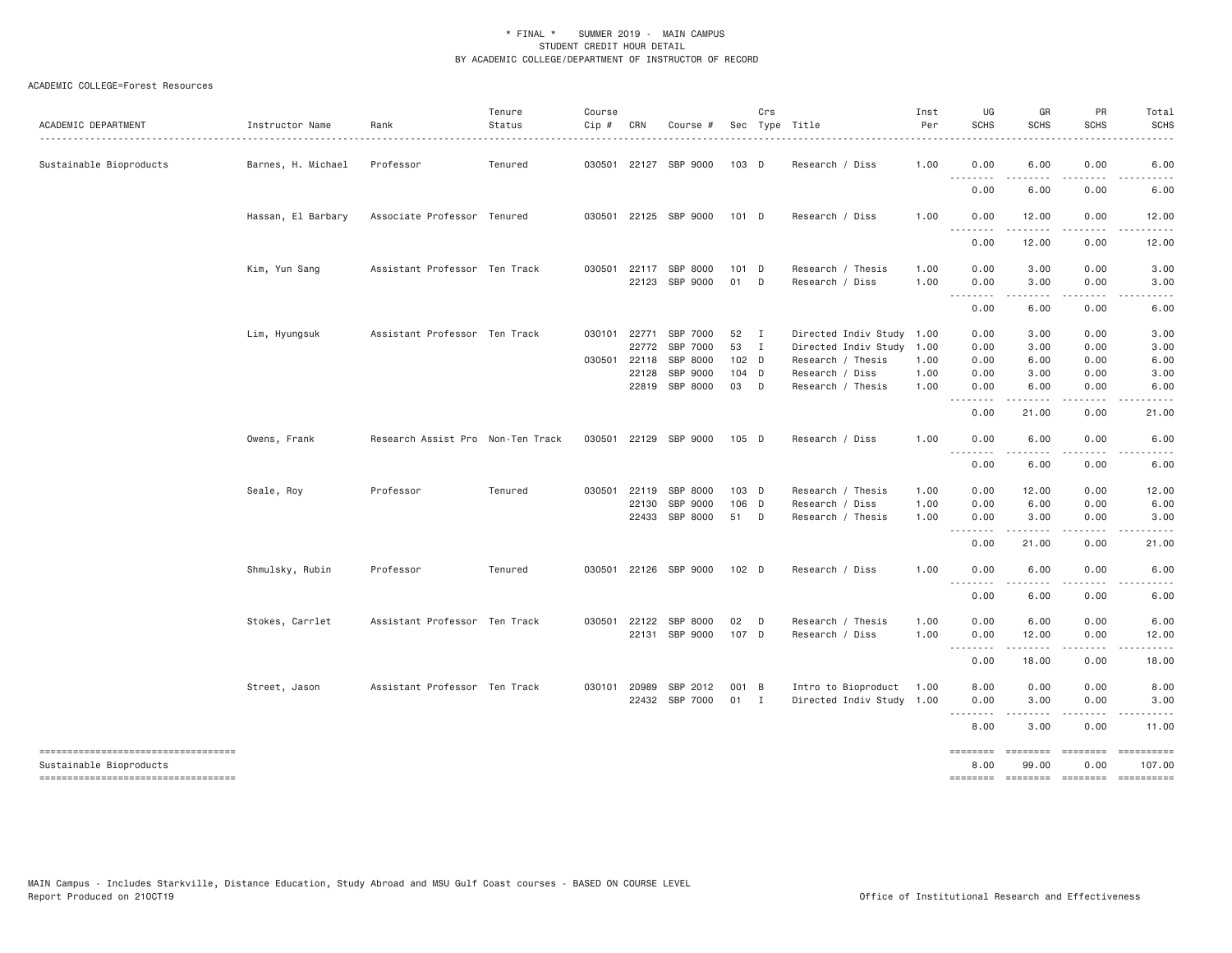\* FINAL \*  SUMMER 2019 - MAIN CAMPUS
STUDENT CREDIT HOUR DETAIL
BY ACADEMIC COLLEGE/DEPARTMENT OF INSTRUCTOR OF RECORD

ACADEMIC COLLEGE=Forest Resources

| ACADEMIC DEPARTMENT | Instructor Name | Rank | Tenure Status | Course Cip # | CRN | Course # | Sec | Crs Type | Title | Inst Per | UG SCHS | GR SCHS | PR SCHS | Total SCHS |
|---|---|---|---|---|---|---|---|---|---|---|---|---|---|---|
| Sustainable Bioproducts | Barnes, H. Michael | Professor | Tenured | 030501 | 22127 | SBP 9000 | 103 | D | Research / Diss | 1.00 | 0.00 | 6.00 | 0.00 | 6.00 |
| | | | | | | | | | | | 0.00 | 6.00 | 0.00 | 6.00 |
| | Hassan, El Barbary | Associate Professor | Tenured | 030501 | 22125 | SBP 9000 | 101 | D | Research / Diss | 1.00 | 0.00 | 12.00 | 0.00 | 12.00 |
| | | | | | | | | | | | 0.00 | 12.00 | 0.00 | 12.00 |
| | Kim, Yun Sang | Assistant Professor | Ten Track | 030501 | 22117 | SBP 8000 | 101 | D | Research / Thesis | 1.00 | 0.00 | 3.00 | 0.00 | 3.00 |
| | | | | | 22123 | SBP 9000 | 01 | D | Research / Diss | 1.00 | 0.00 | 3.00 | 0.00 | 3.00 |
| | | | | | | | | | | | 0.00 | 6.00 | 0.00 | 6.00 |
| | Lim, Hyungsuk | Assistant Professor | Ten Track | 030101 | 22771 | SBP 7000 | 52 | I | Directed Indiv Study | 1.00 | 0.00 | 3.00 | 0.00 | 3.00 |
| | | | | | 22772 | SBP 7000 | 53 | I | Directed Indiv Study | 1.00 | 0.00 | 3.00 | 0.00 | 3.00 |
| | | | | 030501 | 22118 | SBP 8000 | 102 | D | Research / Thesis | 1.00 | 0.00 | 6.00 | 0.00 | 6.00 |
| | | | | | 22128 | SBP 9000 | 104 | D | Research / Diss | 1.00 | 0.00 | 3.00 | 0.00 | 3.00 |
| | | | | | 22819 | SBP 8000 | 03 | D | Research / Thesis | 1.00 | 0.00 | 6.00 | 0.00 | 6.00 |
| | | | | | | | | | | | 0.00 | 21.00 | 0.00 | 21.00 |
| | Owens, Frank | Research Assist Pro | Non-Ten Track | 030501 | 22129 | SBP 9000 | 105 | D | Research / Diss | 1.00 | 0.00 | 6.00 | 0.00 | 6.00 |
| | | | | | | | | | | | 0.00 | 6.00 | 0.00 | 6.00 |
| | Seale, Roy | Professor | Tenured | 030501 | 22119 | SBP 8000 | 103 | D | Research / Thesis | 1.00 | 0.00 | 12.00 | 0.00 | 12.00 |
| | | | | | 22130 | SBP 9000 | 106 | D | Research / Diss | 1.00 | 0.00 | 6.00 | 0.00 | 6.00 |
| | | | | | 22433 | SBP 8000 | 51 | D | Research / Thesis | 1.00 | 0.00 | 3.00 | 0.00 | 3.00 |
| | | | | | | | | | | | 0.00 | 21.00 | 0.00 | 21.00 |
| | Shmulsky, Rubin | Professor | Tenured | 030501 | 22126 | SBP 9000 | 102 | D | Research / Diss | 1.00 | 0.00 | 6.00 | 0.00 | 6.00 |
| | | | | | | | | | | | 0.00 | 6.00 | 0.00 | 6.00 |
| | Stokes, Carrlet | Assistant Professor | Ten Track | 030501 | 22122 | SBP 8000 | 02 | D | Research / Thesis | 1.00 | 0.00 | 6.00 | 0.00 | 6.00 |
| | | | | | 22131 | SBP 9000 | 107 | D | Research / Diss | 1.00 | 0.00 | 12.00 | 0.00 | 12.00 |
| | | | | | | | | | | | 0.00 | 18.00 | 0.00 | 18.00 |
| | Street, Jason | Assistant Professor | Ten Track | 030101 | 20989 | SBP 2012 | 001 | B | Intro to Bioproduct | 1.00 | 8.00 | 0.00 | 0.00 | 8.00 |
| | | | | | 22432 | SBP 7000 | 01 | I | Directed Indiv Study | 1.00 | 0.00 | 3.00 | 0.00 | 3.00 |
| | | | | | | | | | | | 8.00 | 3.00 | 0.00 | 11.00 |
| Sustainable Bioproducts | | | | | | | | | | | 8.00 | 99.00 | 0.00 | 107.00 |

MAIN Campus - Includes Starkville, Distance Education, Study Abroad and MSU Gulf Coast courses - BASED ON COURSE LEVEL
Report Produced on 21OCT19

Office of Institutional Research and Effectiveness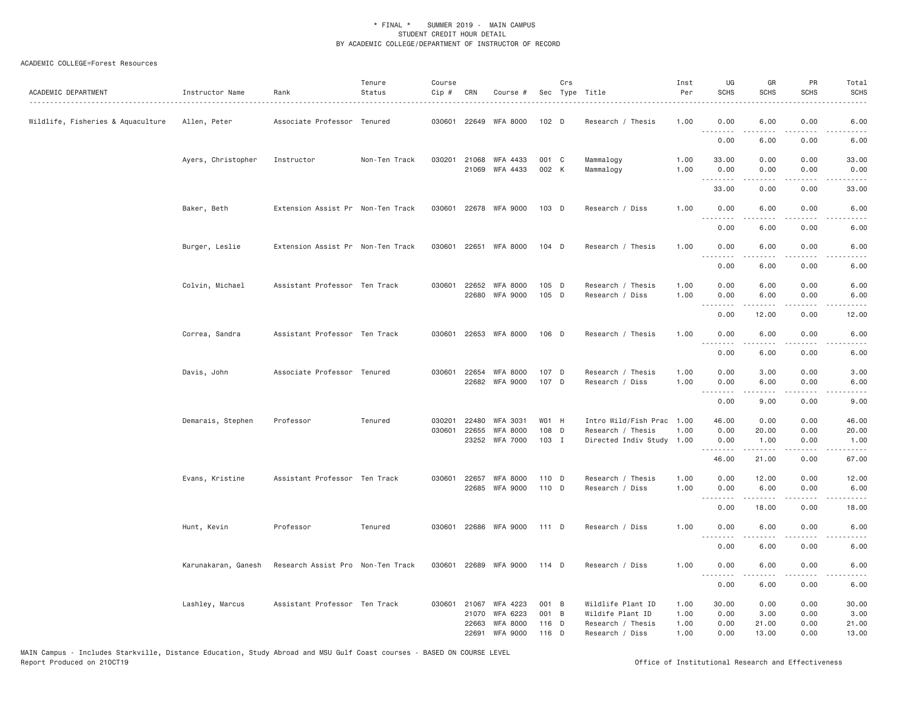\* FINAL \* SUMMER 2019 - MAIN CAMPUS
STUDENT CREDIT HOUR DETAIL
BY ACADEMIC COLLEGE/DEPARTMENT OF INSTRUCTOR OF RECORD

ACADEMIC COLLEGE=Forest Resources

| ACADEMIC DEPARTMENT | Instructor Name | Rank | Tenure Status | Course Cip # | CRN | Course # | Sec | Crs Type | Title | Inst Per | UG SCHS | GR SCHS | PR SCHS | Total SCHS |
|---|---|---|---|---|---|---|---|---|---|---|---|---|---|---|
| Wildlife, Fisheries & Aquaculture | Allen, Peter | Associate Professor | Tenured | 030601 | 22649 | WFA 8000 | 102 | D | Research / Thesis | 1.00 | 0.00 | 6.00 | 0.00 | 6.00 |
| | | | | | | | | | | | 0.00 | 6.00 | 0.00 | 6.00 |
| | Ayers, Christopher | Instructor | Non-Ten Track | 030201 | 21068 | WFA 4433 | 001 | C | Mammalogy | 1.00 | 33.00 | 0.00 | 0.00 | 33.00 |
| | | | | | 21069 | WFA 4433 | 002 | K | Mammalogy | 1.00 | 0.00 | 0.00 | 0.00 | 0.00 |
| | | | | | | | | | | | 33.00 | 0.00 | 0.00 | 33.00 |
| | Baker, Beth | Extension Assist Pr | Non-Ten Track | 030601 | 22678 | WFA 9000 | 103 | D | Research / Diss | 1.00 | 0.00 | 6.00 | 0.00 | 6.00 |
| | | | | | | | | | | | 0.00 | 6.00 | 0.00 | 6.00 |
| | Burger, Leslie | Extension Assist Pr | Non-Ten Track | 030601 | 22651 | WFA 8000 | 104 | D | Research / Thesis | 1.00 | 0.00 | 6.00 | 0.00 | 6.00 |
| | | | | | | | | | | | 0.00 | 6.00 | 0.00 | 6.00 |
| | Colvin, Michael | Assistant Professor | Ten Track | 030601 | 22652 | WFA 8000 | 105 | D | Research / Thesis | 1.00 | 0.00 | 6.00 | 0.00 | 6.00 |
| | | | | | 22680 | WFA 9000 | 105 | D | Research / Diss | 1.00 | 0.00 | 6.00 | 0.00 | 6.00 |
| | | | | | | | | | | | 0.00 | 12.00 | 0.00 | 12.00 |
| | Correa, Sandra | Assistant Professor | Ten Track | 030601 | 22653 | WFA 8000 | 106 | D | Research / Thesis | 1.00 | 0.00 | 6.00 | 0.00 | 6.00 |
| | | | | | | | | | | | 0.00 | 6.00 | 0.00 | 6.00 |
| | Davis, John | Associate Professor | Tenured | 030601 | 22654 | WFA 8000 | 107 | D | Research / Thesis | 1.00 | 0.00 | 3.00 | 0.00 | 3.00 |
| | | | | | 22682 | WFA 9000 | 107 | D | Research / Diss | 1.00 | 0.00 | 6.00 | 0.00 | 6.00 |
| | | | | | | | | | | | 0.00 | 9.00 | 0.00 | 9.00 |
| | Demarais, Stephen | Professor | Tenured | 030201 | 22480 | WFA 3031 | W01 | H | Intro Wild/Fish Prac | 1.00 | 46.00 | 0.00 | 0.00 | 46.00 |
| | | | | 030601 | 22655 | WFA 8000 | 108 | D | Research / Thesis | 1.00 | 0.00 | 20.00 | 0.00 | 20.00 |
| | | | | | 23252 | WFA 7000 | 103 | I | Directed Indiv Study | 1.00 | 0.00 | 1.00 | 0.00 | 1.00 |
| | | | | | | | | | | | 46.00 | 21.00 | 0.00 | 67.00 |
| | Evans, Kristine | Assistant Professor | Ten Track | 030601 | 22657 | WFA 8000 | 110 | D | Research / Thesis | 1.00 | 0.00 | 12.00 | 0.00 | 12.00 |
| | | | | | 22685 | WFA 9000 | 110 | D | Research / Diss | 1.00 | 0.00 | 6.00 | 0.00 | 6.00 |
| | | | | | | | | | | | 0.00 | 18.00 | 0.00 | 18.00 |
| | Hunt, Kevin | Professor | Tenured | 030601 | 22686 | WFA 9000 | 111 | D | Research / Diss | 1.00 | 0.00 | 6.00 | 0.00 | 6.00 |
| | | | | | | | | | | | 0.00 | 6.00 | 0.00 | 6.00 |
| | Karunakaran, Ganesh | Research Assist Pro | Non-Ten Track | 030601 | 22689 | WFA 9000 | 114 | D | Research / Diss | 1.00 | 0.00 | 6.00 | 0.00 | 6.00 |
| | | | | | | | | | | | 0.00 | 6.00 | 0.00 | 6.00 |
| | Lashley, Marcus | Assistant Professor | Ten Track | 030601 | 21067 | WFA 4223 | 001 | B | Wildlife Plant ID | 1.00 | 30.00 | 0.00 | 0.00 | 30.00 |
| | | | | | 21070 | WFA 6223 | 001 | B | Wildife Plant ID | 1.00 | 0.00 | 3.00 | 0.00 | 3.00 |
| | | | | | 22663 | WFA 8000 | 116 | D | Research / Thesis | 1.00 | 0.00 | 21.00 | 0.00 | 21.00 |
| | | | | | 22691 | WFA 9000 | 116 | D | Research / Diss | 1.00 | 0.00 | 13.00 | 0.00 | 13.00 |

MAIN Campus - Includes Starkville, Distance Education, Study Abroad and MSU Gulf Coast courses - BASED ON COURSE LEVEL
Report Produced on 21OCT19 Office of Institutional Research and Effectiveness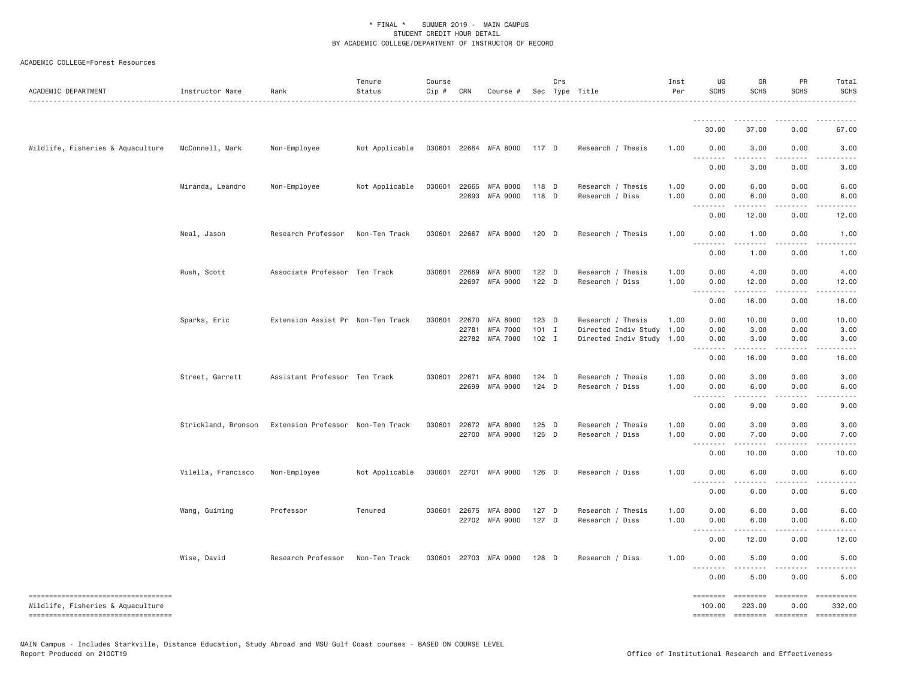\* FINAL \* SUMMER 2019 - MAIN CAMPUS
STUDENT CREDIT HOUR DETAIL
BY ACADEMIC COLLEGE/DEPARTMENT OF INSTRUCTOR OF RECORD

ACADEMIC COLLEGE=Forest Resources

| ACADEMIC DEPARTMENT | Instructor Name | Rank | Tenure Status | Course Cip # | CRN | Course # | Sec | Crs Type | Title | Inst Per | UG SCHS | GR SCHS | PR SCHS | Total SCHS |
|---|---|---|---|---|---|---|---|---|---|---|---|---|---|---|
| | | | | | | | | | | | 30.00 | 37.00 | 0.00 | 67.00 |
| Wildlife, Fisheries & Aquaculture | McConnell, Mark | Non-Employee | Not Applicable | 030601 | 22664 | WFA 8000 | 117 | D | Research / Thesis | 1.00 | 0.00 | 3.00 | 0.00 | 3.00 |
| | | | | | | | | | | | 0.00 | 3.00 | 0.00 | 3.00 |
| | Miranda, Leandro | Non-Employee | Not Applicable | 030601 | 22665 | WFA 8000 | 118 | D | Research / Thesis | 1.00 | 0.00 | 6.00 | 0.00 | 6.00 |
| | | | | | 22693 | WFA 9000 | 118 | D | Research / Diss | 1.00 | 0.00 | 6.00 | 0.00 | 6.00 |
| | | | | | | | | | | | 0.00 | 12.00 | 0.00 | 12.00 |
| | Neal, Jason | Research Professor | Non-Ten Track | 030601 | 22667 | WFA 8000 | 120 | D | Research / Thesis | 1.00 | 0.00 | 1.00 | 0.00 | 1.00 |
| | | | | | | | | | | | 0.00 | 1.00 | 0.00 | 1.00 |
| | Rush, Scott | Associate Professor | Ten Track | 030601 | 22669 | WFA 8000 | 122 | D | Research / Thesis | 1.00 | 0.00 | 4.00 | 0.00 | 4.00 |
| | | | | | 22697 | WFA 9000 | 122 | D | Research / Diss | 1.00 | 0.00 | 12.00 | 0.00 | 12.00 |
| | | | | | | | | | | | 0.00 | 16.00 | 0.00 | 16.00 |
| | Sparks, Eric | Extension Assist Pr | Non-Ten Track | 030601 | 22670 | WFA 8000 | 123 | D | Research / Thesis | 1.00 | 0.00 | 10.00 | 0.00 | 10.00 |
| | | | | | 22781 | WFA 7000 | 101 | I | Directed Indiv Study | 1.00 | 0.00 | 3.00 | 0.00 | 3.00 |
| | | | | | 22782 | WFA 7000 | 102 | I | Directed Indiv Study | 1.00 | 0.00 | 3.00 | 0.00 | 3.00 |
| | | | | | | | | | | | 0.00 | 16.00 | 0.00 | 16.00 |
| | Street, Garrett | Assistant Professor | Ten Track | 030601 | 22671 | WFA 8000 | 124 | D | Research / Thesis | 1.00 | 0.00 | 3.00 | 0.00 | 3.00 |
| | | | | | 22699 | WFA 9000 | 124 | D | Research / Diss | 1.00 | 0.00 | 6.00 | 0.00 | 6.00 |
| | | | | | | | | | | | 0.00 | 9.00 | 0.00 | 9.00 |
| | Strickland, Bronson | Extension Professor | Non-Ten Track | 030601 | 22672 | WFA 8000 | 125 | D | Research / Thesis | 1.00 | 0.00 | 3.00 | 0.00 | 3.00 |
| | | | | | 22700 | WFA 9000 | 125 | D | Research / Diss | 1.00 | 0.00 | 7.00 | 0.00 | 7.00 |
| | | | | | | | | | | | 0.00 | 10.00 | 0.00 | 10.00 |
| | Vilella, Francisco | Non-Employee | Not Applicable | 030601 | 22701 | WFA 9000 | 126 | D | Research / Diss | 1.00 | 0.00 | 6.00 | 0.00 | 6.00 |
| | | | | | | | | | | | 0.00 | 6.00 | 0.00 | 6.00 |
| | Wang, Guiming | Professor | Tenured | 030601 | 22675 | WFA 8000 | 127 | D | Research / Thesis | 1.00 | 0.00 | 6.00 | 0.00 | 6.00 |
| | | | | | 22702 | WFA 9000 | 127 | D | Research / Diss | 1.00 | 0.00 | 6.00 | 0.00 | 6.00 |
| | | | | | | | | | | | 0.00 | 12.00 | 0.00 | 12.00 |
| | Wise, David | Research Professor | Non-Ten Track | 030601 | 22703 | WFA 9000 | 128 | D | Research / Diss | 1.00 | 0.00 | 5.00 | 0.00 | 5.00 |
| | | | | | | | | | | | 0.00 | 5.00 | 0.00 | 5.00 |
| Wildlife, Fisheries & Aquaculture | | | | | | | | | | | 109.00 | 223.00 | 0.00 | 332.00 |

MAIN Campus - Includes Starkville, Distance Education, Study Abroad and MSU Gulf Coast courses - BASED ON COURSE LEVEL
Report Produced on 21OCT19 Office of Institutional Research and Effectiveness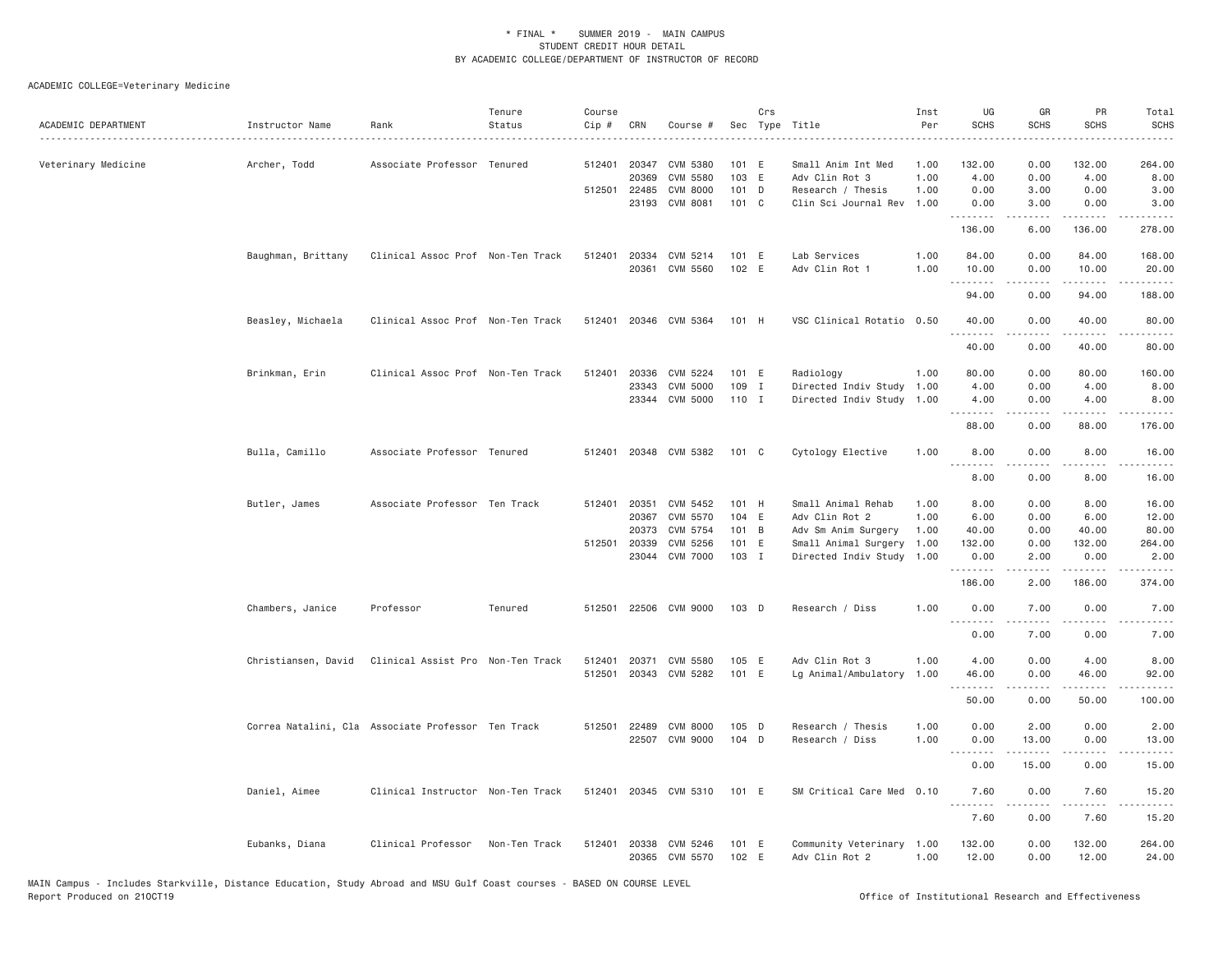* FINAL * SUMMER 2019 - MAIN CAMPUS
STUDENT CREDIT HOUR DETAIL
BY ACADEMIC COLLEGE/DEPARTMENT OF INSTRUCTOR OF RECORD

ACADEMIC COLLEGE=Veterinary Medicine

| ACADEMIC DEPARTMENT | Instructor Name | Rank | Tenure Status | Course Cip # | CRN | Course # | Sec | Crs Type | Title | Inst Per | UG SCHS | GR SCHS | PR SCHS | Total SCHS |
|---|---|---|---|---|---|---|---|---|---|---|---|---|---|---|
| Veterinary Medicine | Archer, Todd | Associate Professor | Tenured | 512401 | 20347 | CVM 5380 | 101 | E | Small Anim Int Med | 1.00 | 132.00 | 0.00 | 132.00 | 264.00 |
| | | | | | 20369 | CVM 5580 | 103 | E | Adv Clin Rot 3 | 1.00 | 4.00 | 0.00 | 4.00 | 8.00 |
| | | | | 512501 | 22485 | CVM 8000 | 101 | D | Research / Thesis | 1.00 | 0.00 | 3.00 | 0.00 | 3.00 |
| | | | | | 23193 | CVM 8081 | 101 | C | Clin Sci Journal Rev | 1.00 | 0.00 | 3.00 | 0.00 | 3.00 |
| | | | | | | | | | | | 136.00 | 6.00 | 136.00 | 278.00 |
| | Baughman, Brittany | Clinical Assoc Prof | Non-Ten Track | 512401 | 20334 | CVM 5214 | 101 | E | Lab Services | 1.00 | 84.00 | 0.00 | 84.00 | 168.00 |
| | | | | | 20361 | CVM 5560 | 102 | E | Adv Clin Rot 1 | 1.00 | 10.00 | 0.00 | 10.00 | 20.00 |
| | | | | | | | | | | | 94.00 | 0.00 | 94.00 | 188.00 |
| | Beasley, Michaela | Clinical Assoc Prof | Non-Ten Track | 512401 | 20346 | CVM 5364 | 101 | H | VSC Clinical Rotatio | 0.50 | 40.00 | 0.00 | 40.00 | 80.00 |
| | | | | | | | | | | | 40.00 | 0.00 | 40.00 | 80.00 |
| | Brinkman, Erin | Clinical Assoc Prof | Non-Ten Track | 512401 | 20336 | CVM 5224 | 101 | E | Radiology | 1.00 | 80.00 | 0.00 | 80.00 | 160.00 |
| | | | | | 23343 | CVM 5000 | 109 | I | Directed Indiv Study | 1.00 | 4.00 | 0.00 | 4.00 | 8.00 |
| | | | | | 23344 | CVM 5000 | 110 | I | Directed Indiv Study | 1.00 | 4.00 | 0.00 | 4.00 | 8.00 |
| | | | | | | | | | | | 88.00 | 0.00 | 88.00 | 176.00 |
| | Bulla, Camillo | Associate Professor | Tenured | 512401 | 20348 | CVM 5382 | 101 | C | Cytology Elective | 1.00 | 8.00 | 0.00 | 8.00 | 16.00 |
| | | | | | | | | | | | 8.00 | 0.00 | 8.00 | 16.00 |
| | Butler, James | Associate Professor | Ten Track | 512401 | 20351 | CVM 5452 | 101 | H | Small Animal Rehab | 1.00 | 8.00 | 0.00 | 8.00 | 16.00 |
| | | | | | 20367 | CVM 5570 | 104 | E | Adv Clin Rot 2 | 1.00 | 6.00 | 0.00 | 6.00 | 12.00 |
| | | | | | 20373 | CVM 5754 | 101 | B | Adv Sm Anim Surgery | 1.00 | 40.00 | 0.00 | 40.00 | 80.00 |
| | | | | 512501 | 20339 | CVM 5256 | 101 | E | Small Animal Surgery | 1.00 | 132.00 | 0.00 | 132.00 | 264.00 |
| | | | | | 23044 | CVM 7000 | 103 | I | Directed Indiv Study | 1.00 | 0.00 | 2.00 | 0.00 | 2.00 |
| | | | | | | | | | | | 186.00 | 2.00 | 186.00 | 374.00 |
| | Chambers, Janice | Professor | Tenured | 512501 | 22506 | CVM 9000 | 103 | D | Research / Diss | 1.00 | 0.00 | 7.00 | 0.00 | 7.00 |
| | | | | | | | | | | | 0.00 | 7.00 | 0.00 | 7.00 |
| | Christiansen, David | Clinical Assist Pro | Non-Ten Track | 512401 | 20371 | CVM 5580 | 105 | E | Adv Clin Rot 3 | 1.00 | 4.00 | 0.00 | 4.00 | 8.00 |
| | | | | 512501 | 20343 | CVM 5282 | 101 | E | Lg Animal/Ambulatory | 1.00 | 46.00 | 0.00 | 46.00 | 92.00 |
| | | | | | | | | | | | 50.00 | 0.00 | 50.00 | 100.00 |
| | Correa Natalini, Cla | Associate Professor | Ten Track | 512501 | 22489 | CVM 8000 | 105 | D | Research / Thesis | 1.00 | 0.00 | 2.00 | 0.00 | 2.00 |
| | | | | | 22507 | CVM 9000 | 104 | D | Research / Diss | 1.00 | 0.00 | 13.00 | 0.00 | 13.00 |
| | | | | | | | | | | | 0.00 | 15.00 | 0.00 | 15.00 |
| | Daniel, Aimee | Clinical Instructor | Non-Ten Track | 512401 | 20345 | CVM 5310 | 101 | E | SM Critical Care Med | 0.10 | 7.60 | 0.00 | 7.60 | 15.20 |
| | | | | | | | | | | | 7.60 | 0.00 | 7.60 | 15.20 |
| | Eubanks, Diana | Clinical Professor | Non-Ten Track | 512401 | 20338 | CVM 5246 | 101 | E | Community Veterinary | 1.00 | 132.00 | 0.00 | 132.00 | 264.00 |
| | | | | | 20365 | CVM 5570 | 102 | E | Adv Clin Rot 2 | 1.00 | 12.00 | 0.00 | 12.00 | 24.00 |

MAIN Campus - Includes Starkville, Distance Education, Study Abroad and MSU Gulf Coast courses - BASED ON COURSE LEVEL
Report Produced on 21OCT19 Office of Institutional Research and Effectiveness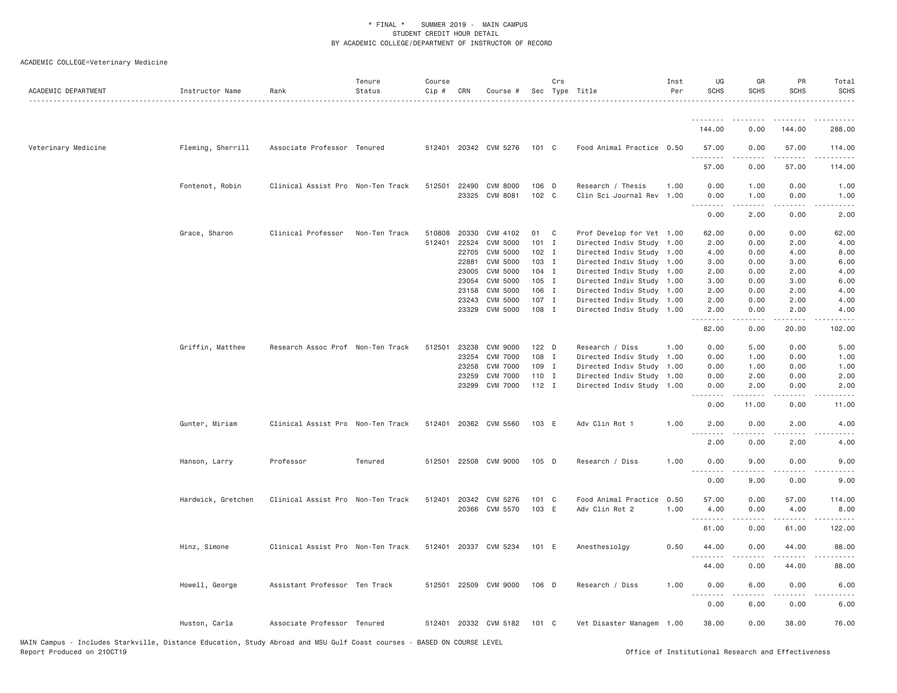ACADEMIC COLLEGE=Veterinary Medicine

| ACADEMIC DEPARTMENT | Instructor Name | Rank | Tenure Status | Course Cip # | CRN | Course # | Sec | Crs Type | Title | Inst Per | UG SCHS | GR SCHS | PR SCHS | Total SCHS |
|---|---|---|---|---|---|---|---|---|---|---|---|---|---|---|
| | | | | | | | | | | | 144.00 | 0.00 | 144.00 | 288.00 |
| Veterinary Medicine | Fleming, Sherrill | Associate Professor | Tenured | 512401 | 20342 | CVM 5276 | 101 | C | Food Animal Practice | 0.50 | 57.00 | 0.00 | 57.00 | 114.00 |
| | | | | | | | | | | | 57.00 | 0.00 | 57.00 | 114.00 |
| | Fontenot, Robin | Clinical Assist Pro | Non-Ten Track | 512501 | 22490 | CVM 8000 | 106 | D | Research / Thesis | 1.00 | 0.00 | 1.00 | 0.00 | 1.00 |
| | | | | | 23325 | CVM 8081 | 102 | C | Clin Sci Journal Rev | 1.00 | 0.00 | 1.00 | 0.00 | 1.00 |
| | | | | | | | | | | | 0.00 | 2.00 | 0.00 | 2.00 |
| | Grace, Sharon | Clinical Professor | Non-Ten Track | 510808 | 20330 | CVM 4102 | 01 | C | Prof Develop for Vet | 1.00 | 62.00 | 0.00 | 0.00 | 62.00 |
| | | | | 512401 | 22524 | CVM 5000 | 101 | I | Directed Indiv Study | 1.00 | 2.00 | 0.00 | 2.00 | 4.00 |
| | | | | | 22705 | CVM 5000 | 102 | I | Directed Indiv Study | 1.00 | 4.00 | 0.00 | 4.00 | 8.00 |
| | | | | | 22881 | CVM 5000 | 103 | I | Directed Indiv Study | 1.00 | 3.00 | 0.00 | 3.00 | 6.00 |
| | | | | | 23005 | CVM 5000 | 104 | I | Directed Indiv Study | 1.00 | 2.00 | 0.00 | 2.00 | 4.00 |
| | | | | | 23054 | CVM 5000 | 105 | I | Directed Indiv Study | 1.00 | 3.00 | 0.00 | 3.00 | 6.00 |
| | | | | | 23158 | CVM 5000 | 106 | I | Directed Indiv Study | 1.00 | 2.00 | 0.00 | 2.00 | 4.00 |
| | | | | | 23243 | CVM 5000 | 107 | I | Directed Indiv Study | 1.00 | 2.00 | 0.00 | 2.00 | 4.00 |
| | | | | | 23329 | CVM 5000 | 108 | I | Directed Indiv Study | 1.00 | 2.00 | 0.00 | 2.00 | 4.00 |
| | | | | | | | | | | | 82.00 | 0.00 | 20.00 | 102.00 |
| | Griffin, Matthew | Research Assoc Prof | Non-Ten Track | 512501 | 23238 | CVM 9000 | 122 | D | Research / Diss | 1.00 | 0.00 | 5.00 | 0.00 | 5.00 |
| | | | | | 23254 | CVM 7000 | 108 | I | Directed Indiv Study | 1.00 | 0.00 | 1.00 | 0.00 | 1.00 |
| | | | | | 23258 | CVM 7000 | 109 | I | Directed Indiv Study | 1.00 | 0.00 | 1.00 | 0.00 | 1.00 |
| | | | | | 23259 | CVM 7000 | 110 | I | Directed Indiv Study | 1.00 | 0.00 | 2.00 | 0.00 | 2.00 |
| | | | | | 23299 | CVM 7000 | 112 | I | Directed Indiv Study | 1.00 | 0.00 | 2.00 | 0.00 | 2.00 |
| | | | | | | | | | | | 0.00 | 11.00 | 0.00 | 11.00 |
| | Gunter, Miriam | Clinical Assist Pro | Non-Ten Track | 512401 | 20362 | CVM 5560 | 103 | E | Adv Clin Rot 1 | 1.00 | 2.00 | 0.00 | 2.00 | 4.00 |
| | | | | | | | | | | | 2.00 | 0.00 | 2.00 | 4.00 |
| | Hanson, Larry | Professor | Tenured | 512501 | 22508 | CVM 9000 | 105 | D | Research / Diss | 1.00 | 0.00 | 9.00 | 0.00 | 9.00 |
| | | | | | | | | | | | 0.00 | 9.00 | 0.00 | 9.00 |
| | Hardwick, Gretchen | Clinical Assist Pro | Non-Ten Track | 512401 | 20342 | CVM 5276 | 101 | C | Food Animal Practice | 0.50 | 57.00 | 0.00 | 57.00 | 114.00 |
| | | | | | 20366 | CVM 5570 | 103 | E | Adv Clin Rot 2 | 1.00 | 4.00 | 0.00 | 4.00 | 8.00 |
| | | | | | | | | | | | 61.00 | 0.00 | 61.00 | 122.00 |
| | Hinz, Simone | Clinical Assist Pro | Non-Ten Track | 512401 | 20337 | CVM 5234 | 101 | E | Anesthesiolgy | 0.50 | 44.00 | 0.00 | 44.00 | 88.00 |
| | | | | | | | | | | | 44.00 | 0.00 | 44.00 | 88.00 |
| | Howell, George | Assistant Professor | Ten Track | 512501 | 22509 | CVM 9000 | 106 | D | Research / Diss | 1.00 | 0.00 | 6.00 | 0.00 | 6.00 |
| | | | | | | | | | | | 0.00 | 6.00 | 0.00 | 6.00 |
| | Huston, Carla | Associate Professor | Tenured | 512401 | 20332 | CVM 5182 | 101 | C | Vet Disaster Managem | 1.00 | 38.00 | 0.00 | 38.00 | 76.00 |

MAIN Campus - Includes Starkville, Distance Education, Study Abroad and MSU Gulf Coast courses - BASED ON COURSE LEVEL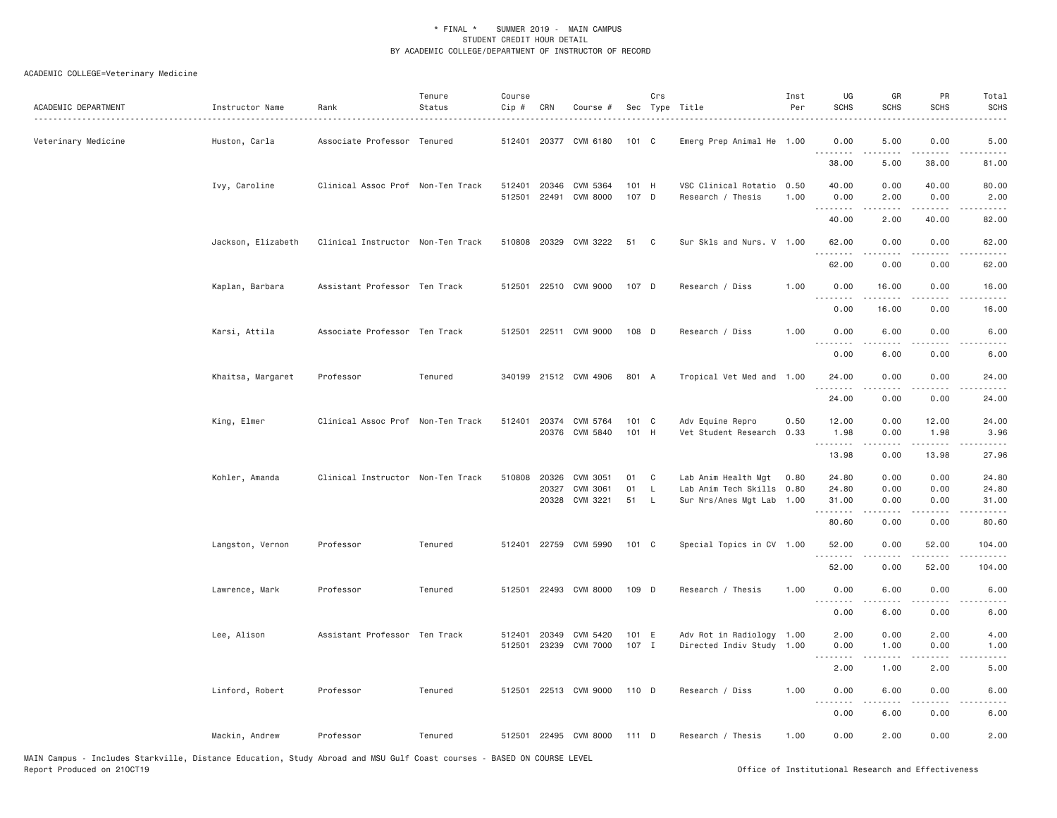\* FINAL \* SUMMER 2019 - MAIN CAMPUS
STUDENT CREDIT HOUR DETAIL
BY ACADEMIC COLLEGE/DEPARTMENT OF INSTRUCTOR OF RECORD

ACADEMIC COLLEGE=Veterinary Medicine

| ACADEMIC DEPARTMENT | Instructor Name | Rank | Tenure Status | Course Cip # | CRN | Course # | Sec | Crs Type | Title | Inst Per | UG SCHS | GR SCHS | PR SCHS | Total SCHS |
|---|---|---|---|---|---|---|---|---|---|---|---|---|---|---|
| Veterinary Medicine | Huston, Carla | Associate Professor | Tenured | 512401 | 20377 | CVM 6180 | 101 | C | Emerg Prep Animal He | 1.00 | 0.00 | 5.00 | 0.00 | 5.00 |
| | | | | | | | | | | | 38.00 | 5.00 | 38.00 | 81.00 |
| | Ivy, Caroline | Clinical Assoc Prof | Non-Ten Track | 512401 | 20346 | CVM 5364 | 101 | H | VSC Clinical Rotatio | 0.50 | 40.00 | 0.00 | 40.00 | 80.00 |
| | | | | 512501 | 22491 | CVM 8000 | 107 | D | Research / Thesis | 1.00 | 0.00 | 2.00 | 0.00 | 2.00 |
| | | | | | | | | | | | 40.00 | 2.00 | 40.00 | 82.00 |
| | Jackson, Elizabeth | Clinical Instructor | Non-Ten Track | 510808 | 20329 | CVM 3222 | 51 | C | Sur Skls and Nurs. V | 1.00 | 62.00 | 0.00 | 0.00 | 62.00 |
| | | | | | | | | | | | 62.00 | 0.00 | 0.00 | 62.00 |
| | Kaplan, Barbara | Assistant Professor | Ten Track | 512501 | 22510 | CVM 9000 | 107 | D | Research / Diss | 1.00 | 0.00 | 16.00 | 0.00 | 16.00 |
| | | | | | | | | | | | 0.00 | 16.00 | 0.00 | 16.00 |
| | Karsi, Attila | Associate Professor | Ten Track | 512501 | 22511 | CVM 9000 | 108 | D | Research / Diss | 1.00 | 0.00 | 6.00 | 0.00 | 6.00 |
| | | | | | | | | | | | 0.00 | 6.00 | 0.00 | 6.00 |
| | Khaitsa, Margaret | Professor | Tenured | 340199 | 21512 | CVM 4906 | 801 | A | Tropical Vet Med and | 1.00 | 24.00 | 0.00 | 0.00 | 24.00 |
| | | | | | | | | | | | 24.00 | 0.00 | 0.00 | 24.00 |
| | King, Elmer | Clinical Assoc Prof | Non-Ten Track | 512401 | 20374 | CVM 5764 | 101 | C | Adv Equine Repro | 0.50 | 12.00 | 0.00 | 12.00 | 24.00 |
| | | | | | 20376 | CVM 5840 | 101 | H | Vet Student Research | 0.33 | 1.98 | 0.00 | 1.98 | 3.96 |
| | | | | | | | | | | | 13.98 | 0.00 | 13.98 | 27.96 |
| | Kohler, Amanda | Clinical Instructor | Non-Ten Track | 510808 | 20326 | CVM 3051 | 01 | C | Lab Anim Health Mgt | 0.80 | 24.80 | 0.00 | 0.00 | 24.80 |
| | | | | | 20327 | CVM 3061 | 01 | L | Lab Anim Tech Skills | 0.80 | 24.80 | 0.00 | 0.00 | 24.80 |
| | | | | | 20328 | CVM 3221 | 51 | L | Sur Nrs/Anes Mgt Lab | 1.00 | 31.00 | 0.00 | 0.00 | 31.00 |
| | | | | | | | | | | | 80.60 | 0.00 | 0.00 | 80.60 |
| | Langston, Vernon | Professor | Tenured | 512401 | 22759 | CVM 5990 | 101 | C | Special Topics in CV | 1.00 | 52.00 | 0.00 | 52.00 | 104.00 |
| | | | | | | | | | | | 52.00 | 0.00 | 52.00 | 104.00 |
| | Lawrence, Mark | Professor | Tenured | 512501 | 22493 | CVM 8000 | 109 | D | Research / Thesis | 1.00 | 0.00 | 6.00 | 0.00 | 6.00 |
| | | | | | | | | | | | 0.00 | 6.00 | 0.00 | 6.00 |
| | Lee, Alison | Assistant Professor | Ten Track | 512401 | 20349 | CVM 5420 | 101 | E | Adv Rot in Radiology | 1.00 | 2.00 | 0.00 | 2.00 | 4.00 |
| | | | | 512501 | 23239 | CVM 7000 | 107 | I | Directed Indiv Study | 1.00 | 0.00 | 1.00 | 0.00 | 1.00 |
| | | | | | | | | | | | 2.00 | 1.00 | 2.00 | 5.00 |
| | Linford, Robert | Professor | Tenured | 512501 | 22513 | CVM 9000 | 110 | D | Research / Diss | 1.00 | 0.00 | 6.00 | 0.00 | 6.00 |
| | | | | | | | | | | | 0.00 | 6.00 | 0.00 | 6.00 |
| | Mackin, Andrew | Professor | Tenured | 512501 | 22495 | CVM 8000 | 111 | D | Research / Thesis | 1.00 | 0.00 | 2.00 | 0.00 | 2.00 |

MAIN Campus - Includes Starkville, Distance Education, Study Abroad and MSU Gulf Coast courses - BASED ON COURSE LEVEL
Report Produced on 21OCT19 — Office of Institutional Research and Effectiveness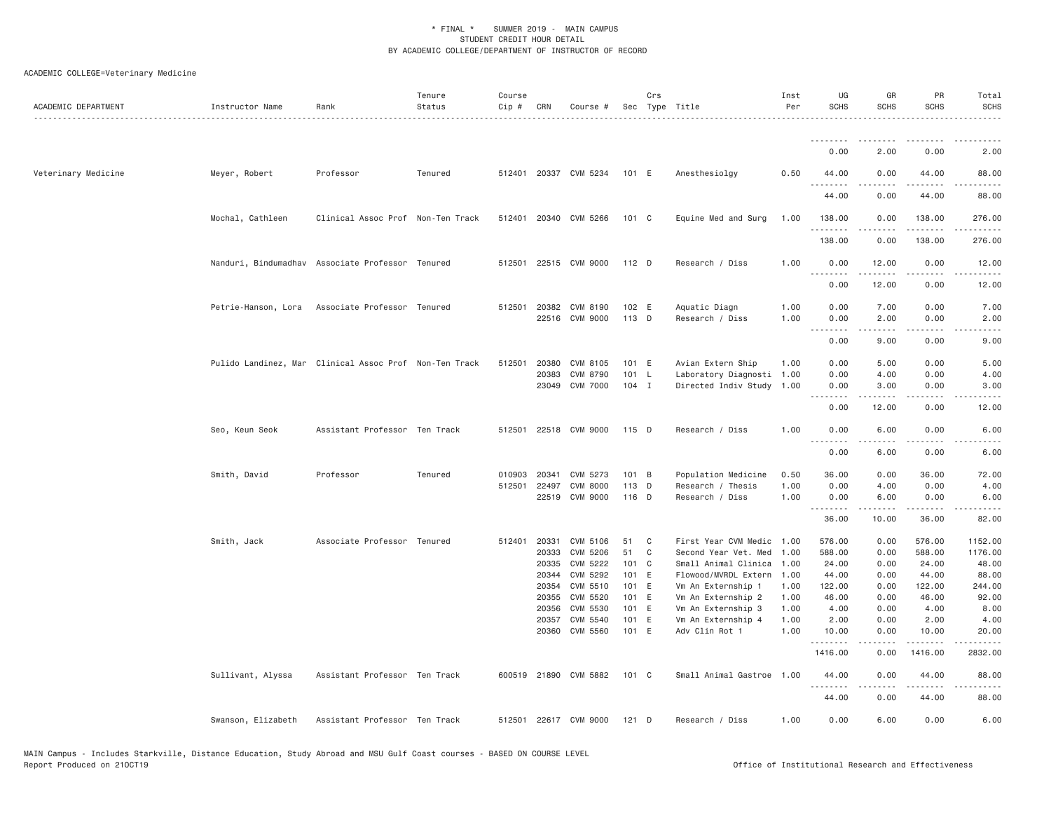# * FINAL * SUMMER 2019 - MAIN CAMPUS
## STUDENT CREDIT HOUR DETAIL
## BY ACADEMIC COLLEGE/DEPARTMENT OF INSTRUCTOR OF RECORD

ACADEMIC COLLEGE=Veterinary Medicine

| ACADEMIC DEPARTMENT | Instructor Name | Rank | Tenure Status | Course Cip # | CRN | Course # | Sec | Crs Type | Title | Inst Per | UG SCHS | GR SCHS | PR SCHS | Total SCHS |
|---|---|---|---|---|---|---|---|---|---|---|---|---|---|---|
| | | | | | | | | | | | 0.00 | 2.00 | 0.00 | 2.00 |
| Veterinary Medicine | Meyer, Robert | Professor | Tenured | 512401 | 20337 | CVM 5234 | 101 | E | Anesthesiolgy | 0.50 | 44.00 | 0.00 | 44.00 | 88.00 |
| | | | | | | | | | | | 44.00 | 0.00 | 44.00 | 88.00 |
| | Mochal, Cathleen | Clinical Assoc Prof | Non-Ten Track | 512401 | 20340 | CVM 5266 | 101 | C | Equine Med and Surg | 1.00 | 138.00 | 0.00 | 138.00 | 276.00 |
| | | | | | | | | | | | 138.00 | 0.00 | 138.00 | 276.00 |
| | Nanduri, Bindumadhav | Associate Professor | Tenured | 512501 | 22515 | CVM 9000 | 112 | D | Research / Diss | 1.00 | 0.00 | 12.00 | 0.00 | 12.00 |
| | | | | | | | | | | | 0.00 | 12.00 | 0.00 | 12.00 |
| | Petrie-Hanson, Lora | Associate Professor | Tenured | 512501 | 20382 | CVM 8190 | 102 | E | Aquatic Diagn | 1.00 | 0.00 | 7.00 | 0.00 | 7.00 |
| | | | | | 22516 | CVM 9000 | 113 | D | Research / Diss | 1.00 | 0.00 | 2.00 | 0.00 | 2.00 |
| | | | | | | | | | | | 0.00 | 9.00 | 0.00 | 9.00 |
| | Pulido Landinez, Mar | Clinical Assoc Prof | Non-Ten Track | 512501 | 20380 | CVM 8105 | 101 | E | Avian Extern Ship | 1.00 | 0.00 | 5.00 | 0.00 | 5.00 |
| | | | | | 20383 | CVM 8790 | 101 | L | Laboratory Diagnosti | 1.00 | 0.00 | 4.00 | 0.00 | 4.00 |
| | | | | | 23049 | CVM 7000 | 104 | I | Directed Indiv Study | 1.00 | 0.00 | 3.00 | 0.00 | 3.00 |
| | | | | | | | | | | | 0.00 | 12.00 | 0.00 | 12.00 |
| | Seo, Keun Seok | Assistant Professor | Ten Track | 512501 | 22518 | CVM 9000 | 115 | D | Research / Diss | 1.00 | 0.00 | 6.00 | 0.00 | 6.00 |
| | | | | | | | | | | | 0.00 | 6.00 | 0.00 | 6.00 |
| | Smith, David | Professor | Tenured | 010903 | 20341 | CVM 5273 | 101 | B | Population Medicine | 0.50 | 36.00 | 0.00 | 36.00 | 72.00 |
| | | | | 512501 | 22497 | CVM 8000 | 113 | D | Research / Thesis | 1.00 | 0.00 | 4.00 | 0.00 | 4.00 |
| | | | | | 22519 | CVM 9000 | 116 | D | Research / Diss | 1.00 | 0.00 | 6.00 | 0.00 | 6.00 |
| | | | | | | | | | | | 36.00 | 10.00 | 36.00 | 82.00 |
| | Smith, Jack | Associate Professor | Tenured | 512401 | 20331 | CVM 5106 | 51 | C | First Year CVM Medic | 1.00 | 576.00 | 0.00 | 576.00 | 1152.00 |
| | | | | | 20333 | CVM 5206 | 51 | C | Second Year Vet. Med | 1.00 | 588.00 | 0.00 | 588.00 | 1176.00 |
| | | | | | 20335 | CVM 5222 | 101 | C | Small Animal Clinica | 1.00 | 24.00 | 0.00 | 24.00 | 48.00 |
| | | | | | 20344 | CVM 5292 | 101 | E | Flowood/MVRDL Extern | 1.00 | 44.00 | 0.00 | 44.00 | 88.00 |
| | | | | | 20354 | CVM 5510 | 101 | E | Vm An Externship 1 | 1.00 | 122.00 | 0.00 | 122.00 | 244.00 |
| | | | | | 20355 | CVM 5520 | 101 | E | Vm An Externship 2 | 1.00 | 46.00 | 0.00 | 46.00 | 92.00 |
| | | | | | 20356 | CVM 5530 | 101 | E | Vm An Externship 3 | 1.00 | 4.00 | 0.00 | 4.00 | 8.00 |
| | | | | | 20357 | CVM 5540 | 101 | E | Vm An Externship 4 | 1.00 | 2.00 | 0.00 | 2.00 | 4.00 |
| | | | | | 20360 | CVM 5560 | 101 | E | Adv Clin Rot 1 | 1.00 | 10.00 | 0.00 | 10.00 | 20.00 |
| | | | | | | | | | | | 1416.00 | 0.00 | 1416.00 | 2832.00 |
| | Sullivant, Alyssa | Assistant Professor | Ten Track | 600519 | 21890 | CVM 5882 | 101 | C | Small Animal Gastroe | 1.00 | 44.00 | 0.00 | 44.00 | 88.00 |
| | | | | | | | | | | | 44.00 | 0.00 | 44.00 | 88.00 |
| | Swanson, Elizabeth | Assistant Professor | Ten Track | 512501 | 22617 | CVM 9000 | 121 | D | Research / Diss | 1.00 | 0.00 | 6.00 | 0.00 | 6.00 |

MAIN Campus - Includes Starkville, Distance Education, Study Abroad and MSU Gulf Coast courses - BASED ON COURSE LEVEL
Report Produced on 21OCT19 Office of Institutional Research and Effectiveness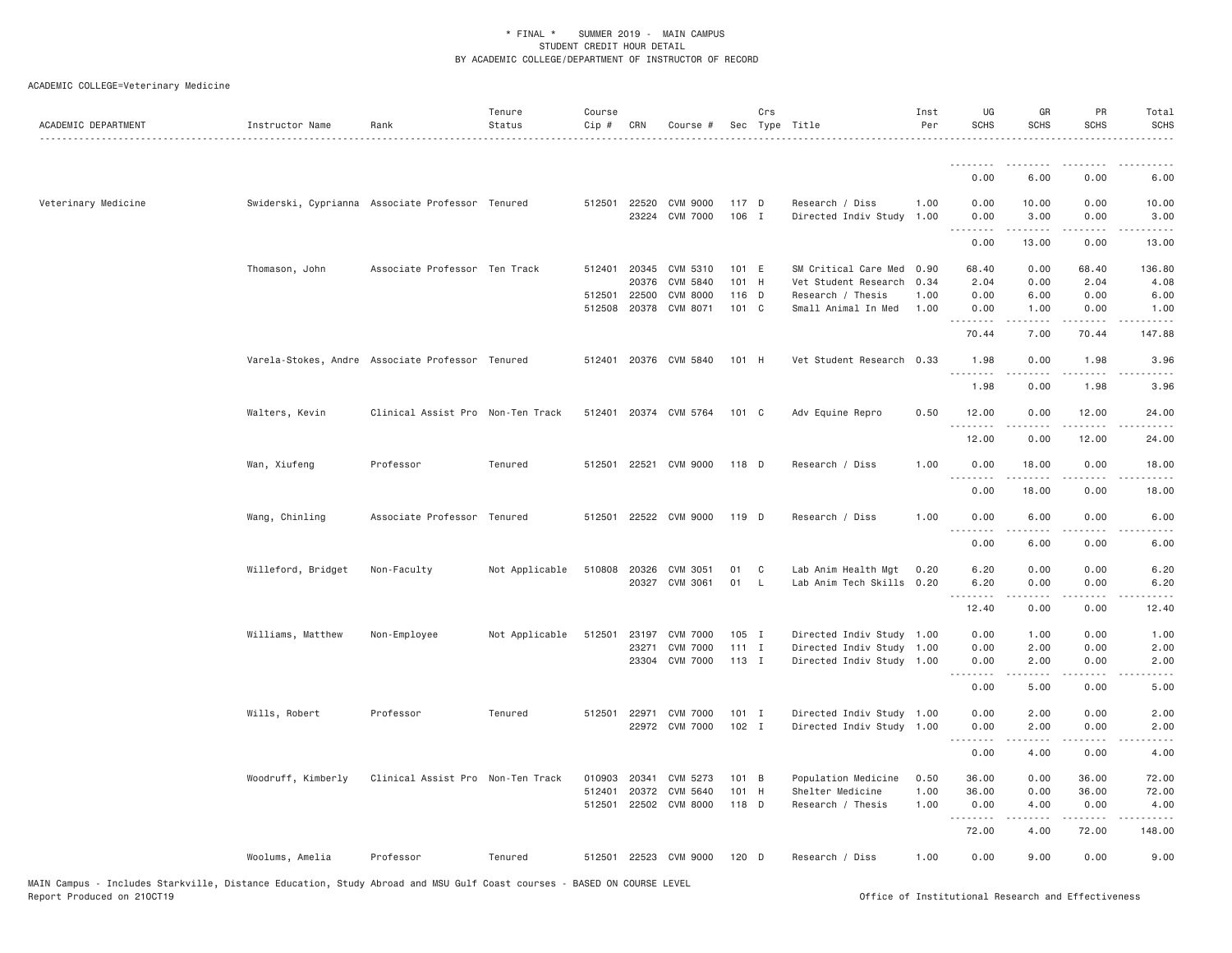\* FINAL \* SUMMER 2019 - MAIN CAMPUS
STUDENT CREDIT HOUR DETAIL
BY ACADEMIC COLLEGE/DEPARTMENT OF INSTRUCTOR OF RECORD

ACADEMIC COLLEGE=Veterinary Medicine

| ACADEMIC DEPARTMENT | Instructor Name | Rank | Tenure Status | Course Cip # | CRN | Course # | Sec | Crs Type | Title | Inst Per | UG SCHS | GR SCHS | PR SCHS | Total SCHS |
|---|---|---|---|---|---|---|---|---|---|---|---|---|---|---|
| | | | | | | | | | | | 0.00 | 6.00 | 0.00 | 6.00 |
| Veterinary Medicine | Swiderski, Cyprianna | Associate Professor | Tenured | 512501 | 22520 | CVM 9000 | 117 | D | Research / Diss | 1.00 | 0.00 | 10.00 | 0.00 | 10.00 |
| | | | | | 23224 | CVM 7000 | 106 | I | Directed Indiv Study | 1.00 | 0.00 | 3.00 | 0.00 | 3.00 |
| | | | | | | | | | | | 0.00 | 13.00 | 0.00 | 13.00 |
| | Thomason, John | Associate Professor | Ten Track | 512401 | 20345 | CVM 5310 | 101 | E | SM Critical Care Med | 0.90 | 68.40 | 0.00 | 68.40 | 136.80 |
| | | | | | 20376 | CVM 5840 | 101 | H | Vet Student Research | 0.34 | 2.04 | 0.00 | 2.04 | 4.08 |
| | | | | 512501 | 22500 | CVM 8000 | 116 | D | Research / Thesis | 1.00 | 0.00 | 6.00 | 0.00 | 6.00 |
| | | | | 512508 | 20378 | CVM 8071 | 101 | C | Small Animal In Med | 1.00 | 0.00 | 1.00 | 0.00 | 1.00 |
| | | | | | | | | | | | 70.44 | 7.00 | 70.44 | 147.88 |
| | Varela-Stokes, Andre | Associate Professor | Tenured | 512401 | 20376 | CVM 5840 | 101 | H | Vet Student Research | 0.33 | 1.98 | 0.00 | 1.98 | 3.96 |
| | | | | | | | | | | | 1.98 | 0.00 | 1.98 | 3.96 |
| | Walters, Kevin | Clinical Assist Pro | Non-Ten Track | 512401 | 20374 | CVM 5764 | 101 | C | Adv Equine Repro | 0.50 | 12.00 | 0.00 | 12.00 | 24.00 |
| | | | | | | | | | | | 12.00 | 0.00 | 12.00 | 24.00 |
| | Wan, Xiufeng | Professor | Tenured | 512501 | 22521 | CVM 9000 | 118 | D | Research / Diss | 1.00 | 0.00 | 18.00 | 0.00 | 18.00 |
| | | | | | | | | | | | 0.00 | 18.00 | 0.00 | 18.00 |
| | Wang, Chinling | Associate Professor | Tenured | 512501 | 22522 | CVM 9000 | 119 | D | Research / Diss | 1.00 | 0.00 | 6.00 | 0.00 | 6.00 |
| | | | | | | | | | | | 0.00 | 6.00 | 0.00 | 6.00 |
| | Willeford, Bridget | Non-Faculty | Not Applicable | 510808 | 20326 | CVM 3051 | 01 | C | Lab Anim Health Mgt | 0.20 | 6.20 | 0.00 | 0.00 | 6.20 |
| | | | | | 20327 | CVM 3061 | 01 | L | Lab Anim Tech Skills | 0.20 | 6.20 | 0.00 | 0.00 | 6.20 |
| | | | | | | | | | | | 12.40 | 0.00 | 0.00 | 12.40 |
| | Williams, Matthew | Non-Employee | Not Applicable | 512501 | 23197 | CVM 7000 | 105 | I | Directed Indiv Study | 1.00 | 0.00 | 1.00 | 0.00 | 1.00 |
| | | | | | 23271 | CVM 7000 | 111 | I | Directed Indiv Study | 1.00 | 0.00 | 2.00 | 0.00 | 2.00 |
| | | | | | 23304 | CVM 7000 | 113 | I | Directed Indiv Study | 1.00 | 0.00 | 2.00 | 0.00 | 2.00 |
| | | | | | | | | | | | 0.00 | 5.00 | 0.00 | 5.00 |
| | Wills, Robert | Professor | Tenured | 512501 | 22971 | CVM 7000 | 101 | I | Directed Indiv Study | 1.00 | 0.00 | 2.00 | 0.00 | 2.00 |
| | | | | | 22972 | CVM 7000 | 102 | I | Directed Indiv Study | 1.00 | 0.00 | 2.00 | 0.00 | 2.00 |
| | | | | | | | | | | | 0.00 | 4.00 | 0.00 | 4.00 |
| | Woodruff, Kimberly | Clinical Assist Pro | Non-Ten Track | 010903 | 20341 | CVM 5273 | 101 | B | Population Medicine | 0.50 | 36.00 | 0.00 | 36.00 | 72.00 |
| | | | | 512401 | 20372 | CVM 5640 | 101 | H | Shelter Medicine | 1.00 | 36.00 | 0.00 | 36.00 | 72.00 |
| | | | | 512501 | 22502 | CVM 8000 | 118 | D | Research / Thesis | 1.00 | 0.00 | 4.00 | 0.00 | 4.00 |
| | | | | | | | | | | | 72.00 | 4.00 | 72.00 | 148.00 |
| | Woolums, Amelia | Professor | Tenured | 512501 | 22523 | CVM 9000 | 120 | D | Research / Diss | 1.00 | 0.00 | 9.00 | 0.00 | 9.00 |

MAIN Campus - Includes Starkville, Distance Education, Study Abroad and MSU Gulf Coast courses - BASED ON COURSE LEVEL
Report Produced on 21OCT19 Office of Institutional Research and Effectiveness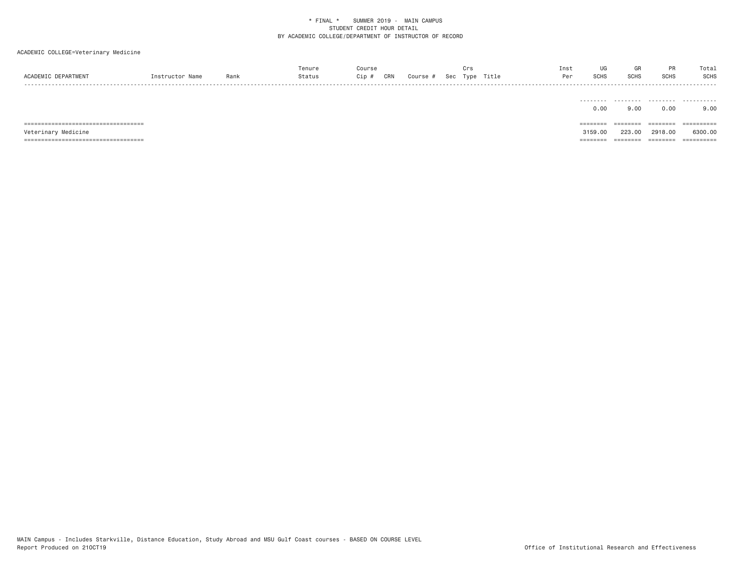\* FINAL \* SUMMER 2019 - MAIN CAMPUS
STUDENT CREDIT HOUR DETAIL
BY ACADEMIC COLLEGE/DEPARTMENT OF INSTRUCTOR OF RECORD

ACADEMIC COLLEGE=Veterinary Medicine

| ACADEMIC DEPARTMENT | Instructor Name | Rank | Tenure Status | Course Cip # | CRN | Course # | Sec | Crs Type | Title | Inst Per | UG SCHS | GR SCHS | PR SCHS | Total SCHS |
|---|---|---|---|---|---|---|---|---|---|---|---|---|---|---|
| | | | | | | | | | | | 0.00 | 9.00 | 0.00 | 9.00 |
| Veterinary Medicine | | | | | | | | | | | 3159.00 | 223.00 | 2918.00 | 6300.00 |

MAIN Campus - Includes Starkville, Distance Education, Study Abroad and MSU Gulf Coast courses - BASED ON COURSE LEVEL
Report Produced on 21OCT19

Office of Institutional Research and Effectiveness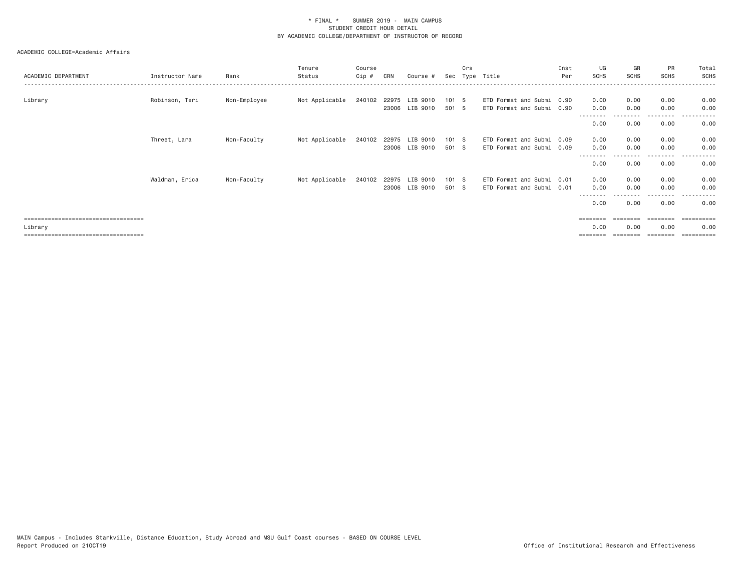\* FINAL \*    SUMMER 2019 - MAIN CAMPUS
STUDENT CREDIT HOUR DETAIL
BY ACADEMIC COLLEGE/DEPARTMENT OF INSTRUCTOR OF RECORD

ACADEMIC COLLEGE=Academic Affairs

| ACADEMIC DEPARTMENT | Instructor Name | Rank | Tenure Status | Course Cip # | CRN | Course # | Sec | Crs Type | Title | Inst Per | UG SCHS | GR SCHS | PR SCHS | Total SCHS |
|---|---|---|---|---|---|---|---|---|---|---|---|---|---|---|
| Library | Robinson, Teri | Non-Employee | Not Applicable | 240102 | 22975 | LIB 9010 | 101 | S | ETD Format and Submi | 0.90 | 0.00 | 0.00 | 0.00 | 0.00 |
| | | | | | 23006 | LIB 9010 | 501 | S | ETD Format and Submi | 0.90 | 0.00 | 0.00 | 0.00 | 0.00 |
| | | | | | | | | | | | 0.00 | 0.00 | 0.00 | 0.00 |
| | Threet, Lara | Non-Faculty | Not Applicable | 240102 | 22975 | LIB 9010 | 101 | S | ETD Format and Submi | 0.09 | 0.00 | 0.00 | 0.00 | 0.00 |
| | | | | | 23006 | LIB 9010 | 501 | S | ETD Format and Submi | 0.09 | 0.00 | 0.00 | 0.00 | 0.00 |
| | | | | | | | | | | | 0.00 | 0.00 | 0.00 | 0.00 |
| | Waldman, Erica | Non-Faculty | Not Applicable | 240102 | 22975 | LIB 9010 | 101 | S | ETD Format and Submi | 0.01 | 0.00 | 0.00 | 0.00 | 0.00 |
| | | | | | 23006 | LIB 9010 | 501 | S | ETD Format and Submi | 0.01 | 0.00 | 0.00 | 0.00 | 0.00 |
| | | | | | | | | | | | 0.00 | 0.00 | 0.00 | 0.00 |
| Library | | | | | | | | | | | 0.00 | 0.00 | 0.00 | 0.00 |

MAIN Campus - Includes Starkville, Distance Education, Study Abroad and MSU Gulf Coast courses - BASED ON COURSE LEVEL
Report Produced on 21OCT19    Office of Institutional Research and Effectiveness